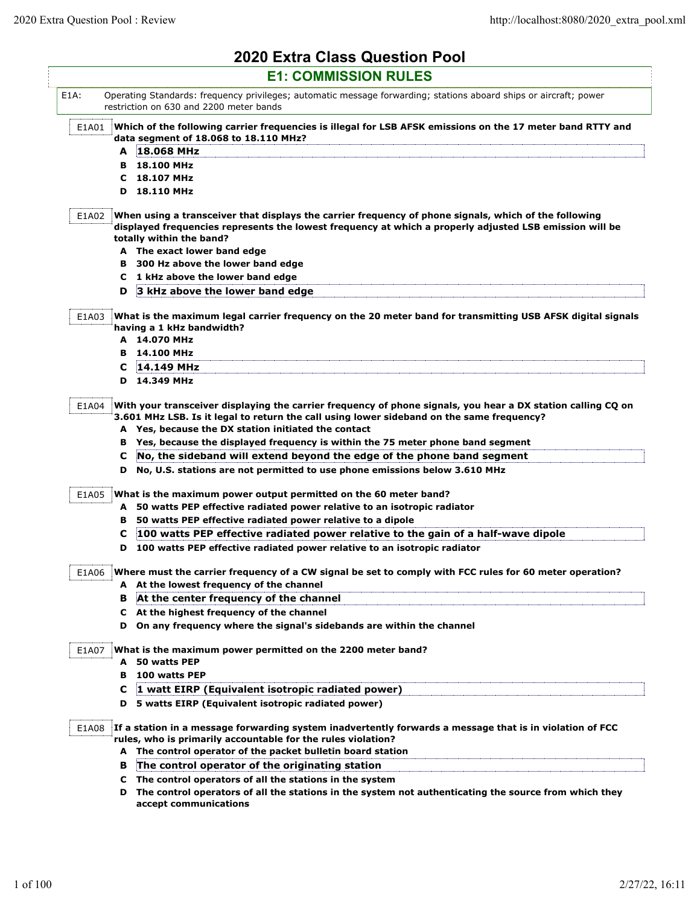# 2020 Extra Class Question Pool

## E1: COMMISSION RULES

**E1A:** Operating Standards: frequency privileges; automatic message forwarding; stations aboard ships or aircraft; power restriction on 630 and 2200 meter bands

**E1A01** Which of the following carrier frequencies is illegal for LSB AFSK emissions on the 17 meter band RTTY and data segment of 18.068 to 18.110 MHz?

- **A 18.068 MHz**
- B 18.100 MHz
- C 18.107 MHz
- D 18.110 MHz

**E1A02** When using a transceiver that displays the carrier frequency of phone signals, which of the following displayed frequencies represents the lowest frequency at which a properly adjusted LSB emission will be totally within the band?

- A The exact lower band edge
- B 300 Hz above the lower band edge
- C 1 kHz above the lower band edge
- **D 3 kHz above the lower band edge**

**E1A03** What is the maximum legal carrier frequency on the 20 meter band for transmitting USB AFSK digital signals having a 1 kHz bandwidth?

- A 14.070 MHz
- B 14.100 MHz
- **C 14.149 MHz**
- D 14.349 MHz

**E1A04** With your transceiver displaying the carrier frequency of phone signals, you hear a DX station calling CQ on 3.601 MHz LSB. Is it legal to return the call using lower sideband on the same frequency?

- A Yes, because the DX station initiated the contact
- B Yes, because the displayed frequency is within the 75 meter phone band segment
- **C No, the sideband will extend beyond the edge of the phone band segment**
- D No, U.S. stations are not permitted to use phone emissions below 3.610 MHz

**E1A05** What is the maximum power output permitted on the 60 meter band?

- A 50 watts PEP effective radiated power relative to an isotropic radiator
- B 50 watts PEP effective radiated power relative to a dipole
- **C 100 watts PEP effective radiated power relative to the gain of a half-wave dipole**
- D 100 watts PEP effective radiated power relative to an isotropic radiator

**E1A06** Where must the carrier frequency of a CW signal be set to comply with FCC rules for 60 meter operation?

- A At the lowest frequency of the channel
- **B At the center frequency of the channel**
- C At the highest frequency of the channel
- D On any frequency where the signal's sidebands are within the channel

**E1A07** What is the maximum power permitted on the 2200 meter band?

- A 50 watts PEP
- B 100 watts PEP
- **C 1 watt EIRP (Equivalent isotropic radiated power)**
- D 5 watts EIRP (Equivalent isotropic radiated power)

**E1A08** If a station in a message forwarding system inadvertently forwards a message that is in violation of FCC rules, who is primarily accountable for the rules violation?

- A The control operator of the packet bulletin board station
- **B The control operator of the originating station**
- C The control operators of all the stations in the system
- D The control operators of all the stations in the system not authenticating the source from which they accept communications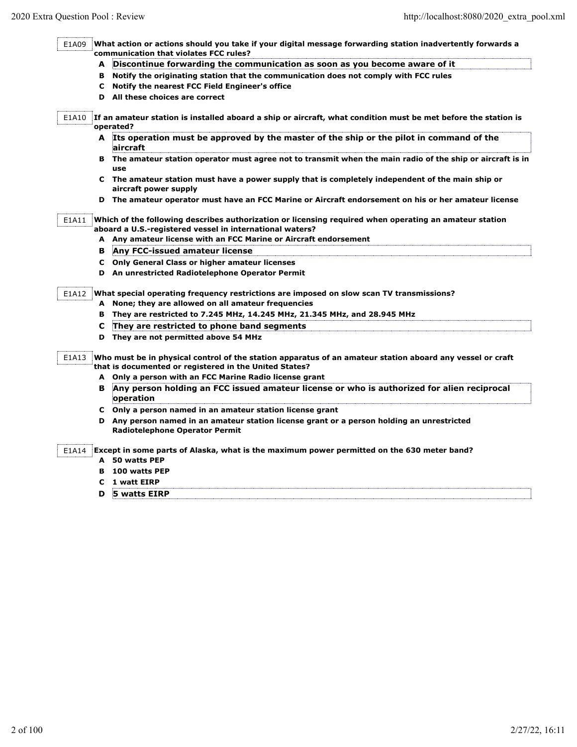E1A09 **What action or actions should you take if your digital message forwarding station inadvertently forwards a communication that violates FCC rules?**

- **A** **Discontinue forwarding the communication as soon as you become aware of it**
- **B** Notify the originating station that the communication does not comply with FCC rules
- **C** Notify the nearest FCC Field Engineer's office
- **D** All these choices are correct

E1A10 **If an amateur station is installed aboard a ship or aircraft, what condition must be met before the station is operated?**

- **A** **Its operation must be approved by the master of the ship or the pilot in command of the aircraft**
- **B** The amateur station operator must agree not to transmit when the main radio of the ship or aircraft is in use
- **C** The amateur station must have a power supply that is completely independent of the main ship or aircraft power supply
- **D** The amateur operator must have an FCC Marine or Aircraft endorsement on his or her amateur license

E1A11 **Which of the following describes authorization or licensing required when operating an amateur station aboard a U.S.-registered vessel in international waters?**

- **A** Any amateur license with an FCC Marine or Aircraft endorsement
- **B** **Any FCC-issued amateur license**
- **C** Only General Class or higher amateur licenses
- **D** An unrestricted Radiotelephone Operator Permit

E1A12 **What special operating frequency restrictions are imposed on slow scan TV transmissions?**

- **A** None; they are allowed on all amateur frequencies
- **B** They are restricted to 7.245 MHz, 14.245 MHz, 21.345 MHz, and 28.945 MHz
- **C** **They are restricted to phone band segments**
- **D** They are not permitted above 54 MHz

E1A13 **Who must be in physical control of the station apparatus of an amateur station aboard any vessel or craft that is documented or registered in the United States?**

- **A** Only a person with an FCC Marine Radio license grant
- **B** **Any person holding an FCC issued amateur license or who is authorized for alien reciprocal operation**
- **C** Only a person named in an amateur station license grant
- **D** Any person named in an amateur station license grant or a person holding an unrestricted Radiotelephone Operator Permit

E1A14 **Except in some parts of Alaska, what is the maximum power permitted on the 630 meter band?**

- **A** 50 watts PEP
- **B** 100 watts PEP
- **C** 1 watt EIRP
- **D** **5 watts EIRP**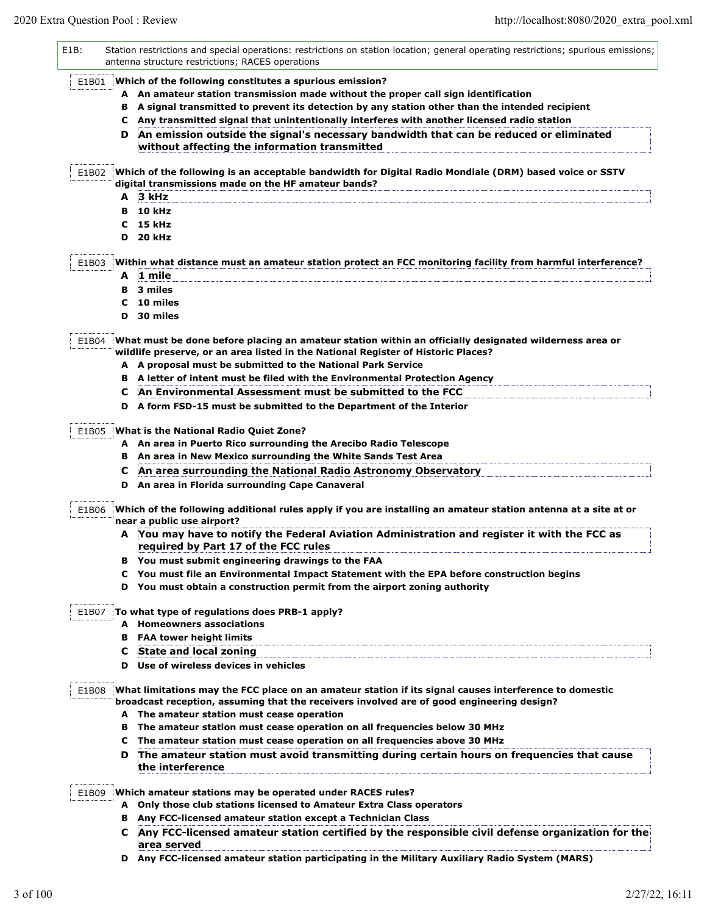E1B: Station restrictions and special operations: restrictions on station location; general operating restrictions; spurious emissions; antenna structure restrictions; RACES operations

**E1B01** **Which of the following constitutes a spurious emission?**

- **A** An amateur station transmission made without the proper call sign identification
- **B** A signal transmitted to prevent its detection by any station other than the intended recipient
- **C** Any transmitted signal that unintentionally interferes with another licensed radio station
- **D** **An emission outside the signal's necessary bandwidth that can be reduced or eliminated without affecting the information transmitted**

**E1B02** **Which of the following is an acceptable bandwidth for Digital Radio Mondiale (DRM) based voice or SSTV digital transmissions made on the HF amateur bands?**

- **A** **3 kHz**
- **B** 10 kHz
- **C** 15 kHz
- **D** 20 kHz

**E1B03** **Within what distance must an amateur station protect an FCC monitoring facility from harmful interference?**

- **A** **1 mile**
- **B** 3 miles
- **C** 10 miles
- **D** 30 miles

**E1B04** **What must be done before placing an amateur station within an officially designated wilderness area or wildlife preserve, or an area listed in the National Register of Historic Places?**

- **A** A proposal must be submitted to the National Park Service
- **B** A letter of intent must be filed with the Environmental Protection Agency
- **C** **An Environmental Assessment must be submitted to the FCC**
- **D** A form FSD-15 must be submitted to the Department of the Interior

**E1B05** **What is the National Radio Quiet Zone?**

- **A** An area in Puerto Rico surrounding the Arecibo Radio Telescope
- **B** An area in New Mexico surrounding the White Sands Test Area
- **C** **An area surrounding the National Radio Astronomy Observatory**
- **D** An area in Florida surrounding Cape Canaveral

**E1B06** **Which of the following additional rules apply if you are installing an amateur station antenna at a site at or near a public use airport?**

- **A** **You may have to notify the Federal Aviation Administration and register it with the FCC as required by Part 17 of the FCC rules**
- **B** You must submit engineering drawings to the FAA
- **C** You must file an Environmental Impact Statement with the EPA before construction begins
- **D** You must obtain a construction permit from the airport zoning authority

**E1B07** **To what type of regulations does PRB-1 apply?**

- **A** Homeowners associations
- **B** FAA tower height limits
- **C** **State and local zoning**
- **D** Use of wireless devices in vehicles

**E1B08** **What limitations may the FCC place on an amateur station if its signal causes interference to domestic broadcast reception, assuming that the receivers involved are of good engineering design?**

- **A** The amateur station must cease operation
- **B** The amateur station must cease operation on all frequencies below 30 MHz
- **C** The amateur station must cease operation on all frequencies above 30 MHz
- **D** **The amateur station must avoid transmitting during certain hours on frequencies that cause the interference**

**E1B09** **Which amateur stations may be operated under RACES rules?**

- **A** Only those club stations licensed to Amateur Extra Class operators
- **B** Any FCC-licensed amateur station except a Technician Class
- **C** **Any FCC-licensed amateur station certified by the responsible civil defense organization for the area served**
- **D** Any FCC-licensed amateur station participating in the Military Auxiliary Radio System (MARS)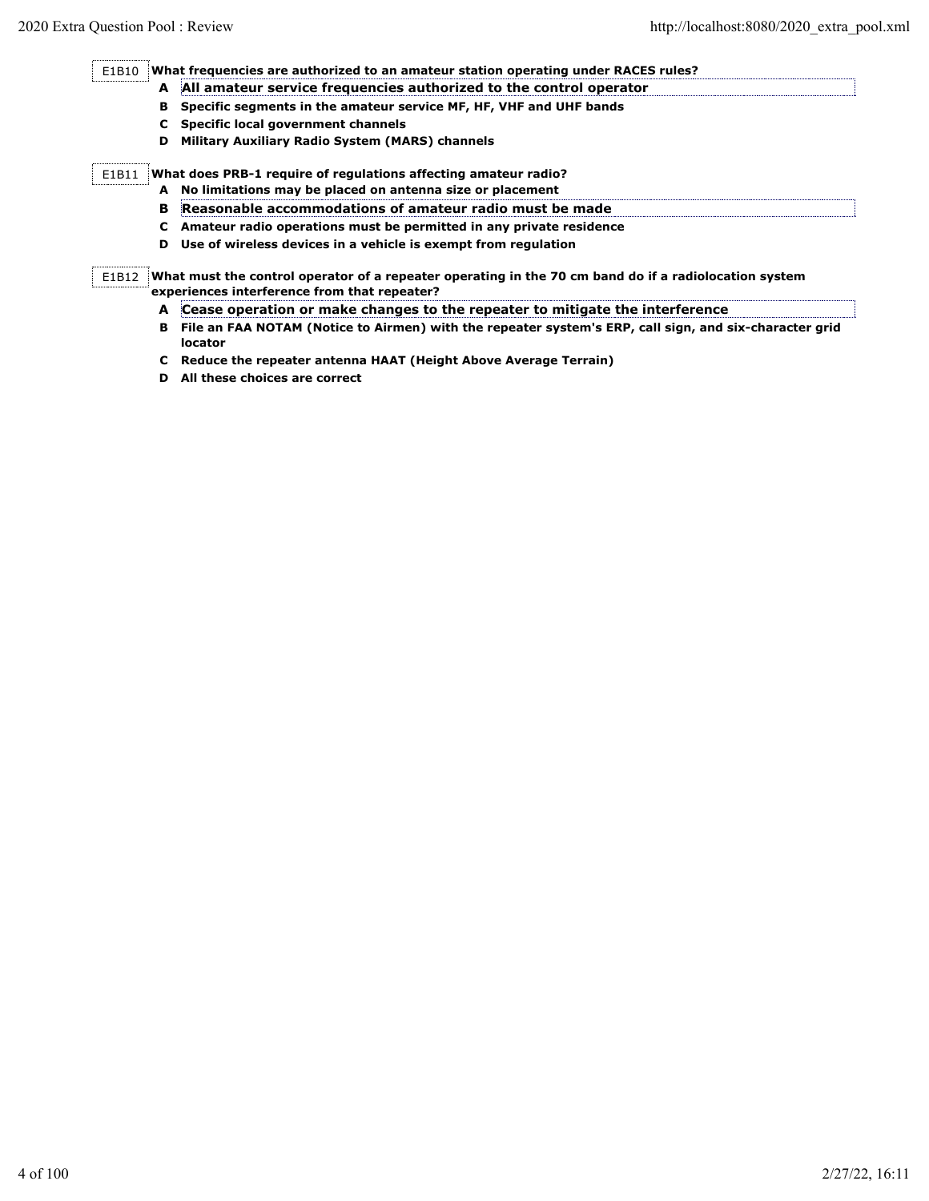E1B10 **What frequencies are authorized to an amateur station operating under RACES rules?**

- **A** **All amateur service frequencies authorized to the control operator**
- **B** **Specific segments in the amateur service MF, HF, VHF and UHF bands**
- **C** **Specific local government channels**
- **D** **Military Auxiliary Radio System (MARS) channels**

E1B11 **What does PRB-1 require of regulations affecting amateur radio?**

- **A** **No limitations may be placed on antenna size or placement**
- **B** **Reasonable accommodations of amateur radio must be made**
- **C** **Amateur radio operations must be permitted in any private residence**
- **D** **Use of wireless devices in a vehicle is exempt from regulation**

E1B12 **What must the control operator of a repeater operating in the 70 cm band do if a radiolocation system experiences interference from that repeater?**

- **A** **Cease operation or make changes to the repeater to mitigate the interference**
- **B** **File an FAA NOTAM (Notice to Airmen) with the repeater system's ERP, call sign, and six-character grid locator**
- **C** **Reduce the repeater antenna HAAT (Height Above Average Terrain)**
- **D** **All these choices are correct**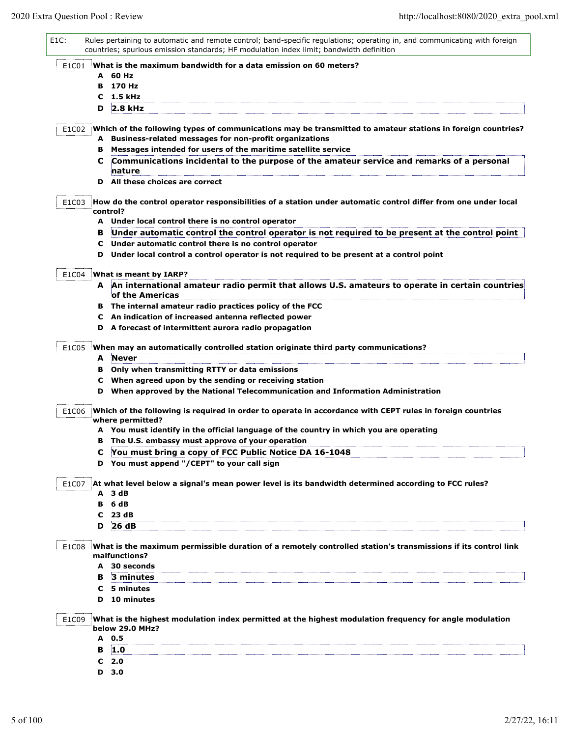**E1C:** Rules pertaining to automatic and remote control; band-specific regulations; operating in, and communicating with foreign countries; spurious emission standards; HF modulation index limit; bandwidth definition

**E1C01** **What is the maximum bandwidth for a data emission on 60 meters?**

- **A** 60 Hz
- **B** 170 Hz
- **C** 1.5 kHz
- **D** **2.8 kHz**

**E1C02** **Which of the following types of communications may be transmitted to amateur stations in foreign countries?**

- **A** Business-related messages for non-profit organizations
- **B** Messages intended for users of the maritime satellite service
- **C** **Communications incidental to the purpose of the amateur service and remarks of a personal nature**
- **D** All these choices are correct

**E1C03** **How do the control operator responsibilities of a station under automatic control differ from one under local control?**

- **A** Under local control there is no control operator
- **B** **Under automatic control the control operator is not required to be present at the control point**
- **C** Under automatic control there is no control operator
- **D** Under local control a control operator is not required to be present at a control point

**E1C04** **What is meant by IARP?**

- **A** **An international amateur radio permit that allows U.S. amateurs to operate in certain countries of the Americas**
- **B** The internal amateur radio practices policy of the FCC
- **C** An indication of increased antenna reflected power
- **D** A forecast of intermittent aurora radio propagation

**E1C05** **When may an automatically controlled station originate third party communications?**

- **A** **Never**
- **B** Only when transmitting RTTY or data emissions
- **C** When agreed upon by the sending or receiving station
- **D** When approved by the National Telecommunication and Information Administration

**E1C06** **Which of the following is required in order to operate in accordance with CEPT rules in foreign countries where permitted?**

- **A** You must identify in the official language of the country in which you are operating
- **B** The U.S. embassy must approve of your operation
- **C** **You must bring a copy of FCC Public Notice DA 16-1048**
- **D** You must append "/CEPT" to your call sign

**E1C07** **At what level below a signal's mean power level is its bandwidth determined according to FCC rules?**

- **A** 3 dB
- **B** 6 dB
- **C** 23 dB
- **D** **26 dB**

**E1C08** **What is the maximum permissible duration of a remotely controlled station's transmissions if its control link malfunctions?**

- **A** 30 seconds
- **B** **3 minutes**
- **C** 5 minutes
- **D** 10 minutes

**E1C09** **What is the highest modulation index permitted at the highest modulation frequency for angle modulation below 29.0 MHz?**

- **A** 0.5
- **B** **1.0**
- **C** 2.0
- **D** 3.0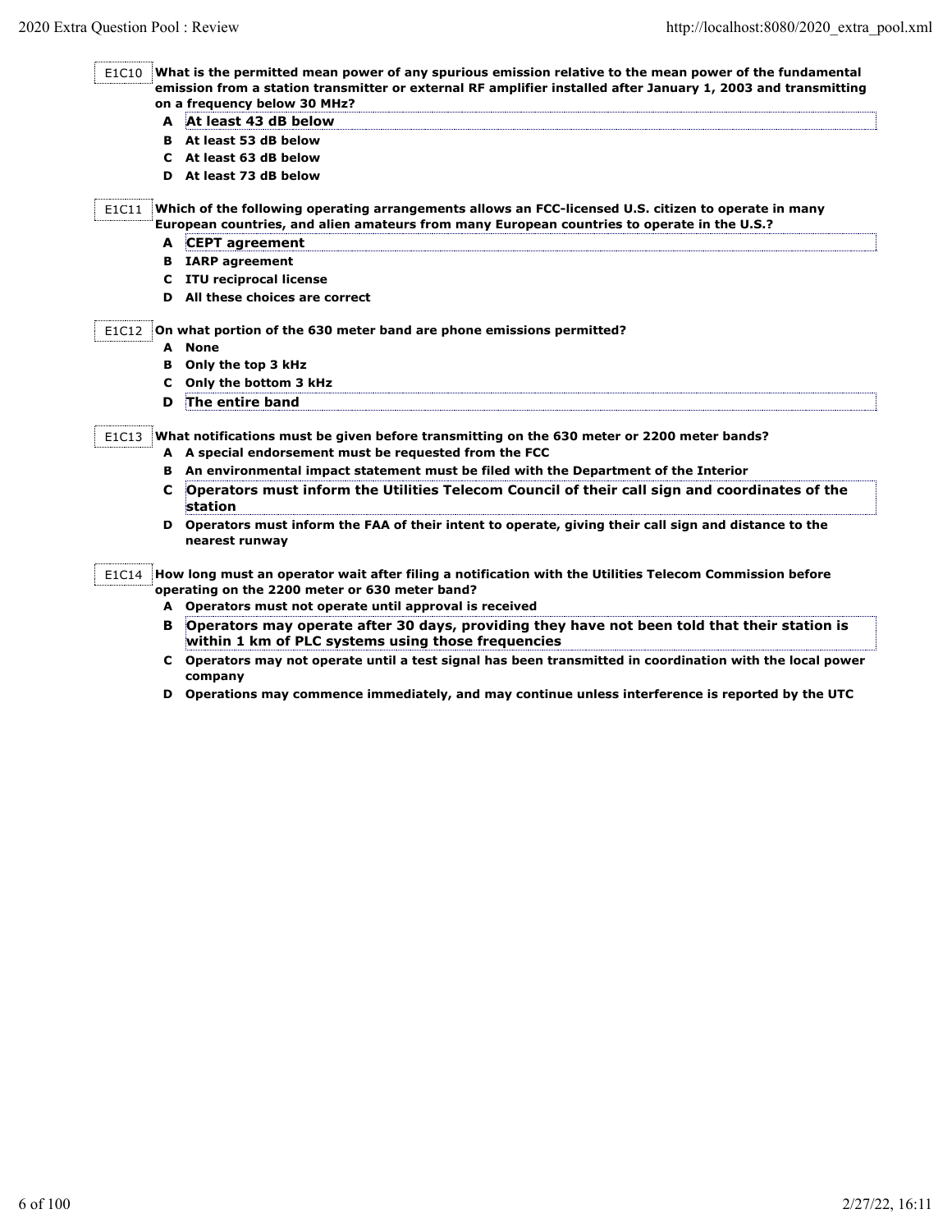E1C10 **What is the permitted mean power of any spurious emission relative to the mean power of the fundamental emission from a station transmitter or external RF amplifier installed after January 1, 2003 and transmitting on a frequency below 30 MHz?**

- **A** **At least 43 dB below**
- **B** At least 53 dB below
- **C** At least 63 dB below
- **D** At least 73 dB below

E1C11 **Which of the following operating arrangements allows an FCC-licensed U.S. citizen to operate in many European countries, and alien amateurs from many European countries to operate in the U.S.?**

- **A** **CEPT agreement**
- **B** IARP agreement
- **C** ITU reciprocal license
- **D** All these choices are correct

E1C12 **On what portion of the 630 meter band are phone emissions permitted?**

- **A** None
- **B** Only the top 3 kHz
- **C** Only the bottom 3 kHz
- **D** **The entire band**

E1C13 **What notifications must be given before transmitting on the 630 meter or 2200 meter bands?**

- **A** A special endorsement must be requested from the FCC
- **B** An environmental impact statement must be filed with the Department of the Interior
- **C** **Operators must inform the Utilities Telecom Council of their call sign and coordinates of the station**
- **D** Operators must inform the FAA of their intent to operate, giving their call sign and distance to the nearest runway

E1C14 **How long must an operator wait after filing a notification with the Utilities Telecom Commission before operating on the 2200 meter or 630 meter band?**

- **A** Operators must not operate until approval is received
- **B** **Operators may operate after 30 days, providing they have not been told that their station is within 1 km of PLC systems using those frequencies**
- **C** Operators may not operate until a test signal has been transmitted in coordination with the local power company
- **D** Operations may commence immediately, and may continue unless interference is reported by the UTC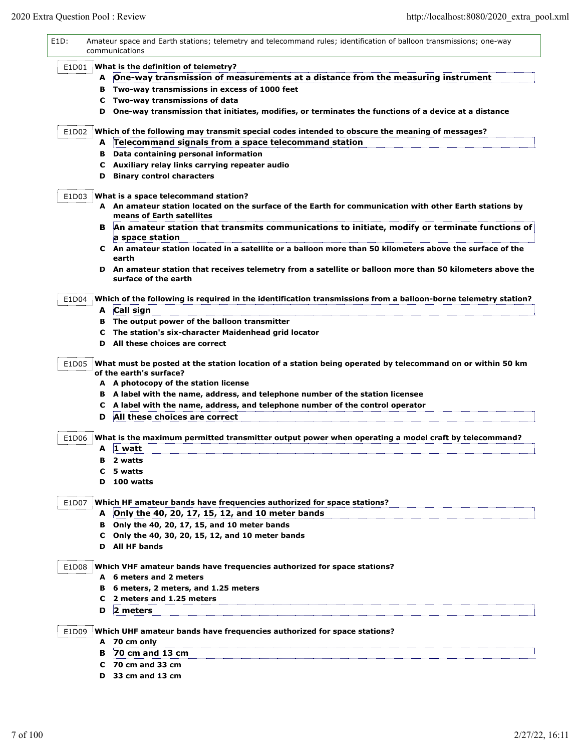E1D: Amateur space and Earth stations; telemetry and telecommand rules; identification of balloon transmissions; one-way communications

**E1D01** **What is the definition of telemetry?**

- **A** **One-way transmission of measurements at a distance from the measuring instrument**
- **B** Two-way transmissions in excess of 1000 feet
- **C** Two-way transmissions of data
- **D** One-way transmission that initiates, modifies, or terminates the functions of a device at a distance

**E1D02** **Which of the following may transmit special codes intended to obscure the meaning of messages?**

- **A** **Telecommand signals from a space telecommand station**
- **B** Data containing personal information
- **C** Auxiliary relay links carrying repeater audio
- **D** Binary control characters

**E1D03** **What is a space telecommand station?**

- **A** An amateur station located on the surface of the Earth for communication with other Earth stations by means of Earth satellites
- **B** **An amateur station that transmits communications to initiate, modify or terminate functions of a space station**
- **C** An amateur station located in a satellite or a balloon more than 50 kilometers above the surface of the earth
- **D** An amateur station that receives telemetry from a satellite or balloon more than 50 kilometers above the surface of the earth

**E1D04** **Which of the following is required in the identification transmissions from a balloon-borne telemetry station?**

- **A** **Call sign**
- **B** The output power of the balloon transmitter
- **C** The station's six-character Maidenhead grid locator
- **D** All these choices are correct

**E1D05** **What must be posted at the station location of a station being operated by telecommand on or within 50 km of the earth's surface?**

- **A** A photocopy of the station license
- **B** A label with the name, address, and telephone number of the station licensee
- **C** A label with the name, address, and telephone number of the control operator
- **D** **All these choices are correct**

**E1D06** **What is the maximum permitted transmitter output power when operating a model craft by telecommand?**

- **A** **1 watt**
- **B** 2 watts
- **C** 5 watts
- **D** 100 watts

**E1D07** **Which HF amateur bands have frequencies authorized for space stations?**

- **A** **Only the 40, 20, 17, 15, 12, and 10 meter bands**
- **B** Only the 40, 20, 17, 15, and 10 meter bands
- **C** Only the 40, 30, 20, 15, 12, and 10 meter bands
- **D** All HF bands

**E1D08** **Which VHF amateur bands have frequencies authorized for space stations?**

- **A** 6 meters and 2 meters
- **B** 6 meters, 2 meters, and 1.25 meters
- **C** 2 meters and 1.25 meters
- **D** **2 meters**

**E1D09** **Which UHF amateur bands have frequencies authorized for space stations?**

- **A** 70 cm only
- **B** **70 cm and 13 cm**
- **C** 70 cm and 33 cm
- **D** 33 cm and 13 cm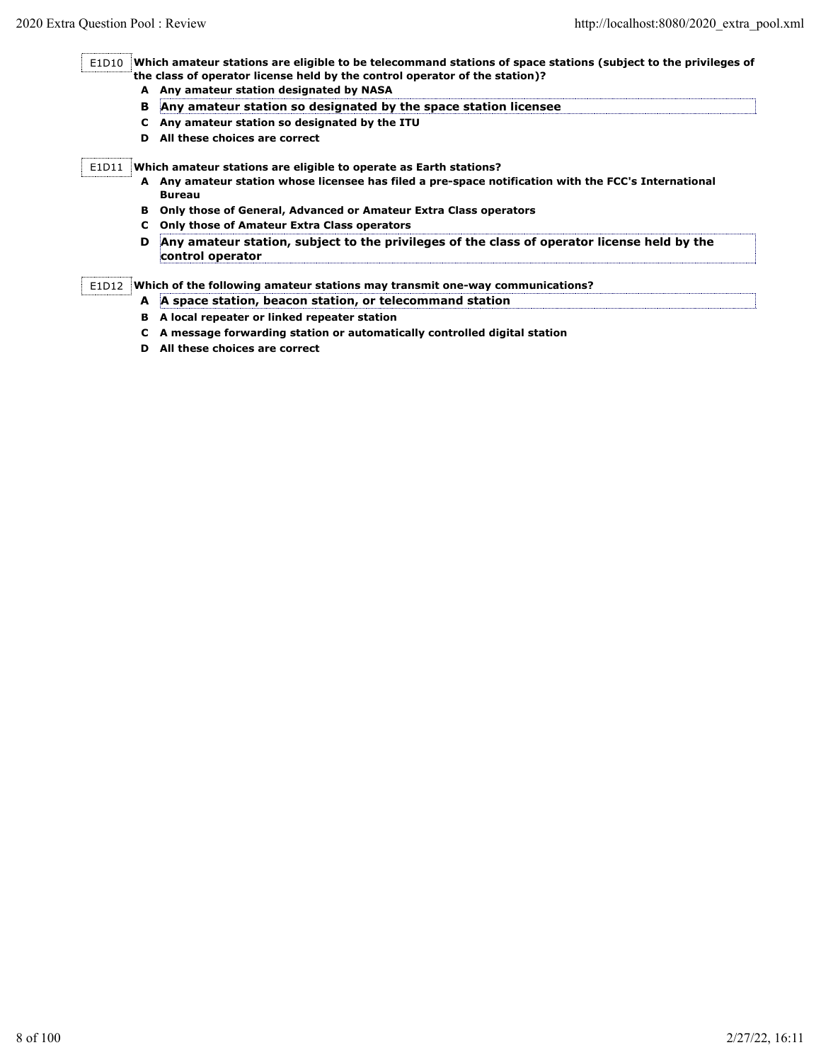E1D10 **Which amateur stations are eligible to be telecommand stations of space stations (subject to the privileges of the class of operator license held by the control operator of the station)?**

- **A** Any amateur station designated by NASA
- **B** **Any amateur station so designated by the space station licensee**
- **C** Any amateur station so designated by the ITU
- **D** All these choices are correct

E1D11 **Which amateur stations are eligible to operate as Earth stations?**

- **A** Any amateur station whose licensee has filed a pre-space notification with the FCC's International Bureau
- **B** Only those of General, Advanced or Amateur Extra Class operators
- **C** Only those of Amateur Extra Class operators
- **D** **Any amateur station, subject to the privileges of the class of operator license held by the control operator**

E1D12 **Which of the following amateur stations may transmit one-way communications?**

- **A** **A space station, beacon station, or telecommand station**
- **B** A local repeater or linked repeater station
- **C** A message forwarding station or automatically controlled digital station
- **D** All these choices are correct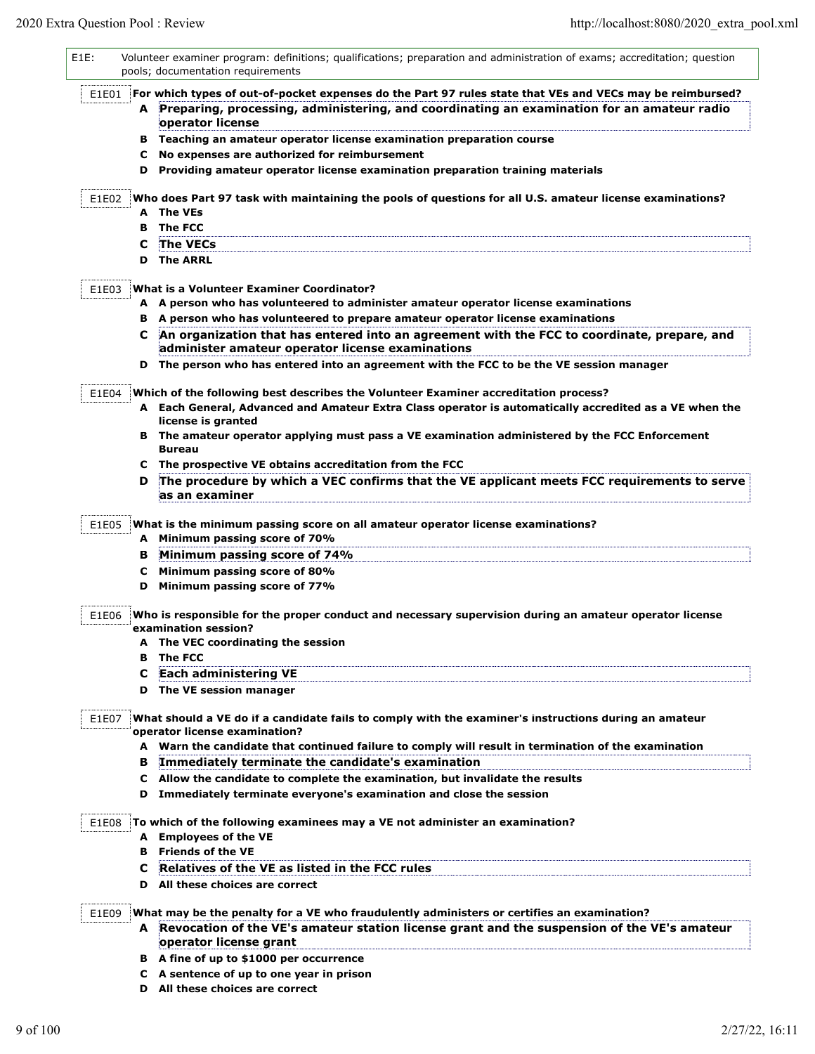**E1E:** Volunteer examiner program: definitions; qualifications; preparation and administration of exams; accreditation; question pools; documentation requirements

**E1E01** For which types of out-of-pocket expenses do the Part 97 rules state that VEs and VECs may be reimbursed?

- **A** **Preparing, processing, administering, and coordinating an examination for an amateur radio operator license**
- **B** Teaching an amateur operator license examination preparation course
- **C** No expenses are authorized for reimbursement
- **D** Providing amateur operator license examination preparation training materials

**E1E02** Who does Part 97 task with maintaining the pools of questions for all U.S. amateur license examinations?

- **A** The VEs
- **B** The FCC
- **C** **The VECs**
- **D** The ARRL

**E1E03** What is a Volunteer Examiner Coordinator?

- **A** A person who has volunteered to administer amateur operator license examinations
- **B** A person who has volunteered to prepare amateur operator license examinations
- **C** **An organization that has entered into an agreement with the FCC to coordinate, prepare, and administer amateur operator license examinations**
- **D** The person who has entered into an agreement with the FCC to be the VE session manager

**E1E04** Which of the following best describes the Volunteer Examiner accreditation process?

- **A** Each General, Advanced and Amateur Extra Class operator is automatically accredited as a VE when the license is granted
- **B** The amateur operator applying must pass a VE examination administered by the FCC Enforcement Bureau
- **C** The prospective VE obtains accreditation from the FCC
- **D** **The procedure by which a VEC confirms that the VE applicant meets FCC requirements to serve as an examiner**

**E1E05** What is the minimum passing score on all amateur operator license examinations?

- **A** Minimum passing score of 70%
- **B** **Minimum passing score of 74%**
- **C** Minimum passing score of 80%
- **D** Minimum passing score of 77%

**E1E06** Who is responsible for the proper conduct and necessary supervision during an amateur operator license examination session?

- **A** The VEC coordinating the session
- **B** The FCC
- **C** **Each administering VE**
- **D** The VE session manager

**E1E07** What should a VE do if a candidate fails to comply with the examiner's instructions during an amateur operator license examination?

- **A** Warn the candidate that continued failure to comply will result in termination of the examination
- **B** **Immediately terminate the candidate's examination**
- **C** Allow the candidate to complete the examination, but invalidate the results
- **D** Immediately terminate everyone's examination and close the session

**E1E08** To which of the following examinees may a VE not administer an examination?

- **A** Employees of the VE
- **B** Friends of the VE
- **C** **Relatives of the VE as listed in the FCC rules**
- **D** All these choices are correct

**E1E09** What may be the penalty for a VE who fraudulently administers or certifies an examination?

- **A** **Revocation of the VE's amateur station license grant and the suspension of the VE's amateur operator license grant**
- **B** A fine of up to $1000 per occurrence
- **C** A sentence of up to one year in prison
- **D** All these choices are correct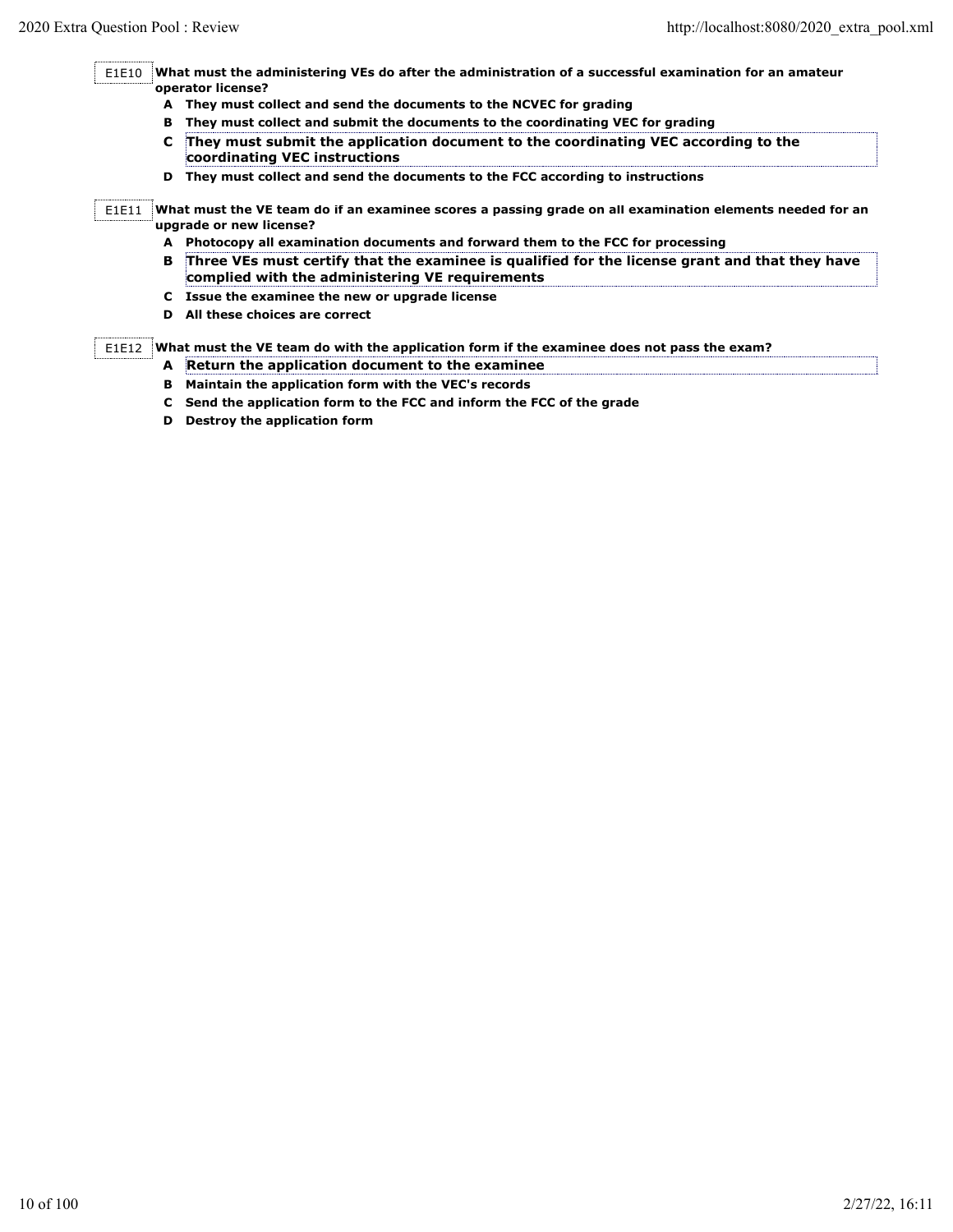E1E10 **What must the administering VEs do after the administration of a successful examination for an amateur operator license?**

- **A** They must collect and send the documents to the NCVEC for grading
- **B** They must collect and submit the documents to the coordinating VEC for grading
- **C** **They must submit the application document to the coordinating VEC according to the coordinating VEC instructions**
- **D** They must collect and send the documents to the FCC according to instructions

E1E11 **What must the VE team do if an examinee scores a passing grade on all examination elements needed for an upgrade or new license?**

- **A** Photocopy all examination documents and forward them to the FCC for processing
- **B** **Three VEs must certify that the examinee is qualified for the license grant and that they have complied with the administering VE requirements**
- **C** Issue the examinee the new or upgrade license
- **D** All these choices are correct

E1E12 **What must the VE team do with the application form if the examinee does not pass the exam?**

- **A** **Return the application document to the examinee**
- **B** Maintain the application form with the VEC's records
- **C** Send the application form to the FCC and inform the FCC of the grade
- **D** Destroy the application form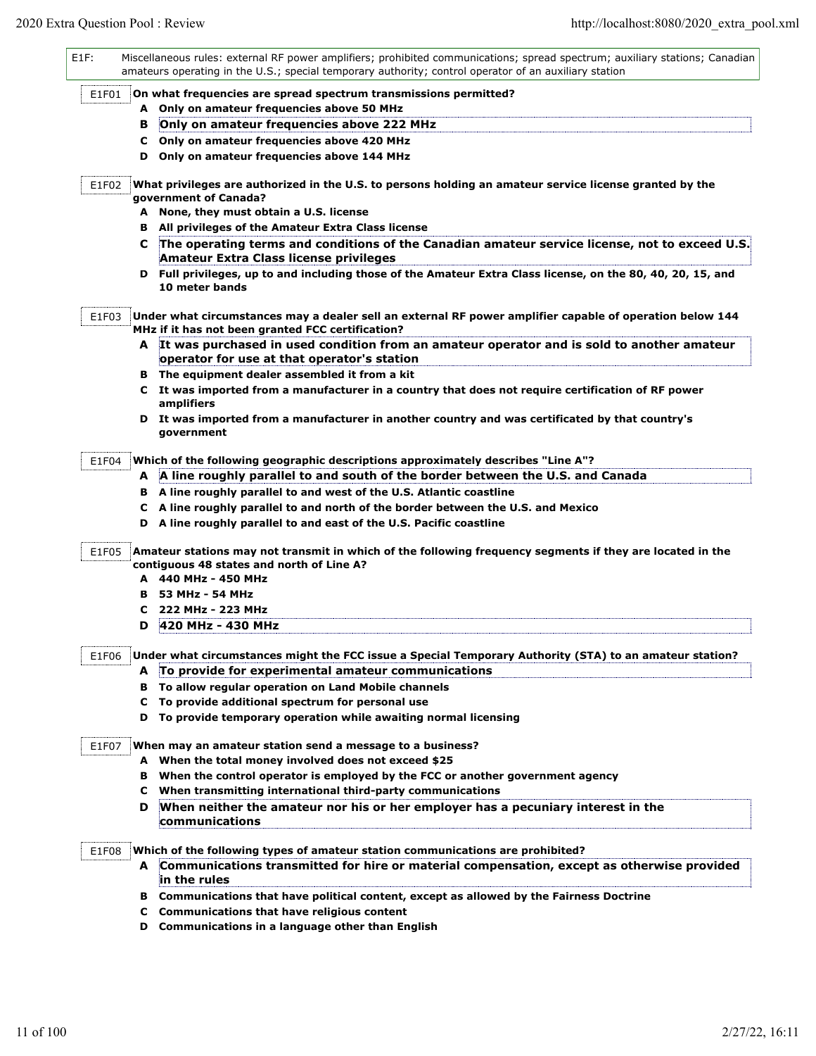E1F: Miscellaneous rules: external RF power amplifiers; prohibited communications; spread spectrum; auxiliary stations; Canadian amateurs operating in the U.S.; special temporary authority; control operator of an auxiliary station

**E1F01** **On what frequencies are spread spectrum transmissions permitted?**

- **A** Only on amateur frequencies above 50 MHz
- **B** **Only on amateur frequencies above 222 MHz**
- **C** Only on amateur frequencies above 420 MHz
- **D** Only on amateur frequencies above 144 MHz

**E1F02** **What privileges are authorized in the U.S. to persons holding an amateur service license granted by the government of Canada?**

- **A** None, they must obtain a U.S. license
- **B** All privileges of the Amateur Extra Class license
- **C** **The operating terms and conditions of the Canadian amateur service license, not to exceed U.S. Amateur Extra Class license privileges**
- **D** Full privileges, up to and including those of the Amateur Extra Class license, on the 80, 40, 20, 15, and 10 meter bands

**E1F03** **Under what circumstances may a dealer sell an external RF power amplifier capable of operation below 144 MHz if it has not been granted FCC certification?**

- **A** **It was purchased in used condition from an amateur operator and is sold to another amateur operator for use at that operator's station**
- **B** The equipment dealer assembled it from a kit
- **C** It was imported from a manufacturer in a country that does not require certification of RF power amplifiers
- **D** It was imported from a manufacturer in another country and was certificated by that country's government

**E1F04** **Which of the following geographic descriptions approximately describes "Line A"?**

- **A** **A line roughly parallel to and south of the border between the U.S. and Canada**
- **B** A line roughly parallel to and west of the U.S. Atlantic coastline
- **C** A line roughly parallel to and north of the border between the U.S. and Mexico
- **D** A line roughly parallel to and east of the U.S. Pacific coastline

**E1F05** **Amateur stations may not transmit in which of the following frequency segments if they are located in the contiguous 48 states and north of Line A?**

- **A** 440 MHz - 450 MHz
- **B** 53 MHz - 54 MHz
- **C** 222 MHz - 223 MHz
- **D** **420 MHz - 430 MHz**

**E1F06** **Under what circumstances might the FCC issue a Special Temporary Authority (STA) to an amateur station?**

- **A** **To provide for experimental amateur communications**
- **B** To allow regular operation on Land Mobile channels
- **C** To provide additional spectrum for personal use
- **D** To provide temporary operation while awaiting normal licensing

**E1F07** **When may an amateur station send a message to a business?**

- **A** When the total money involved does not exceed $25
- **B** When the control operator is employed by the FCC or another government agency
- **C** When transmitting international third-party communications
- **D** **When neither the amateur nor his or her employer has a pecuniary interest in the communications**

**E1F08** **Which of the following types of amateur station communications are prohibited?**

- **A** **Communications transmitted for hire or material compensation, except as otherwise provided in the rules**
- **B** Communications that have political content, except as allowed by the Fairness Doctrine
- **C** Communications that have religious content
- **D** Communications in a language other than English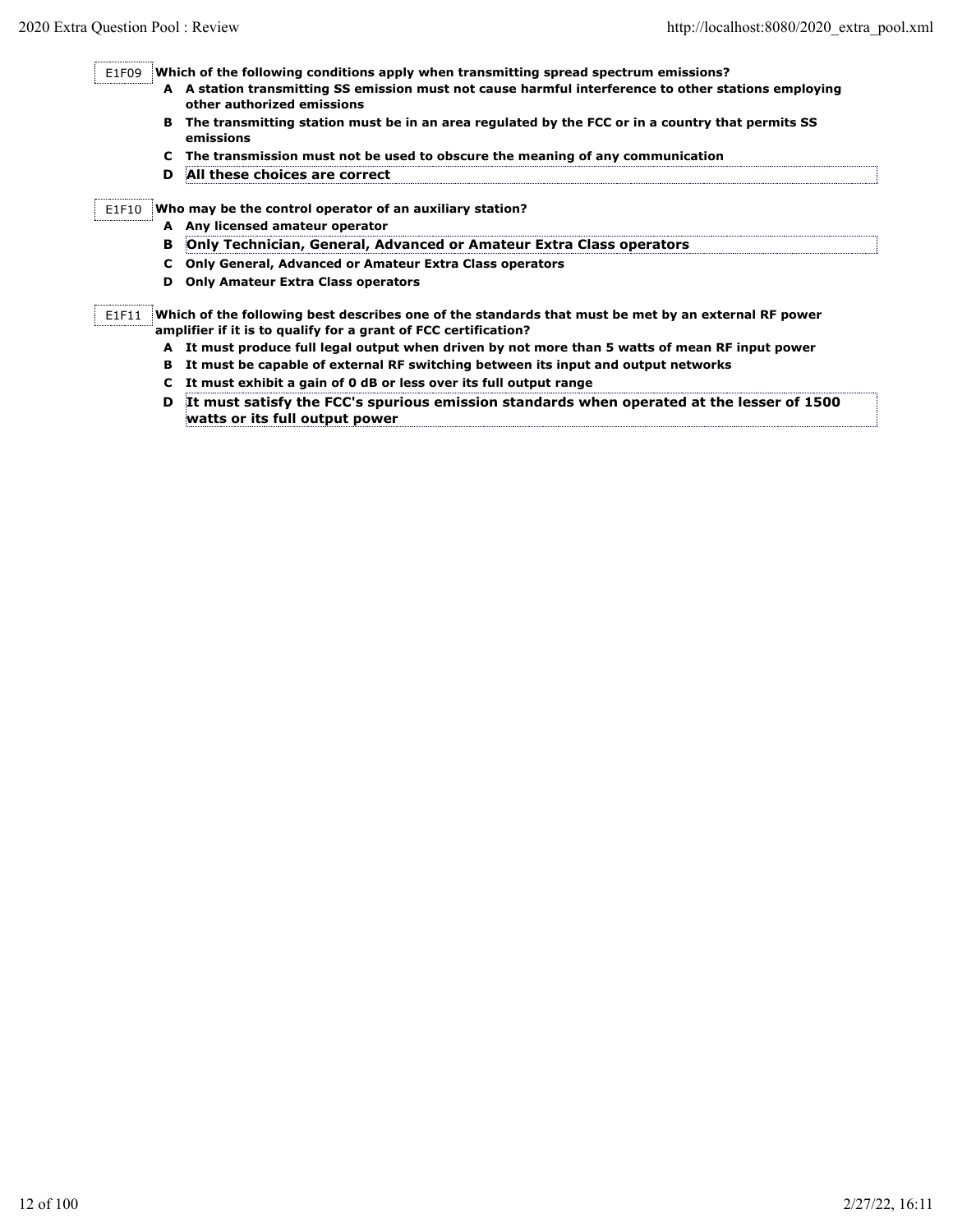E1F09 **Which of the following conditions apply when transmitting spread spectrum emissions?**

- **A** A station transmitting SS emission must not cause harmful interference to other stations employing other authorized emissions
- **B** The transmitting station must be in an area regulated by the FCC or in a country that permits SS emissions
- **C** The transmission must not be used to obscure the meaning of any communication
- **D** **All these choices are correct**

E1F10 **Who may be the control operator of an auxiliary station?**

- **A** Any licensed amateur operator
- **B** **Only Technician, General, Advanced or Amateur Extra Class operators**
- **C** Only General, Advanced or Amateur Extra Class operators
- **D** Only Amateur Extra Class operators

E1F11 **Which of the following best describes one of the standards that must be met by an external RF power amplifier if it is to qualify for a grant of FCC certification?**

- **A** It must produce full legal output when driven by not more than 5 watts of mean RF input power
- **B** It must be capable of external RF switching between its input and output networks
- **C** It must exhibit a gain of 0 dB or less over its full output range
- **D** **It must satisfy the FCC's spurious emission standards when operated at the lesser of 1500 watts or its full output power**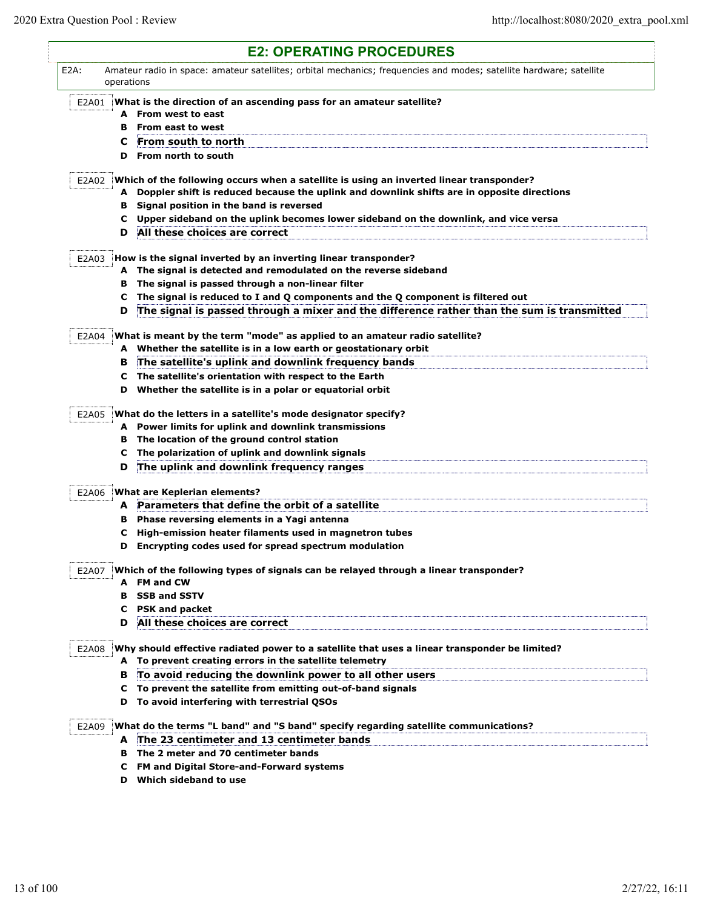# E2: OPERATING PROCEDURES

E2A: Amateur radio in space: amateur satellites; orbital mechanics; frequencies and modes; satellite hardware; satellite operations

**E2A01** What is the direction of an ascending pass for an amateur satellite?

- A From west to east
- B From east to west
- C **From south to north**
- D From north to south

**E2A02** Which of the following occurs when a satellite is using an inverted linear transponder?

- A Doppler shift is reduced because the uplink and downlink shifts are in opposite directions
- B Signal position in the band is reversed
- C Upper sideband on the uplink becomes lower sideband on the downlink, and vice versa
- D **All these choices are correct**

**E2A03** How is the signal inverted by an inverting linear transponder?

- A The signal is detected and remodulated on the reverse sideband
- B The signal is passed through a non-linear filter
- C The signal is reduced to I and Q components and the Q component is filtered out
- D **The signal is passed through a mixer and the difference rather than the sum is transmitted**

**E2A04** What is meant by the term "mode" as applied to an amateur radio satellite?

- A Whether the satellite is in a low earth or geostationary orbit
- B **The satellite's uplink and downlink frequency bands**
- C The satellite's orientation with respect to the Earth
- D Whether the satellite is in a polar or equatorial orbit

**E2A05** What do the letters in a satellite's mode designator specify?

- A Power limits for uplink and downlink transmissions
- B The location of the ground control station
- C The polarization of uplink and downlink signals
- D **The uplink and downlink frequency ranges**

**E2A06** What are Keplerian elements?

- A **Parameters that define the orbit of a satellite**
- B Phase reversing elements in a Yagi antenna
- C High-emission heater filaments used in magnetron tubes
- D Encrypting codes used for spread spectrum modulation

**E2A07** Which of the following types of signals can be relayed through a linear transponder?

- A FM and CW
- B SSB and SSTV
- C PSK and packet
- D **All these choices are correct**

**E2A08** Why should effective radiated power to a satellite that uses a linear transponder be limited?

- A To prevent creating errors in the satellite telemetry
- B **To avoid reducing the downlink power to all other users**
- C To prevent the satellite from emitting out-of-band signals
- D To avoid interfering with terrestrial QSOs

**E2A09** What do the terms "L band" and "S band" specify regarding satellite communications?

- A **The 23 centimeter and 13 centimeter bands**
- B The 2 meter and 70 centimeter bands
- C FM and Digital Store-and-Forward systems
- D Which sideband to use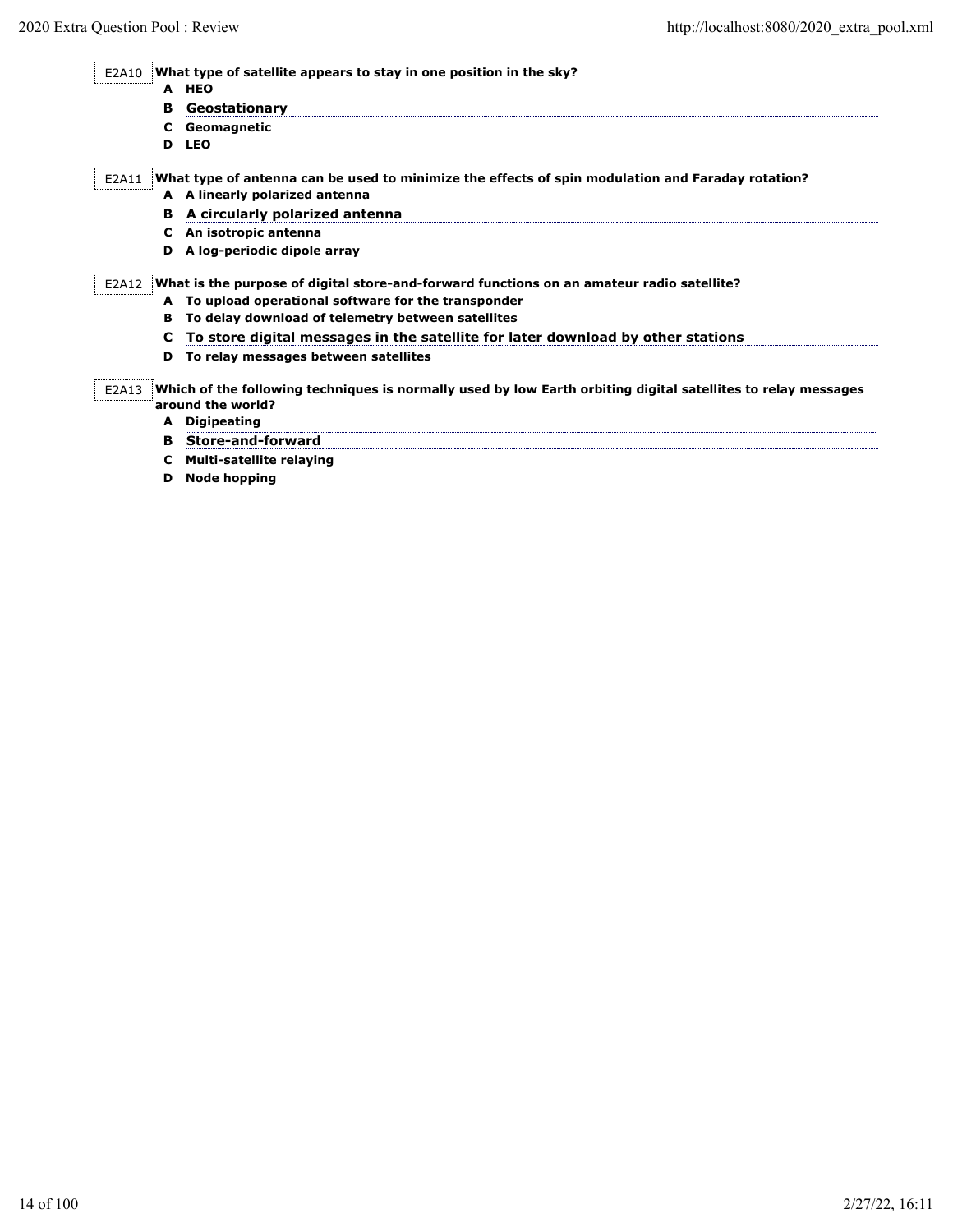E2A10 **What type of satellite appears to stay in one position in the sky?**

- **A** HEO
- **B** **Geostationary**
- **C** Geomagnetic
- **D** LEO

E2A11 **What type of antenna can be used to minimize the effects of spin modulation and Faraday rotation?**

- **A** A linearly polarized antenna
- **B** **A circularly polarized antenna**
- **C** An isotropic antenna
- **D** A log-periodic dipole array

E2A12 **What is the purpose of digital store-and-forward functions on an amateur radio satellite?**

- **A** To upload operational software for the transponder
- **B** To delay download of telemetry between satellites
- **C** **To store digital messages in the satellite for later download by other stations**
- **D** To relay messages between satellites

E2A13 **Which of the following techniques is normally used by low Earth orbiting digital satellites to relay messages around the world?**

- **A** Digipeating
- **B** **Store-and-forward**
- **C** Multi-satellite relaying
- **D** Node hopping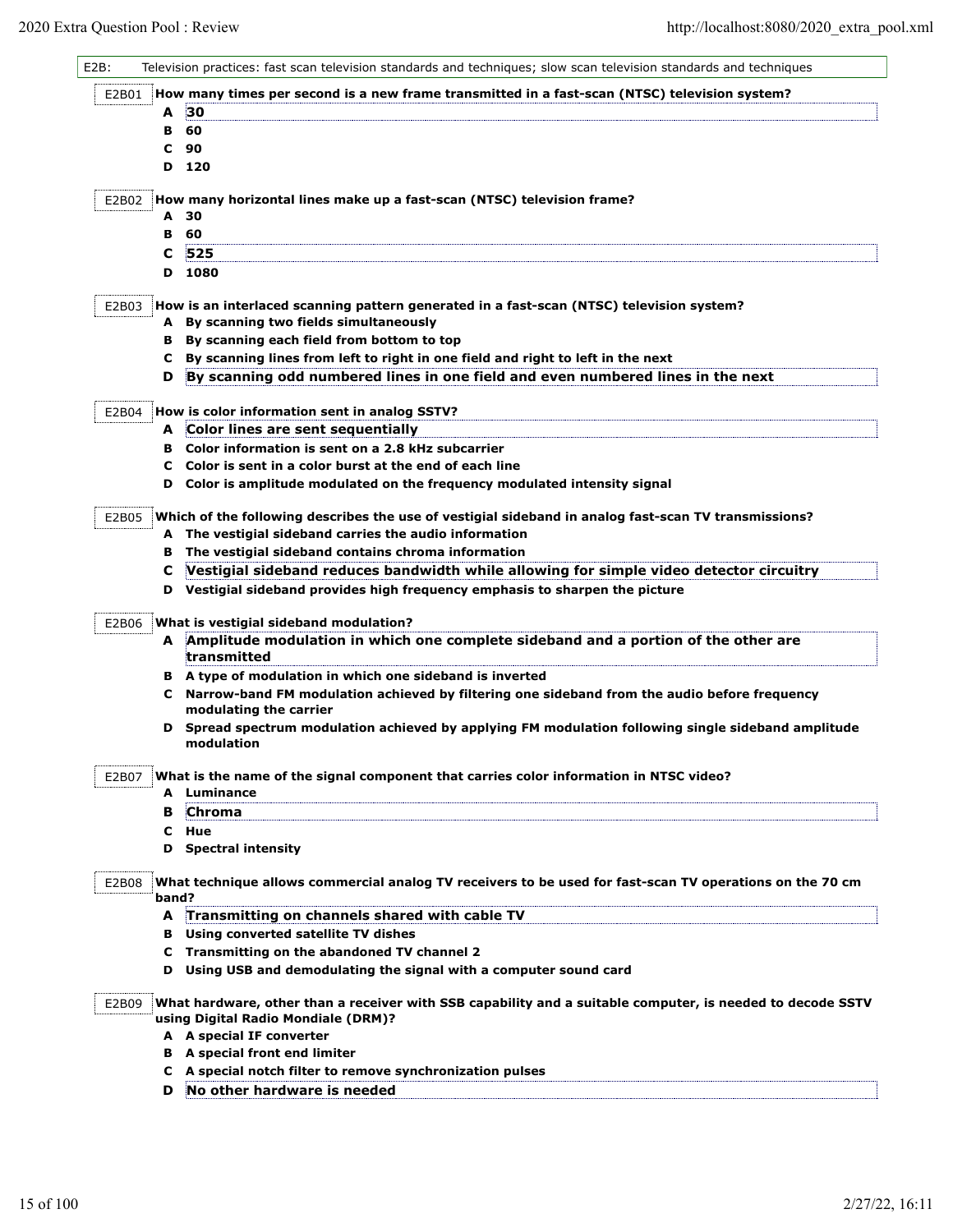E2B: Television practices: fast scan television standards and techniques; slow scan television standards and techniques

**E2B01** **How many times per second is a new frame transmitted in a fast-scan (NTSC) television system?**

- **A** **30**
- **B** 60
- **C** 90
- **D** 120

**E2B02** **How many horizontal lines make up a fast-scan (NTSC) television frame?**

- **A** 30
- **B** 60
- **C** **525**
- **D** 1080

**E2B03** **How is an interlaced scanning pattern generated in a fast-scan (NTSC) television system?**

- **A** By scanning two fields simultaneously
- **B** By scanning each field from bottom to top
- **C** By scanning lines from left to right in one field and right to left in the next
- **D** **By scanning odd numbered lines in one field and even numbered lines in the next**

**E2B04** **How is color information sent in analog SSTV?**

- **A** **Color lines are sent sequentially**
- **B** Color information is sent on a 2.8 kHz subcarrier
- **C** Color is sent in a color burst at the end of each line
- **D** Color is amplitude modulated on the frequency modulated intensity signal

**E2B05** **Which of the following describes the use of vestigial sideband in analog fast-scan TV transmissions?**

- **A** The vestigial sideband carries the audio information
- **B** The vestigial sideband contains chroma information
- **C** **Vestigial sideband reduces bandwidth while allowing for simple video detector circuitry**
- **D** Vestigial sideband provides high frequency emphasis to sharpen the picture

**E2B06** **What is vestigial sideband modulation?**

- **A** **Amplitude modulation in which one complete sideband and a portion of the other are transmitted**
- **B** A type of modulation in which one sideband is inverted
- **C** Narrow-band FM modulation achieved by filtering one sideband from the audio before frequency modulating the carrier
- **D** Spread spectrum modulation achieved by applying FM modulation following single sideband amplitude modulation

**E2B07** **What is the name of the signal component that carries color information in NTSC video?**

- **A** Luminance
- **B** **Chroma**
- **C** Hue
- **D** Spectral intensity

**E2B08** **What technique allows commercial analog TV receivers to be used for fast-scan TV operations on the 70 cm band?**

- **A** **Transmitting on channels shared with cable TV**
- **B** Using converted satellite TV dishes
- **C** Transmitting on the abandoned TV channel 2
- **D** Using USB and demodulating the signal with a computer sound card

**E2B09** **What hardware, other than a receiver with SSB capability and a suitable computer, is needed to decode SSTV using Digital Radio Mondiale (DRM)?**

- **A** A special IF converter
- **B** A special front end limiter
- **C** A special notch filter to remove synchronization pulses
- **D** **No other hardware is needed**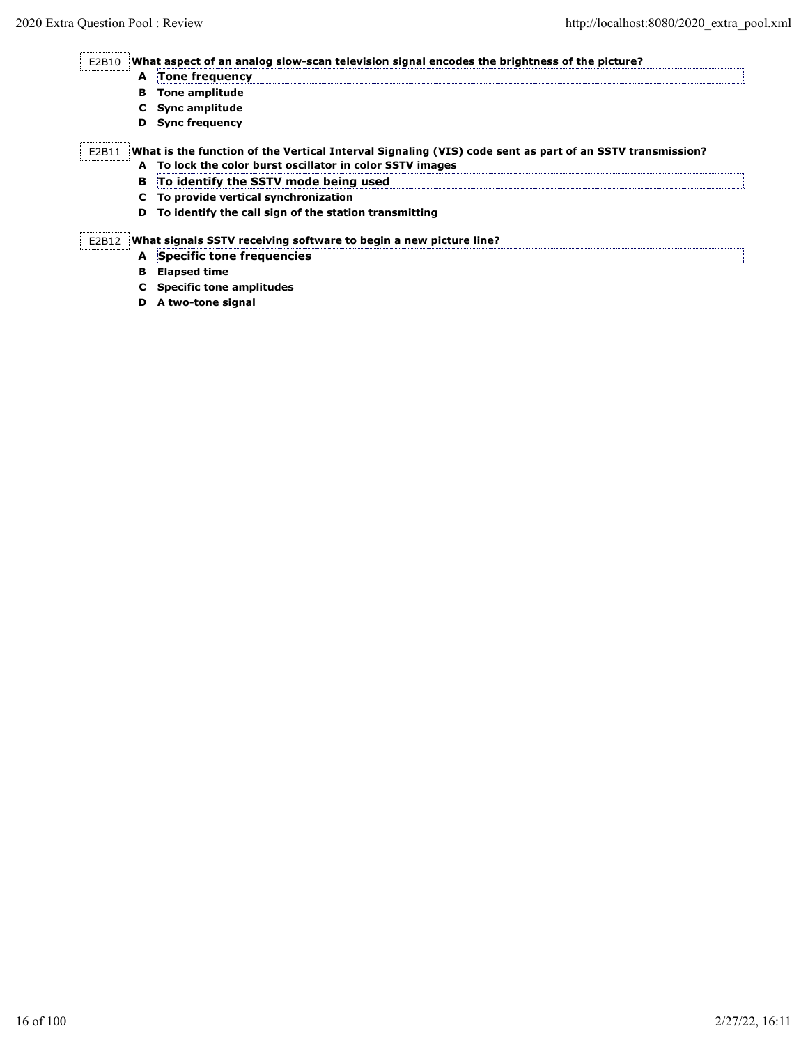E2B10 **What aspect of an analog slow-scan television signal encodes the brightness of the picture?**

- **A** **Tone frequency**
- **B** Tone amplitude
- **C** Sync amplitude
- **D** Sync frequency

E2B11 **What is the function of the Vertical Interval Signaling (VIS) code sent as part of an SSTV transmission?**

- **A** To lock the color burst oscillator in color SSTV images
- **B** **To identify the SSTV mode being used**
- **C** To provide vertical synchronization
- **D** To identify the call sign of the station transmitting

E2B12 **What signals SSTV receiving software to begin a new picture line?**

- **A** **Specific tone frequencies**
- **B** Elapsed time
- **C** Specific tone amplitudes
- **D** A two-tone signal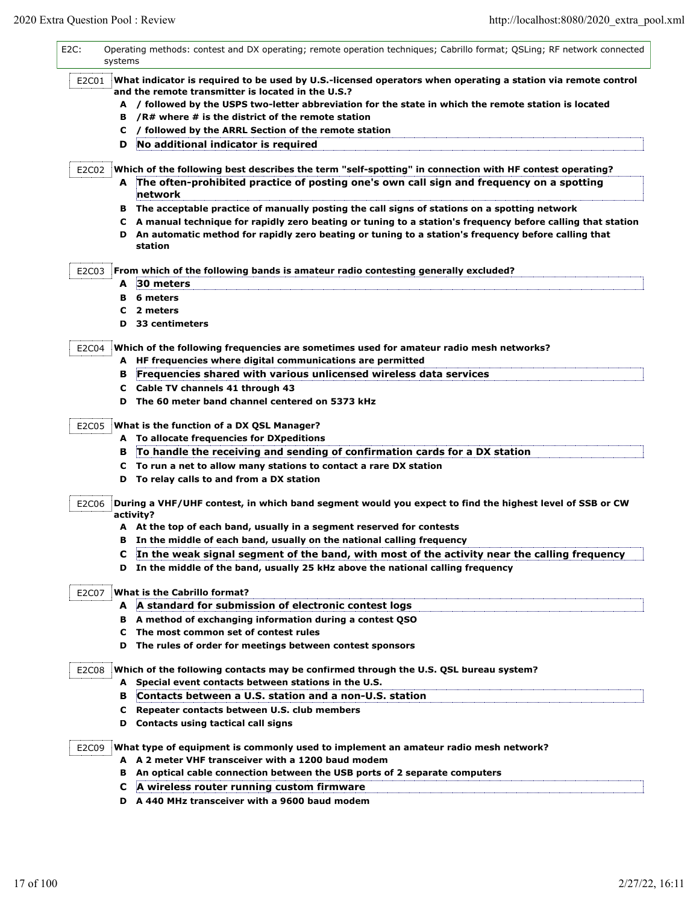E2C: Operating methods: contest and DX operating; remote operation techniques; Cabrillo format; QSLing; RF network connected systems

E2C01 **What indicator is required to be used by U.S.-licensed operators when operating a station via remote control and the remote transmitter is located in the U.S.?**

- **A** / followed by the USPS two-letter abbreviation for the state in which the remote station is located
- **B** /R# where # is the district of the remote station
- **C** / followed by the ARRL Section of the remote station
- **D** **No additional indicator is required**

E2C02 **Which of the following best describes the term "self-spotting" in connection with HF contest operating?**

- **A** **The often-prohibited practice of posting one's own call sign and frequency on a spotting network**
- **B** The acceptable practice of manually posting the call signs of stations on a spotting network
- **C** A manual technique for rapidly zero beating or tuning to a station's frequency before calling that station
- **D** An automatic method for rapidly zero beating or tuning to a station's frequency before calling that station

E2C03 **From which of the following bands is amateur radio contesting generally excluded?**

- **A** **30 meters**
- **B** 6 meters
- **C** 2 meters
- **D** 33 centimeters

E2C04 **Which of the following frequencies are sometimes used for amateur radio mesh networks?**

- **A** HF frequencies where digital communications are permitted
- **B** **Frequencies shared with various unlicensed wireless data services**
- **C** Cable TV channels 41 through 43
- **D** The 60 meter band channel centered on 5373 kHz

E2C05 **What is the function of a DX QSL Manager?**

- **A** To allocate frequencies for DXpeditions
- **B** **To handle the receiving and sending of confirmation cards for a DX station**
- **C** To run a net to allow many stations to contact a rare DX station
- **D** To relay calls to and from a DX station

E2C06 **During a VHF/UHF contest, in which band segment would you expect to find the highest level of SSB or CW activity?**

- **A** At the top of each band, usually in a segment reserved for contests
- **B** In the middle of each band, usually on the national calling frequency
- **C** **In the weak signal segment of the band, with most of the activity near the calling frequency**
- **D** In the middle of the band, usually 25 kHz above the national calling frequency

E2C07 **What is the Cabrillo format?**

- **A** **A standard for submission of electronic contest logs**
- **B** A method of exchanging information during a contest QSO
- **C** The most common set of contest rules
- **D** The rules of order for meetings between contest sponsors

E2C08 **Which of the following contacts may be confirmed through the U.S. QSL bureau system?**

- **A** Special event contacts between stations in the U.S.
- **B** **Contacts between a U.S. station and a non-U.S. station**
- **C** Repeater contacts between U.S. club members
- **D** Contacts using tactical call signs

E2C09 **What type of equipment is commonly used to implement an amateur radio mesh network?**

- **A** A 2 meter VHF transceiver with a 1200 baud modem
- **B** An optical cable connection between the USB ports of 2 separate computers
- **C** **A wireless router running custom firmware**
- **D** A 440 MHz transceiver with a 9600 baud modem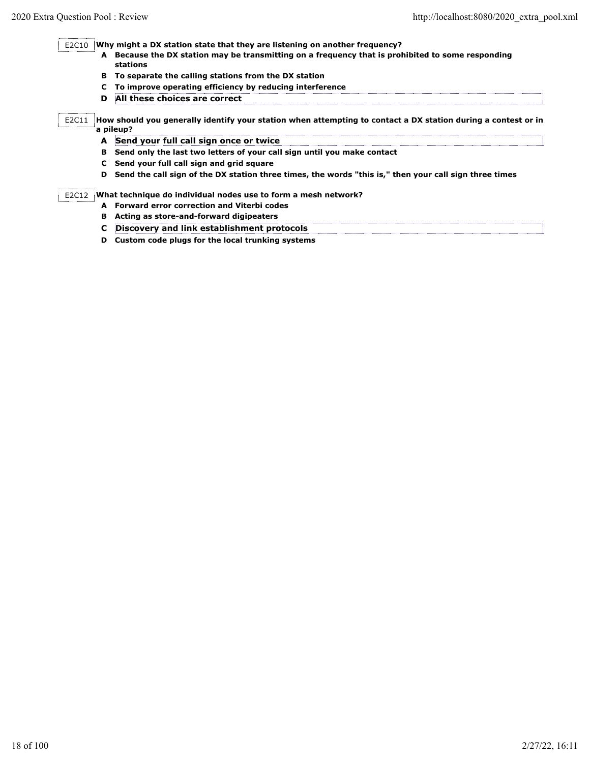E2C10 **Why might a DX station state that they are listening on another frequency?**

- **A** Because the DX station may be transmitting on a frequency that is prohibited to some responding stations
- **B** To separate the calling stations from the DX station
- **C** To improve operating efficiency by reducing interference
- **D** **All these choices are correct**

E2C11 **How should you generally identify your station when attempting to contact a DX station during a contest or in a pileup?**

- **A** **Send your full call sign once or twice**
- **B** Send only the last two letters of your call sign until you make contact
- **C** Send your full call sign and grid square
- **D** Send the call sign of the DX station three times, the words "this is," then your call sign three times

E2C12 **What technique do individual nodes use to form a mesh network?**

- **A** Forward error correction and Viterbi codes
- **B** Acting as store-and-forward digipeaters
- **C** **Discovery and link establishment protocols**
- **D** Custom code plugs for the local trunking systems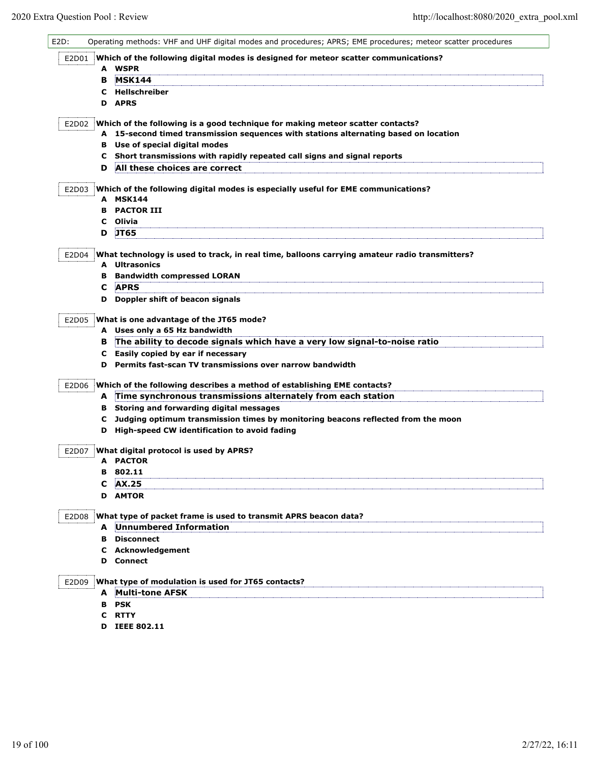E2D: Operating methods: VHF and UHF digital modes and procedures; APRS; EME procedures; meteor scatter procedures

E2D01 **Which of the following digital modes is designed for meteor scatter communications?**

- **A** WSPR
- **B** **MSK144**
- **C** Hellschreiber
- **D** APRS

E2D02 **Which of the following is a good technique for making meteor scatter contacts?**

- **A** 15-second timed transmission sequences with stations alternating based on location
- **B** Use of special digital modes
- **C** Short transmissions with rapidly repeated call signs and signal reports
- **D** **All these choices are correct**

E2D03 **Which of the following digital modes is especially useful for EME communications?**

- **A** MSK144
- **B** PACTOR III
- **C** Olivia
- **D** **JT65**

E2D04 **What technology is used to track, in real time, balloons carrying amateur radio transmitters?**

- **A** Ultrasonics
- **B** Bandwidth compressed LORAN
- **C** **APRS**
- **D** Doppler shift of beacon signals

E2D05 **What is one advantage of the JT65 mode?**

- **A** Uses only a 65 Hz bandwidth
- **B** **The ability to decode signals which have a very low signal-to-noise ratio**
- **C** Easily copied by ear if necessary
- **D** Permits fast-scan TV transmissions over narrow bandwidth

E2D06 **Which of the following describes a method of establishing EME contacts?**

- **A** **Time synchronous transmissions alternately from each station**
- **B** Storing and forwarding digital messages
- **C** Judging optimum transmission times by monitoring beacons reflected from the moon
- **D** High-speed CW identification to avoid fading

E2D07 **What digital protocol is used by APRS?**

- **A** PACTOR
- **B** 802.11
- **C** **AX.25**
- **D** AMTOR

E2D08 **What type of packet frame is used to transmit APRS beacon data?**

- **A** **Unnumbered Information**
- **B** Disconnect
- **C** Acknowledgement
- **D** Connect

E2D09 **What type of modulation is used for JT65 contacts?**

- **A** **Multi-tone AFSK**
- **B** PSK
- **C** RTTY
- **D** IEEE 802.11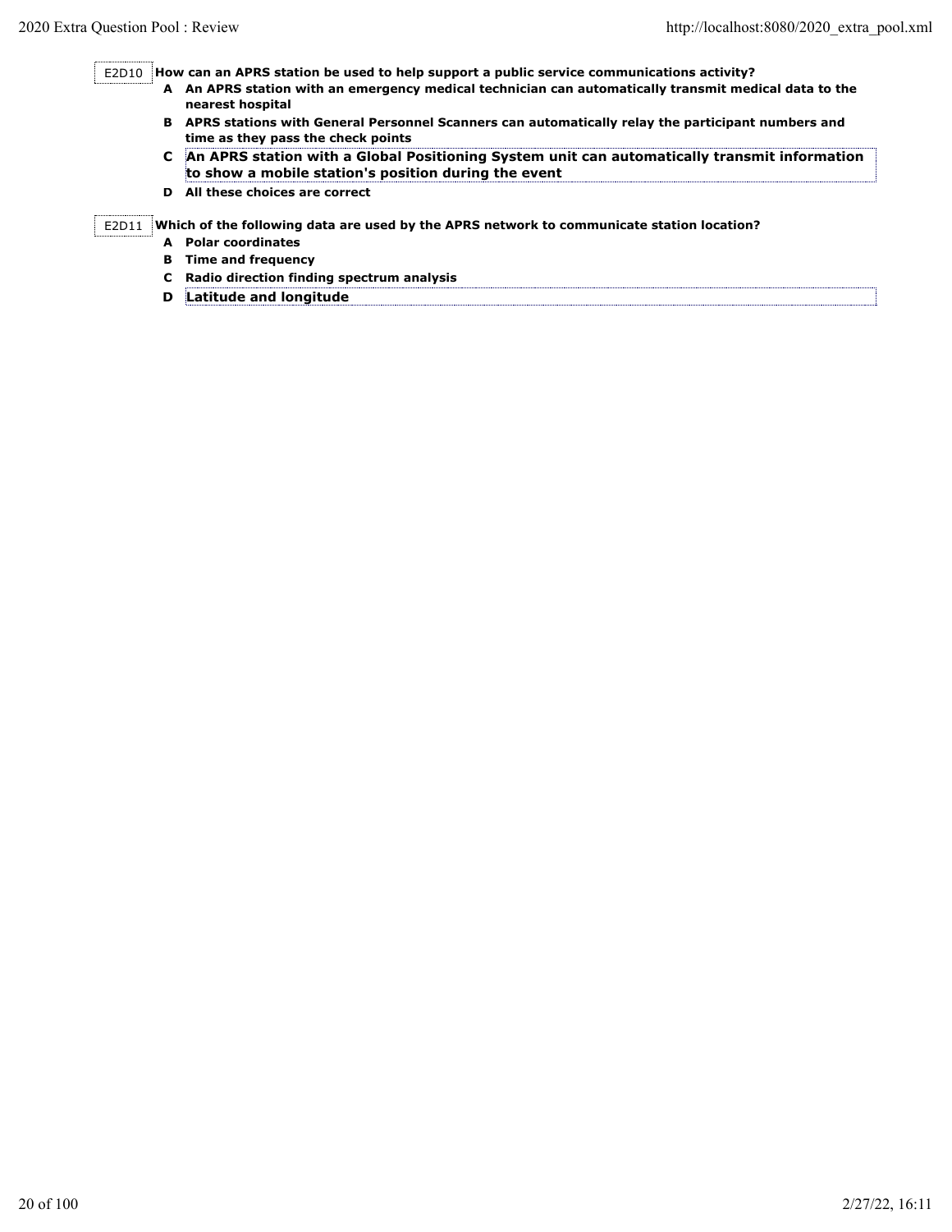E2D10 **How can an APRS station be used to help support a public service communications activity?**

- **A** An APRS station with an emergency medical technician can automatically transmit medical data to the nearest hospital
- **B** APRS stations with General Personnel Scanners can automatically relay the participant numbers and time as they pass the check points
- **C** An APRS station with a Global Positioning System unit can automatically transmit information to show a mobile station's position during the event
- **D** All these choices are correct

E2D11 **Which of the following data are used by the APRS network to communicate station location?**

- **A** Polar coordinates
- **B** Time and frequency
- **C** Radio direction finding spectrum analysis
- **D** Latitude and longitude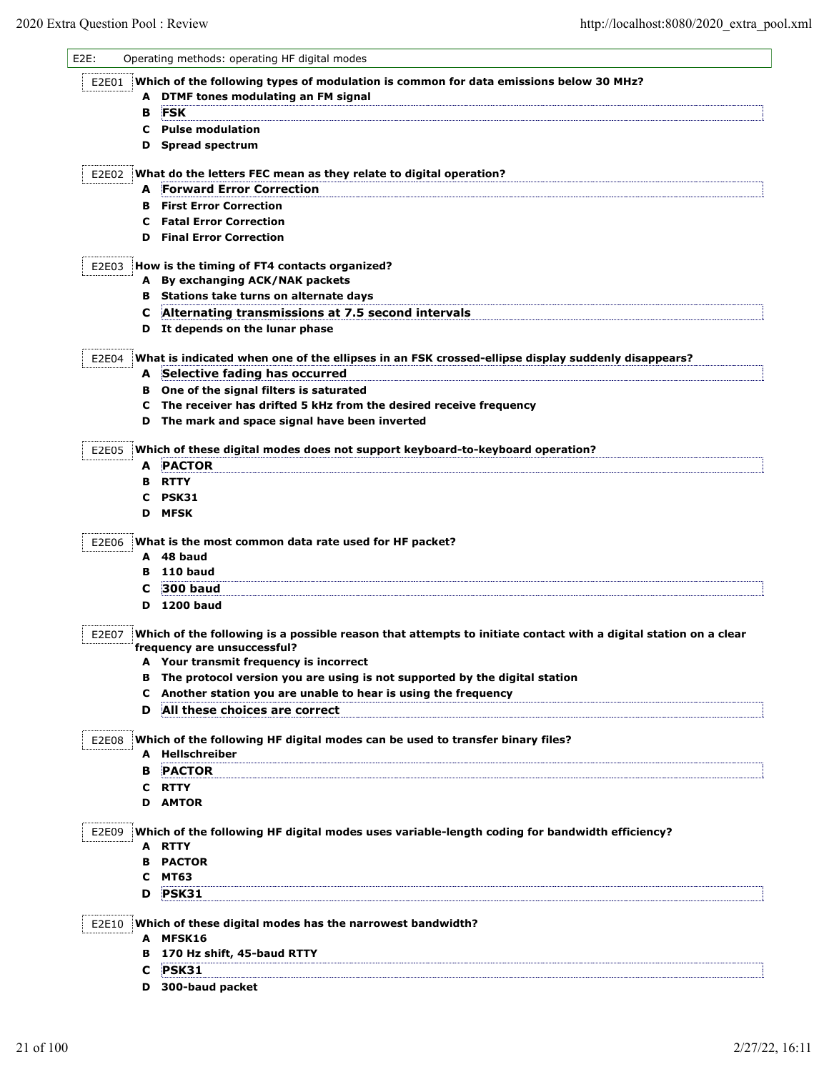## E2E: Operating methods: operating HF digital modes

**E2E01** Which of the following types of modulation is common for data emissions below 30 MHz?

- **A** DTMF tones modulating an FM signal
- **B** **FSK**
- **C** Pulse modulation
- **D** Spread spectrum

**E2E02** What do the letters FEC mean as they relate to digital operation?

- **A** **Forward Error Correction**
- **B** First Error Correction
- **C** Fatal Error Correction
- **D** Final Error Correction

**E2E03** How is the timing of FT4 contacts organized?

- **A** By exchanging ACK/NAK packets
- **B** Stations take turns on alternate days
- **C** **Alternating transmissions at 7.5 second intervals**
- **D** It depends on the lunar phase

**E2E04** What is indicated when one of the ellipses in an FSK crossed-ellipse display suddenly disappears?

- **A** **Selective fading has occurred**
- **B** One of the signal filters is saturated
- **C** The receiver has drifted 5 kHz from the desired receive frequency
- **D** The mark and space signal have been inverted

**E2E05** Which of these digital modes does not support keyboard-to-keyboard operation?

- **A** **PACTOR**
- **B** RTTY
- **C** PSK31
- **D** MFSK

**E2E06** What is the most common data rate used for HF packet?

- **A** 48 baud
- **B** 110 baud
- **C** **300 baud**
- **D** 1200 baud

**E2E07** Which of the following is a possible reason that attempts to initiate contact with a digital station on a clear frequency are unsuccessful?

- **A** Your transmit frequency is incorrect
- **B** The protocol version you are using is not supported by the digital station
- **C** Another station you are unable to hear is using the frequency
- **D** **All these choices are correct**

**E2E08** Which of the following HF digital modes can be used to transfer binary files?

- **A** Hellschreiber
- **B** **PACTOR**
- **C** RTTY
- **D** AMTOR

**E2E09** Which of the following HF digital modes uses variable-length coding for bandwidth efficiency?

- **A** RTTY
- **B** PACTOR
- **C** MT63
- **D** **PSK31**

**E2E10** Which of these digital modes has the narrowest bandwidth?

- **A** MFSK16
- **B** 170 Hz shift, 45-baud RTTY
- **C** **PSK31**
- **D** 300-baud packet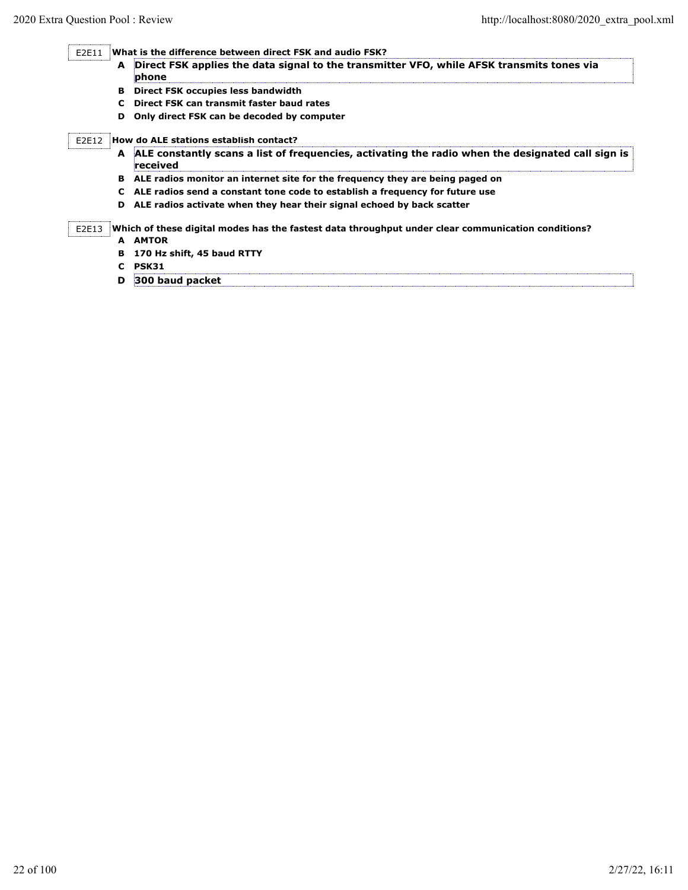E2E11 **What is the difference between direct FSK and audio FSK?**

- **A** **Direct FSK applies the data signal to the transmitter VFO, while AFSK transmits tones via phone**
- **B** Direct FSK occupies less bandwidth
- **C** Direct FSK can transmit faster baud rates
- **D** Only direct FSK can be decoded by computer

E2E12 **How do ALE stations establish contact?**

- **A** **ALE constantly scans a list of frequencies, activating the radio when the designated call sign is received**
- **B** ALE radios monitor an internet site for the frequency they are being paged on
- **C** ALE radios send a constant tone code to establish a frequency for future use
- **D** ALE radios activate when they hear their signal echoed by back scatter

E2E13 **Which of these digital modes has the fastest data throughput under clear communication conditions?**

- **A** AMTOR
- **B** 170 Hz shift, 45 baud RTTY
- **C** PSK31
- **D** **300 baud packet**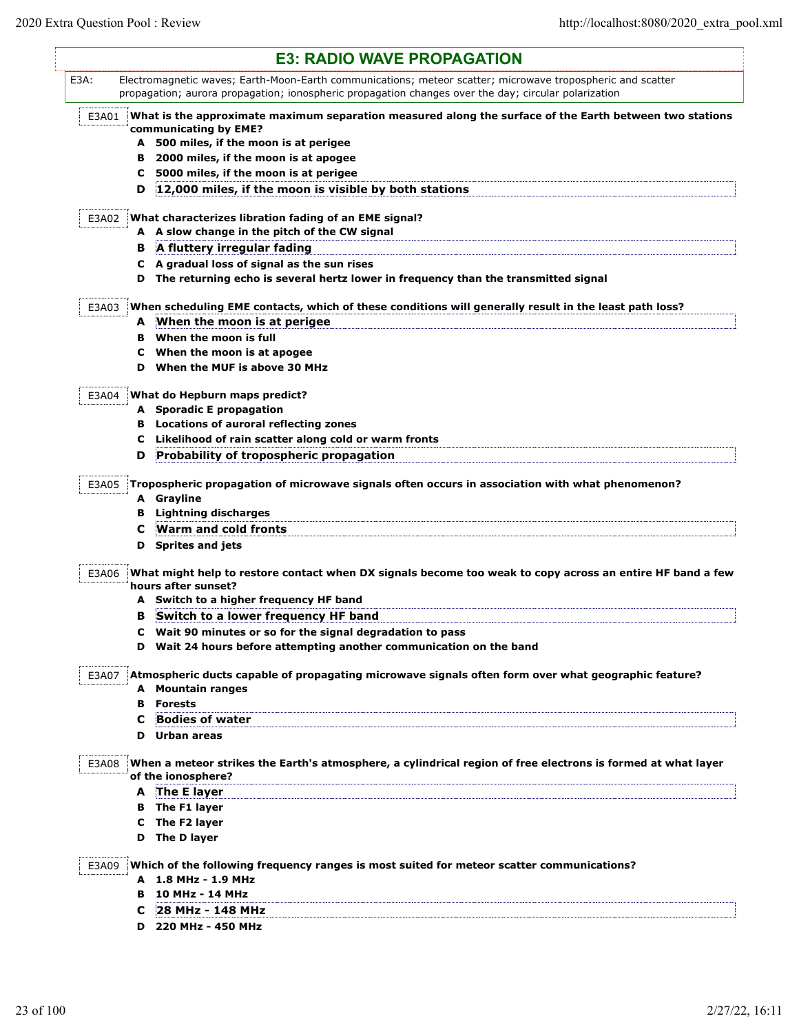# E3: RADIO WAVE PROPAGATION

E3A: Electromagnetic waves; Earth-Moon-Earth communications; meteor scatter; microwave tropospheric and scatter propagation; aurora propagation; ionospheric propagation changes over the day; circular polarization

**E3A01** **What is the approximate maximum separation measured along the surface of the Earth between two stations communicating by EME?**

- **A** 500 miles, if the moon is at perigee
- **B** 2000 miles, if the moon is at apogee
- **C** 5000 miles, if the moon is at perigee
- **D** **12,000 miles, if the moon is visible by both stations**

**E3A02** **What characterizes libration fading of an EME signal?**

- **A** A slow change in the pitch of the CW signal
- **B** **A fluttery irregular fading**
- **C** A gradual loss of signal as the sun rises
- **D** The returning echo is several hertz lower in frequency than the transmitted signal

**E3A03** **When scheduling EME contacts, which of these conditions will generally result in the least path loss?**

- **A** **When the moon is at perigee**
- **B** When the moon is full
- **C** When the moon is at apogee
- **D** When the MUF is above 30 MHz

**E3A04** **What do Hepburn maps predict?**

- **A** Sporadic E propagation
- **B** Locations of auroral reflecting zones
- **C** Likelihood of rain scatter along cold or warm fronts
- **D** **Probability of tropospheric propagation**

**E3A05** **Tropospheric propagation of microwave signals often occurs in association with what phenomenon?**

- **A** Grayline
- **B** Lightning discharges
- **C** **Warm and cold fronts**
- **D** Sprites and jets

**E3A06** **What might help to restore contact when DX signals become too weak to copy across an entire HF band a few hours after sunset?**

- **A** Switch to a higher frequency HF band
- **B** **Switch to a lower frequency HF band**
- **C** Wait 90 minutes or so for the signal degradation to pass
- **D** Wait 24 hours before attempting another communication on the band

**E3A07** **Atmospheric ducts capable of propagating microwave signals often form over what geographic feature?**

- **A** Mountain ranges
- **B** Forests
- **C** **Bodies of water**
- **D** Urban areas

**E3A08** **When a meteor strikes the Earth's atmosphere, a cylindrical region of free electrons is formed at what layer of the ionosphere?**

- **A** **The E layer**
- **B** The F1 layer
- **C** The F2 layer
- **D** The D layer

**E3A09** **Which of the following frequency ranges is most suited for meteor scatter communications?**

- **A** 1.8 MHz - 1.9 MHz
- **B** 10 MHz - 14 MHz
- **C** **28 MHz - 148 MHz**
- **D** 220 MHz - 450 MHz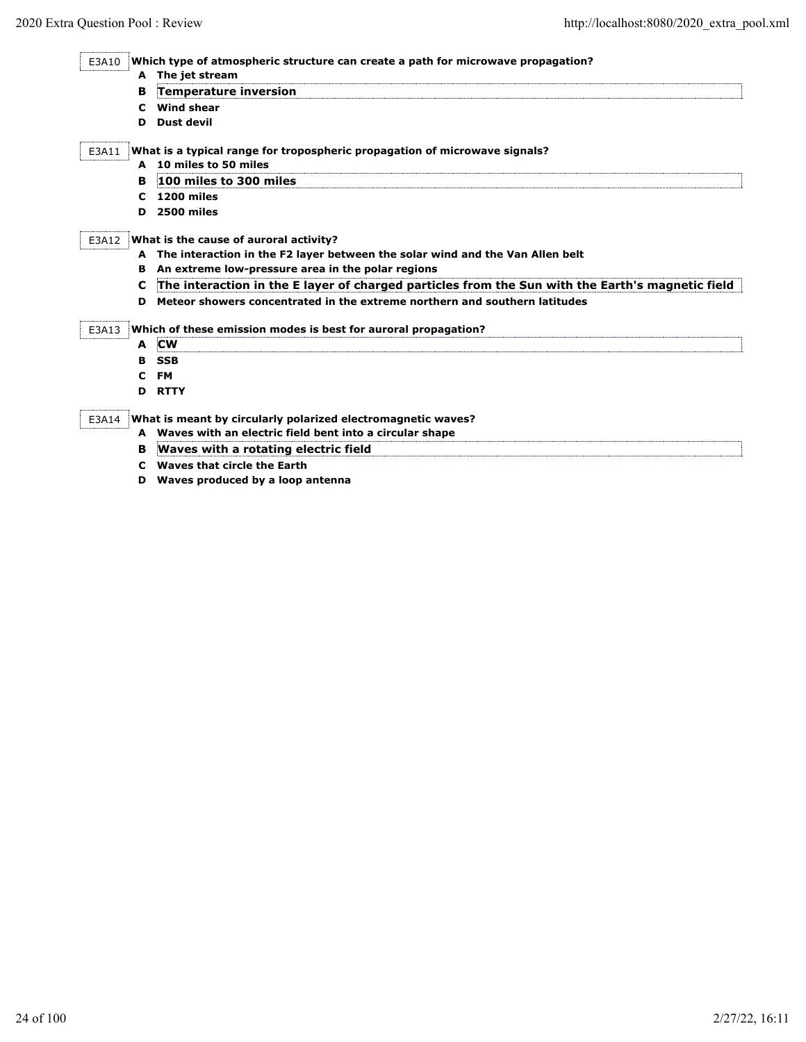E3A10 **Which type of atmospheric structure can create a path for microwave propagation?**

- **A** The jet stream
- **B** **Temperature inversion**
- **C** Wind shear
- **D** Dust devil

E3A11 **What is a typical range for tropospheric propagation of microwave signals?**

- **A** 10 miles to 50 miles
- **B** **100 miles to 300 miles**
- **C** 1200 miles
- **D** 2500 miles

E3A12 **What is the cause of auroral activity?**

- **A** The interaction in the F2 layer between the solar wind and the Van Allen belt
- **B** An extreme low-pressure area in the polar regions
- **C** **The interaction in the E layer of charged particles from the Sun with the Earth's magnetic field**
- **D** Meteor showers concentrated in the extreme northern and southern latitudes

E3A13 **Which of these emission modes is best for auroral propagation?**

- **A** **CW**
- **B** SSB
- **C** FM
- **D** RTTY

E3A14 **What is meant by circularly polarized electromagnetic waves?**

- **A** Waves with an electric field bent into a circular shape
- **B** **Waves with a rotating electric field**
- **C** Waves that circle the Earth
- **D** Waves produced by a loop antenna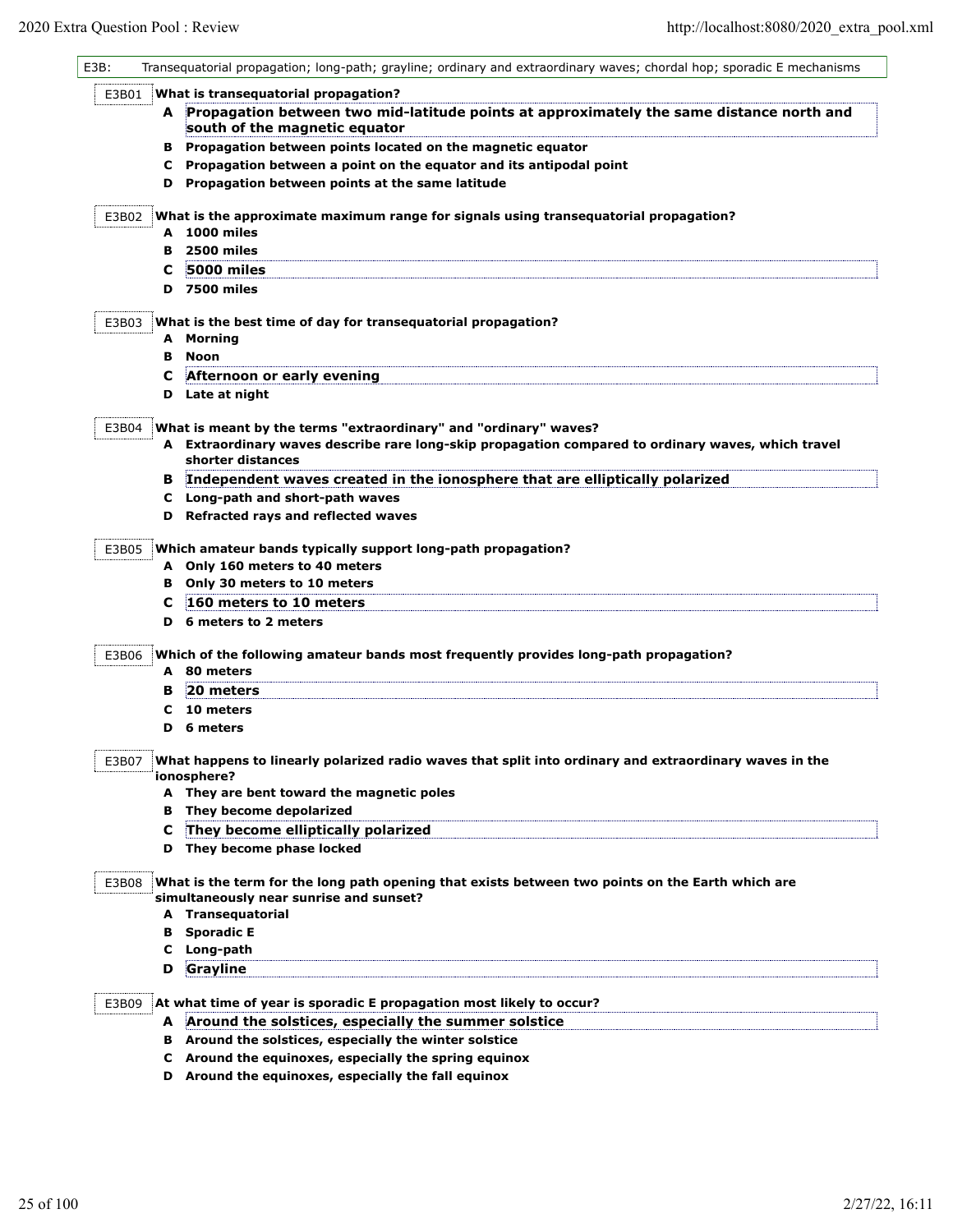E3B: Transequatorial propagation; long-path; grayline; ordinary and extraordinary waves; chordal hop; sporadic E mechanisms

**E3B01** What is transequatorial propagation?

- **A** **Propagation between two mid-latitude points at approximately the same distance north and south of the magnetic equator**
- **B** Propagation between points located on the magnetic equator
- **C** Propagation between a point on the equator and its antipodal point
- **D** Propagation between points at the same latitude

**E3B02** What is the approximate maximum range for signals using transequatorial propagation?

- **A** 1000 miles
- **B** 2500 miles
- **C** **5000 miles**
- **D** 7500 miles

**E3B03** What is the best time of day for transequatorial propagation?

- **A** Morning
- **B** Noon
- **C** **Afternoon or early evening**
- **D** Late at night

**E3B04** What is meant by the terms "extraordinary" and "ordinary" waves?

- **A** Extraordinary waves describe rare long-skip propagation compared to ordinary waves, which travel shorter distances
- **B** **Independent waves created in the ionosphere that are elliptically polarized**
- **C** Long-path and short-path waves
- **D** Refracted rays and reflected waves

**E3B05** Which amateur bands typically support long-path propagation?

- **A** Only 160 meters to 40 meters
- **B** Only 30 meters to 10 meters
- **C** **160 meters to 10 meters**
- **D** 6 meters to 2 meters

**E3B06** Which of the following amateur bands most frequently provides long-path propagation?

- **A** 80 meters
- **B** **20 meters**
- **C** 10 meters
- **D** 6 meters

**E3B07** What happens to linearly polarized radio waves that split into ordinary and extraordinary waves in the ionosphere?

- **A** They are bent toward the magnetic poles
- **B** They become depolarized
- **C** **They become elliptically polarized**
- **D** They become phase locked

**E3B08** What is the term for the long path opening that exists between two points on the Earth which are simultaneously near sunrise and sunset?

- **A** Transequatorial
- **B** Sporadic E
- **C** Long-path
- **D** **Grayline**

**E3B09** At what time of year is sporadic E propagation most likely to occur?

- **A** **Around the solstices, especially the summer solstice**
- **B** Around the solstices, especially the winter solstice
- **C** Around the equinoxes, especially the spring equinox
- **D** Around the equinoxes, especially the fall equinox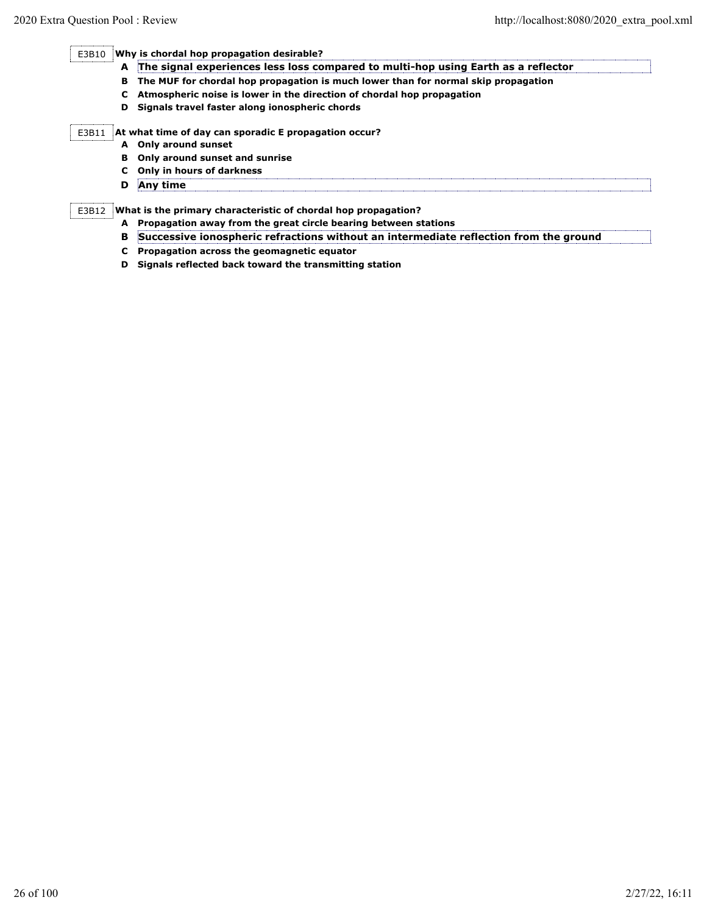E3B10 **Why is chordal hop propagation desirable?**

- **A** **The signal experiences less loss compared to multi-hop using Earth as a reflector**
- **B** The MUF for chordal hop propagation is much lower than for normal skip propagation
- **C** Atmospheric noise is lower in the direction of chordal hop propagation
- **D** Signals travel faster along ionospheric chords

E3B11 **At what time of day can sporadic E propagation occur?**

- **A** Only around sunset
- **B** Only around sunset and sunrise
- **C** Only in hours of darkness
- **D** **Any time**

E3B12 **What is the primary characteristic of chordal hop propagation?**

- **A** Propagation away from the great circle bearing between stations
- **B** **Successive ionospheric refractions without an intermediate reflection from the ground**
- **C** Propagation across the geomagnetic equator
- **D** Signals reflected back toward the transmitting station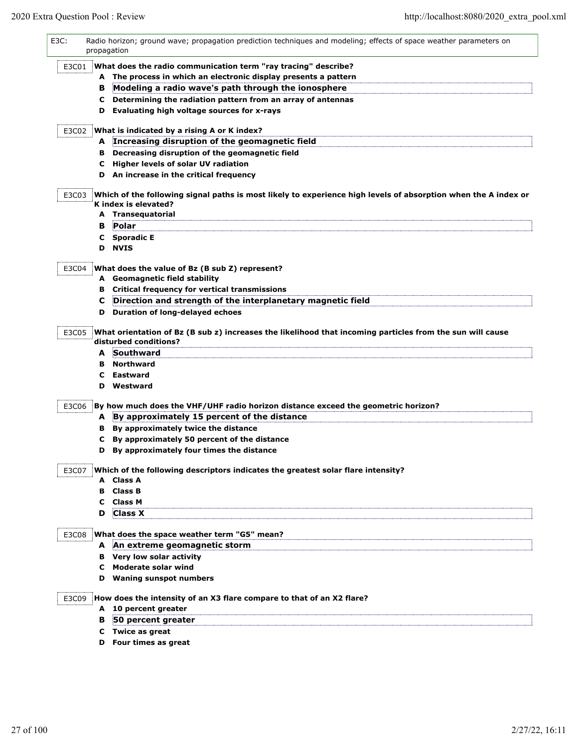E3C: Radio horizon; ground wave; propagation prediction techniques and modeling; effects of space weather parameters on propagation

E3C01 **What does the radio communication term "ray tracing" describe?**

- **A** The process in which an electronic display presents a pattern
- **B** **Modeling a radio wave's path through the ionosphere**
- **C** Determining the radiation pattern from an array of antennas
- **D** Evaluating high voltage sources for x-rays

E3C02 **What is indicated by a rising A or K index?**

- **A** **Increasing disruption of the geomagnetic field**
- **B** Decreasing disruption of the geomagnetic field
- **C** Higher levels of solar UV radiation
- **D** An increase in the critical frequency

E3C03 **Which of the following signal paths is most likely to experience high levels of absorption when the A index or K index is elevated?**

- **A** Transequatorial
- **B** **Polar**
- **C** Sporadic E
- **D** NVIS

E3C04 **What does the value of Bz (B sub Z) represent?**

- **A** Geomagnetic field stability
- **B** Critical frequency for vertical transmissions
- **C** **Direction and strength of the interplanetary magnetic field**
- **D** Duration of long-delayed echoes

E3C05 **What orientation of Bz (B sub z) increases the likelihood that incoming particles from the sun will cause disturbed conditions?**

- **A** **Southward**
- **B** Northward
- **C** Eastward
- **D** Westward

E3C06 **By how much does the VHF/UHF radio horizon distance exceed the geometric horizon?**

- **A** **By approximately 15 percent of the distance**
- **B** By approximately twice the distance
- **C** By approximately 50 percent of the distance
- **D** By approximately four times the distance

E3C07 **Which of the following descriptors indicates the greatest solar flare intensity?**

- **A** Class A
- **B** Class B
- **C** Class M
- **D** **Class X**

E3C08 **What does the space weather term "G5" mean?**

- **A** **An extreme geomagnetic storm**
- **B** Very low solar activity
- **C** Moderate solar wind
- **D** Waning sunspot numbers

E3C09 **How does the intensity of an X3 flare compare to that of an X2 flare?**

- **A** 10 percent greater
- **B** **50 percent greater**
- **C** Twice as great
- **D** Four times as great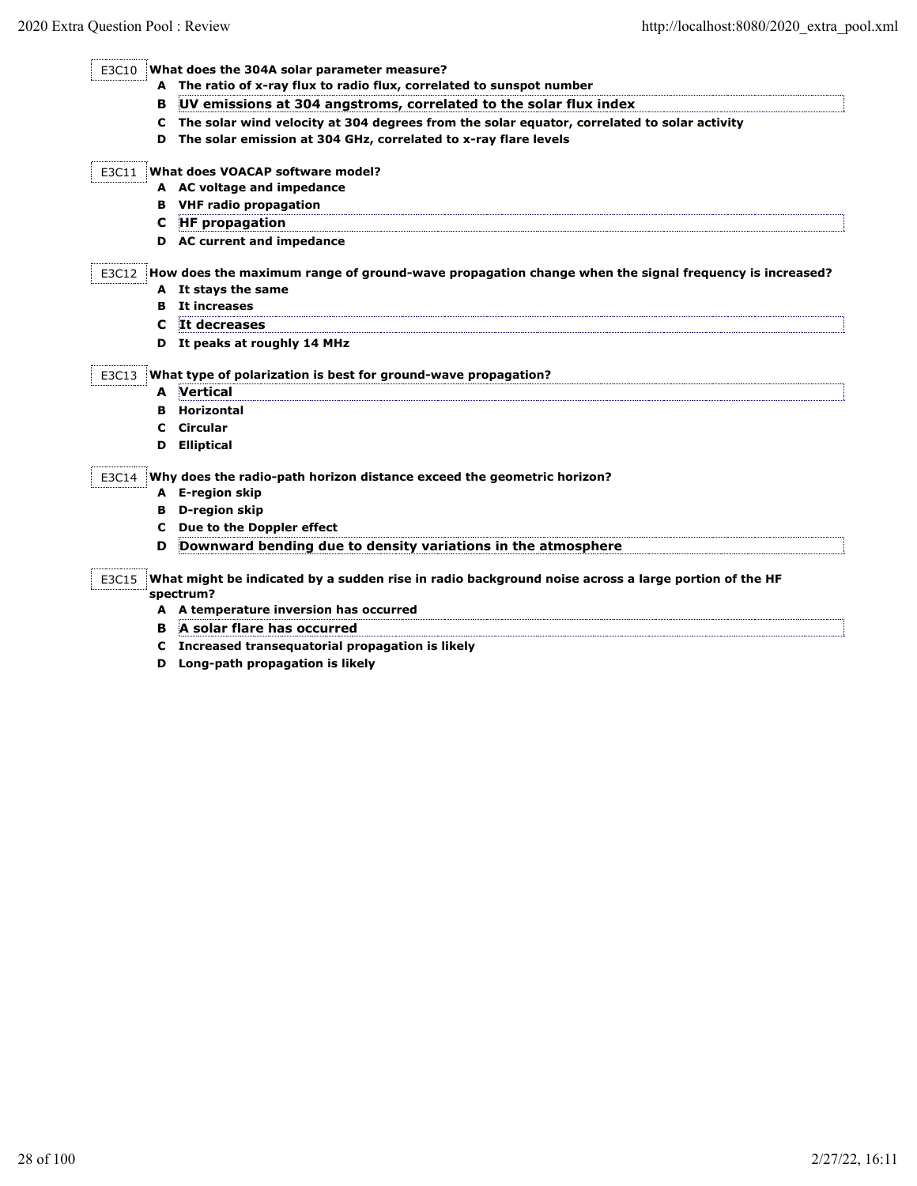E3C10 **What does the 304A solar parameter measure?**

- **A** The ratio of x-ray flux to radio flux, correlated to sunspot number
- **B** **UV emissions at 304 angstroms, correlated to the solar flux index**
- **C** The solar wind velocity at 304 degrees from the solar equator, correlated to solar activity
- **D** The solar emission at 304 GHz, correlated to x-ray flare levels

E3C11 **What does VOACAP software model?**

- **A** AC voltage and impedance
- **B** VHF radio propagation
- **C** **HF propagation**
- **D** AC current and impedance

E3C12 **How does the maximum range of ground-wave propagation change when the signal frequency is increased?**

- **A** It stays the same
- **B** It increases
- **C** **It decreases**
- **D** It peaks at roughly 14 MHz

E3C13 **What type of polarization is best for ground-wave propagation?**

- **A** **Vertical**
- **B** Horizontal
- **C** Circular
- **D** Elliptical

E3C14 **Why does the radio-path horizon distance exceed the geometric horizon?**

- **A** E-region skip
- **B** D-region skip
- **C** Due to the Doppler effect
- **D** **Downward bending due to density variations in the atmosphere**

E3C15 **What might be indicated by a sudden rise in radio background noise across a large portion of the HF spectrum?**

- **A** A temperature inversion has occurred
- **B** **A solar flare has occurred**
- **C** Increased transequatorial propagation is likely
- **D** Long-path propagation is likely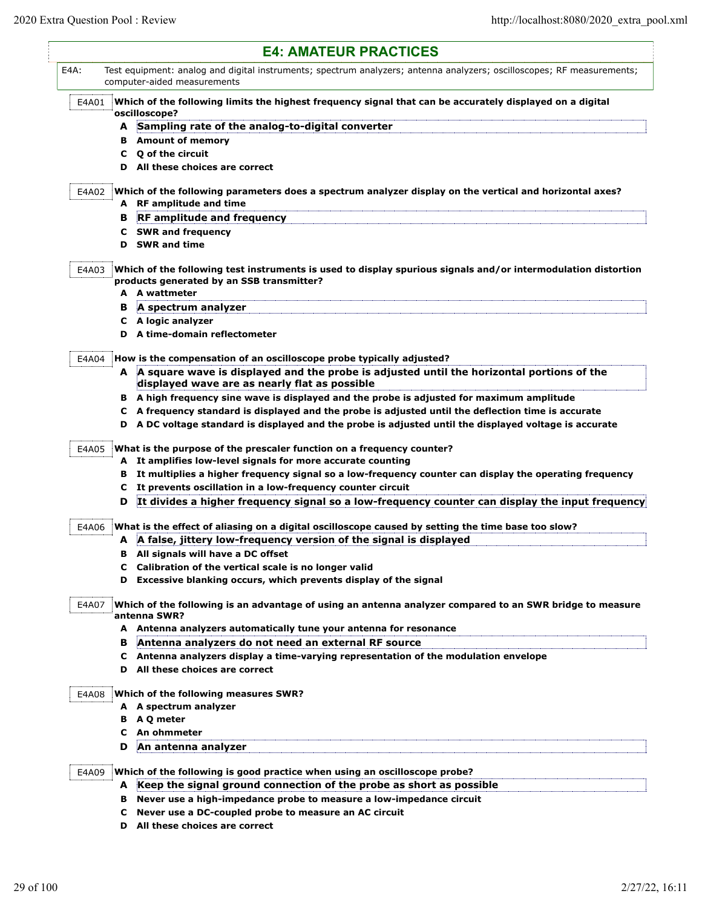# E4: AMATEUR PRACTICES

E4A: Test equipment: analog and digital instruments; spectrum analyzers; antenna analyzers; oscilloscopes; RF measurements; computer-aided measurements

**E4A01** **Which of the following limits the highest frequency signal that can be accurately displayed on a digital oscilloscope?**

- **A** **Sampling rate of the analog-to-digital converter**
- **B** Amount of memory
- **C** Q of the circuit
- **D** All these choices are correct

**E4A02** **Which of the following parameters does a spectrum analyzer display on the vertical and horizontal axes?**

- **A** RF amplitude and time
- **B** **RF amplitude and frequency**
- **C** SWR and frequency
- **D** SWR and time

**E4A03** **Which of the following test instruments is used to display spurious signals and/or intermodulation distortion products generated by an SSB transmitter?**

- **A** A wattmeter
- **B** **A spectrum analyzer**
- **C** A logic analyzer
- **D** A time-domain reflectometer

**E4A04** **How is the compensation of an oscilloscope probe typically adjusted?**

- **A** **A square wave is displayed and the probe is adjusted until the horizontal portions of the displayed wave are as nearly flat as possible**
- **B** A high frequency sine wave is displayed and the probe is adjusted for maximum amplitude
- **C** A frequency standard is displayed and the probe is adjusted until the deflection time is accurate
- **D** A DC voltage standard is displayed and the probe is adjusted until the displayed voltage is accurate

**E4A05** **What is the purpose of the prescaler function on a frequency counter?**

- **A** It amplifies low-level signals for more accurate counting
- **B** It multiplies a higher frequency signal so a low-frequency counter can display the operating frequency
- **C** It prevents oscillation in a low-frequency counter circuit
- **D** **It divides a higher frequency signal so a low-frequency counter can display the input frequency**

**E4A06** **What is the effect of aliasing on a digital oscilloscope caused by setting the time base too slow?**

- **A** **A false, jittery low-frequency version of the signal is displayed**
- **B** All signals will have a DC offset
- **C** Calibration of the vertical scale is no longer valid
- **D** Excessive blanking occurs, which prevents display of the signal

**E4A07** **Which of the following is an advantage of using an antenna analyzer compared to an SWR bridge to measure antenna SWR?**

- **A** Antenna analyzers automatically tune your antenna for resonance
- **B** **Antenna analyzers do not need an external RF source**
- **C** Antenna analyzers display a time-varying representation of the modulation envelope
- **D** All these choices are correct

**E4A08** **Which of the following measures SWR?**

- **A** A spectrum analyzer
- **B** A Q meter
- **C** An ohmmeter
- **D** **An antenna analyzer**

**E4A09** **Which of the following is good practice when using an oscilloscope probe?**

- **A** **Keep the signal ground connection of the probe as short as possible**
- **B** Never use a high-impedance probe to measure a low-impedance circuit
- **C** Never use a DC-coupled probe to measure an AC circuit
- **D** All these choices are correct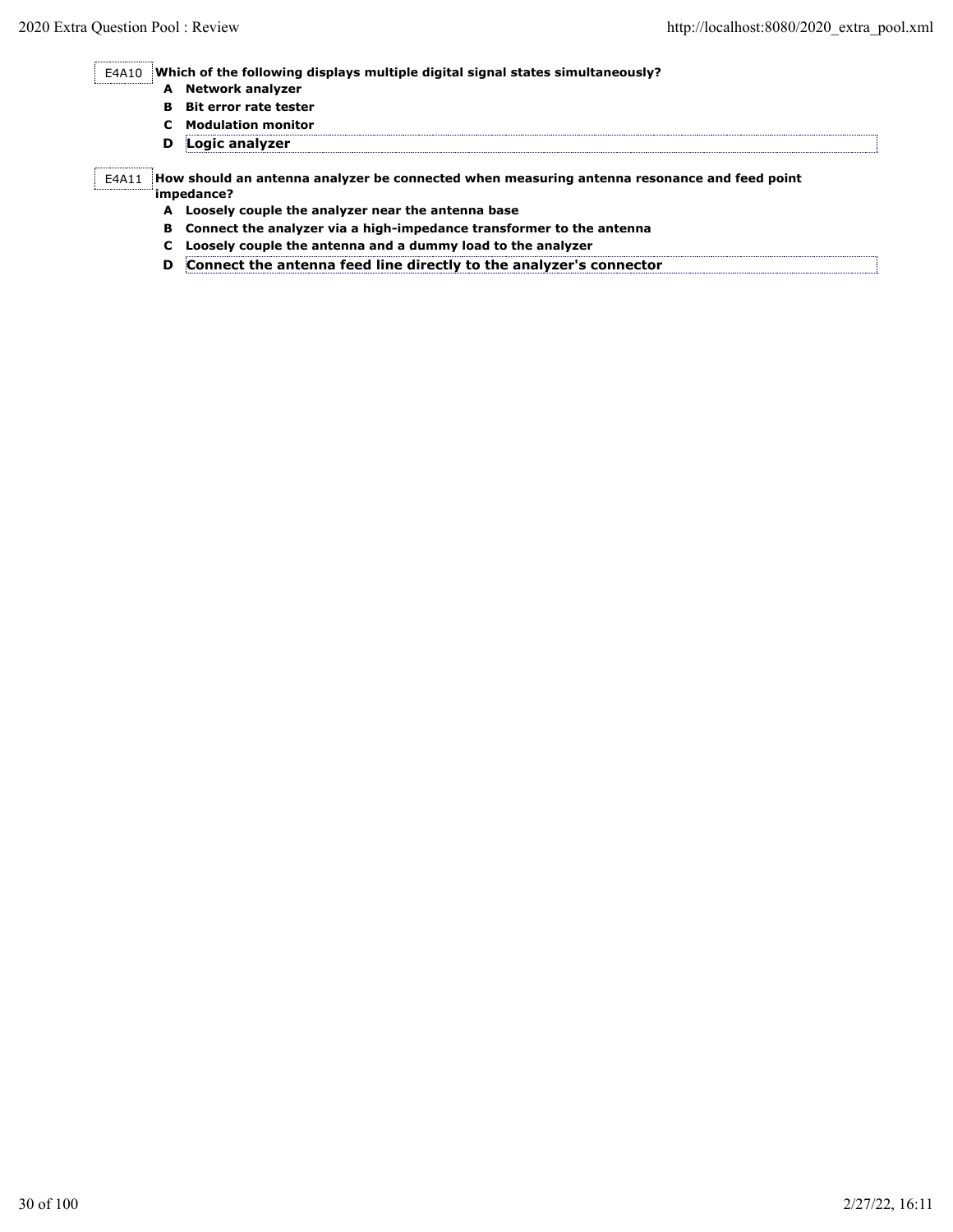E4A10 **Which of the following displays multiple digital signal states simultaneously?**

- **A** **Network analyzer**
- **B** **Bit error rate tester**
- **C** **Modulation monitor**
- **D** **Logic analyzer**

E4A11 **How should an antenna analyzer be connected when measuring antenna resonance and feed point impedance?**

- **A** **Loosely couple the analyzer near the antenna base**
- **B** **Connect the analyzer via a high-impedance transformer to the antenna**
- **C** **Loosely couple the antenna and a dummy load to the analyzer**
- **D** **Connect the antenna feed line directly to the analyzer's connector**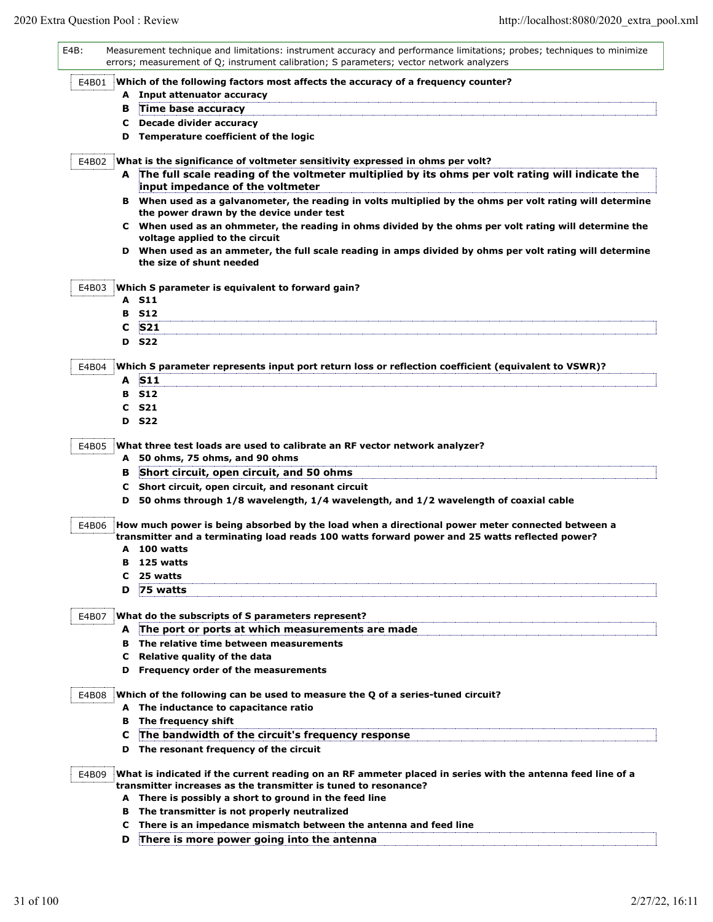E4B: Measurement technique and limitations: instrument accuracy and performance limitations; probes; techniques to minimize errors; measurement of Q; instrument calibration; S parameters; vector network analyzers

**E4B01** **Which of the following factors most affects the accuracy of a frequency counter?**

- **A** Input attenuator accuracy
- **B** **Time base accuracy**
- **C** Decade divider accuracy
- **D** Temperature coefficient of the logic

**E4B02** **What is the significance of voltmeter sensitivity expressed in ohms per volt?**

- **A** **The full scale reading of the voltmeter multiplied by its ohms per volt rating will indicate the input impedance of the voltmeter**
- **B** When used as a galvanometer, the reading in volts multiplied by the ohms per volt rating will determine the power drawn by the device under test
- **C** When used as an ohmmeter, the reading in ohms divided by the ohms per volt rating will determine the voltage applied to the circuit
- **D** When used as an ammeter, the full scale reading in amps divided by ohms per volt rating will determine the size of shunt needed

**E4B03** **Which S parameter is equivalent to forward gain?**

- **A** S11
- **B** S12
- **C** **S21**
- **D** S22

**E4B04** **Which S parameter represents input port return loss or reflection coefficient (equivalent to VSWR)?**

- **A** **S11**
- **B** S12
- **C** S21
- **D** S22

**E4B05** **What three test loads are used to calibrate an RF vector network analyzer?**

- **A** 50 ohms, 75 ohms, and 90 ohms
- **B** **Short circuit, open circuit, and 50 ohms**
- **C** Short circuit, open circuit, and resonant circuit
- **D** 50 ohms through 1/8 wavelength, 1/4 wavelength, and 1/2 wavelength of coaxial cable

**E4B06** **How much power is being absorbed by the load when a directional power meter connected between a transmitter and a terminating load reads 100 watts forward power and 25 watts reflected power?**

- **A** 100 watts
- **B** 125 watts
- **C** 25 watts
- **D** **75 watts**

**E4B07** **What do the subscripts of S parameters represent?**

- **A** **The port or ports at which measurements are made**
- **B** The relative time between measurements
- **C** Relative quality of the data
- **D** Frequency order of the measurements

**E4B08** **Which of the following can be used to measure the Q of a series-tuned circuit?**

- **A** The inductance to capacitance ratio
- **B** The frequency shift
- **C** **The bandwidth of the circuit's frequency response**
- **D** The resonant frequency of the circuit

**E4B09** **What is indicated if the current reading on an RF ammeter placed in series with the antenna feed line of a transmitter increases as the transmitter is tuned to resonance?**

- **A** There is possibly a short to ground in the feed line
- **B** The transmitter is not properly neutralized
- **C** There is an impedance mismatch between the antenna and feed line
- **D** **There is more power going into the antenna**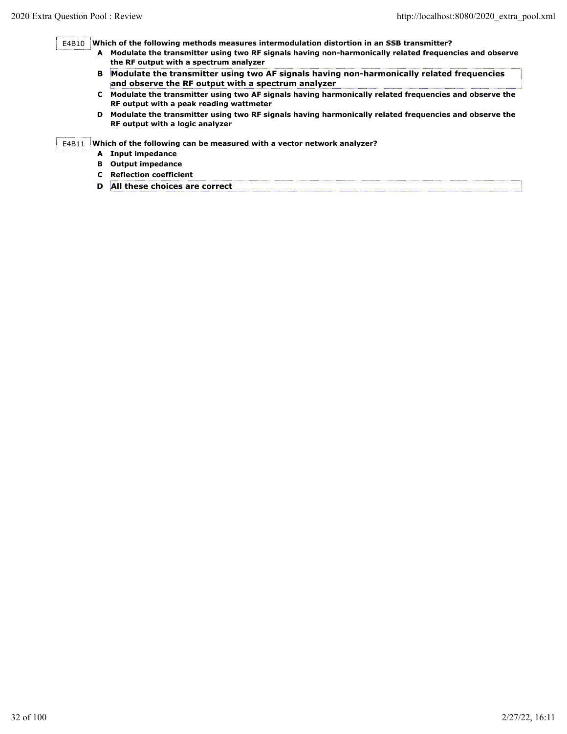E4B10 **Which of the following methods measures intermodulation distortion in an SSB transmitter?**

- **A** Modulate the transmitter using two RF signals having non-harmonically related frequencies and observe the RF output with a spectrum analyzer
- **B** **Modulate the transmitter using two AF signals having non-harmonically related frequencies and observe the RF output with a spectrum analyzer**
- **C** Modulate the transmitter using two AF signals having harmonically related frequencies and observe the RF output with a peak reading wattmeter
- **D** Modulate the transmitter using two RF signals having harmonically related frequencies and observe the RF output with a logic analyzer

E4B11 **Which of the following can be measured with a vector network analyzer?**

- **A** Input impedance
- **B** Output impedance
- **C** Reflection coefficient
- **D** **All these choices are correct**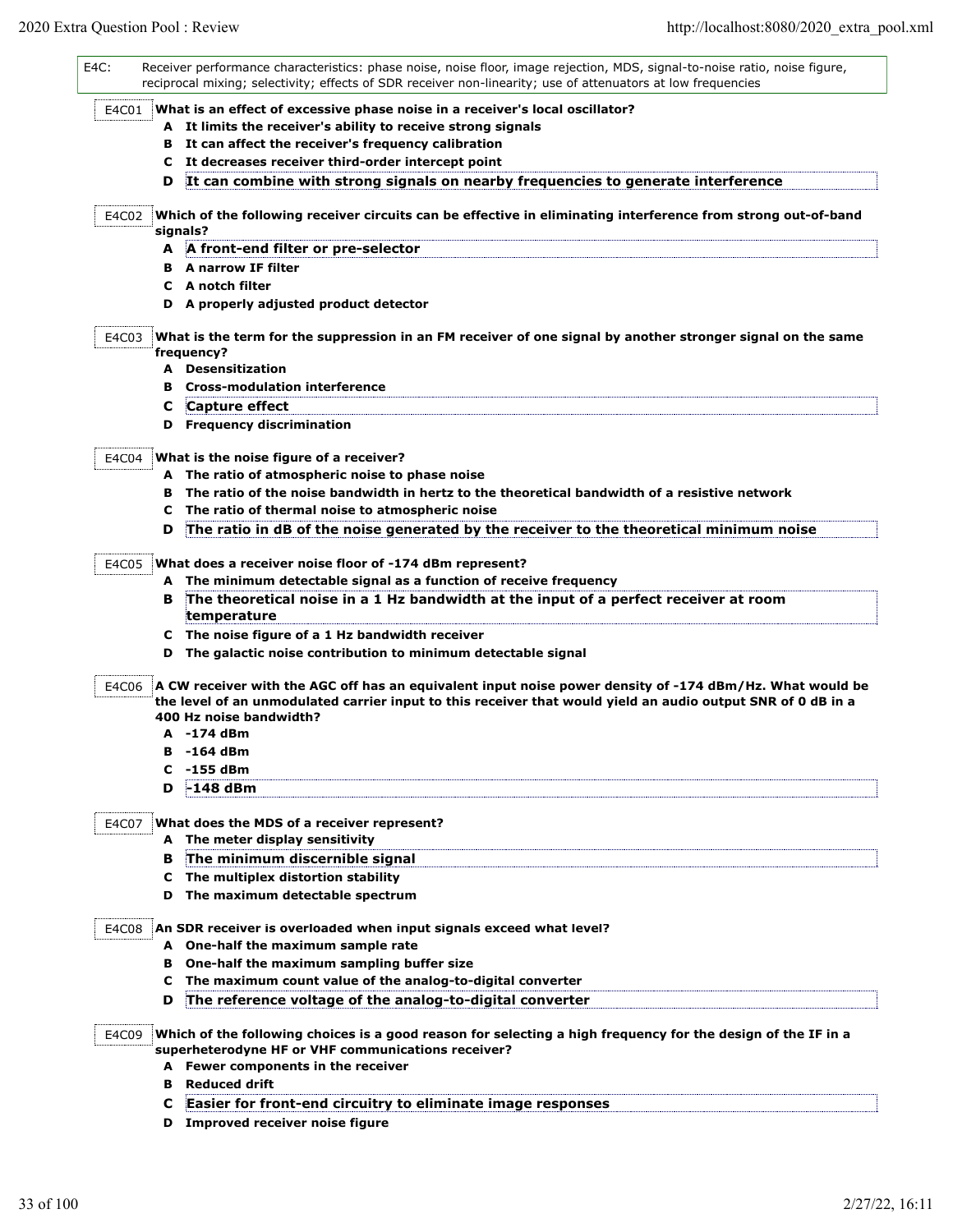E4C: Receiver performance characteristics: phase noise, noise floor, image rejection, MDS, signal-to-noise ratio, noise figure, reciprocal mixing; selectivity; effects of SDR receiver non-linearity; use of attenuators at low frequencies

**E4C01** **What is an effect of excessive phase noise in a receiver's local oscillator?**

- **A** It limits the receiver's ability to receive strong signals
- **B** It can affect the receiver's frequency calibration
- **C** It decreases receiver third-order intercept point
- **D** **It can combine with strong signals on nearby frequencies to generate interference**

**E4C02** **Which of the following receiver circuits can be effective in eliminating interference from strong out-of-band signals?**

- **A** **A front-end filter or pre-selector**
- **B** A narrow IF filter
- **C** A notch filter
- **D** A properly adjusted product detector

**E4C03** **What is the term for the suppression in an FM receiver of one signal by another stronger signal on the same frequency?**

- **A** Desensitization
- **B** Cross-modulation interference
- **C** **Capture effect**
- **D** Frequency discrimination

**E4C04** **What is the noise figure of a receiver?**

- **A** The ratio of atmospheric noise to phase noise
- **B** The ratio of the noise bandwidth in hertz to the theoretical bandwidth of a resistive network
- **C** The ratio of thermal noise to atmospheric noise
- **D** **The ratio in dB of the noise generated by the receiver to the theoretical minimum noise**

**E4C05** **What does a receiver noise floor of -174 dBm represent?**

- **A** The minimum detectable signal as a function of receive frequency
- **B** **The theoretical noise in a 1 Hz bandwidth at the input of a perfect receiver at room temperature**
- **C** The noise figure of a 1 Hz bandwidth receiver
- **D** The galactic noise contribution to minimum detectable signal

**E4C06** **A CW receiver with the AGC off has an equivalent input noise power density of -174 dBm/Hz. What would be the level of an unmodulated carrier input to this receiver that would yield an audio output SNR of 0 dB in a 400 Hz noise bandwidth?**

- **A** -174 dBm
- **B** -164 dBm
- **C** -155 dBm
- **D** **-148 dBm**

**E4C07** **What does the MDS of a receiver represent?**

- **A** The meter display sensitivity
- **B** **The minimum discernible signal**
- **C** The multiplex distortion stability
- **D** The maximum detectable spectrum

**E4C08** **An SDR receiver is overloaded when input signals exceed what level?**

- **A** One-half the maximum sample rate
- **B** One-half the maximum sampling buffer size
- **C** The maximum count value of the analog-to-digital converter
- **D** **The reference voltage of the analog-to-digital converter**

**E4C09** **Which of the following choices is a good reason for selecting a high frequency for the design of the IF in a superheterodyne HF or VHF communications receiver?**

- **A** Fewer components in the receiver
- **B** Reduced drift
- **C** **Easier for front-end circuitry to eliminate image responses**
- **D** Improved receiver noise figure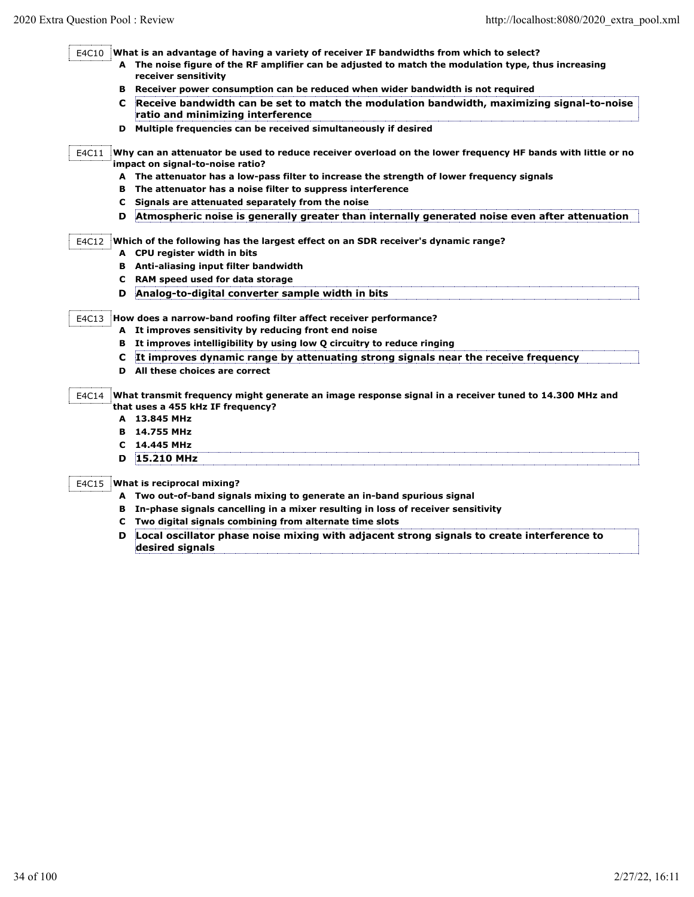E4C10 **What is an advantage of having a variety of receiver IF bandwidths from which to select?**

- **A** The noise figure of the RF amplifier can be adjusted to match the modulation type, thus increasing receiver sensitivity
- **B** Receiver power consumption can be reduced when wider bandwidth is not required
- **C** **Receive bandwidth can be set to match the modulation bandwidth, maximizing signal-to-noise ratio and minimizing interference**
- **D** Multiple frequencies can be received simultaneously if desired

E4C11 **Why can an attenuator be used to reduce receiver overload on the lower frequency HF bands with little or no impact on signal-to-noise ratio?**

- **A** The attenuator has a low-pass filter to increase the strength of lower frequency signals
- **B** The attenuator has a noise filter to suppress interference
- **C** Signals are attenuated separately from the noise
- **D** **Atmospheric noise is generally greater than internally generated noise even after attenuation**

E4C12 **Which of the following has the largest effect on an SDR receiver's dynamic range?**

- **A** CPU register width in bits
- **B** Anti-aliasing input filter bandwidth
- **C** RAM speed used for data storage
- **D** **Analog-to-digital converter sample width in bits**

E4C13 **How does a narrow-band roofing filter affect receiver performance?**

- **A** It improves sensitivity by reducing front end noise
- **B** It improves intelligibility by using low Q circuitry to reduce ringing
- **C** **It improves dynamic range by attenuating strong signals near the receive frequency**
- **D** All these choices are correct

E4C14 **What transmit frequency might generate an image response signal in a receiver tuned to 14.300 MHz and that uses a 455 kHz IF frequency?**

- **A** 13.845 MHz
- **B** 14.755 MHz
- **C** 14.445 MHz
- **D** **15.210 MHz**

E4C15 **What is reciprocal mixing?**

- **A** Two out-of-band signals mixing to generate an in-band spurious signal
- **B** In-phase signals cancelling in a mixer resulting in loss of receiver sensitivity
- **C** Two digital signals combining from alternate time slots
- **D** **Local oscillator phase noise mixing with adjacent strong signals to create interference to desired signals**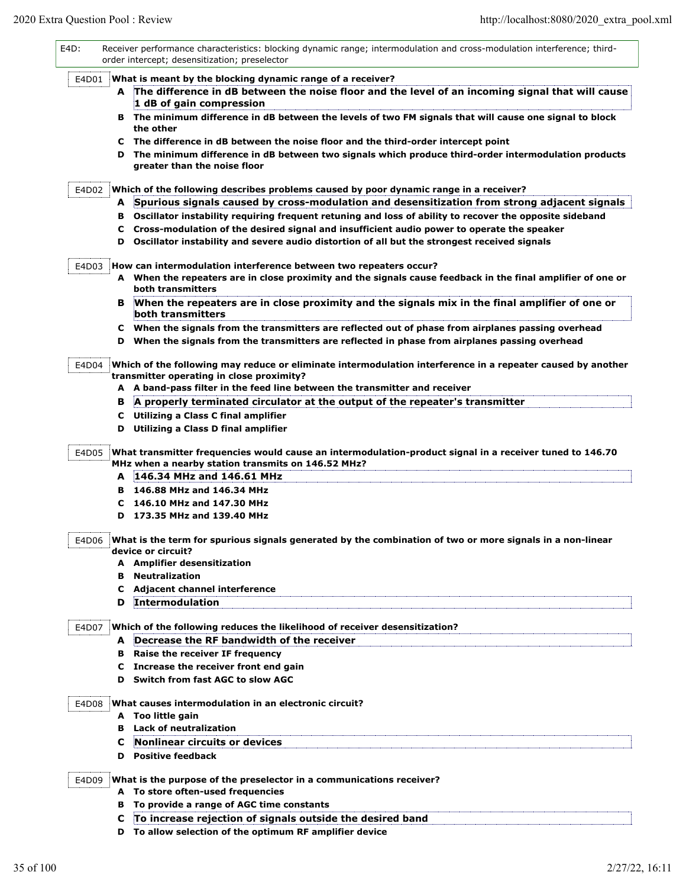E4D: Receiver performance characteristics: blocking dynamic range; intermodulation and cross-modulation interference; third-order intercept; desensitization; preselector

**E4D01 What is meant by the blocking dynamic range of a receiver?**

- **A The difference in dB between the noise floor and the level of an incoming signal that will cause 1 dB of gain compression**
- B The minimum difference in dB between the levels of two FM signals that will cause one signal to block the other
- C The difference in dB between the noise floor and the third-order intercept point
- D The minimum difference in dB between two signals which produce third-order intermodulation products greater than the noise floor

**E4D02 Which of the following describes problems caused by poor dynamic range in a receiver?**

- **A Spurious signals caused by cross-modulation and desensitization from strong adjacent signals**
- B Oscillator instability requiring frequent retuning and loss of ability to recover the opposite sideband
- C Cross-modulation of the desired signal and insufficient audio power to operate the speaker
- D Oscillator instability and severe audio distortion of all but the strongest received signals

**E4D03 How can intermodulation interference between two repeaters occur?**

- A When the repeaters are in close proximity and the signals cause feedback in the final amplifier of one or both transmitters
- **B When the repeaters are in close proximity and the signals mix in the final amplifier of one or both transmitters**
- C When the signals from the transmitters are reflected out of phase from airplanes passing overhead
- D When the signals from the transmitters are reflected in phase from airplanes passing overhead

**E4D04 Which of the following may reduce or eliminate intermodulation interference in a repeater caused by another transmitter operating in close proximity?**

- A A band-pass filter in the feed line between the transmitter and receiver
- **B A properly terminated circulator at the output of the repeater's transmitter**
- C Utilizing a Class C final amplifier
- D Utilizing a Class D final amplifier

**E4D05 What transmitter frequencies would cause an intermodulation-product signal in a receiver tuned to 146.70 MHz when a nearby station transmits on 146.52 MHz?**

- **A 146.34 MHz and 146.61 MHz**
- B 146.88 MHz and 146.34 MHz
- C 146.10 MHz and 147.30 MHz
- D 173.35 MHz and 139.40 MHz

**E4D06 What is the term for spurious signals generated by the combination of two or more signals in a non-linear device or circuit?**

- A Amplifier desensitization
- B Neutralization
- C Adjacent channel interference
- **D Intermodulation**

**E4D07 Which of the following reduces the likelihood of receiver desensitization?**

- **A Decrease the RF bandwidth of the receiver**
- B Raise the receiver IF frequency
- C Increase the receiver front end gain
- D Switch from fast AGC to slow AGC

**E4D08 What causes intermodulation in an electronic circuit?**

- A Too little gain
- B Lack of neutralization
- **C Nonlinear circuits or devices**
- D Positive feedback

**E4D09 What is the purpose of the preselector in a communications receiver?**

- A To store often-used frequencies
- B To provide a range of AGC time constants
- **C To increase rejection of signals outside the desired band**
- D To allow selection of the optimum RF amplifier device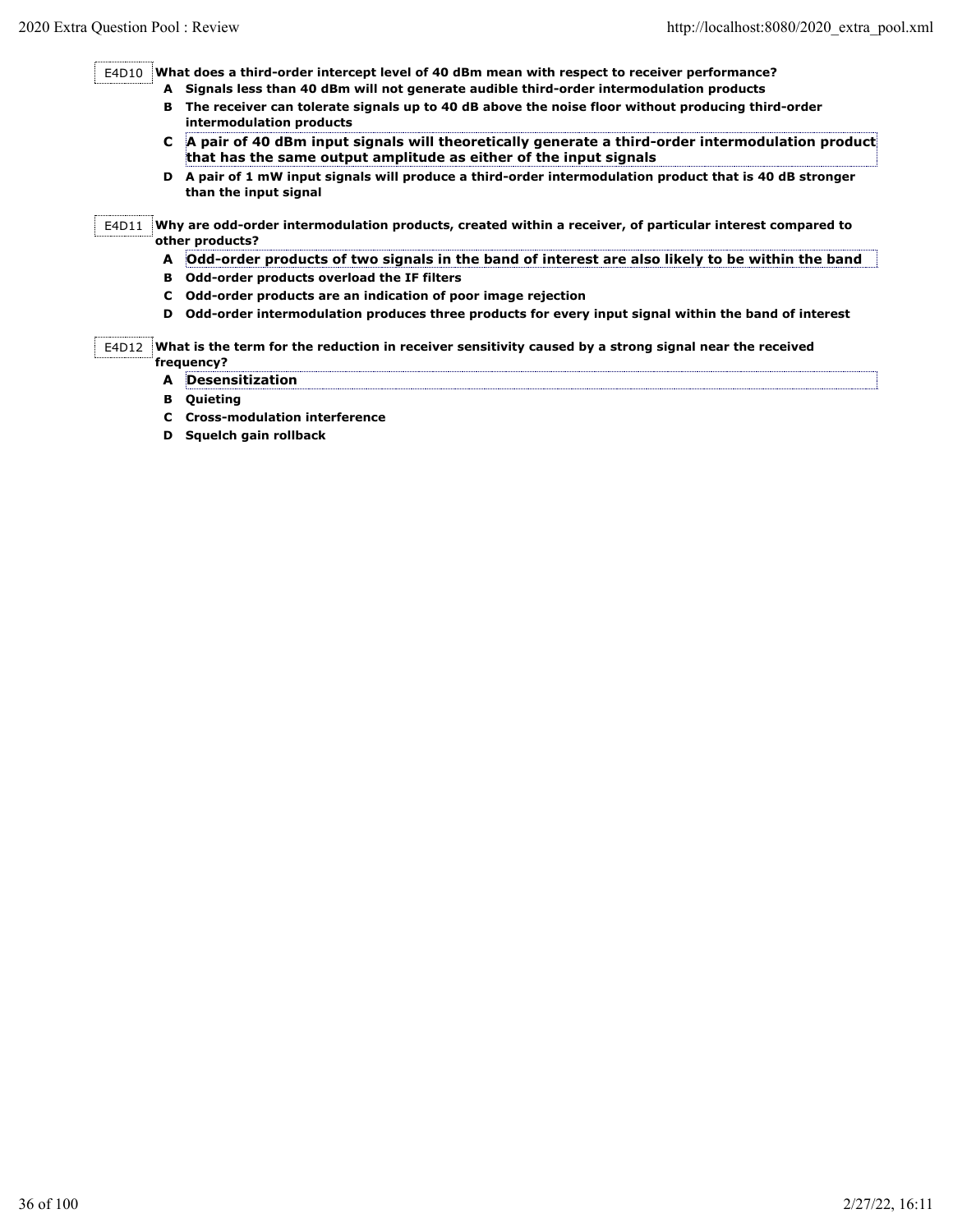E4D10 **What does a third-order intercept level of 40 dBm mean with respect to receiver performance?**

- **A** Signals less than 40 dBm will not generate audible third-order intermodulation products
- **B** The receiver can tolerate signals up to 40 dB above the noise floor without producing third-order intermodulation products
- **C** A pair of 40 dBm input signals will theoretically generate a third-order intermodulation product that has the same output amplitude as either of the input signals
- **D** A pair of 1 mW input signals will produce a third-order intermodulation product that is 40 dB stronger than the input signal

E4D11 **Why are odd-order intermodulation products, created within a receiver, of particular interest compared to other products?**

- **A** Odd-order products of two signals in the band of interest are also likely to be within the band
- **B** Odd-order products overload the IF filters
- **C** Odd-order products are an indication of poor image rejection
- **D** Odd-order intermodulation produces three products for every input signal within the band of interest

E4D12 **What is the term for the reduction in receiver sensitivity caused by a strong signal near the received frequency?**

- **A** Desensitization
- **B** Quieting
- **C** Cross-modulation interference
- **D** Squelch gain rollback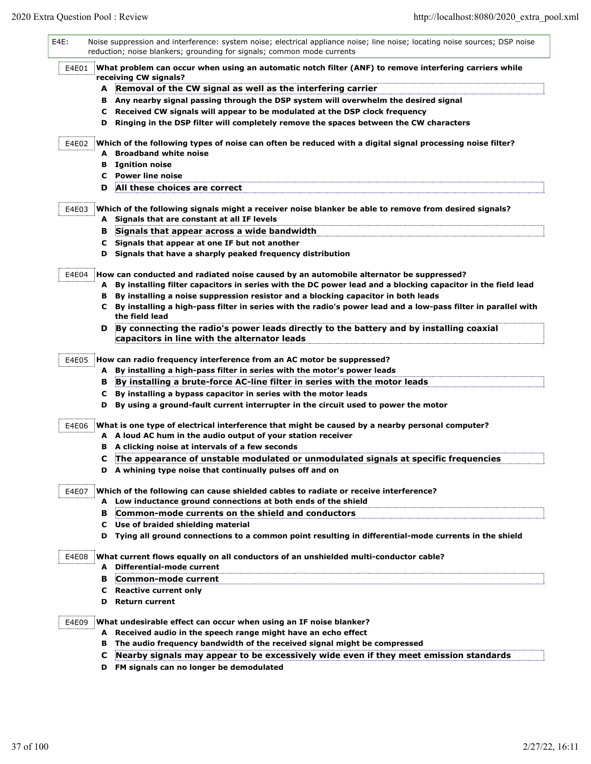E4E: Noise suppression and interference: system noise; electrical appliance noise; line noise; locating noise sources; DSP noise reduction; noise blankers; grounding for signals; common mode currents

**E4E01** **What problem can occur when using an automatic notch filter (ANF) to remove interfering carriers while receiving CW signals?**

- **A** **Removal of the CW signal as well as the interfering carrier**
- **B** Any nearby signal passing through the DSP system will overwhelm the desired signal
- **C** Received CW signals will appear to be modulated at the DSP clock frequency
- **D** Ringing in the DSP filter will completely remove the spaces between the CW characters

**E4E02** **Which of the following types of noise can often be reduced with a digital signal processing noise filter?**

- **A** Broadband white noise
- **B** Ignition noise
- **C** Power line noise
- **D** **All these choices are correct**

**E4E03** **Which of the following signals might a receiver noise blanker be able to remove from desired signals?**

- **A** Signals that are constant at all IF levels
- **B** **Signals that appear across a wide bandwidth**
- **C** Signals that appear at one IF but not another
- **D** Signals that have a sharply peaked frequency distribution

**E4E04** **How can conducted and radiated noise caused by an automobile alternator be suppressed?**

- **A** By installing filter capacitors in series with the DC power lead and a blocking capacitor in the field lead
- **B** By installing a noise suppression resistor and a blocking capacitor in both leads
- **C** By installing a high-pass filter in series with the radio's power lead and a low-pass filter in parallel with the field lead
- **D** **By connecting the radio's power leads directly to the battery and by installing coaxial capacitors in line with the alternator leads**

**E4E05** **How can radio frequency interference from an AC motor be suppressed?**

- **A** By installing a high-pass filter in series with the motor's power leads
- **B** **By installing a brute-force AC-line filter in series with the motor leads**
- **C** By installing a bypass capacitor in series with the motor leads
- **D** By using a ground-fault current interrupter in the circuit used to power the motor

**E4E06** **What is one type of electrical interference that might be caused by a nearby personal computer?**

- **A** A loud AC hum in the audio output of your station receiver
- **B** A clicking noise at intervals of a few seconds
- **C** **The appearance of unstable modulated or unmodulated signals at specific frequencies**
- **D** A whining type noise that continually pulses off and on

**E4E07** **Which of the following can cause shielded cables to radiate or receive interference?**

- **A** Low inductance ground connections at both ends of the shield
- **B** **Common-mode currents on the shield and conductors**
- **C** Use of braided shielding material
- **D** Tying all ground connections to a common point resulting in differential-mode currents in the shield

**E4E08** **What current flows equally on all conductors of an unshielded multi-conductor cable?**

- **A** Differential-mode current
- **B** **Common-mode current**
- **C** Reactive current only
- **D** Return current

**E4E09** **What undesirable effect can occur when using an IF noise blanker?**

- **A** Received audio in the speech range might have an echo effect
- **B** The audio frequency bandwidth of the received signal might be compressed
- **C** **Nearby signals may appear to be excessively wide even if they meet emission standards**
- **D** FM signals can no longer be demodulated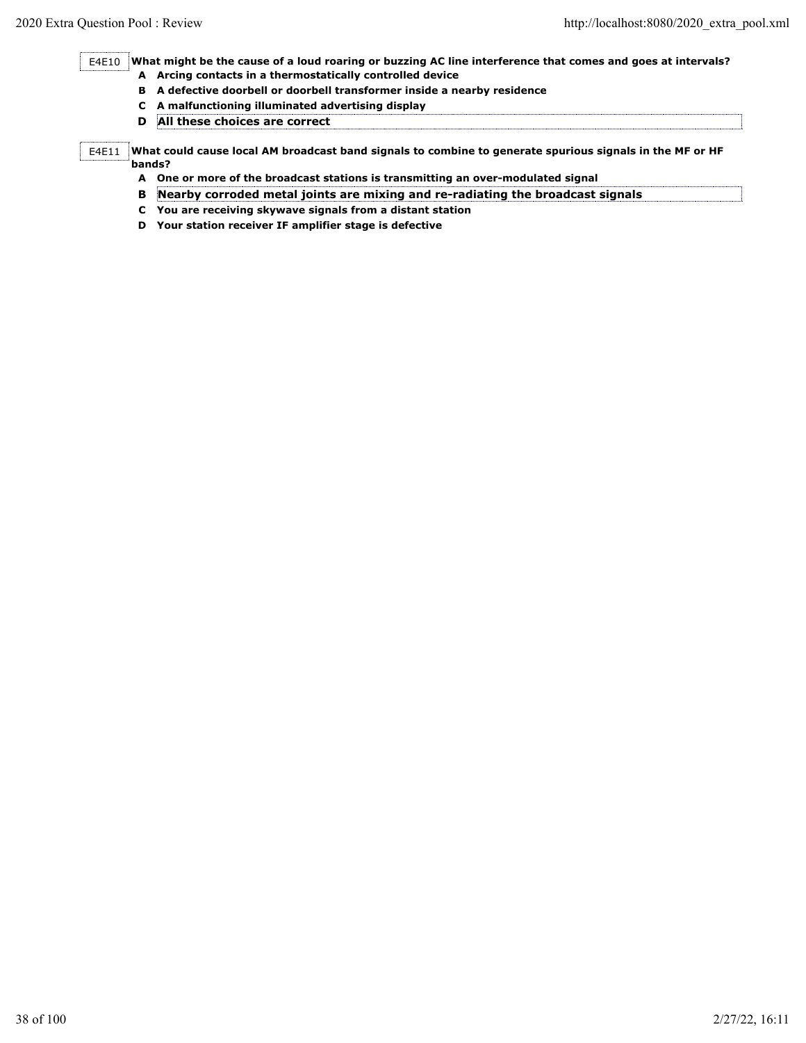E4E10 **What might be the cause of a loud roaring or buzzing AC line interference that comes and goes at intervals?**

- **A** **Arcing contacts in a thermostatically controlled device**
- **B** **A defective doorbell or doorbell transformer inside a nearby residence**
- **C** **A malfunctioning illuminated advertising display**
- **D** **All these choices are correct**

E4E11 **What could cause local AM broadcast band signals to combine to generate spurious signals in the MF or HF bands?**

- **A** **One or more of the broadcast stations is transmitting an over-modulated signal**
- **B** **Nearby corroded metal joints are mixing and re-radiating the broadcast signals**
- **C** **You are receiving skywave signals from a distant station**
- **D** **Your station receiver IF amplifier stage is defective**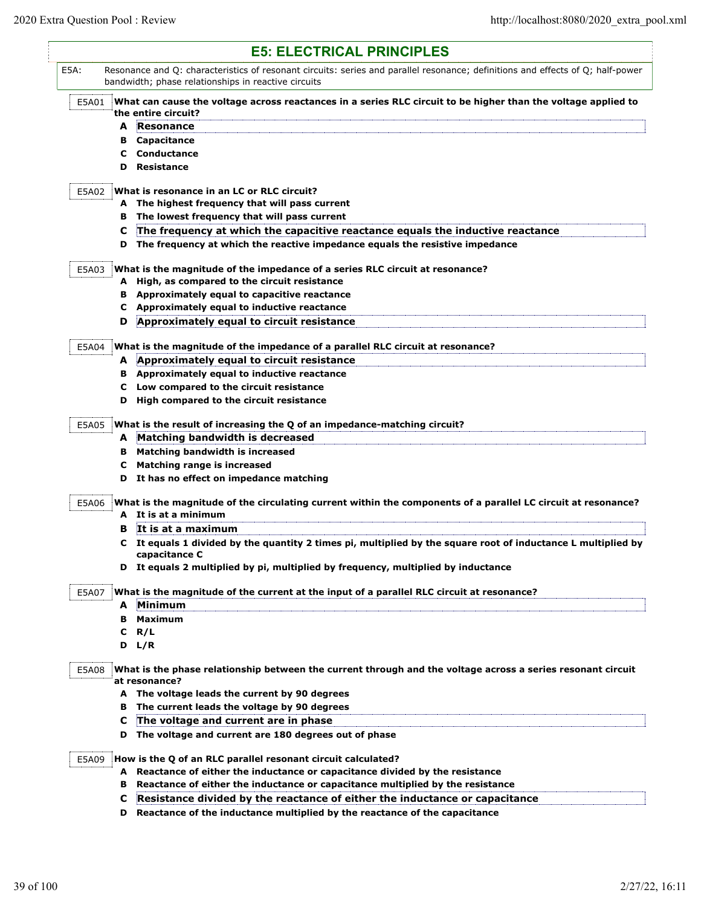## E5: ELECTRICAL PRINCIPLES

E5A: Resonance and Q: characteristics of resonant circuits: series and parallel resonance; definitions and effects of Q; half-power bandwidth; phase relationships in reactive circuits

**E5A01** **What can cause the voltage across reactances in a series RLC circuit to be higher than the voltage applied to the entire circuit?**

- **A** **Resonance**
- **B** Capacitance
- **C** Conductance
- **D** Resistance

**E5A02** **What is resonance in an LC or RLC circuit?**

- **A** The highest frequency that will pass current
- **B** The lowest frequency that will pass current
- **C** **The frequency at which the capacitive reactance equals the inductive reactance**
- **D** The frequency at which the reactive impedance equals the resistive impedance

**E5A03** **What is the magnitude of the impedance of a series RLC circuit at resonance?**

- **A** High, as compared to the circuit resistance
- **B** Approximately equal to capacitive reactance
- **C** Approximately equal to inductive reactance
- **D** **Approximately equal to circuit resistance**

**E5A04** **What is the magnitude of the impedance of a parallel RLC circuit at resonance?**

- **A** **Approximately equal to circuit resistance**
- **B** Approximately equal to inductive reactance
- **C** Low compared to the circuit resistance
- **D** High compared to the circuit resistance

**E5A05** **What is the result of increasing the Q of an impedance-matching circuit?**

- **A** **Matching bandwidth is decreased**
- **B** Matching bandwidth is increased
- **C** Matching range is increased
- **D** It has no effect on impedance matching

**E5A06** **What is the magnitude of the circulating current within the components of a parallel LC circuit at resonance?**

- **A** It is at a minimum
- **B** **It is at a maximum**
- **C** It equals 1 divided by the quantity 2 times pi, multiplied by the square root of inductance L multiplied by capacitance C
- **D** It equals 2 multiplied by pi, multiplied by frequency, multiplied by inductance

**E5A07** **What is the magnitude of the current at the input of a parallel RLC circuit at resonance?**

- **A** **Minimum**
- **B** Maximum
- **C** R/L
- **D** L/R

**E5A08** **What is the phase relationship between the current through and the voltage across a series resonant circuit at resonance?**

- **A** The voltage leads the current by 90 degrees
- **B** The current leads the voltage by 90 degrees
- **C** **The voltage and current are in phase**
- **D** The voltage and current are 180 degrees out of phase

**E5A09** **How is the Q of an RLC parallel resonant circuit calculated?**

- **A** Reactance of either the inductance or capacitance divided by the resistance
- **B** Reactance of either the inductance or capacitance multiplied by the resistance
- **C** **Resistance divided by the reactance of either the inductance or capacitance**
- **D** Reactance of the inductance multiplied by the reactance of the capacitance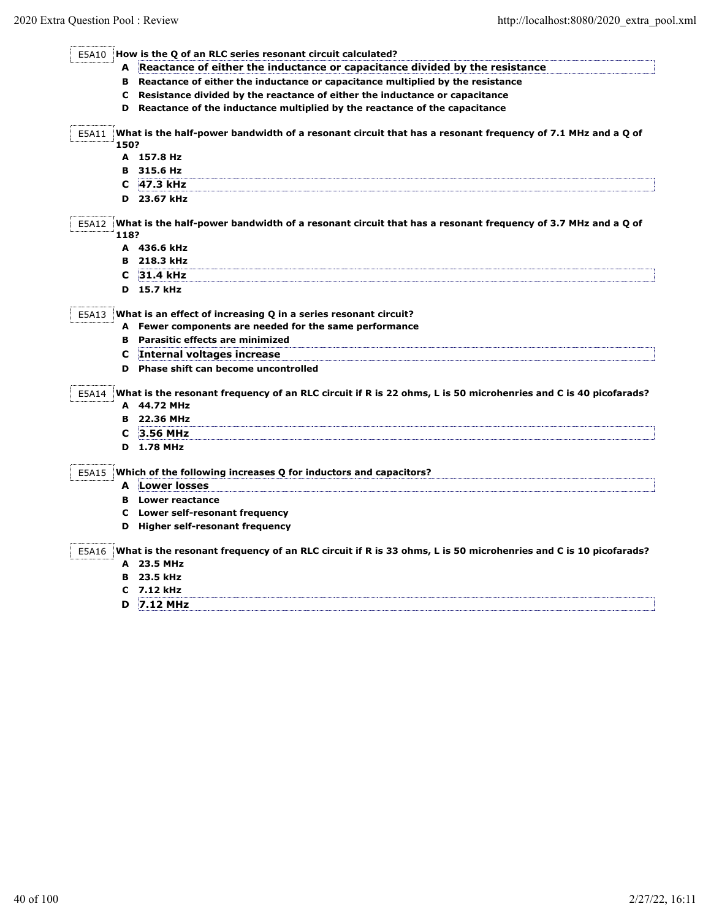**E5A10** **How is the Q of an RLC series resonant circuit calculated?**

- **A** **Reactance of either the inductance or capacitance divided by the resistance**
- **B** Reactance of either the inductance or capacitance multiplied by the resistance
- **C** Resistance divided by the reactance of either the inductance or capacitance
- **D** Reactance of the inductance multiplied by the reactance of the capacitance

**E5A11** **What is the half-power bandwidth of a resonant circuit that has a resonant frequency of 7.1 MHz and a Q of 150?**

- **A** 157.8 Hz
- **B** 315.6 Hz
- **C** **47.3 kHz**
- **D** 23.67 kHz

**E5A12** **What is the half-power bandwidth of a resonant circuit that has a resonant frequency of 3.7 MHz and a Q of 118?**

- **A** 436.6 kHz
- **B** 218.3 kHz
- **C** **31.4 kHz**
- **D** 15.7 kHz

**E5A13** **What is an effect of increasing Q in a series resonant circuit?**

- **A** Fewer components are needed for the same performance
- **B** Parasitic effects are minimized
- **C** **Internal voltages increase**
- **D** Phase shift can become uncontrolled

**E5A14** **What is the resonant frequency of an RLC circuit if R is 22 ohms, L is 50 microhenries and C is 40 picofarads?**

- **A** 44.72 MHz
- **B** 22.36 MHz
- **C** **3.56 MHz**
- **D** 1.78 MHz

**E5A15** **Which of the following increases Q for inductors and capacitors?**

- **A** **Lower losses**
- **B** Lower reactance
- **C** Lower self-resonant frequency
- **D** Higher self-resonant frequency

**E5A16** **What is the resonant frequency of an RLC circuit if R is 33 ohms, L is 50 microhenries and C is 10 picofarads?**

- **A** 23.5 MHz
- **B** 23.5 kHz
- **C** 7.12 kHz
- **D** **7.12 MHz**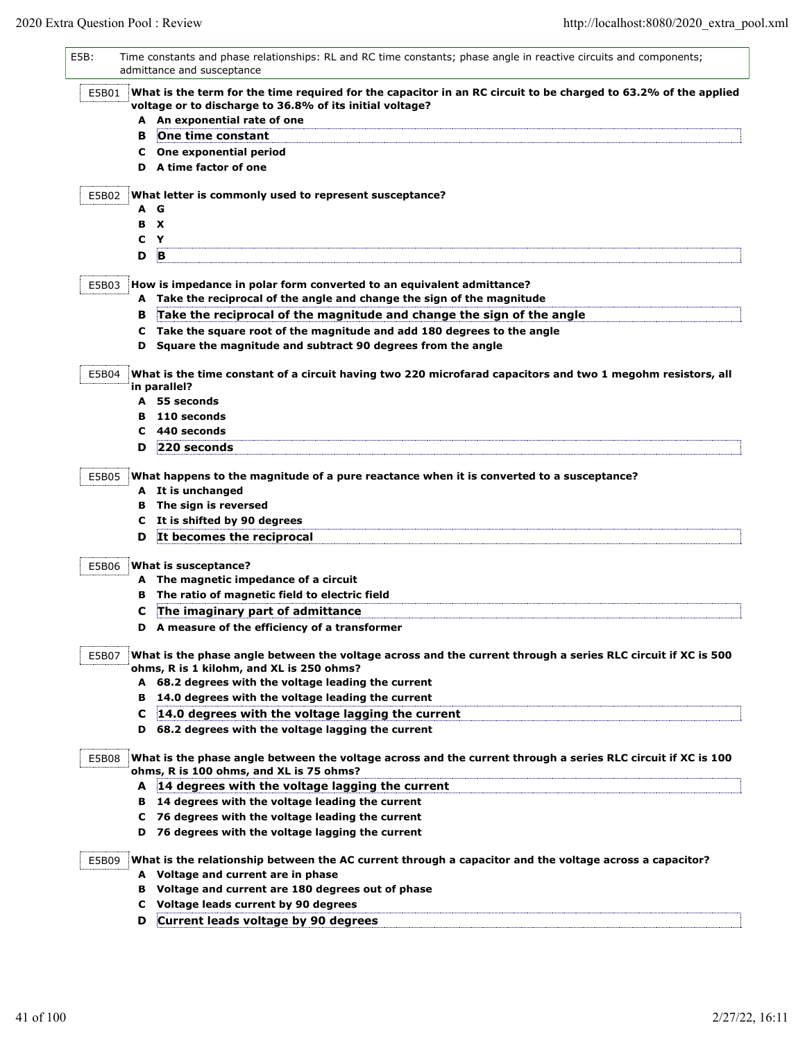**E5B:** Time constants and phase relationships: RL and RC time constants; phase angle in reactive circuits and components; admittance and susceptance

**E5B01** **What is the term for the time required for the capacitor in an RC circuit to be charged to 63.2% of the applied voltage or to discharge to 36.8% of its initial voltage?**

- **A** An exponential rate of one
- **B** **One time constant**
- **C** One exponential period
- **D** A time factor of one

**E5B02** **What letter is commonly used to represent susceptance?**

- **A** G
- **B** X
- **C** Y
- **D** **B**

**E5B03** **How is impedance in polar form converted to an equivalent admittance?**

- **A** Take the reciprocal of the angle and change the sign of the magnitude
- **B** **Take the reciprocal of the magnitude and change the sign of the angle**
- **C** Take the square root of the magnitude and add 180 degrees to the angle
- **D** Square the magnitude and subtract 90 degrees from the angle

**E5B04** **What is the time constant of a circuit having two 220 microfarad capacitors and two 1 megohm resistors, all in parallel?**

- **A** 55 seconds
- **B** 110 seconds
- **C** 440 seconds
- **D** **220 seconds**

**E5B05** **What happens to the magnitude of a pure reactance when it is converted to a susceptance?**

- **A** It is unchanged
- **B** The sign is reversed
- **C** It is shifted by 90 degrees
- **D** **It becomes the reciprocal**

**E5B06** **What is susceptance?**

- **A** The magnetic impedance of a circuit
- **B** The ratio of magnetic field to electric field
- **C** **The imaginary part of admittance**
- **D** A measure of the efficiency of a transformer

**E5B07** **What is the phase angle between the voltage across and the current through a series RLC circuit if XC is 500 ohms, R is 1 kilohm, and XL is 250 ohms?**

- **A** 68.2 degrees with the voltage leading the current
- **B** 14.0 degrees with the voltage leading the current
- **C** **14.0 degrees with the voltage lagging the current**
- **D** 68.2 degrees with the voltage lagging the current

**E5B08** **What is the phase angle between the voltage across and the current through a series RLC circuit if XC is 100 ohms, R is 100 ohms, and XL is 75 ohms?**

- **A** **14 degrees with the voltage lagging the current**
- **B** 14 degrees with the voltage leading the current
- **C** 76 degrees with the voltage leading the current
- **D** 76 degrees with the voltage lagging the current

**E5B09** **What is the relationship between the AC current through a capacitor and the voltage across a capacitor?**

- **A** Voltage and current are in phase
- **B** Voltage and current are 180 degrees out of phase
- **C** Voltage leads current by 90 degrees
- **D** **Current leads voltage by 90 degrees**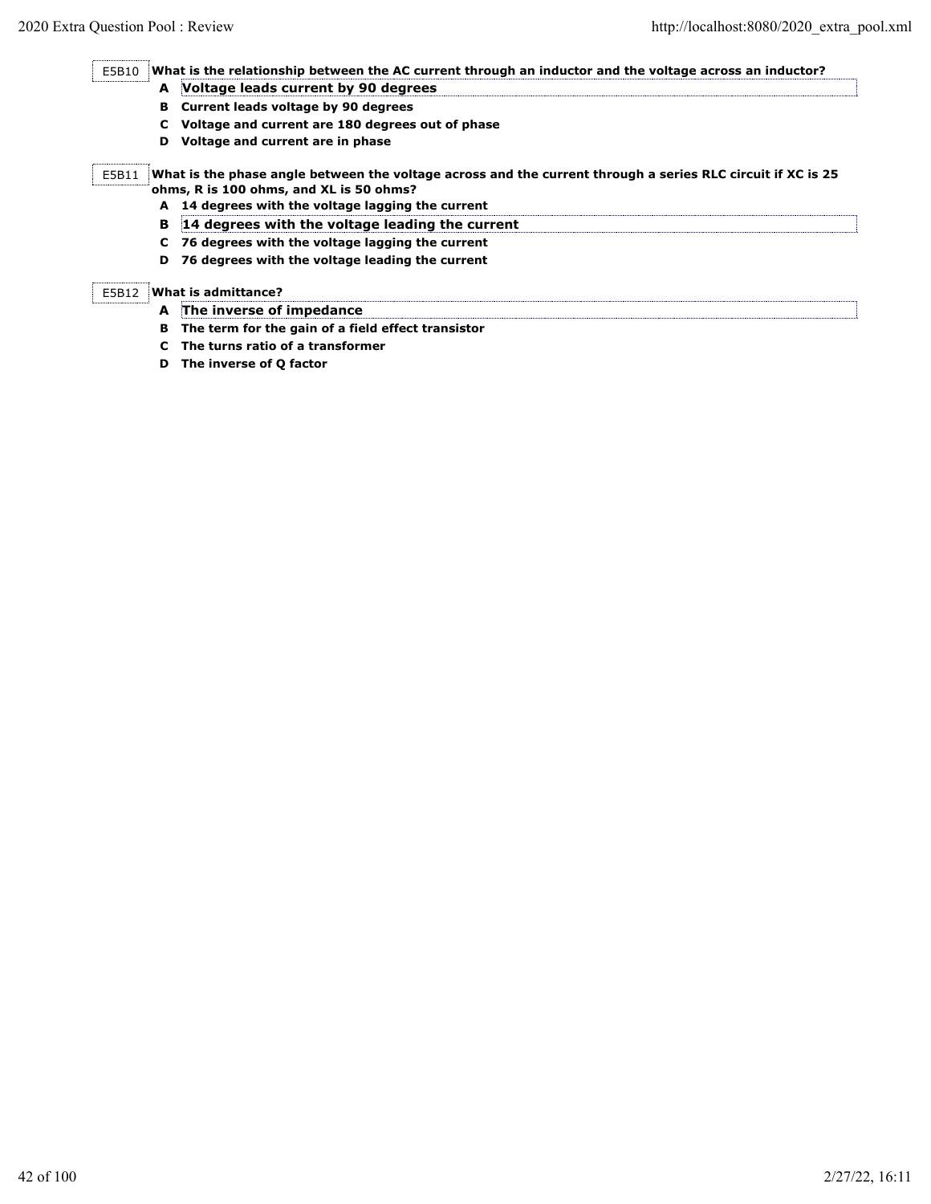E5B10 **What is the relationship between the AC current through an inductor and the voltage across an inductor?**

- **A** **Voltage leads current by 90 degrees**
- **B** Current leads voltage by 90 degrees
- **C** Voltage and current are 180 degrees out of phase
- **D** Voltage and current are in phase

E5B11 **What is the phase angle between the voltage across and the current through a series RLC circuit if XC is 25 ohms, R is 100 ohms, and XL is 50 ohms?**

- **A** 14 degrees with the voltage lagging the current
- **B** **14 degrees with the voltage leading the current**
- **C** 76 degrees with the voltage lagging the current
- **D** 76 degrees with the voltage leading the current

E5B12 **What is admittance?**

- **A** **The inverse of impedance**
- **B** The term for the gain of a field effect transistor
- **C** The turns ratio of a transformer
- **D** The inverse of Q factor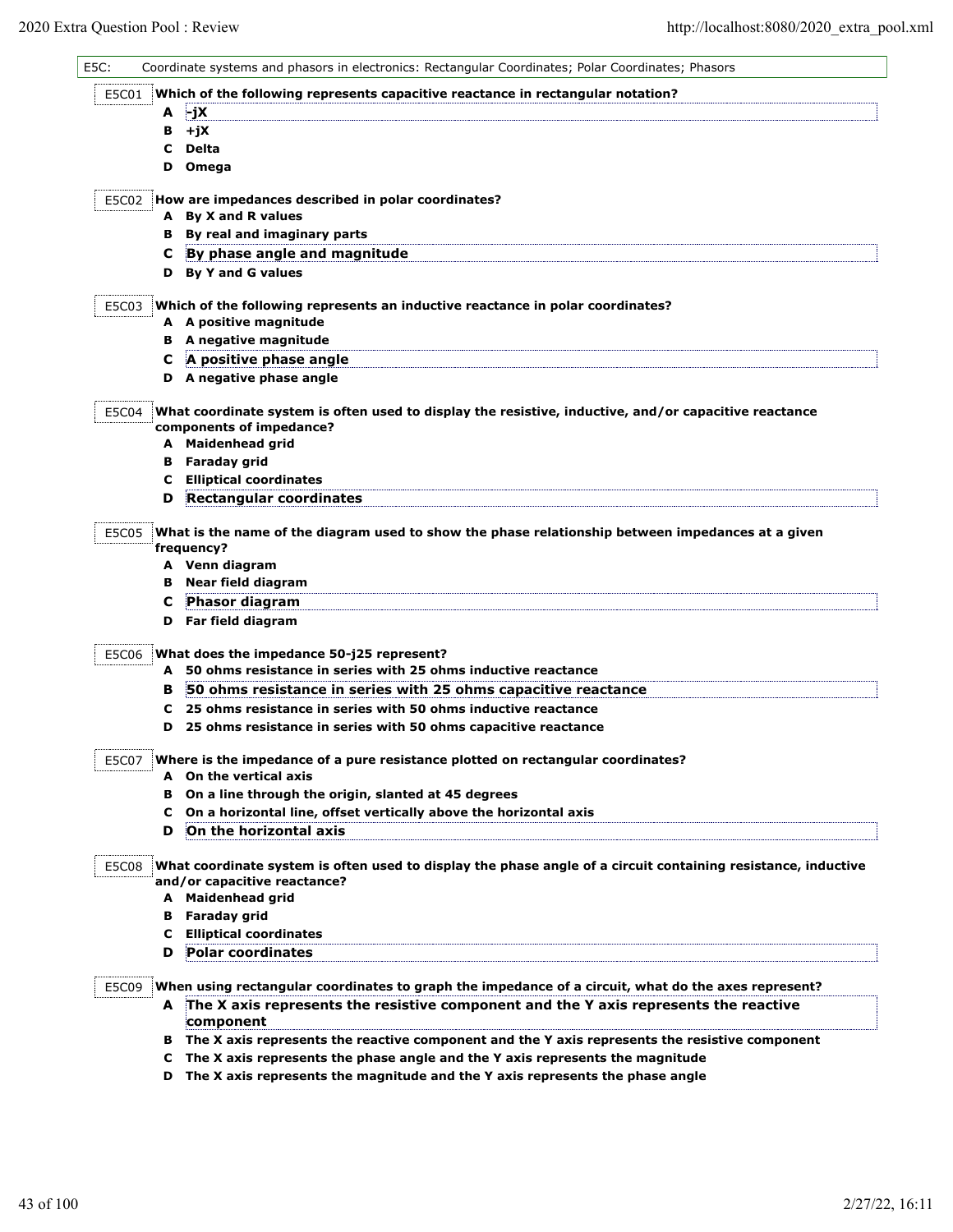## E5C: Coordinate systems and phasors in electronics: Rectangular Coordinates; Polar Coordinates; Phasors

**E5C01** **Which of the following represents capacitive reactance in rectangular notation?**

- **A** **-jX**
- **B** +jX
- **C** Delta
- **D** Omega

**E5C02** **How are impedances described in polar coordinates?**

- **A** By X and R values
- **B** By real and imaginary parts
- **C** **By phase angle and magnitude**
- **D** By Y and G values

**E5C03** **Which of the following represents an inductive reactance in polar coordinates?**

- **A** A positive magnitude
- **B** A negative magnitude
- **C** **A positive phase angle**
- **D** A negative phase angle

**E5C04** **What coordinate system is often used to display the resistive, inductive, and/or capacitive reactance components of impedance?**

- **A** Maidenhead grid
- **B** Faraday grid
- **C** Elliptical coordinates
- **D** **Rectangular coordinates**

**E5C05** **What is the name of the diagram used to show the phase relationship between impedances at a given frequency?**

- **A** Venn diagram
- **B** Near field diagram
- **C** **Phasor diagram**
- **D** Far field diagram

**E5C06** **What does the impedance 50-j25 represent?**

- **A** 50 ohms resistance in series with 25 ohms inductive reactance
- **B** **50 ohms resistance in series with 25 ohms capacitive reactance**
- **C** 25 ohms resistance in series with 50 ohms inductive reactance
- **D** 25 ohms resistance in series with 50 ohms capacitive reactance

**E5C07** **Where is the impedance of a pure resistance plotted on rectangular coordinates?**

- **A** On the vertical axis
- **B** On a line through the origin, slanted at 45 degrees
- **C** On a horizontal line, offset vertically above the horizontal axis
- **D** **On the horizontal axis**

**E5C08** **What coordinate system is often used to display the phase angle of a circuit containing resistance, inductive and/or capacitive reactance?**

- **A** Maidenhead grid
- **B** Faraday grid
- **C** Elliptical coordinates
- **D** **Polar coordinates**

**E5C09** **When using rectangular coordinates to graph the impedance of a circuit, what do the axes represent?**

- **A** **The X axis represents the resistive component and the Y axis represents the reactive component**
- **B** The X axis represents the reactive component and the Y axis represents the resistive component
- **C** The X axis represents the phase angle and the Y axis represents the magnitude
- **D** The X axis represents the magnitude and the Y axis represents the phase angle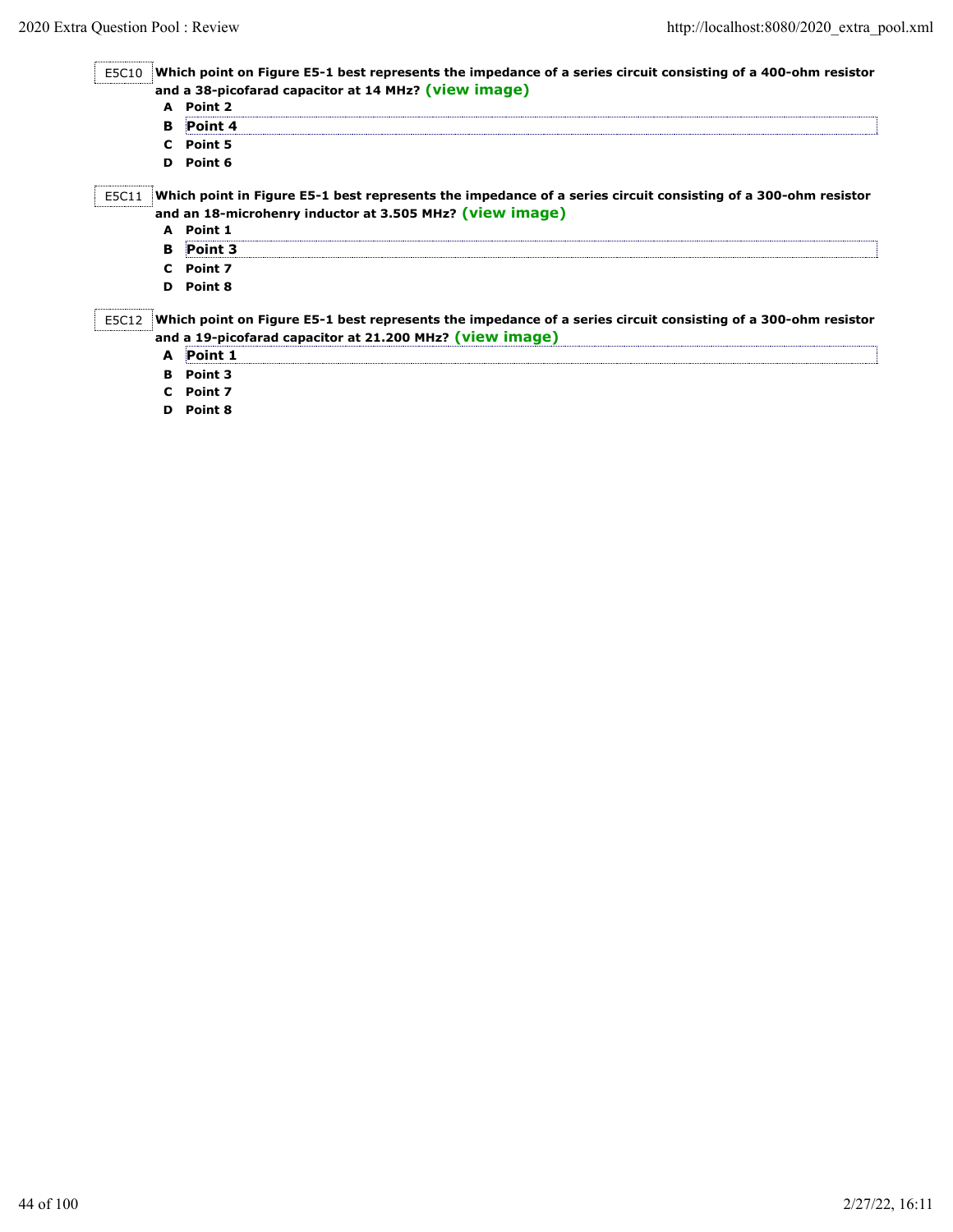E5C10 **Which point on Figure E5-1 best represents the impedance of a series circuit consisting of a 400-ohm resistor and a 38-picofarad capacitor at 14 MHz? (view image)**

- **A** Point 2
- **B** **Point 4**
- **C** Point 5
- **D** Point 6

E5C11 **Which point in Figure E5-1 best represents the impedance of a series circuit consisting of a 300-ohm resistor and an 18-microhenry inductor at 3.505 MHz? (view image)**

- **A** Point 1
- **B** **Point 3**
- **C** Point 7
- **D** Point 8

E5C12 **Which point on Figure E5-1 best represents the impedance of a series circuit consisting of a 300-ohm resistor and a 19-picofarad capacitor at 21.200 MHz? (view image)**

- **A** **Point 1**
- **B** Point 3
- **C** Point 7
- **D** Point 8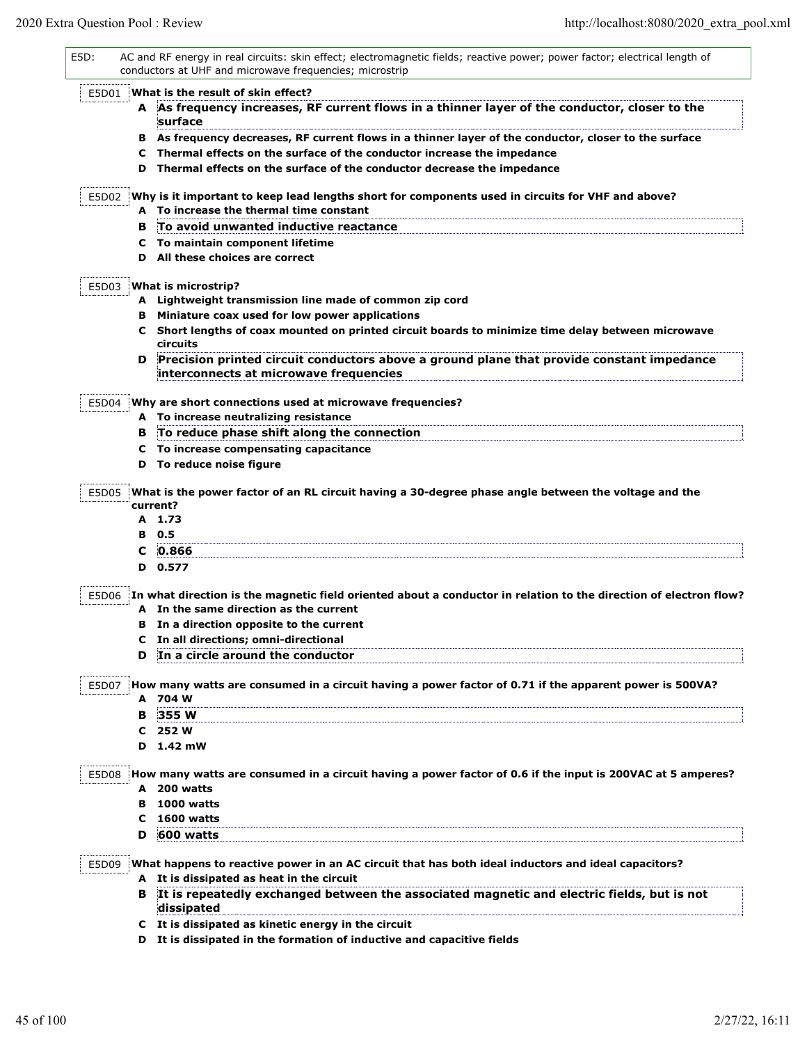**E5D:** AC and RF energy in real circuits: skin effect; electromagnetic fields; reactive power; power factor; electrical length of conductors at UHF and microwave frequencies; microstrip

**E5D01** What is the result of skin effect?

- **A** **As frequency increases, RF current flows in a thinner layer of the conductor, closer to the surface**
- **B** As frequency decreases, RF current flows in a thinner layer of the conductor, closer to the surface
- **C** Thermal effects on the surface of the conductor increase the impedance
- **D** Thermal effects on the surface of the conductor decrease the impedance

**E5D02** Why is it important to keep lead lengths short for components used in circuits for VHF and above?

- **A** To increase the thermal time constant
- **B** **To avoid unwanted inductive reactance**
- **C** To maintain component lifetime
- **D** All these choices are correct

**E5D03** What is microstrip?

- **A** Lightweight transmission line made of common zip cord
- **B** Miniature coax used for low power applications
- **C** Short lengths of coax mounted on printed circuit boards to minimize time delay between microwave circuits
- **D** **Precision printed circuit conductors above a ground plane that provide constant impedance interconnects at microwave frequencies**

**E5D04** Why are short connections used at microwave frequencies?

- **A** To increase neutralizing resistance
- **B** **To reduce phase shift along the connection**
- **C** To increase compensating capacitance
- **D** To reduce noise figure

**E5D05** What is the power factor of an RL circuit having a 30-degree phase angle between the voltage and the current?

- **A** 1.73
- **B** 0.5
- **C** **0.866**
- **D** 0.577

**E5D06** In what direction is the magnetic field oriented about a conductor in relation to the direction of electron flow?

- **A** In the same direction as the current
- **B** In a direction opposite to the current
- **C** In all directions; omni-directional
- **D** **In a circle around the conductor**

**E5D07** How many watts are consumed in a circuit having a power factor of 0.71 if the apparent power is 500VA?

- **A** 704 W
- **B** **355 W**
- **C** 252 W
- **D** 1.42 mW

**E5D08** How many watts are consumed in a circuit having a power factor of 0.6 if the input is 200VAC at 5 amperes?

- **A** 200 watts
- **B** 1000 watts
- **C** 1600 watts
- **D** **600 watts**

**E5D09** What happens to reactive power in an AC circuit that has both ideal inductors and ideal capacitors?

- **A** It is dissipated as heat in the circuit
- **B** **It is repeatedly exchanged between the associated magnetic and electric fields, but is not dissipated**
- **C** It is dissipated as kinetic energy in the circuit
- **D** It is dissipated in the formation of inductive and capacitive fields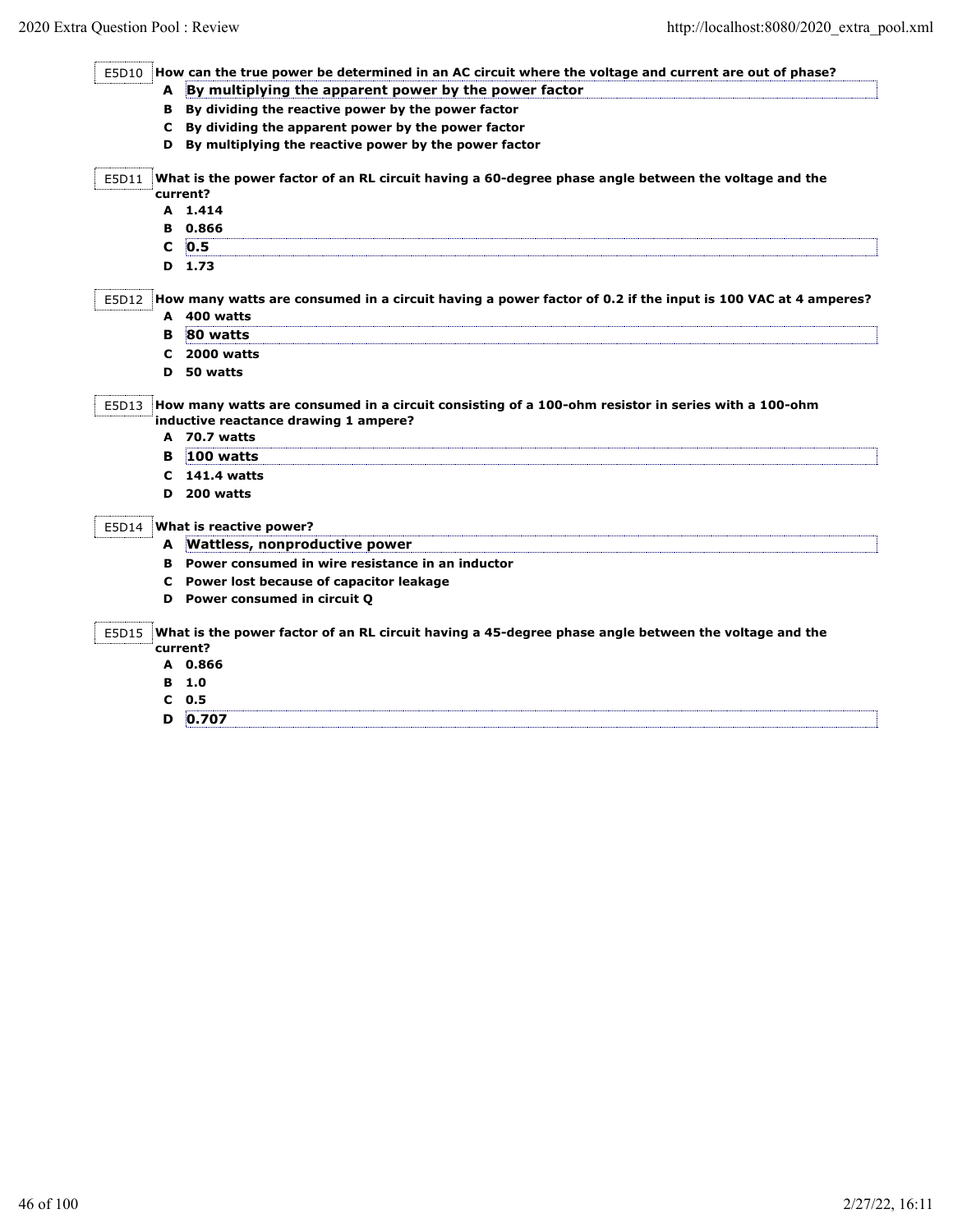E5D10 **How can the true power be determined in an AC circuit where the voltage and current are out of phase?**

- **A** **By multiplying the apparent power by the power factor**
- **B** By dividing the reactive power by the power factor
- **C** By dividing the apparent power by the power factor
- **D** By multiplying the reactive power by the power factor

E5D11 **What is the power factor of an RL circuit having a 60-degree phase angle between the voltage and the current?**

- **A** 1.414
- **B** 0.866
- **C** **0.5**
- **D** 1.73

E5D12 **How many watts are consumed in a circuit having a power factor of 0.2 if the input is 100 VAC at 4 amperes?**

- **A** 400 watts
- **B** **80 watts**
- **C** 2000 watts
- **D** 50 watts

E5D13 **How many watts are consumed in a circuit consisting of a 100-ohm resistor in series with a 100-ohm inductive reactance drawing 1 ampere?**

- **A** 70.7 watts
- **B** **100 watts**
- **C** 141.4 watts
- **D** 200 watts

E5D14 **What is reactive power?**

- **A** **Wattless, nonproductive power**
- **B** Power consumed in wire resistance in an inductor
- **C** Power lost because of capacitor leakage
- **D** Power consumed in circuit Q

E5D15 **What is the power factor of an RL circuit having a 45-degree phase angle between the voltage and the current?**

- **A** 0.866
- **B** 1.0
- **C** 0.5
- **D** **0.707**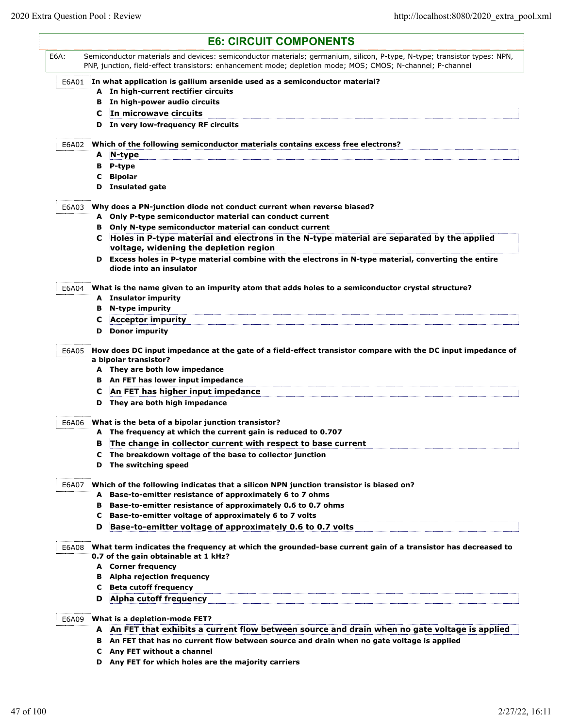# E6: CIRCUIT COMPONENTS

E6A: Semiconductor materials and devices: semiconductor materials; germanium, silicon, P-type, N-type; transistor types: NPN, PNP, junction, field-effect transistors: enhancement mode; depletion mode; MOS; CMOS; N-channel; P-channel

**E6A01** **In what application is gallium arsenide used as a semiconductor material?**

- **A** In high-current rectifier circuits
- **B** In high-power audio circuits
- **C** **In microwave circuits**
- **D** In very low-frequency RF circuits

**E6A02** **Which of the following semiconductor materials contains excess free electrons?**

- **A** **N-type**
- **B** P-type
- **C** Bipolar
- **D** Insulated gate

**E6A03** **Why does a PN-junction diode not conduct current when reverse biased?**

- **A** Only P-type semiconductor material can conduct current
- **B** Only N-type semiconductor material can conduct current
- **C** **Holes in P-type material and electrons in the N-type material are separated by the applied voltage, widening the depletion region**
- **D** Excess holes in P-type material combine with the electrons in N-type material, converting the entire diode into an insulator

**E6A04** **What is the name given to an impurity atom that adds holes to a semiconductor crystal structure?**

- **A** Insulator impurity
- **B** N-type impurity
- **C** **Acceptor impurity**
- **D** Donor impurity

**E6A05** **How does DC input impedance at the gate of a field-effect transistor compare with the DC input impedance of a bipolar transistor?**

- **A** They are both low impedance
- **B** An FET has lower input impedance
- **C** **An FET has higher input impedance**
- **D** They are both high impedance

**E6A06** **What is the beta of a bipolar junction transistor?**

- **A** The frequency at which the current gain is reduced to 0.707
- **B** **The change in collector current with respect to base current**
- **C** The breakdown voltage of the base to collector junction
- **D** The switching speed

**E6A07** **Which of the following indicates that a silicon NPN junction transistor is biased on?**

- **A** Base-to-emitter resistance of approximately 6 to 7 ohms
- **B** Base-to-emitter resistance of approximately 0.6 to 0.7 ohms
- **C** Base-to-emitter voltage of approximately 6 to 7 volts
- **D** **Base-to-emitter voltage of approximately 0.6 to 0.7 volts**

**E6A08** **What term indicates the frequency at which the grounded-base current gain of a transistor has decreased to 0.7 of the gain obtainable at 1 kHz?**

- **A** Corner frequency
- **B** Alpha rejection frequency
- **C** Beta cutoff frequency
- **D** **Alpha cutoff frequency**

**E6A09** **What is a depletion-mode FET?**

- **A** **An FET that exhibits a current flow between source and drain when no gate voltage is applied**
- **B** An FET that has no current flow between source and drain when no gate voltage is applied
- **C** Any FET without a channel
- **D** Any FET for which holes are the majority carriers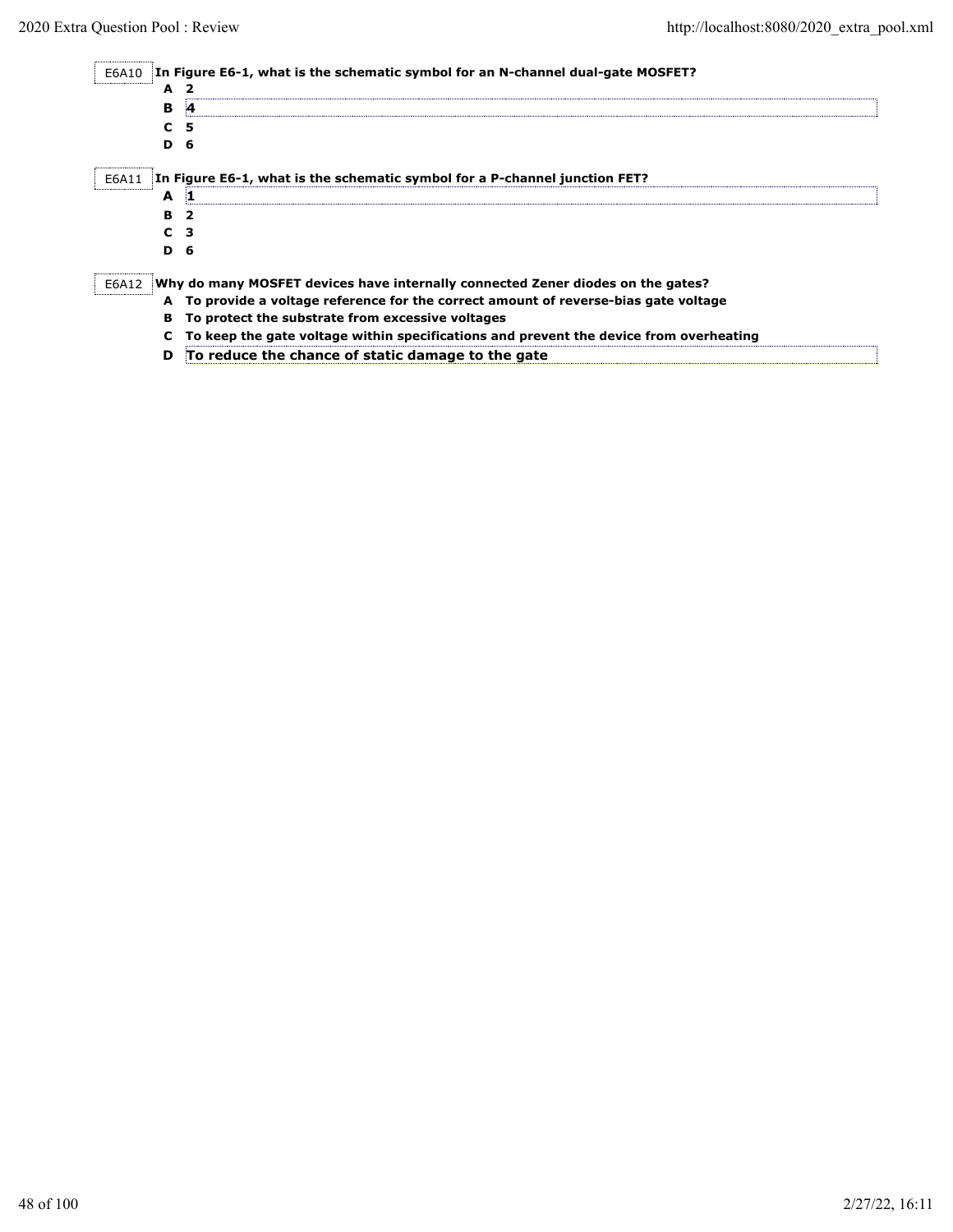E6A10 **In Figure E6-1, what is the schematic symbol for an N-channel dual-gate MOSFET?**

- **A** 2
- **B** 4
- **C** 5
- **D** 6

E6A11 **In Figure E6-1, what is the schematic symbol for a P-channel junction FET?**

- **A** 1
- **B** 2
- **C** 3
- **D** 6

E6A12 **Why do many MOSFET devices have internally connected Zener diodes on the gates?**

- **A** To provide a voltage reference for the correct amount of reverse-bias gate voltage
- **B** To protect the substrate from excessive voltages
- **C** To keep the gate voltage within specifications and prevent the device from overheating
- **D** To reduce the chance of static damage to the gate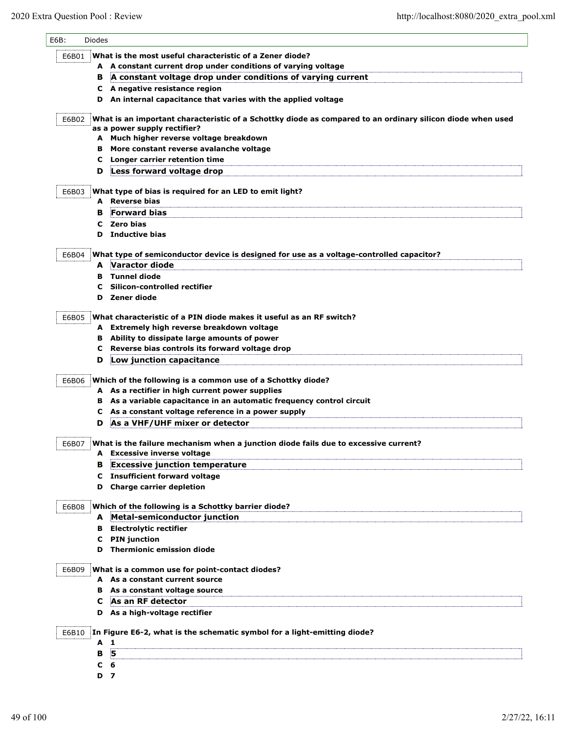## E6B: Diodes

**E6B01** What is the most useful characteristic of a Zener diode?

- A A constant current drop under conditions of varying voltage
- **B A constant voltage drop under conditions of varying current**
- C A negative resistance region
- D An internal capacitance that varies with the applied voltage

**E6B02** What is an important characteristic of a Schottky diode as compared to an ordinary silicon diode when used as a power supply rectifier?

- A Much higher reverse voltage breakdown
- B More constant reverse avalanche voltage
- C Longer carrier retention time
- **D Less forward voltage drop**

**E6B03** What type of bias is required for an LED to emit light?

- A Reverse bias
- **B Forward bias**
- C Zero bias
- D Inductive bias

**E6B04** What type of semiconductor device is designed for use as a voltage-controlled capacitor?

- **A Varactor diode**
- B Tunnel diode
- C Silicon-controlled rectifier
- D Zener diode

**E6B05** What characteristic of a PIN diode makes it useful as an RF switch?

- A Extremely high reverse breakdown voltage
- B Ability to dissipate large amounts of power
- C Reverse bias controls its forward voltage drop
- **D Low junction capacitance**

**E6B06** Which of the following is a common use of a Schottky diode?

- A As a rectifier in high current power supplies
- B As a variable capacitance in an automatic frequency control circuit
- C As a constant voltage reference in a power supply
- **D As a VHF/UHF mixer or detector**

**E6B07** What is the failure mechanism when a junction diode fails due to excessive current?

- A Excessive inverse voltage
- **B Excessive junction temperature**
- C Insufficient forward voltage
- D Charge carrier depletion

**E6B08** Which of the following is a Schottky barrier diode?

- **A Metal-semiconductor junction**
- B Electrolytic rectifier
- C PIN junction
- D Thermionic emission diode

**E6B09** What is a common use for point-contact diodes?

- A As a constant current source
- B As a constant voltage source
- **C As an RF detector**
- D As a high-voltage rectifier

**E6B10** In Figure E6-2, what is the schematic symbol for a light-emitting diode?

- A 1
- **B 5**
- C 6
- D 7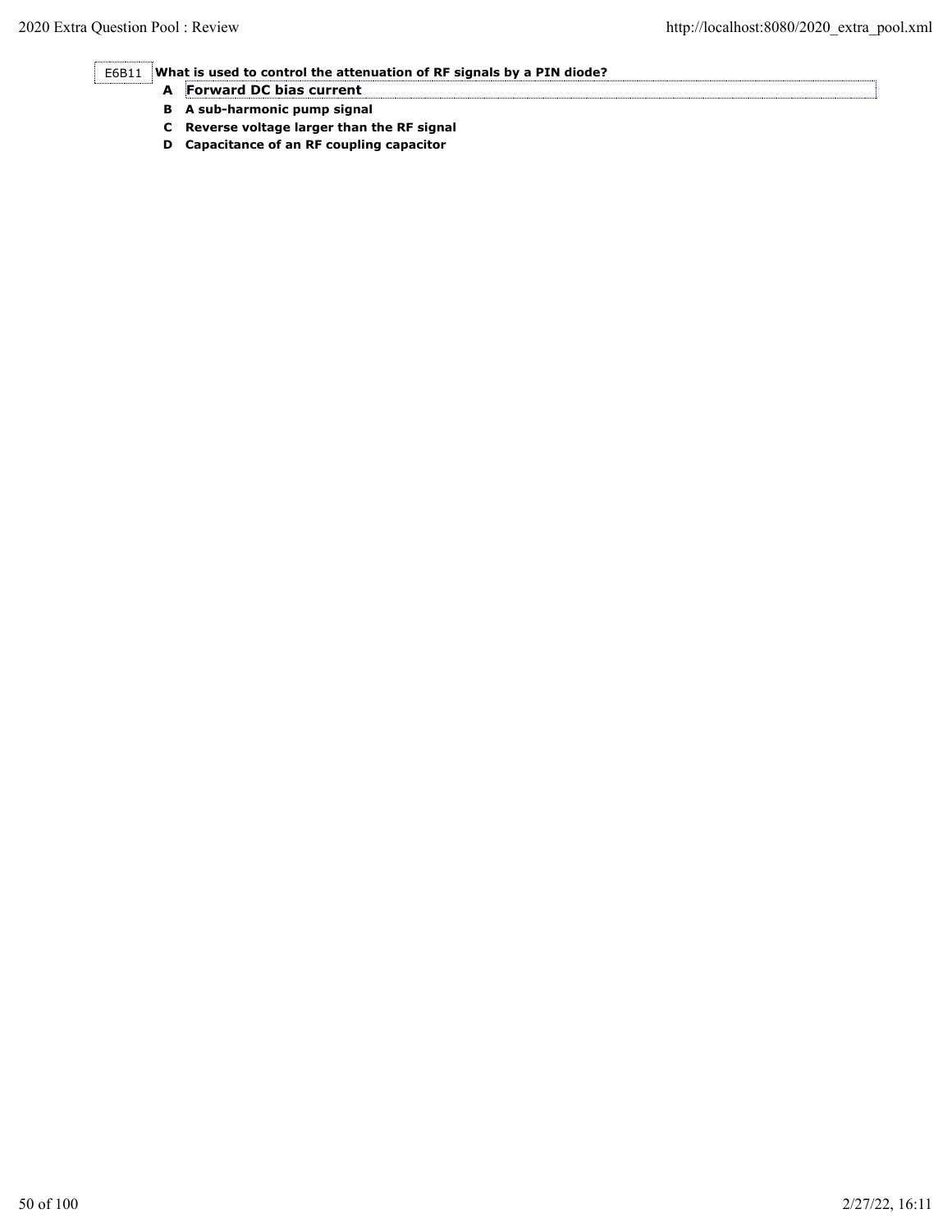E6B11 **What is used to control the attenuation of RF signals by a PIN diode?**

- **A** **Forward DC bias current**
- **B** **A sub-harmonic pump signal**
- **C** **Reverse voltage larger than the RF signal**
- **D** **Capacitance of an RF coupling capacitor**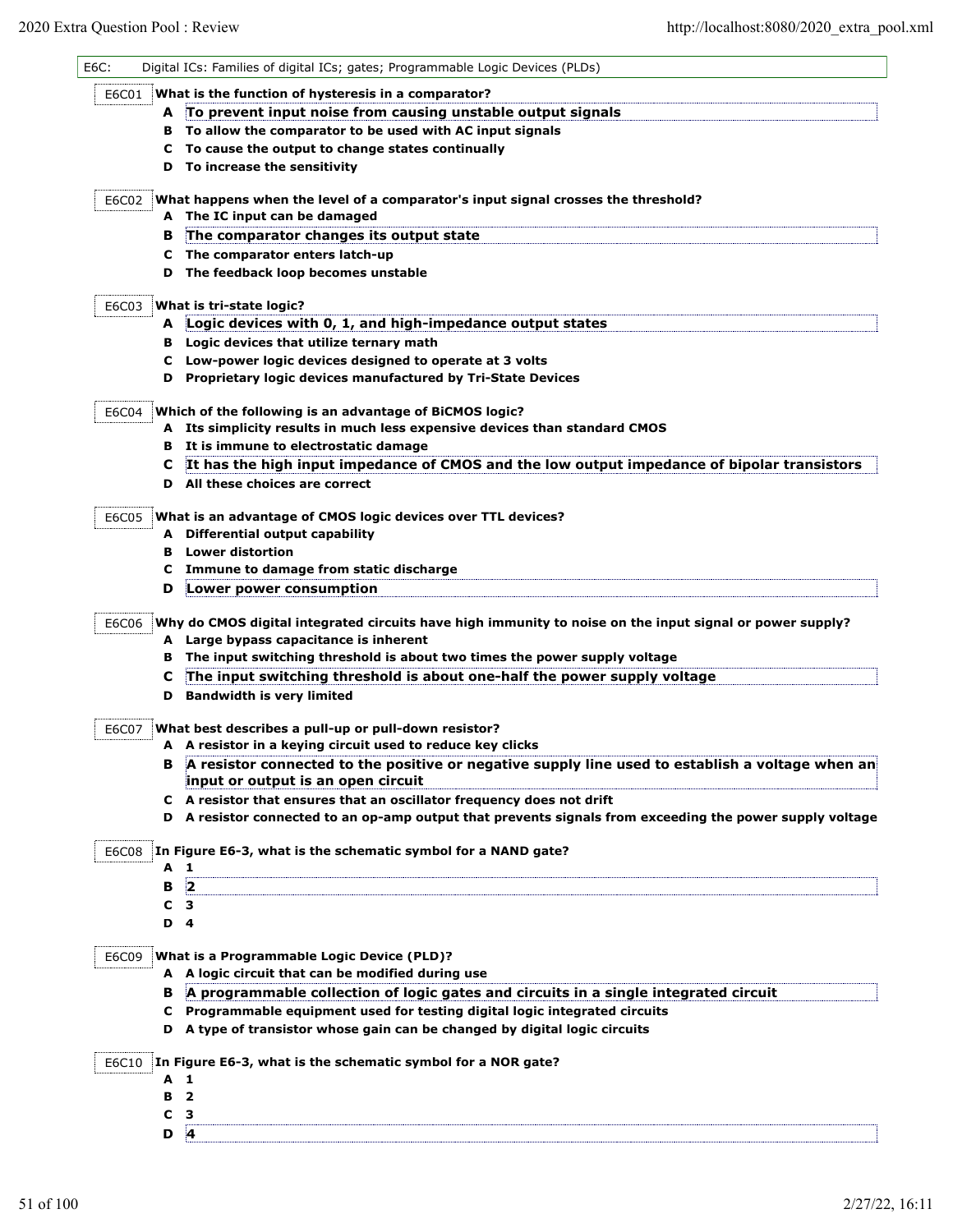## E6C: Digital ICs: Families of digital ICs; gates; Programmable Logic Devices (PLDs)

**E6C01** **What is the function of hysteresis in a comparator?**

- **A** **To prevent input noise from causing unstable output signals**
- **B** To allow the comparator to be used with AC input signals
- **C** To cause the output to change states continually
- **D** To increase the sensitivity

**E6C02** **What happens when the level of a comparator's input signal crosses the threshold?**

- **A** The IC input can be damaged
- **B** **The comparator changes its output state**
- **C** The comparator enters latch-up
- **D** The feedback loop becomes unstable

**E6C03** **What is tri-state logic?**

- **A** **Logic devices with 0, 1, and high-impedance output states**
- **B** Logic devices that utilize ternary math
- **C** Low-power logic devices designed to operate at 3 volts
- **D** Proprietary logic devices manufactured by Tri-State Devices

**E6C04** **Which of the following is an advantage of BiCMOS logic?**

- **A** Its simplicity results in much less expensive devices than standard CMOS
- **B** It is immune to electrostatic damage
- **C** **It has the high input impedance of CMOS and the low output impedance of bipolar transistors**
- **D** All these choices are correct

**E6C05** **What is an advantage of CMOS logic devices over TTL devices?**

- **A** Differential output capability
- **B** Lower distortion
- **C** Immune to damage from static discharge
- **D** **Lower power consumption**

**E6C06** **Why do CMOS digital integrated circuits have high immunity to noise on the input signal or power supply?**

- **A** Large bypass capacitance is inherent
- **B** The input switching threshold is about two times the power supply voltage
- **C** **The input switching threshold is about one-half the power supply voltage**
- **D** Bandwidth is very limited

**E6C07** **What best describes a pull-up or pull-down resistor?**

- **A** A resistor in a keying circuit used to reduce key clicks
- **B** **A resistor connected to the positive or negative supply line used to establish a voltage when an input or output is an open circuit**
- **C** A resistor that ensures that an oscillator frequency does not drift
- **D** A resistor connected to an op-amp output that prevents signals from exceeding the power supply voltage

**E6C08** **In Figure E6-3, what is the schematic symbol for a NAND gate?**

- **A** 1
- **B** **2**
- **C** 3
- **D** 4

**E6C09** **What is a Programmable Logic Device (PLD)?**

- **A** A logic circuit that can be modified during use
- **B** **A programmable collection of logic gates and circuits in a single integrated circuit**
- **C** Programmable equipment used for testing digital logic integrated circuits
- **D** A type of transistor whose gain can be changed by digital logic circuits

**E6C10** **In Figure E6-3, what is the schematic symbol for a NOR gate?**

- **A** 1
- **B** 2
- **C** 3
- **D** **4**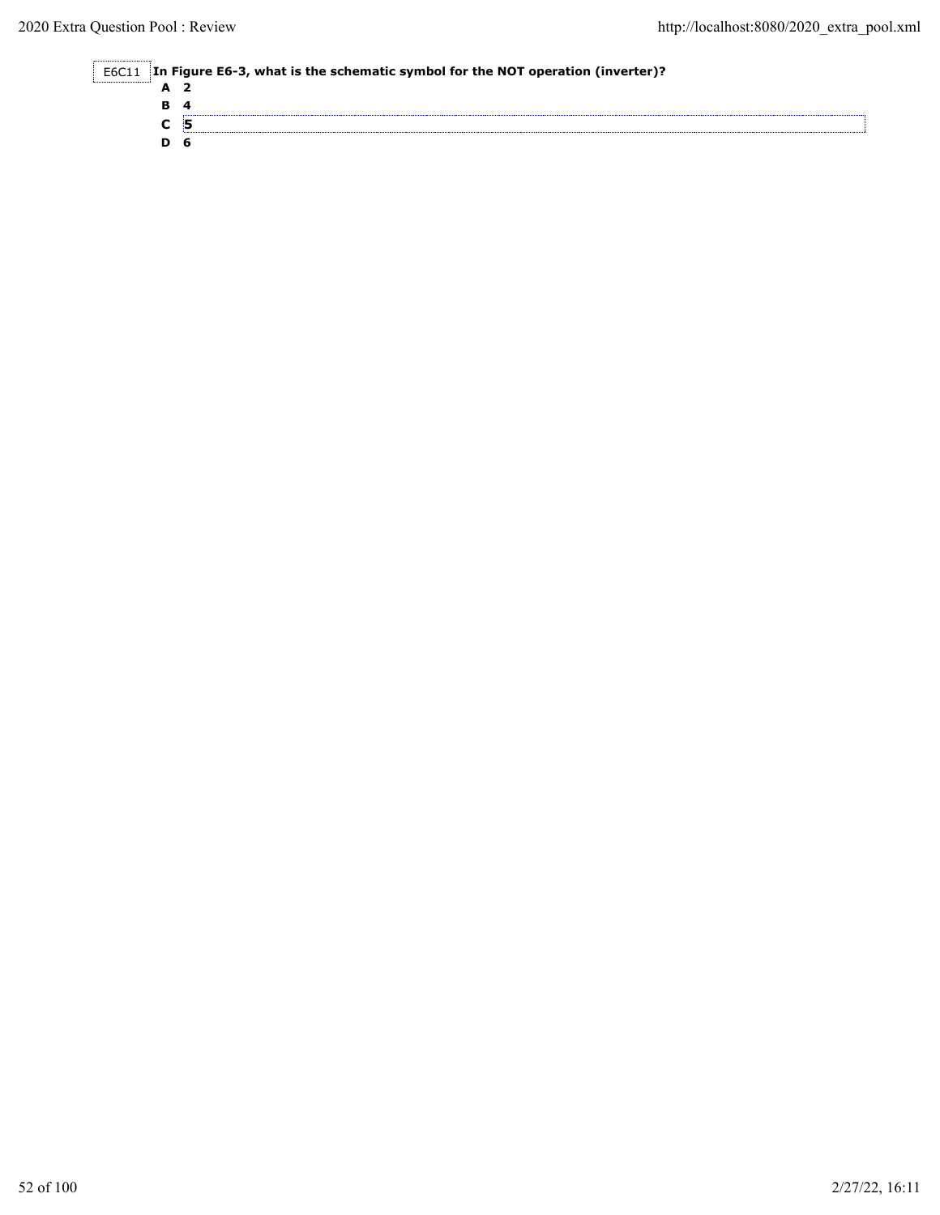E6C11 **In Figure E6-3, what is the schematic symbol for the NOT operation (inverter)?**

**A 2**

**B 4**

**C 5**

**D 6**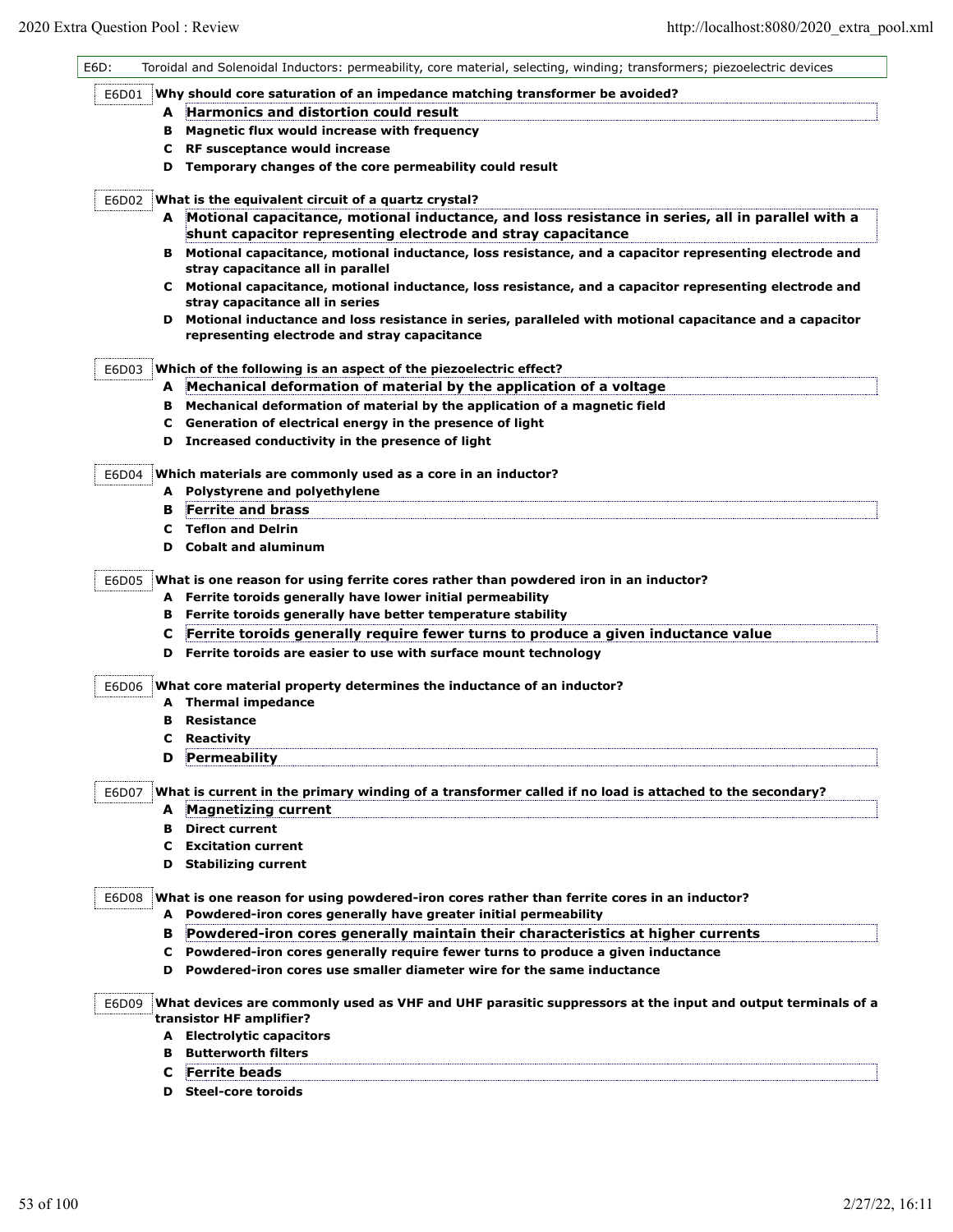E6D: Toroidal and Solenoidal Inductors: permeability, core material, selecting, winding; transformers; piezoelectric devices

**E6D01** **Why should core saturation of an impedance matching transformer be avoided?**

- **A** **Harmonics and distortion could result**
- **B** Magnetic flux would increase with frequency
- **C** RF susceptance would increase
- **D** Temporary changes of the core permeability could result

**E6D02** **What is the equivalent circuit of a quartz crystal?**

- **A** **Motional capacitance, motional inductance, and loss resistance in series, all in parallel with a shunt capacitor representing electrode and stray capacitance**
- **B** Motional capacitance, motional inductance, loss resistance, and a capacitor representing electrode and stray capacitance all in parallel
- **C** Motional capacitance, motional inductance, loss resistance, and a capacitor representing electrode and stray capacitance all in series
- **D** Motional inductance and loss resistance in series, paralleled with motional capacitance and a capacitor representing electrode and stray capacitance

**E6D03** **Which of the following is an aspect of the piezoelectric effect?**

- **A** **Mechanical deformation of material by the application of a voltage**
- **B** Mechanical deformation of material by the application of a magnetic field
- **C** Generation of electrical energy in the presence of light
- **D** Increased conductivity in the presence of light

**E6D04** **Which materials are commonly used as a core in an inductor?**

- **A** Polystyrene and polyethylene
- **B** **Ferrite and brass**
- **C** Teflon and Delrin
- **D** Cobalt and aluminum

**E6D05** **What is one reason for using ferrite cores rather than powdered iron in an inductor?**

- **A** Ferrite toroids generally have lower initial permeability
- **B** Ferrite toroids generally have better temperature stability
- **C** **Ferrite toroids generally require fewer turns to produce a given inductance value**
- **D** Ferrite toroids are easier to use with surface mount technology

**E6D06** **What core material property determines the inductance of an inductor?**

- **A** Thermal impedance
- **B** Resistance
- **C** Reactivity
- **D** **Permeability**

**E6D07** **What is current in the primary winding of a transformer called if no load is attached to the secondary?**

- **A** **Magnetizing current**
- **B** Direct current
- **C** Excitation current
- **D** Stabilizing current

**E6D08** **What is one reason for using powdered-iron cores rather than ferrite cores in an inductor?**

- **A** Powdered-iron cores generally have greater initial permeability
- **B** **Powdered-iron cores generally maintain their characteristics at higher currents**
- **C** Powdered-iron cores generally require fewer turns to produce a given inductance
- **D** Powdered-iron cores use smaller diameter wire for the same inductance

**E6D09** **What devices are commonly used as VHF and UHF parasitic suppressors at the input and output terminals of a transistor HF amplifier?**

- **A** Electrolytic capacitors
- **B** Butterworth filters
- **C** **Ferrite beads**
- **D** Steel-core toroids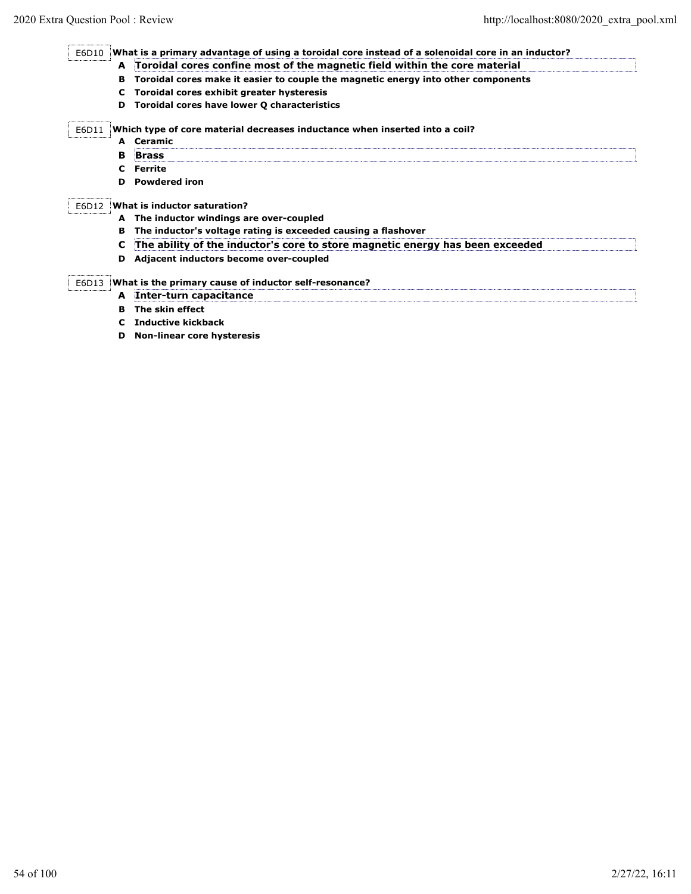E6D10 **What is a primary advantage of using a toroidal core instead of a solenoidal core in an inductor?**

- **A** **Toroidal cores confine most of the magnetic field within the core material**
- **B** Toroidal cores make it easier to couple the magnetic energy into other components
- **C** Toroidal cores exhibit greater hysteresis
- **D** Toroidal cores have lower Q characteristics

E6D11 **Which type of core material decreases inductance when inserted into a coil?**

- **A** Ceramic
- **B** **Brass**
- **C** Ferrite
- **D** Powdered iron

E6D12 **What is inductor saturation?**

- **A** The inductor windings are over-coupled
- **B** The inductor's voltage rating is exceeded causing a flashover
- **C** **The ability of the inductor's core to store magnetic energy has been exceeded**
- **D** Adjacent inductors become over-coupled

E6D13 **What is the primary cause of inductor self-resonance?**

- **A** **Inter-turn capacitance**
- **B** The skin effect
- **C** Inductive kickback
- **D** Non-linear core hysteresis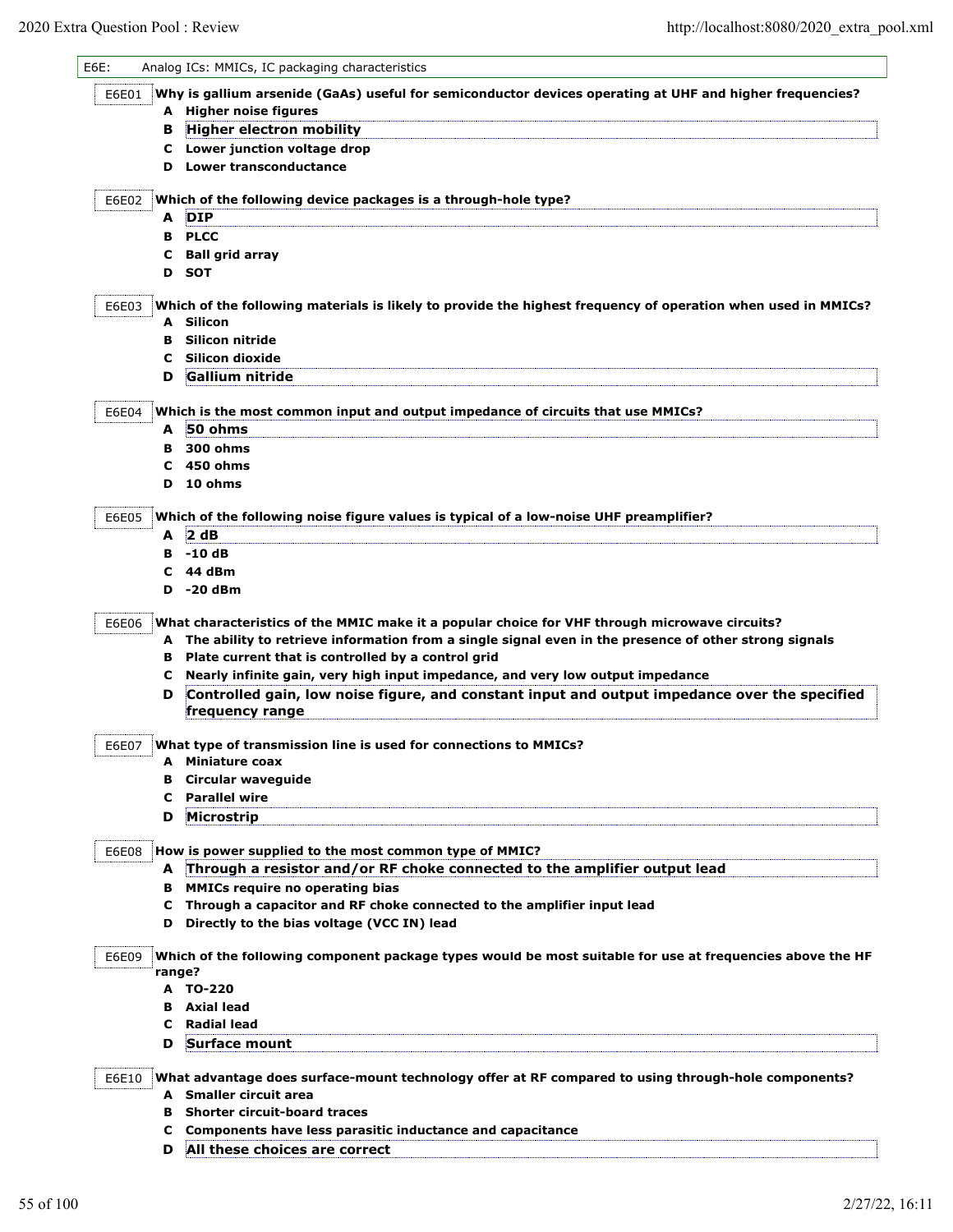## E6E: Analog ICs: MMICs, IC packaging characteristics

**E6E01** **Why is gallium arsenide (GaAs) useful for semiconductor devices operating at UHF and higher frequencies?**

- **A** Higher noise figures
- **B** **Higher electron mobility**
- **C** Lower junction voltage drop
- **D** Lower transconductance

**E6E02** **Which of the following device packages is a through-hole type?**

- **A** **DIP**
- **B** PLCC
- **C** Ball grid array
- **D** SOT

**E6E03** **Which of the following materials is likely to provide the highest frequency of operation when used in MMICs?**

- **A** Silicon
- **B** Silicon nitride
- **C** Silicon dioxide
- **D** **Gallium nitride**

**E6E04** **Which is the most common input and output impedance of circuits that use MMICs?**

- **A** **50 ohms**
- **B** 300 ohms
- **C** 450 ohms
- **D** 10 ohms

**E6E05** **Which of the following noise figure values is typical of a low-noise UHF preamplifier?**

- **A** **2 dB**
- **B** -10 dB
- **C** 44 dBm
- **D** -20 dBm

**E6E06** **What characteristics of the MMIC make it a popular choice for VHF through microwave circuits?**

- **A** The ability to retrieve information from a single signal even in the presence of other strong signals
- **B** Plate current that is controlled by a control grid
- **C** Nearly infinite gain, very high input impedance, and very low output impedance
- **D** **Controlled gain, low noise figure, and constant input and output impedance over the specified frequency range**

**E6E07** **What type of transmission line is used for connections to MMICs?**

- **A** Miniature coax
- **B** Circular waveguide
- **C** Parallel wire
- **D** **Microstrip**

**E6E08** **How is power supplied to the most common type of MMIC?**

- **A** **Through a resistor and/or RF choke connected to the amplifier output lead**
- **B** MMICs require no operating bias
- **C** Through a capacitor and RF choke connected to the amplifier input lead
- **D** Directly to the bias voltage (VCC IN) lead

**E6E09** **Which of the following component package types would be most suitable for use at frequencies above the HF range?**

- **A** TO-220
- **B** Axial lead
- **C** Radial lead
- **D** **Surface mount**

**E6E10** **What advantage does surface-mount technology offer at RF compared to using through-hole components?**

- **A** Smaller circuit area
- **B** Shorter circuit-board traces
- **C** Components have less parasitic inductance and capacitance
- **D** **All these choices are correct**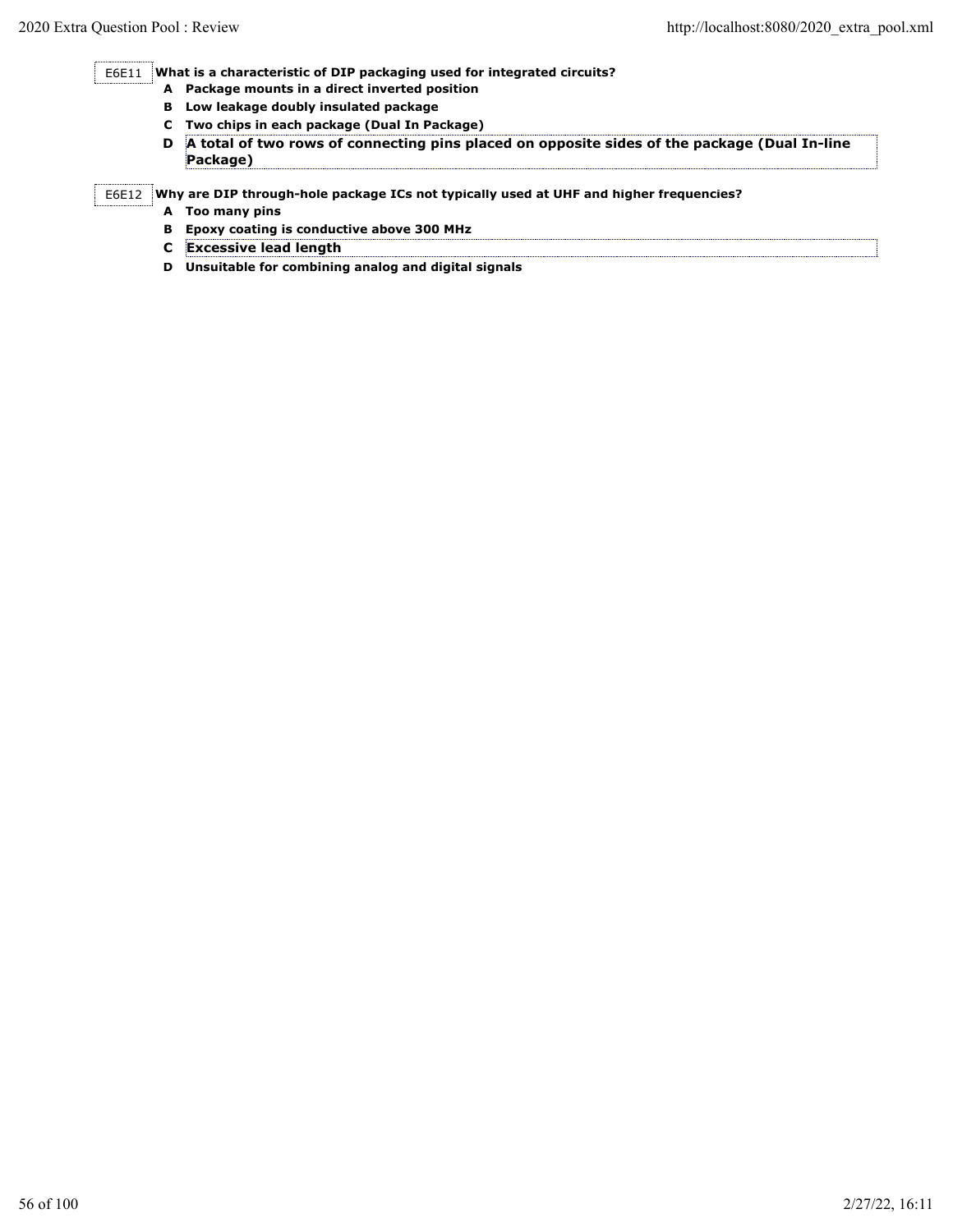E6E11 **What is a characteristic of DIP packaging used for integrated circuits?**

- **A** Package mounts in a direct inverted position
- **B** Low leakage doubly insulated package
- **C** Two chips in each package (Dual In Package)
- **D** **A total of two rows of connecting pins placed on opposite sides of the package (Dual In-line Package)**

E6E12 **Why are DIP through-hole package ICs not typically used at UHF and higher frequencies?**

- **A** Too many pins
- **B** Epoxy coating is conductive above 300 MHz
- **C** **Excessive lead length**
- **D** Unsuitable for combining analog and digital signals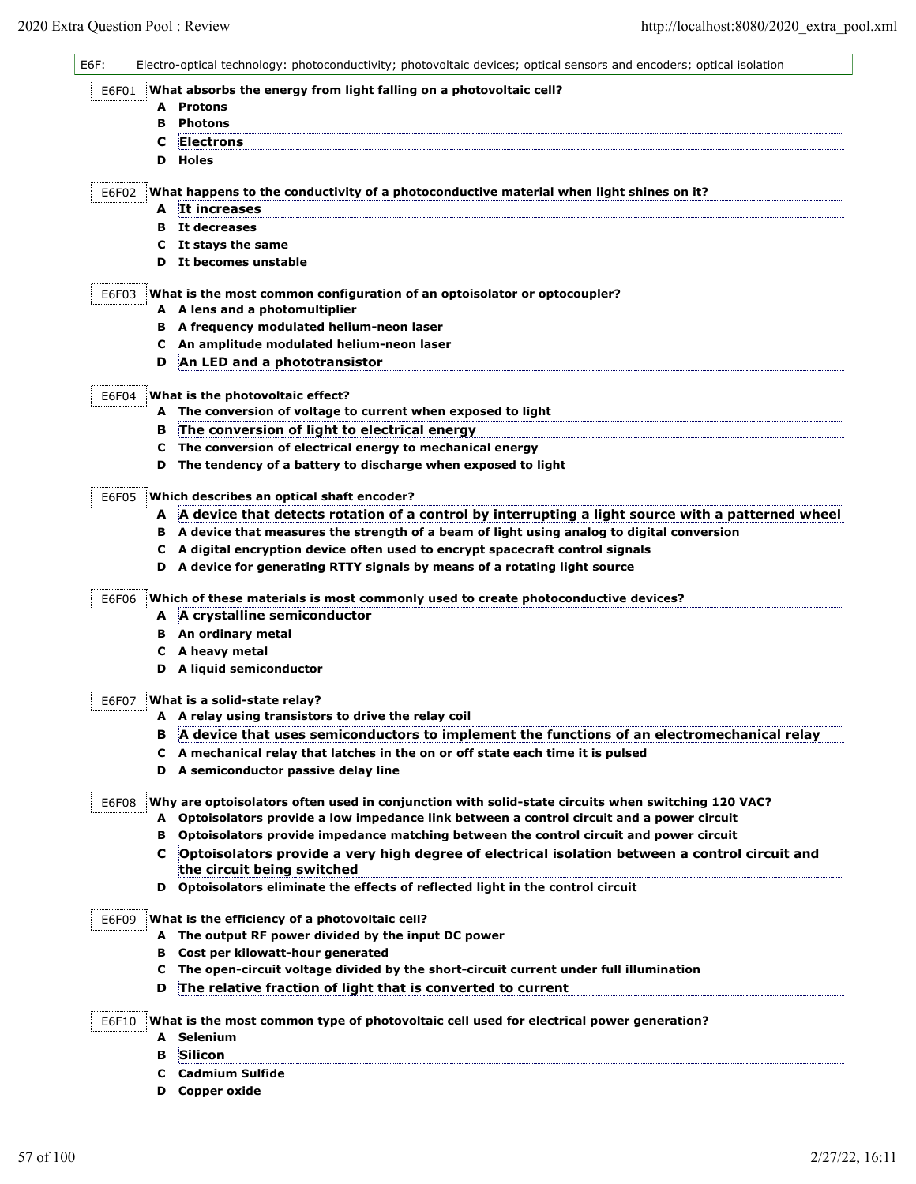**E6F:** Electro-optical technology: photoconductivity; photovoltaic devices; optical sensors and encoders; optical isolation

**E6F01** What absorbs the energy from light falling on a photovoltaic cell?

- A Protons
- B Photons
- **C Electrons**
- D Holes

**E6F02** What happens to the conductivity of a photoconductive material when light shines on it?

- **A It increases**
- B It decreases
- C It stays the same
- D It becomes unstable

**E6F03** What is the most common configuration of an optoisolator or optocoupler?

- A A lens and a photomultiplier
- B A frequency modulated helium-neon laser
- C An amplitude modulated helium-neon laser
- **D An LED and a phototransistor**

**E6F04** What is the photovoltaic effect?

- A The conversion of voltage to current when exposed to light
- **B The conversion of light to electrical energy**
- C The conversion of electrical energy to mechanical energy
- D The tendency of a battery to discharge when exposed to light

**E6F05** Which describes an optical shaft encoder?

- **A A device that detects rotation of a control by interrupting a light source with a patterned wheel**
- B A device that measures the strength of a beam of light using analog to digital conversion
- C A digital encryption device often used to encrypt spacecraft control signals
- D A device for generating RTTY signals by means of a rotating light source

**E6F06** Which of these materials is most commonly used to create photoconductive devices?

- **A A crystalline semiconductor**
- B An ordinary metal
- C A heavy metal
- D A liquid semiconductor

**E6F07** What is a solid-state relay?

- A A relay using transistors to drive the relay coil
- **B A device that uses semiconductors to implement the functions of an electromechanical relay**
- C A mechanical relay that latches in the on or off state each time it is pulsed
- D A semiconductor passive delay line

**E6F08** Why are optoisolators often used in conjunction with solid-state circuits when switching 120 VAC?

- A Optoisolators provide a low impedance link between a control circuit and a power circuit
- B Optoisolators provide impedance matching between the control circuit and power circuit
- **C Optoisolators provide a very high degree of electrical isolation between a control circuit and the circuit being switched**
- D Optoisolators eliminate the effects of reflected light in the control circuit

**E6F09** What is the efficiency of a photovoltaic cell?

- A The output RF power divided by the input DC power
- B Cost per kilowatt-hour generated
- C The open-circuit voltage divided by the short-circuit current under full illumination
- **D The relative fraction of light that is converted to current**

**E6F10** What is the most common type of photovoltaic cell used for electrical power generation?

- A Selenium
- **B Silicon**
- C Cadmium Sulfide
- D Copper oxide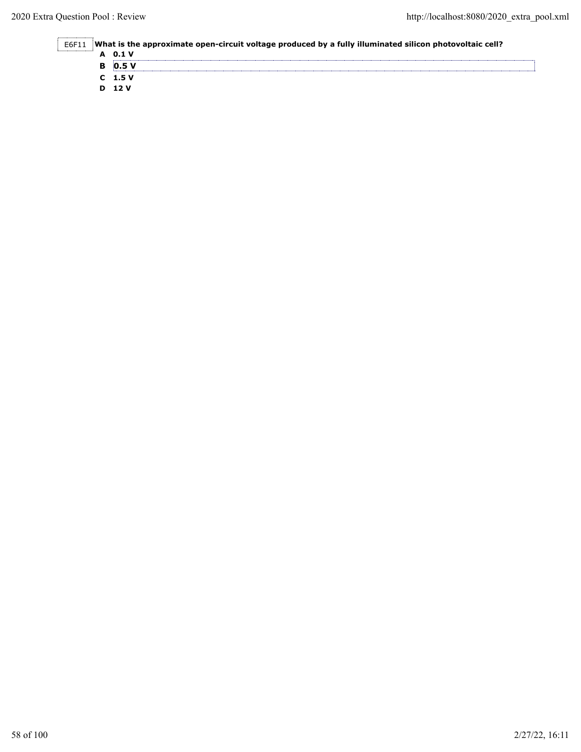E6F11 **What is the approximate open-circuit voltage produced by a fully illuminated silicon photovoltaic cell?**

**A** **0.1 V**

**B** **0.5 V**

**C** **1.5 V**

**D** **12 V**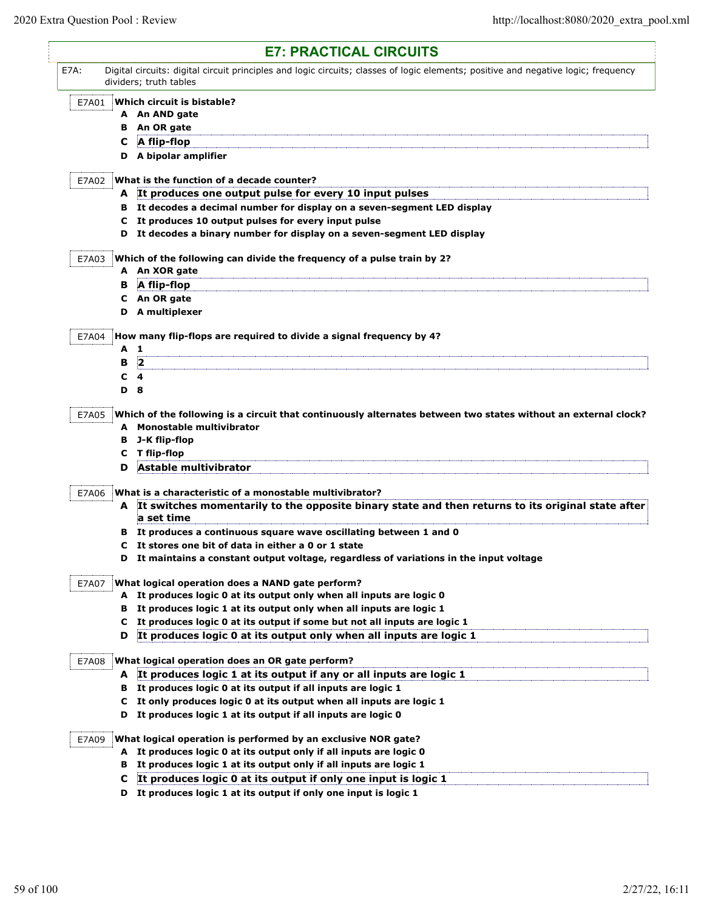## E7: PRACTICAL CIRCUITS

E7A: Digital circuits: digital circuit principles and logic circuits; classes of logic elements; positive and negative logic; frequency dividers; truth tables

**E7A01 Which circuit is bistable?**

- **A** An AND gate
- **B** An OR gate
- **C** **A flip-flop**
- **D** A bipolar amplifier

**E7A02 What is the function of a decade counter?**

- **A** **It produces one output pulse for every 10 input pulses**
- **B** It decodes a decimal number for display on a seven-segment LED display
- **C** It produces 10 output pulses for every input pulse
- **D** It decodes a binary number for display on a seven-segment LED display

**E7A03 Which of the following can divide the frequency of a pulse train by 2?**

- **A** An XOR gate
- **B** **A flip-flop**
- **C** An OR gate
- **D** A multiplexer

**E7A04 How many flip-flops are required to divide a signal frequency by 4?**

- **A** 1
- **B** **2**
- **C** 4
- **D** 8

**E7A05 Which of the following is a circuit that continuously alternates between two states without an external clock?**

- **A** Monostable multivibrator
- **B** J-K flip-flop
- **C** T flip-flop
- **D** **Astable multivibrator**

**E7A06 What is a characteristic of a monostable multivibrator?**

- **A** **It switches momentarily to the opposite binary state and then returns to its original state after a set time**
- **B** It produces a continuous square wave oscillating between 1 and 0
- **C** It stores one bit of data in either a 0 or 1 state
- **D** It maintains a constant output voltage, regardless of variations in the input voltage

**E7A07 What logical operation does a NAND gate perform?**

- **A** It produces logic 0 at its output only when all inputs are logic 0
- **B** It produces logic 1 at its output only when all inputs are logic 1
- **C** It produces logic 0 at its output if some but not all inputs are logic 1
- **D** **It produces logic 0 at its output only when all inputs are logic 1**

**E7A08 What logical operation does an OR gate perform?**

- **A** **It produces logic 1 at its output if any or all inputs are logic 1**
- **B** It produces logic 0 at its output if all inputs are logic 1
- **C** It only produces logic 0 at its output when all inputs are logic 1
- **D** It produces logic 1 at its output if all inputs are logic 0

**E7A09 What logical operation is performed by an exclusive NOR gate?**

- **A** It produces logic 0 at its output only if all inputs are logic 0
- **B** It produces logic 1 at its output only if all inputs are logic 1
- **C** **It produces logic 0 at its output if only one input is logic 1**
- **D** It produces logic 1 at its output if only one input is logic 1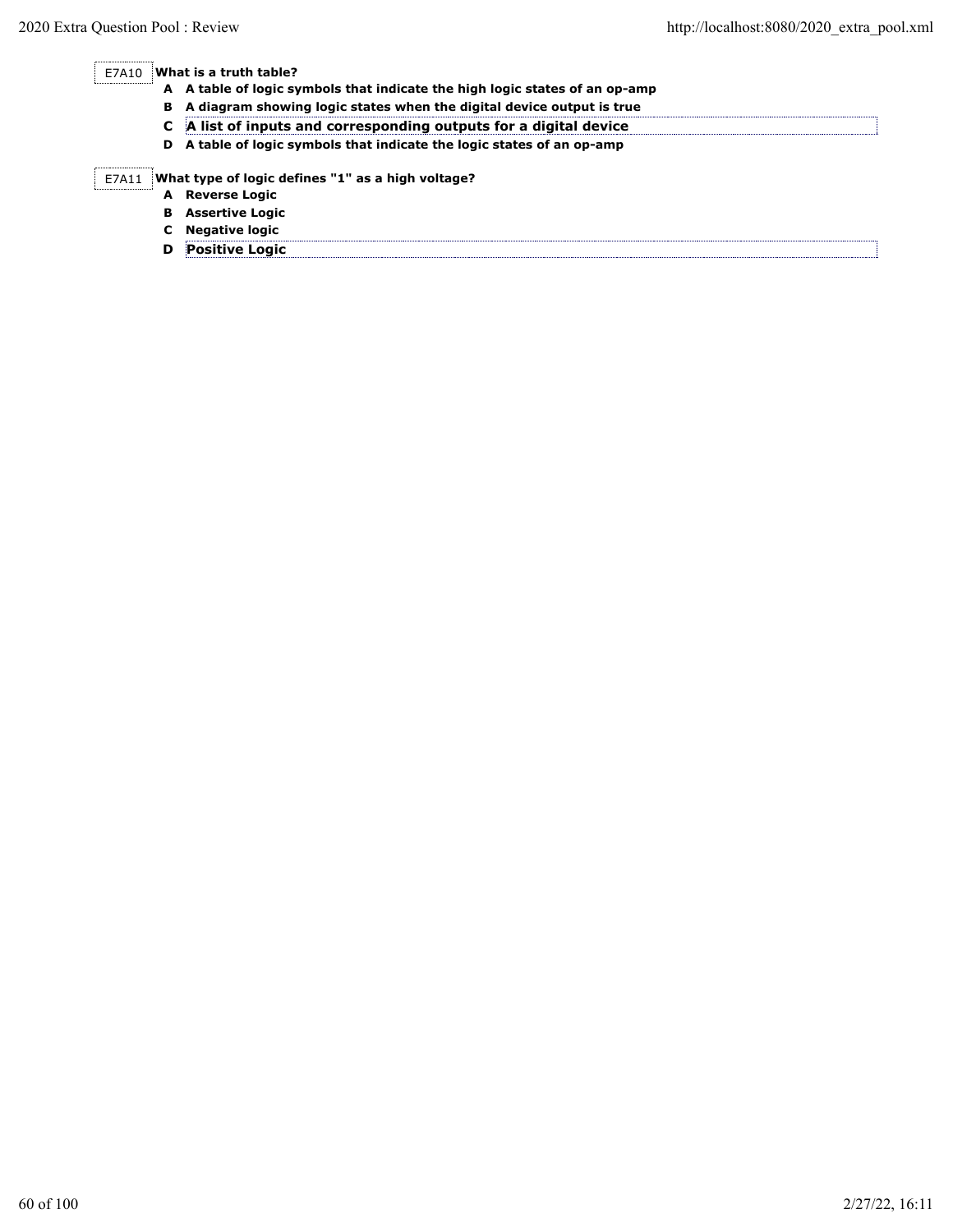E7A10 **What is a truth table?**

- **A** A table of logic symbols that indicate the high logic states of an op-amp
- **B** A diagram showing logic states when the digital device output is true
- **C** **A list of inputs and corresponding outputs for a digital device**
- **D** A table of logic symbols that indicate the logic states of an op-amp

E7A11 **What type of logic defines "1" as a high voltage?**

- **A** Reverse Logic
- **B** Assertive Logic
- **C** Negative logic
- **D** **Positive Logic**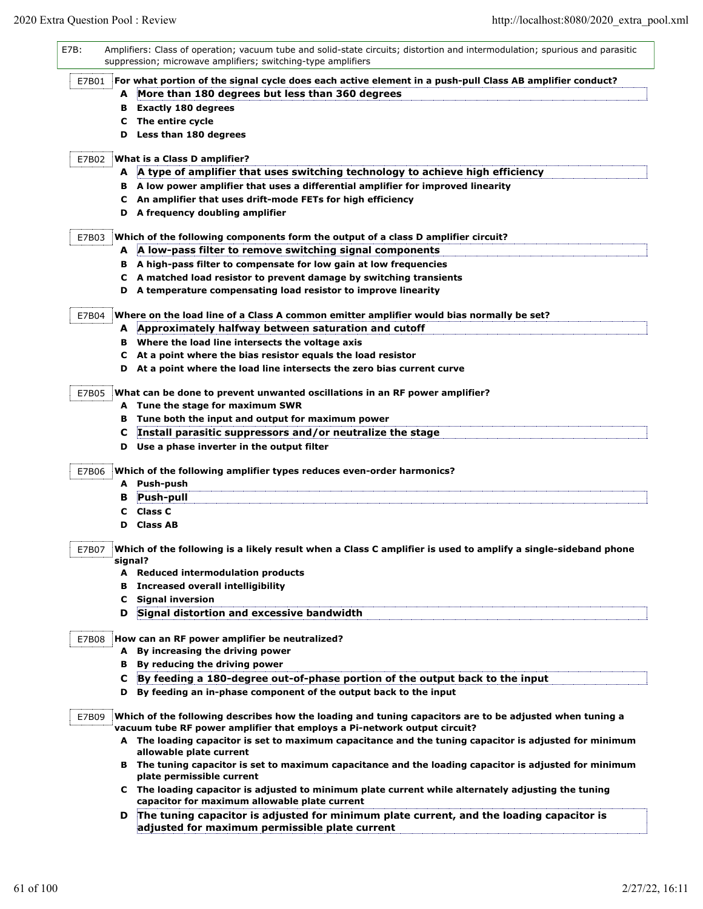**E7B:** Amplifiers: Class of operation; vacuum tube and solid-state circuits; distortion and intermodulation; spurious and parasitic suppression; microwave amplifiers; switching-type amplifiers

**E7B01** For what portion of the signal cycle does each active element in a push-pull Class AB amplifier conduct?

- **A** **More than 180 degrees but less than 360 degrees**
- **B** Exactly 180 degrees
- **C** The entire cycle
- **D** Less than 180 degrees

**E7B02** What is a Class D amplifier?

- **A** **A type of amplifier that uses switching technology to achieve high efficiency**
- **B** A low power amplifier that uses a differential amplifier for improved linearity
- **C** An amplifier that uses drift-mode FETs for high efficiency
- **D** A frequency doubling amplifier

**E7B03** Which of the following components form the output of a class D amplifier circuit?

- **A** **A low-pass filter to remove switching signal components**
- **B** A high-pass filter to compensate for low gain at low frequencies
- **C** A matched load resistor to prevent damage by switching transients
- **D** A temperature compensating load resistor to improve linearity

**E7B04** Where on the load line of a Class A common emitter amplifier would bias normally be set?

- **A** **Approximately halfway between saturation and cutoff**
- **B** Where the load line intersects the voltage axis
- **C** At a point where the bias resistor equals the load resistor
- **D** At a point where the load line intersects the zero bias current curve

**E7B05** What can be done to prevent unwanted oscillations in an RF power amplifier?

- **A** Tune the stage for maximum SWR
- **B** Tune both the input and output for maximum power
- **C** **Install parasitic suppressors and/or neutralize the stage**
- **D** Use a phase inverter in the output filter

**E7B06** Which of the following amplifier types reduces even-order harmonics?

- **A** Push-push
- **B** **Push-pull**
- **C** Class C
- **D** Class AB

**E7B07** Which of the following is a likely result when a Class C amplifier is used to amplify a single-sideband phone signal?

- **A** Reduced intermodulation products
- **B** Increased overall intelligibility
- **C** Signal inversion
- **D** **Signal distortion and excessive bandwidth**

**E7B08** How can an RF power amplifier be neutralized?

- **A** By increasing the driving power
- **B** By reducing the driving power
- **C** **By feeding a 180-degree out-of-phase portion of the output back to the input**
- **D** By feeding an in-phase component of the output back to the input

**E7B09** Which of the following describes how the loading and tuning capacitors are to be adjusted when tuning a vacuum tube RF power amplifier that employs a Pi-network output circuit?

- **A** The loading capacitor is set to maximum capacitance and the tuning capacitor is adjusted for minimum allowable plate current
- **B** The tuning capacitor is set to maximum capacitance and the loading capacitor is adjusted for minimum plate permissible current
- **C** The loading capacitor is adjusted to minimum plate current while alternately adjusting the tuning capacitor for maximum allowable plate current
- **D** **The tuning capacitor is adjusted for minimum plate current, and the loading capacitor is adjusted for maximum permissible plate current**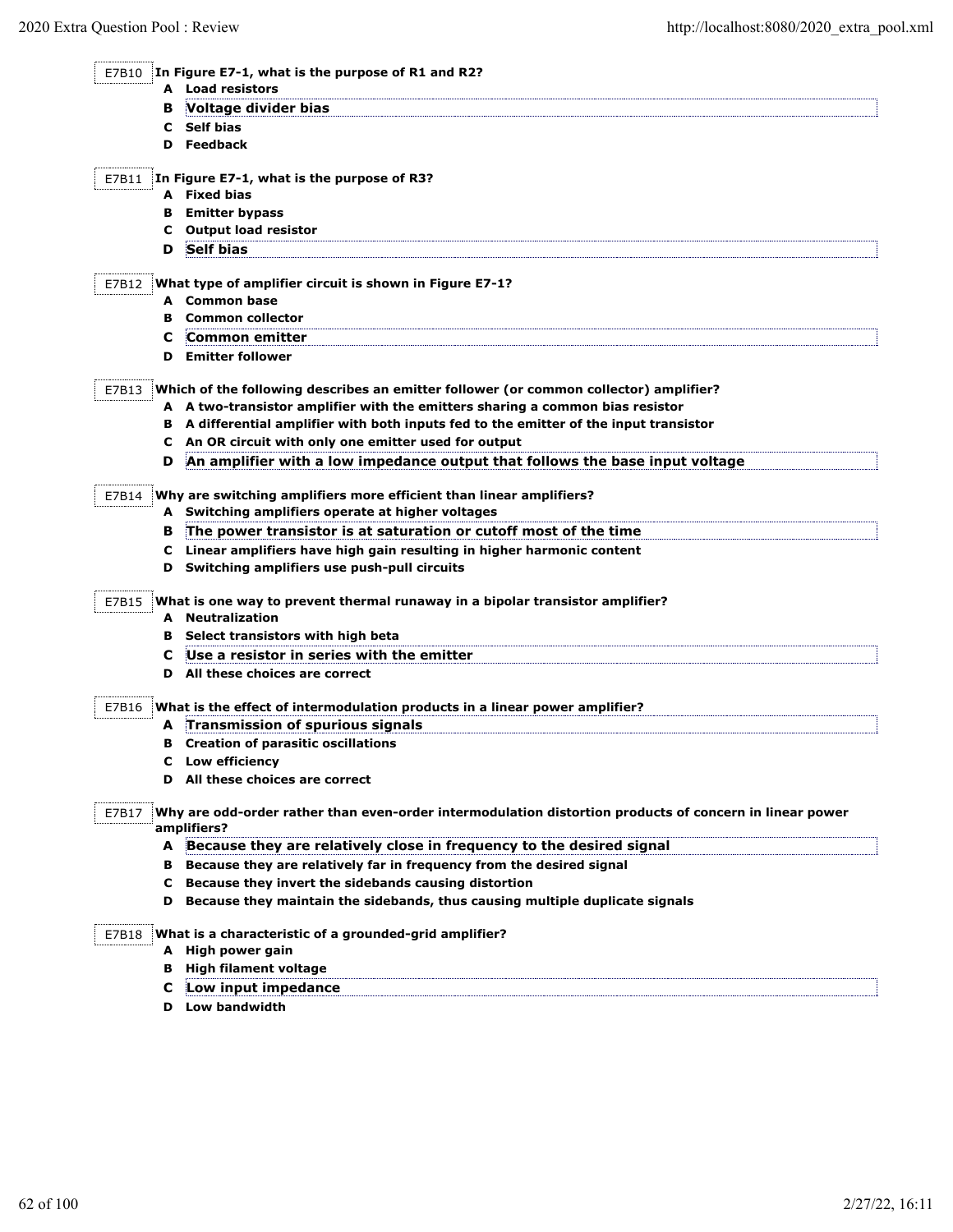E7B10 **In Figure E7-1, what is the purpose of R1 and R2?**

- **A** Load resistors
- **B** **Voltage divider bias**
- **C** Self bias
- **D** Feedback

E7B11 **In Figure E7-1, what is the purpose of R3?**

- **A** Fixed bias
- **B** Emitter bypass
- **C** Output load resistor
- **D** **Self bias**

E7B12 **What type of amplifier circuit is shown in Figure E7-1?**

- **A** Common base
- **B** Common collector
- **C** **Common emitter**
- **D** Emitter follower

E7B13 **Which of the following describes an emitter follower (or common collector) amplifier?**

- **A** A two-transistor amplifier with the emitters sharing a common bias resistor
- **B** A differential amplifier with both inputs fed to the emitter of the input transistor
- **C** An OR circuit with only one emitter used for output
- **D** **An amplifier with a low impedance output that follows the base input voltage**

E7B14 **Why are switching amplifiers more efficient than linear amplifiers?**

- **A** Switching amplifiers operate at higher voltages
- **B** **The power transistor is at saturation or cutoff most of the time**
- **C** Linear amplifiers have high gain resulting in higher harmonic content
- **D** Switching amplifiers use push-pull circuits

E7B15 **What is one way to prevent thermal runaway in a bipolar transistor amplifier?**

- **A** Neutralization
- **B** Select transistors with high beta
- **C** **Use a resistor in series with the emitter**
- **D** All these choices are correct

E7B16 **What is the effect of intermodulation products in a linear power amplifier?**

- **A** **Transmission of spurious signals**
- **B** Creation of parasitic oscillations
- **C** Low efficiency
- **D** All these choices are correct

E7B17 **Why are odd-order rather than even-order intermodulation distortion products of concern in linear power amplifiers?**

- **A** **Because they are relatively close in frequency to the desired signal**
- **B** Because they are relatively far in frequency from the desired signal
- **C** Because they invert the sidebands causing distortion
- **D** Because they maintain the sidebands, thus causing multiple duplicate signals

E7B18 **What is a characteristic of a grounded-grid amplifier?**

- **A** High power gain
- **B** High filament voltage
- **C** **Low input impedance**
- **D** Low bandwidth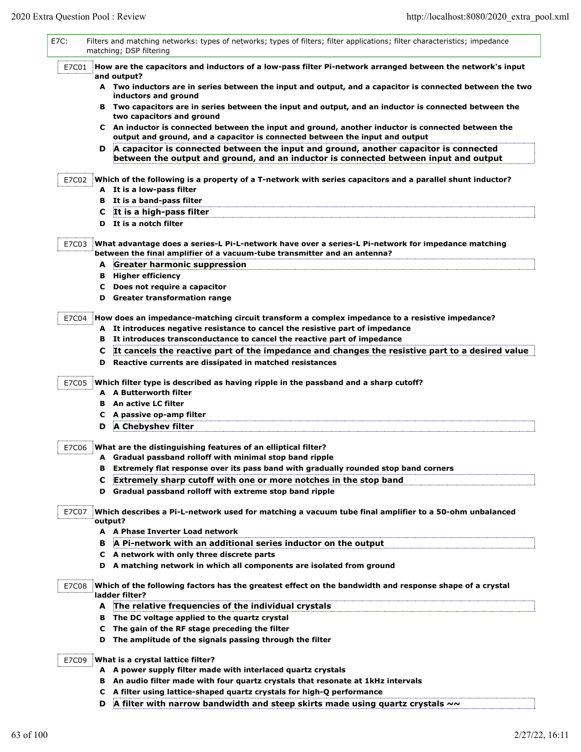E7C: Filters and matching networks: types of networks; types of filters; filter applications; filter characteristics; impedance matching; DSP filtering

**E7C01** **How are the capacitors and inductors of a low-pass filter Pi-network arranged between the network's input and output?**

- **A** Two inductors are in series between the input and output, and a capacitor is connected between the two inductors and ground
- **B** Two capacitors are in series between the input and output, and an inductor is connected between the two capacitors and ground
- **C** An inductor is connected between the input and ground, another inductor is connected between the output and ground, and a capacitor is connected between the input and output
- **D** **A capacitor is connected between the input and ground, another capacitor is connected between the output and ground, and an inductor is connected between input and output**

**E7C02** **Which of the following is a property of a T-network with series capacitors and a parallel shunt inductor?**

- **A** It is a low-pass filter
- **B** It is a band-pass filter
- **C** **It is a high-pass filter**
- **D** It is a notch filter

**E7C03** **What advantage does a series-L Pi-L-network have over a series-L Pi-network for impedance matching between the final amplifier of a vacuum-tube transmitter and an antenna?**

- **A** **Greater harmonic suppression**
- **B** Higher efficiency
- **C** Does not require a capacitor
- **D** Greater transformation range

**E7C04** **How does an impedance-matching circuit transform a complex impedance to a resistive impedance?**

- **A** It introduces negative resistance to cancel the resistive part of impedance
- **B** It introduces transconductance to cancel the reactive part of impedance
- **C** **It cancels the reactive part of the impedance and changes the resistive part to a desired value**
- **D** Reactive currents are dissipated in matched resistances

**E7C05** **Which filter type is described as having ripple in the passband and a sharp cutoff?**

- **A** A Butterworth filter
- **B** An active LC filter
- **C** A passive op-amp filter
- **D** **A Chebyshev filter**

**E7C06** **What are the distinguishing features of an elliptical filter?**

- **A** Gradual passband rolloff with minimal stop band ripple
- **B** Extremely flat response over its pass band with gradually rounded stop band corners
- **C** **Extremely sharp cutoff with one or more notches in the stop band**
- **D** Gradual passband rolloff with extreme stop band ripple

**E7C07** **Which describes a Pi-L-network used for matching a vacuum tube final amplifier to a 50-ohm unbalanced output?**

- **A** A Phase Inverter Load network
- **B** **A Pi-network with an additional series inductor on the output**
- **C** A network with only three discrete parts
- **D** A matching network in which all components are isolated from ground

**E7C08** **Which of the following factors has the greatest effect on the bandwidth and response shape of a crystal ladder filter?**

- **A** **The relative frequencies of the individual crystals**
- **B** The DC voltage applied to the quartz crystal
- **C** The gain of the RF stage preceding the filter
- **D** The amplitude of the signals passing through the filter

**E7C09** **What is a crystal lattice filter?**

- **A** A power supply filter made with interlaced quartz crystals
- **B** An audio filter made with four quartz crystals that resonate at 1kHz intervals
- **C** A filter using lattice-shaped quartz crystals for high-Q performance
- **D** **A filter with narrow bandwidth and steep skirts made using quartz crystals ~~**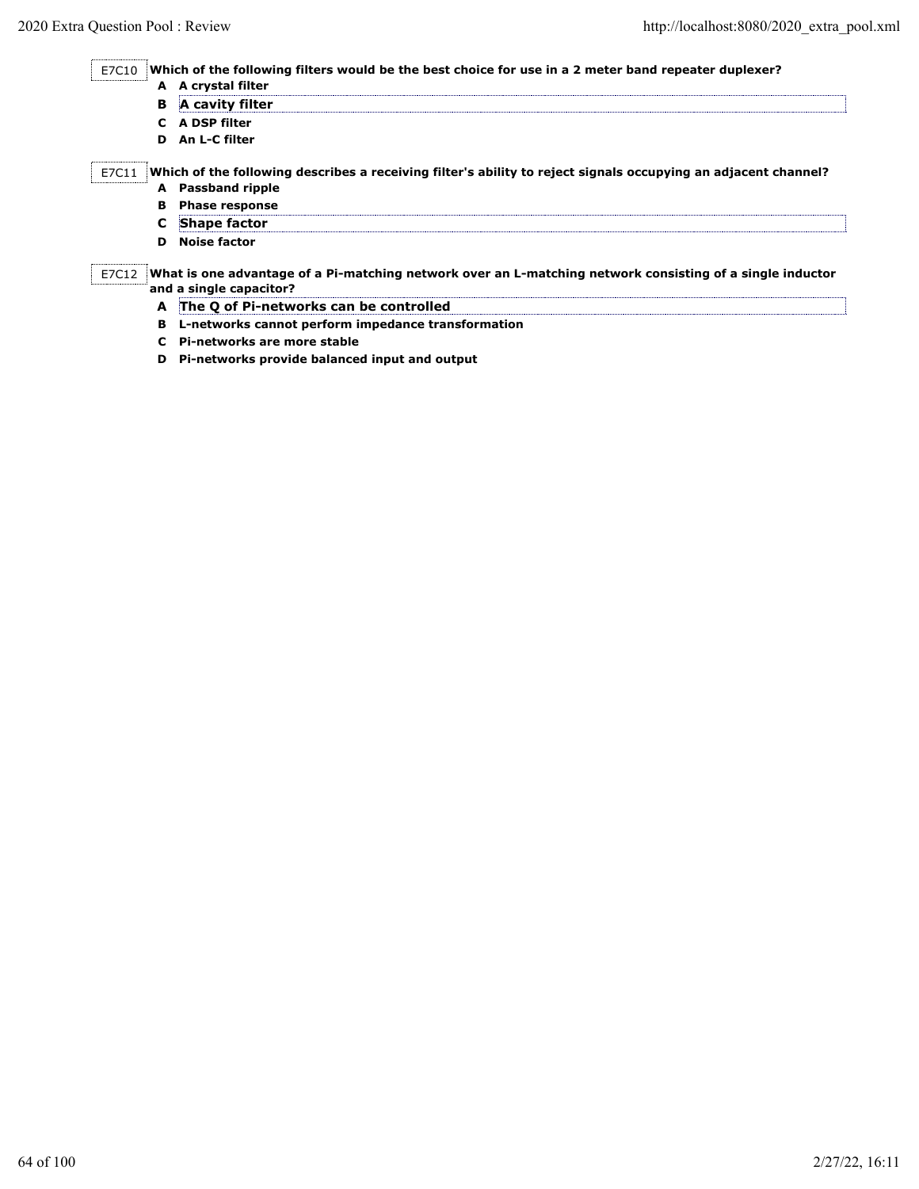E7C10 **Which of the following filters would be the best choice for use in a 2 meter band repeater duplexer?**

- **A** A crystal filter
- **B** **A cavity filter**
- **C** A DSP filter
- **D** An L-C filter

E7C11 **Which of the following describes a receiving filter's ability to reject signals occupying an adjacent channel?**

- **A** Passband ripple
- **B** Phase response
- **C** **Shape factor**
- **D** Noise factor

E7C12 **What is one advantage of a Pi-matching network over an L-matching network consisting of a single inductor and a single capacitor?**

- **A** **The Q of Pi-networks can be controlled**
- **B** L-networks cannot perform impedance transformation
- **C** Pi-networks are more stable
- **D** Pi-networks provide balanced input and output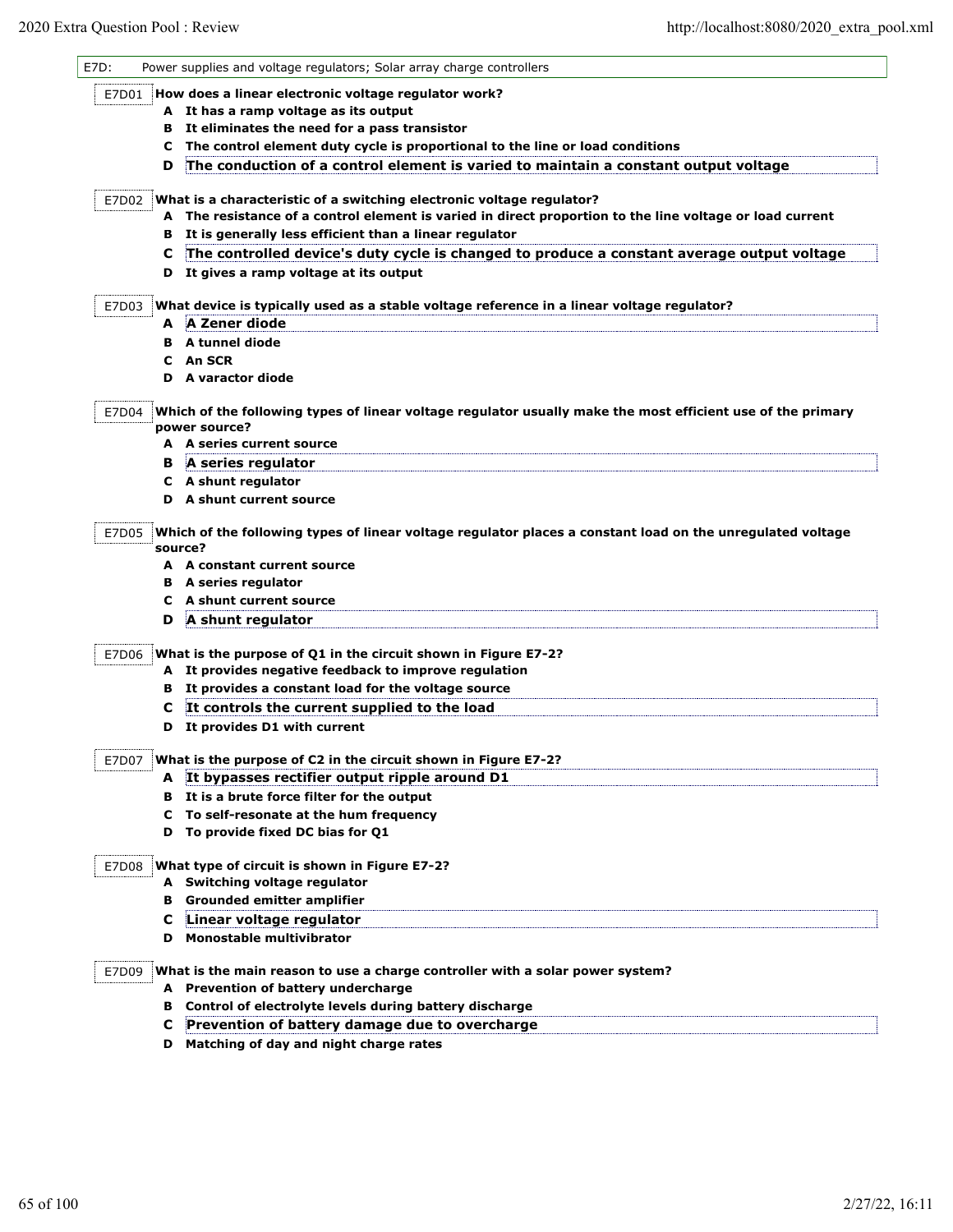E7D: Power supplies and voltage regulators; Solar array charge controllers

**E7D01** **How does a linear electronic voltage regulator work?**

- **A** It has a ramp voltage as its output
- **B** It eliminates the need for a pass transistor
- **C** The control element duty cycle is proportional to the line or load conditions
- **D** **The conduction of a control element is varied to maintain a constant output voltage**

**E7D02** **What is a characteristic of a switching electronic voltage regulator?**

- **A** The resistance of a control element is varied in direct proportion to the line voltage or load current
- **B** It is generally less efficient than a linear regulator
- **C** **The controlled device's duty cycle is changed to produce a constant average output voltage**
- **D** It gives a ramp voltage at its output

**E7D03** **What device is typically used as a stable voltage reference in a linear voltage regulator?**

- **A** **A Zener diode**
- **B** A tunnel diode
- **C** An SCR
- **D** A varactor diode

**E7D04** **Which of the following types of linear voltage regulator usually make the most efficient use of the primary power source?**

- **A** A series current source
- **B** **A series regulator**
- **C** A shunt regulator
- **D** A shunt current source

**E7D05** **Which of the following types of linear voltage regulator places a constant load on the unregulated voltage source?**

- **A** A constant current source
- **B** A series regulator
- **C** A shunt current source
- **D** **A shunt regulator**

**E7D06** **What is the purpose of Q1 in the circuit shown in Figure E7-2?**

- **A** It provides negative feedback to improve regulation
- **B** It provides a constant load for the voltage source
- **C** **It controls the current supplied to the load**
- **D** It provides D1 with current

**E7D07** **What is the purpose of C2 in the circuit shown in Figure E7-2?**

- **A** **It bypasses rectifier output ripple around D1**
- **B** It is a brute force filter for the output
- **C** To self-resonate at the hum frequency
- **D** To provide fixed DC bias for Q1

**E7D08** **What type of circuit is shown in Figure E7-2?**

- **A** Switching voltage regulator
- **B** Grounded emitter amplifier
- **C** **Linear voltage regulator**
- **D** Monostable multivibrator

**E7D09** **What is the main reason to use a charge controller with a solar power system?**

- **A** Prevention of battery undercharge
- **B** Control of electrolyte levels during battery discharge
- **C** **Prevention of battery damage due to overcharge**
- **D** Matching of day and night charge rates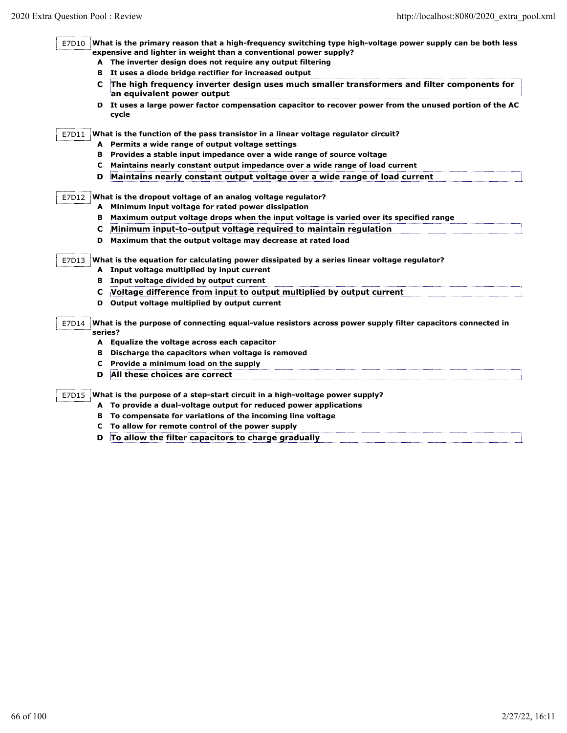**E7D10** **What is the primary reason that a high-frequency switching type high-voltage power supply can be both less expensive and lighter in weight than a conventional power supply?**

- **A** The inverter design does not require any output filtering
- **B** It uses a diode bridge rectifier for increased output
- **C** **The high frequency inverter design uses much smaller transformers and filter components for an equivalent power output**
- **D** It uses a large power factor compensation capacitor to recover power from the unused portion of the AC cycle

**E7D11** **What is the function of the pass transistor in a linear voltage regulator circuit?**

- **A** Permits a wide range of output voltage settings
- **B** Provides a stable input impedance over a wide range of source voltage
- **C** Maintains nearly constant output impedance over a wide range of load current
- **D** **Maintains nearly constant output voltage over a wide range of load current**

**E7D12** **What is the dropout voltage of an analog voltage regulator?**

- **A** Minimum input voltage for rated power dissipation
- **B** Maximum output voltage drops when the input voltage is varied over its specified range
- **C** **Minimum input-to-output voltage required to maintain regulation**
- **D** Maximum that the output voltage may decrease at rated load

**E7D13** **What is the equation for calculating power dissipated by a series linear voltage regulator?**

- **A** Input voltage multiplied by input current
- **B** Input voltage divided by output current
- **C** **Voltage difference from input to output multiplied by output current**
- **D** Output voltage multiplied by output current

**E7D14** **What is the purpose of connecting equal-value resistors across power supply filter capacitors connected in series?**

- **A** Equalize the voltage across each capacitor
- **B** Discharge the capacitors when voltage is removed
- **C** Provide a minimum load on the supply
- **D** **All these choices are correct**

**E7D15** **What is the purpose of a step-start circuit in a high-voltage power supply?**

- **A** To provide a dual-voltage output for reduced power applications
- **B** To compensate for variations of the incoming line voltage
- **C** To allow for remote control of the power supply
- **D** **To allow the filter capacitors to charge gradually**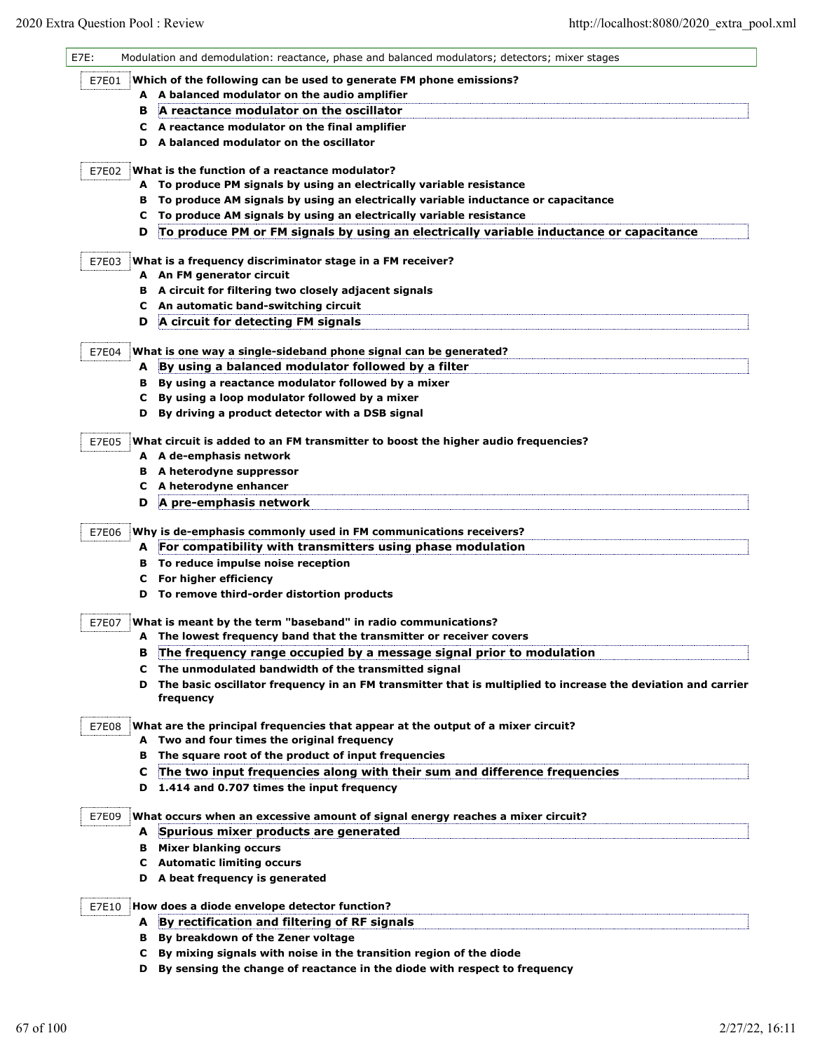E7E: Modulation and demodulation: reactance, phase and balanced modulators; detectors; mixer stages

**E7E01 Which of the following can be used to generate FM phone emissions?**

- **A** A balanced modulator on the audio amplifier
- **B** **A reactance modulator on the oscillator**
- **C** A reactance modulator on the final amplifier
- **D** A balanced modulator on the oscillator

**E7E02 What is the function of a reactance modulator?**

- **A** To produce PM signals by using an electrically variable resistance
- **B** To produce AM signals by using an electrically variable inductance or capacitance
- **C** To produce AM signals by using an electrically variable resistance
- **D** **To produce PM or FM signals by using an electrically variable inductance or capacitance**

**E7E03 What is a frequency discriminator stage in a FM receiver?**

- **A** An FM generator circuit
- **B** A circuit for filtering two closely adjacent signals
- **C** An automatic band-switching circuit
- **D** **A circuit for detecting FM signals**

**E7E04 What is one way a single-sideband phone signal can be generated?**

- **A** **By using a balanced modulator followed by a filter**
- **B** By using a reactance modulator followed by a mixer
- **C** By using a loop modulator followed by a mixer
- **D** By driving a product detector with a DSB signal

**E7E05 What circuit is added to an FM transmitter to boost the higher audio frequencies?**

- **A** A de-emphasis network
- **B** A heterodyne suppressor
- **C** A heterodyne enhancer
- **D** **A pre-emphasis network**

**E7E06 Why is de-emphasis commonly used in FM communications receivers?**

- **A** **For compatibility with transmitters using phase modulation**
- **B** To reduce impulse noise reception
- **C** For higher efficiency
- **D** To remove third-order distortion products

**E7E07 What is meant by the term "baseband" in radio communications?**

- **A** The lowest frequency band that the transmitter or receiver covers
- **B** **The frequency range occupied by a message signal prior to modulation**
- **C** The unmodulated bandwidth of the transmitted signal
- **D** The basic oscillator frequency in an FM transmitter that is multiplied to increase the deviation and carrier frequency

**E7E08 What are the principal frequencies that appear at the output of a mixer circuit?**

- **A** Two and four times the original frequency
- **B** The square root of the product of input frequencies
- **C** **The two input frequencies along with their sum and difference frequencies**
- **D** 1.414 and 0.707 times the input frequency

**E7E09 What occurs when an excessive amount of signal energy reaches a mixer circuit?**

- **A** **Spurious mixer products are generated**
- **B** Mixer blanking occurs
- **C** Automatic limiting occurs
- **D** A beat frequency is generated

**E7E10 How does a diode envelope detector function?**

- **A** **By rectification and filtering of RF signals**
- **B** By breakdown of the Zener voltage
- **C** By mixing signals with noise in the transition region of the diode
- **D** By sensing the change of reactance in the diode with respect to frequency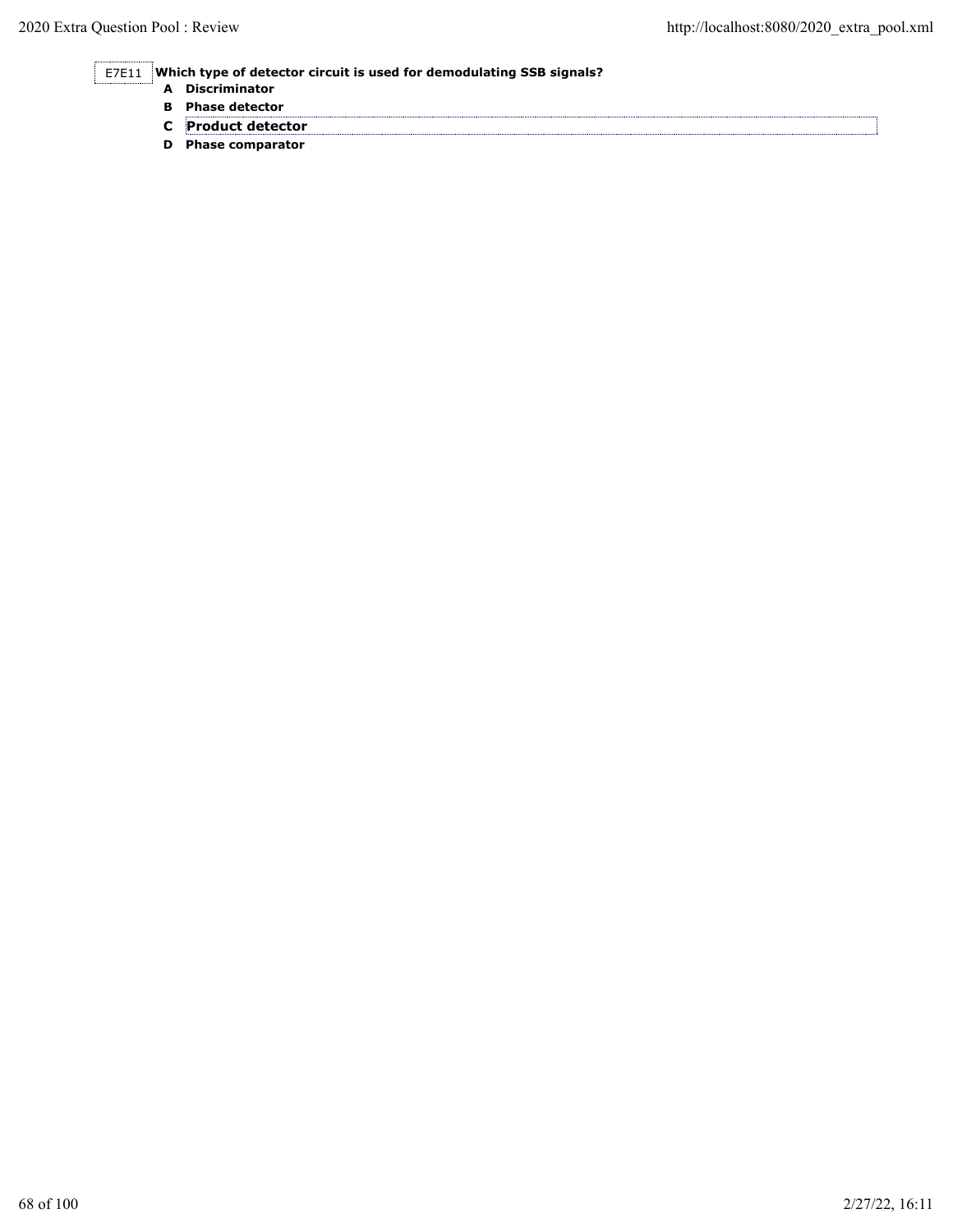E7E11 **Which type of detector circuit is used for demodulating SSB signals?**

- **A** **Discriminator**
- **B** **Phase detector**
- **C** **Product detector**
- **D** **Phase comparator**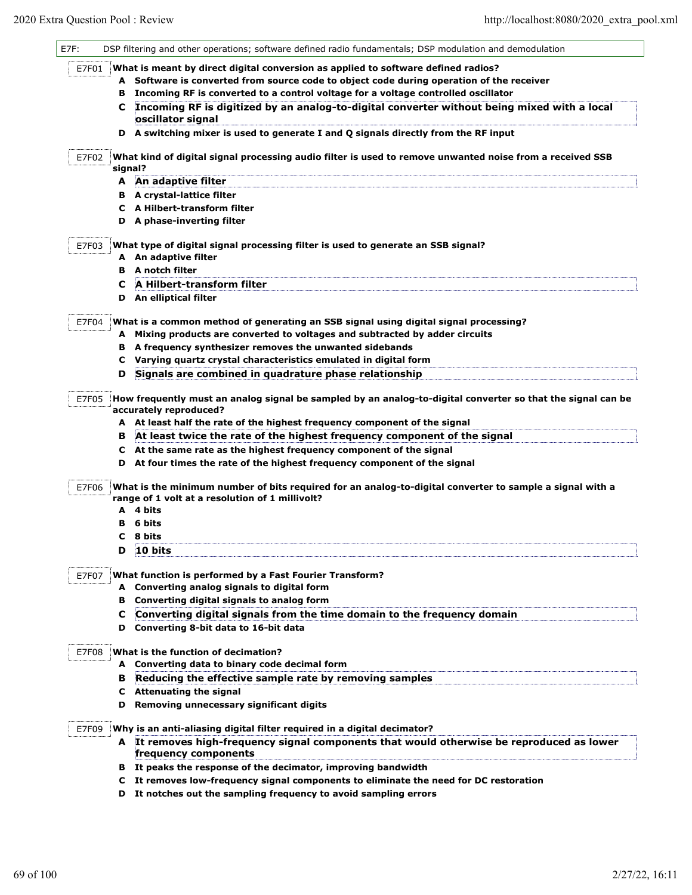E7F: DSP filtering and other operations; software defined radio fundamentals; DSP modulation and demodulation

E7F01 **What is meant by direct digital conversion as applied to software defined radios?**

- **A** Software is converted from source code to object code during operation of the receiver
- **B** Incoming RF is converted to a control voltage for a voltage controlled oscillator
- **C** **Incoming RF is digitized by an analog-to-digital converter without being mixed with a local oscillator signal**
- **D** A switching mixer is used to generate I and Q signals directly from the RF input

E7F02 **What kind of digital signal processing audio filter is used to remove unwanted noise from a received SSB signal?**

- **A** **An adaptive filter**
- **B** A crystal-lattice filter
- **C** A Hilbert-transform filter
- **D** A phase-inverting filter

E7F03 **What type of digital signal processing filter is used to generate an SSB signal?**

- **A** An adaptive filter
- **B** A notch filter
- **C** **A Hilbert-transform filter**
- **D** An elliptical filter

E7F04 **What is a common method of generating an SSB signal using digital signal processing?**

- **A** Mixing products are converted to voltages and subtracted by adder circuits
- **B** A frequency synthesizer removes the unwanted sidebands
- **C** Varying quartz crystal characteristics emulated in digital form
- **D** **Signals are combined in quadrature phase relationship**

E7F05 **How frequently must an analog signal be sampled by an analog-to-digital converter so that the signal can be accurately reproduced?**

- **A** At least half the rate of the highest frequency component of the signal
- **B** **At least twice the rate of the highest frequency component of the signal**
- **C** At the same rate as the highest frequency component of the signal
- **D** At four times the rate of the highest frequency component of the signal

E7F06 **What is the minimum number of bits required for an analog-to-digital converter to sample a signal with a range of 1 volt at a resolution of 1 millivolt?**

- **A** 4 bits
- **B** 6 bits
- **C** 8 bits
- **D** **10 bits**

E7F07 **What function is performed by a Fast Fourier Transform?**

- **A** Converting analog signals to digital form
- **B** Converting digital signals to analog form
- **C** **Converting digital signals from the time domain to the frequency domain**
- **D** Converting 8-bit data to 16-bit data

E7F08 **What is the function of decimation?**

- **A** Converting data to binary code decimal form
- **B** **Reducing the effective sample rate by removing samples**
- **C** Attenuating the signal
- **D** Removing unnecessary significant digits

E7F09 **Why is an anti-aliasing digital filter required in a digital decimator?**

- **A** **It removes high-frequency signal components that would otherwise be reproduced as lower frequency components**
- **B** It peaks the response of the decimator, improving bandwidth
- **C** It removes low-frequency signal components to eliminate the need for DC restoration
- **D** It notches out the sampling frequency to avoid sampling errors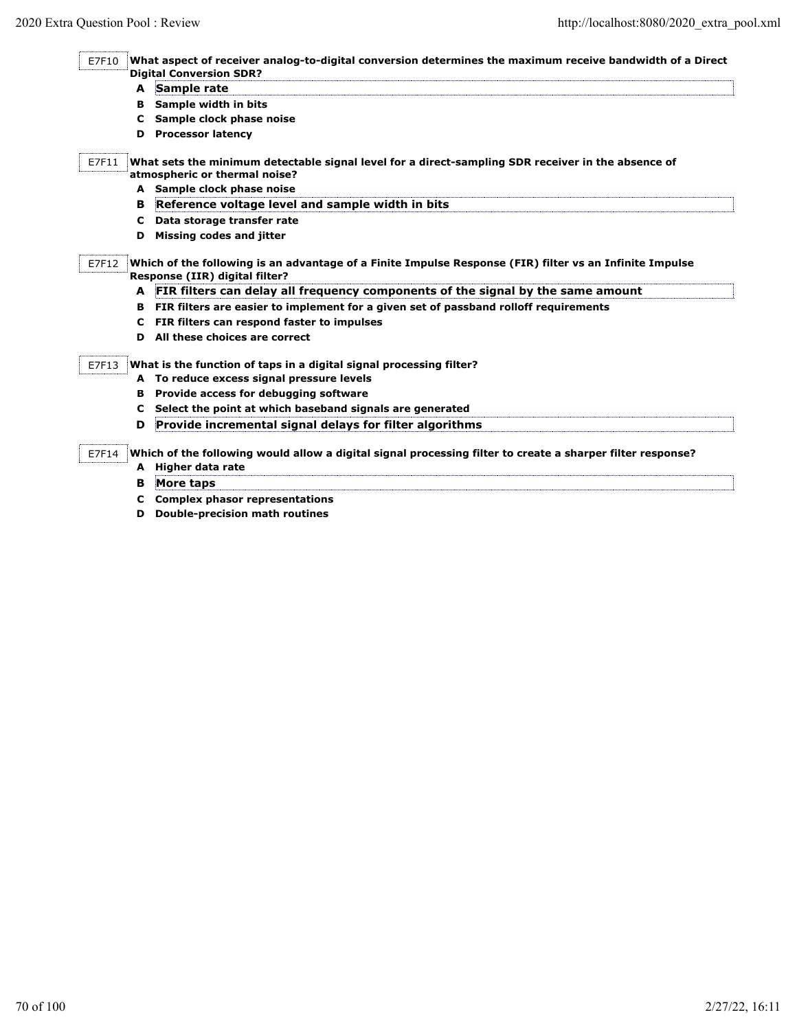E7F10 **What aspect of receiver analog-to-digital conversion determines the maximum receive bandwidth of a Direct Digital Conversion SDR?**

- **A** **Sample rate**
- **B** Sample width in bits
- **C** Sample clock phase noise
- **D** Processor latency

E7F11 **What sets the minimum detectable signal level for a direct-sampling SDR receiver in the absence of atmospheric or thermal noise?**

- **A** Sample clock phase noise
- **B** **Reference voltage level and sample width in bits**
- **C** Data storage transfer rate
- **D** Missing codes and jitter

E7F12 **Which of the following is an advantage of a Finite Impulse Response (FIR) filter vs an Infinite Impulse Response (IIR) digital filter?**

- **A** **FIR filters can delay all frequency components of the signal by the same amount**
- **B** FIR filters are easier to implement for a given set of passband rolloff requirements
- **C** FIR filters can respond faster to impulses
- **D** All these choices are correct

E7F13 **What is the function of taps in a digital signal processing filter?**

- **A** To reduce excess signal pressure levels
- **B** Provide access for debugging software
- **C** Select the point at which baseband signals are generated
- **D** **Provide incremental signal delays for filter algorithms**

E7F14 **Which of the following would allow a digital signal processing filter to create a sharper filter response?**

- **A** Higher data rate
- **B** **More taps**
- **C** Complex phasor representations
- **D** Double-precision math routines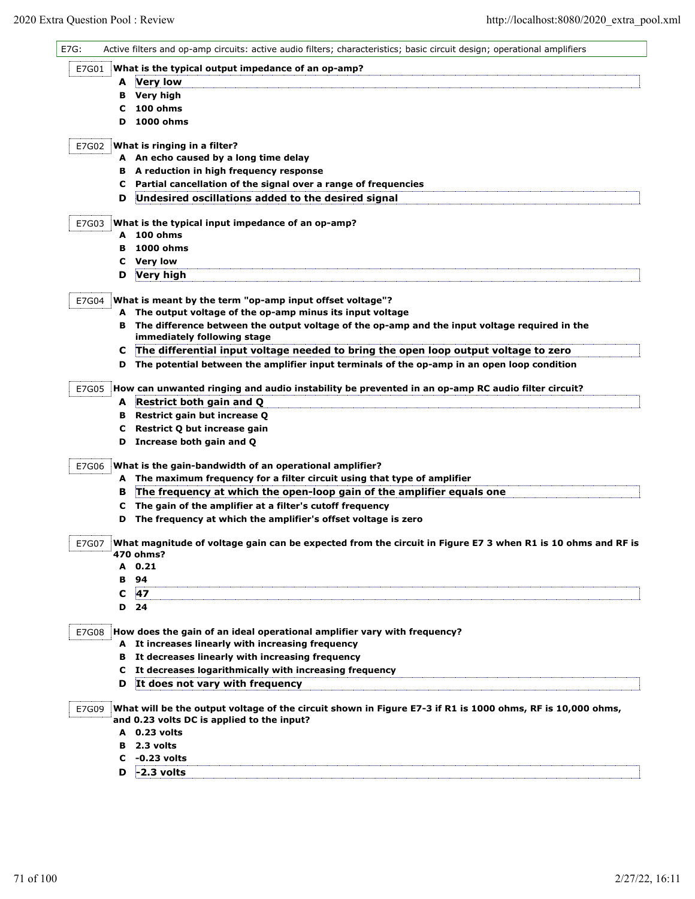E7G: Active filters and op-amp circuits: active audio filters; characteristics; basic circuit design; operational amplifiers

**E7G01** What is the typical output impedance of an op-amp?

- **A Very low**
- B Very high
- C 100 ohms
- D 1000 ohms

**E7G02** What is ringing in a filter?

- A An echo caused by a long time delay
- B A reduction in high frequency response
- C Partial cancellation of the signal over a range of frequencies
- **D Undesired oscillations added to the desired signal**

**E7G03** What is the typical input impedance of an op-amp?

- A 100 ohms
- B 1000 ohms
- C Very low
- **D Very high**

**E7G04** What is meant by the term "op-amp input offset voltage"?

- A The output voltage of the op-amp minus its input voltage
- B The difference between the output voltage of the op-amp and the input voltage required in the immediately following stage
- **C The differential input voltage needed to bring the open loop output voltage to zero**
- D The potential between the amplifier input terminals of the op-amp in an open loop condition

**E7G05** How can unwanted ringing and audio instability be prevented in an op-amp RC audio filter circuit?

- **A Restrict both gain and Q**
- B Restrict gain but increase Q
- C Restrict Q but increase gain
- D Increase both gain and Q

**E7G06** What is the gain-bandwidth of an operational amplifier?

- A The maximum frequency for a filter circuit using that type of amplifier
- **B The frequency at which the open-loop gain of the amplifier equals one**
- C The gain of the amplifier at a filter's cutoff frequency
- D The frequency at which the amplifier's offset voltage is zero

**E7G07** What magnitude of voltage gain can be expected from the circuit in Figure E7 3 when R1 is 10 ohms and RF is 470 ohms?

- A 0.21
- B 94
- **C 47**
- D 24

**E7G08** How does the gain of an ideal operational amplifier vary with frequency?

- A It increases linearly with increasing frequency
- B It decreases linearly with increasing frequency
- C It decreases logarithmically with increasing frequency
- **D It does not vary with frequency**

**E7G09** What will be the output voltage of the circuit shown in Figure E7-3 if R1 is 1000 ohms, RF is 10,000 ohms, and 0.23 volts DC is applied to the input?

- A 0.23 volts
- B 2.3 volts
- C -0.23 volts
- **D -2.3 volts**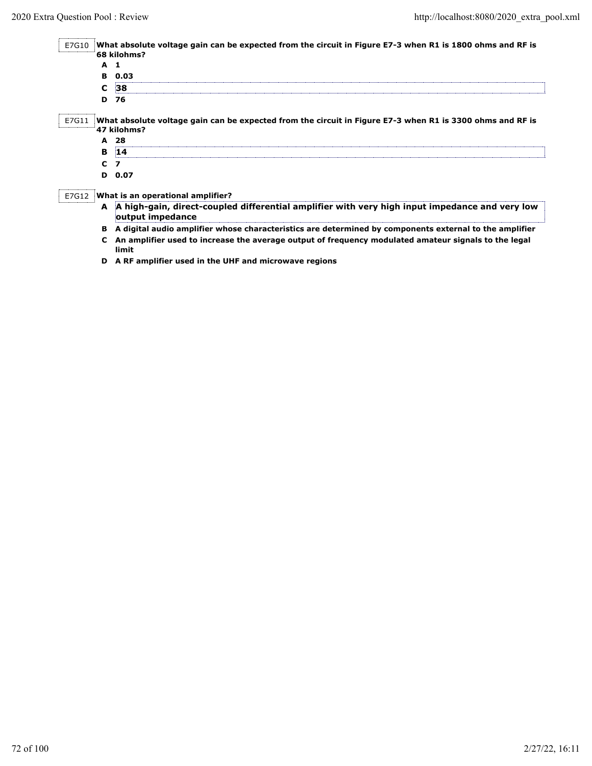E7G10 **What absolute voltage gain can be expected from the circuit in Figure E7-3 when R1 is 1800 ohms and RF is 68 kilohms?**

- **A** 1
- **B** 0.03
- **C** 38
- **D** 76

E7G11 **What absolute voltage gain can be expected from the circuit in Figure E7-3 when R1 is 3300 ohms and RF is 47 kilohms?**

- **A** 28
- **B** 14
- **C** 7
- **D** 0.07

E7G12 **What is an operational amplifier?**

- **A** A high-gain, direct-coupled differential amplifier with very high input impedance and very low output impedance
- **B** A digital audio amplifier whose characteristics are determined by components external to the amplifier
- **C** An amplifier used to increase the average output of frequency modulated amateur signals to the legal limit
- **D** A RF amplifier used in the UHF and microwave regions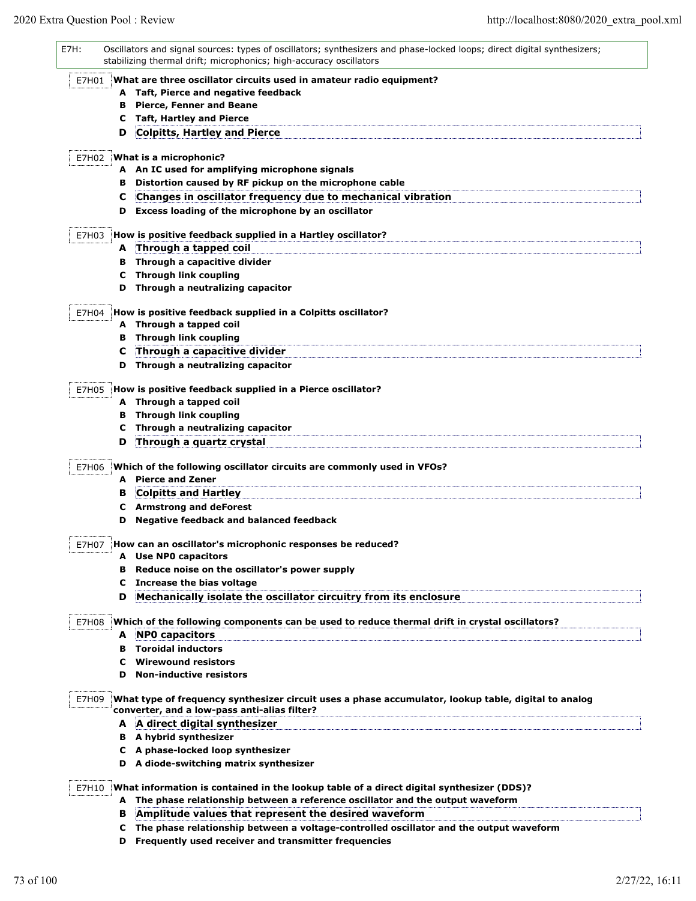E7H: Oscillators and signal sources: types of oscillators; synthesizers and phase-locked loops; direct digital synthesizers; stabilizing thermal drift; microphonics; high-accuracy oscillators

E7H01 **What are three oscillator circuits used in amateur radio equipment?**

- **A** Taft, Pierce and negative feedback
- **B** Pierce, Fenner and Beane
- **C** Taft, Hartley and Pierce
- **D** **Colpitts, Hartley and Pierce**

E7H02 **What is a microphonic?**

- **A** An IC used for amplifying microphone signals
- **B** Distortion caused by RF pickup on the microphone cable
- **C** **Changes in oscillator frequency due to mechanical vibration**
- **D** Excess loading of the microphone by an oscillator

E7H03 **How is positive feedback supplied in a Hartley oscillator?**

- **A** **Through a tapped coil**
- **B** Through a capacitive divider
- **C** Through link coupling
- **D** Through a neutralizing capacitor

E7H04 **How is positive feedback supplied in a Colpitts oscillator?**

- **A** Through a tapped coil
- **B** Through link coupling
- **C** **Through a capacitive divider**
- **D** Through a neutralizing capacitor

E7H05 **How is positive feedback supplied in a Pierce oscillator?**

- **A** Through a tapped coil
- **B** Through link coupling
- **C** Through a neutralizing capacitor
- **D** **Through a quartz crystal**

E7H06 **Which of the following oscillator circuits are commonly used in VFOs?**

- **A** Pierce and Zener
- **B** **Colpitts and Hartley**
- **C** Armstrong and deForest
- **D** Negative feedback and balanced feedback

E7H07 **How can an oscillator's microphonic responses be reduced?**

- **A** Use NP0 capacitors
- **B** Reduce noise on the oscillator's power supply
- **C** Increase the bias voltage
- **D** **Mechanically isolate the oscillator circuitry from its enclosure**

E7H08 **Which of the following components can be used to reduce thermal drift in crystal oscillators?**

- **A** **NP0 capacitors**
- **B** Toroidal inductors
- **C** Wirewound resistors
- **D** Non-inductive resistors

E7H09 **What type of frequency synthesizer circuit uses a phase accumulator, lookup table, digital to analog converter, and a low-pass anti-alias filter?**

- **A** **A direct digital synthesizer**
- **B** A hybrid synthesizer
- **C** A phase-locked loop synthesizer
- **D** A diode-switching matrix synthesizer

E7H10 **What information is contained in the lookup table of a direct digital synthesizer (DDS)?**

- **A** The phase relationship between a reference oscillator and the output waveform
- **B** **Amplitude values that represent the desired waveform**
- **C** The phase relationship between a voltage-controlled oscillator and the output waveform
- **D** Frequently used receiver and transmitter frequencies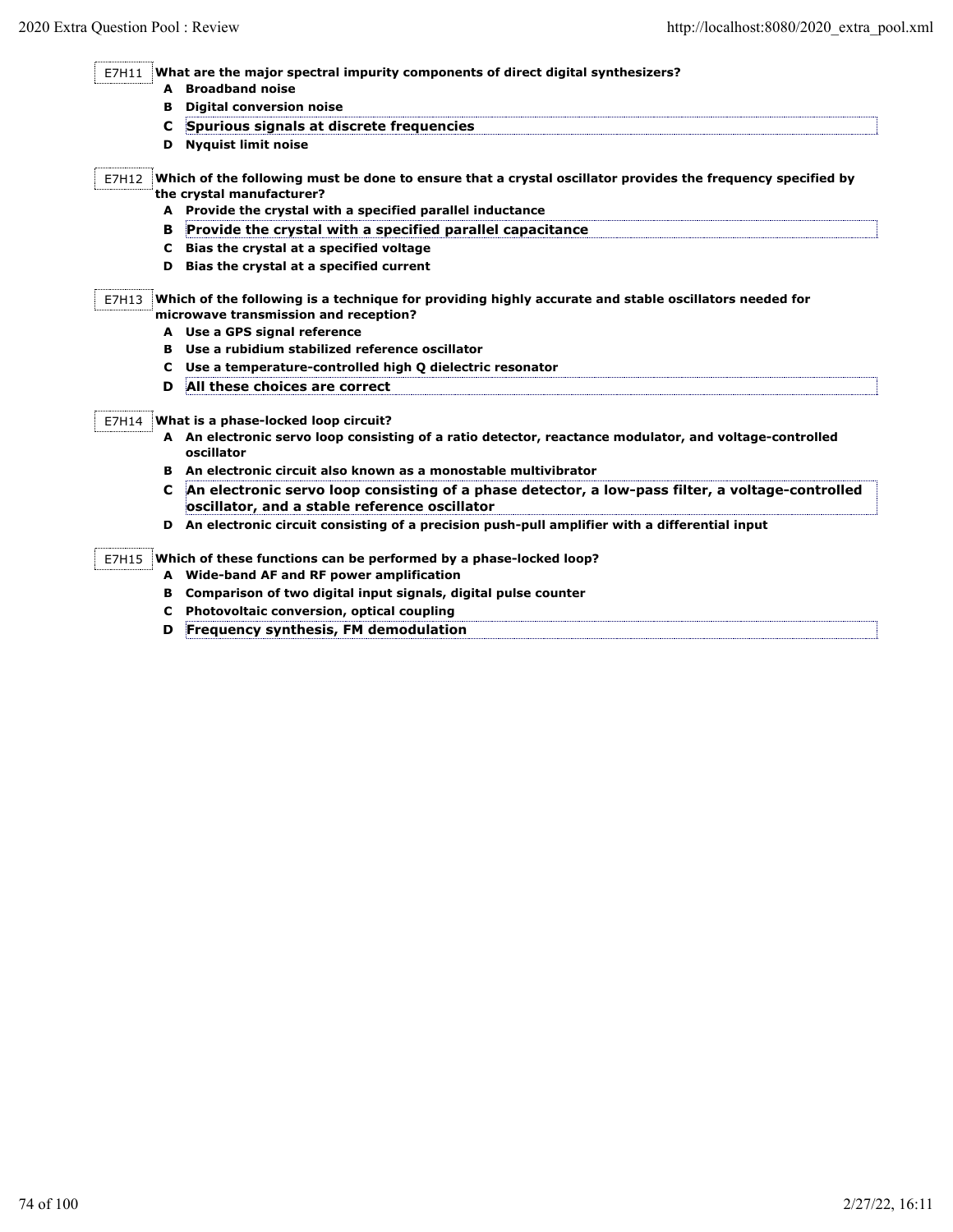E7H11 **What are the major spectral impurity components of direct digital synthesizers?**

- **A** Broadband noise
- **B** Digital conversion noise
- **C** **Spurious signals at discrete frequencies**
- **D** Nyquist limit noise

E7H12 **Which of the following must be done to ensure that a crystal oscillator provides the frequency specified by the crystal manufacturer?**

- **A** Provide the crystal with a specified parallel inductance
- **B** **Provide the crystal with a specified parallel capacitance**
- **C** Bias the crystal at a specified voltage
- **D** Bias the crystal at a specified current

E7H13 **Which of the following is a technique for providing highly accurate and stable oscillators needed for microwave transmission and reception?**

- **A** Use a GPS signal reference
- **B** Use a rubidium stabilized reference oscillator
- **C** Use a temperature-controlled high Q dielectric resonator
- **D** **All these choices are correct**

E7H14 **What is a phase-locked loop circuit?**

- **A** An electronic servo loop consisting of a ratio detector, reactance modulator, and voltage-controlled oscillator
- **B** An electronic circuit also known as a monostable multivibrator
- **C** **An electronic servo loop consisting of a phase detector, a low-pass filter, a voltage-controlled oscillator, and a stable reference oscillator**
- **D** An electronic circuit consisting of a precision push-pull amplifier with a differential input

E7H15 **Which of these functions can be performed by a phase-locked loop?**

- **A** Wide-band AF and RF power amplification
- **B** Comparison of two digital input signals, digital pulse counter
- **C** Photovoltaic conversion, optical coupling
- **D** **Frequency synthesis, FM demodulation**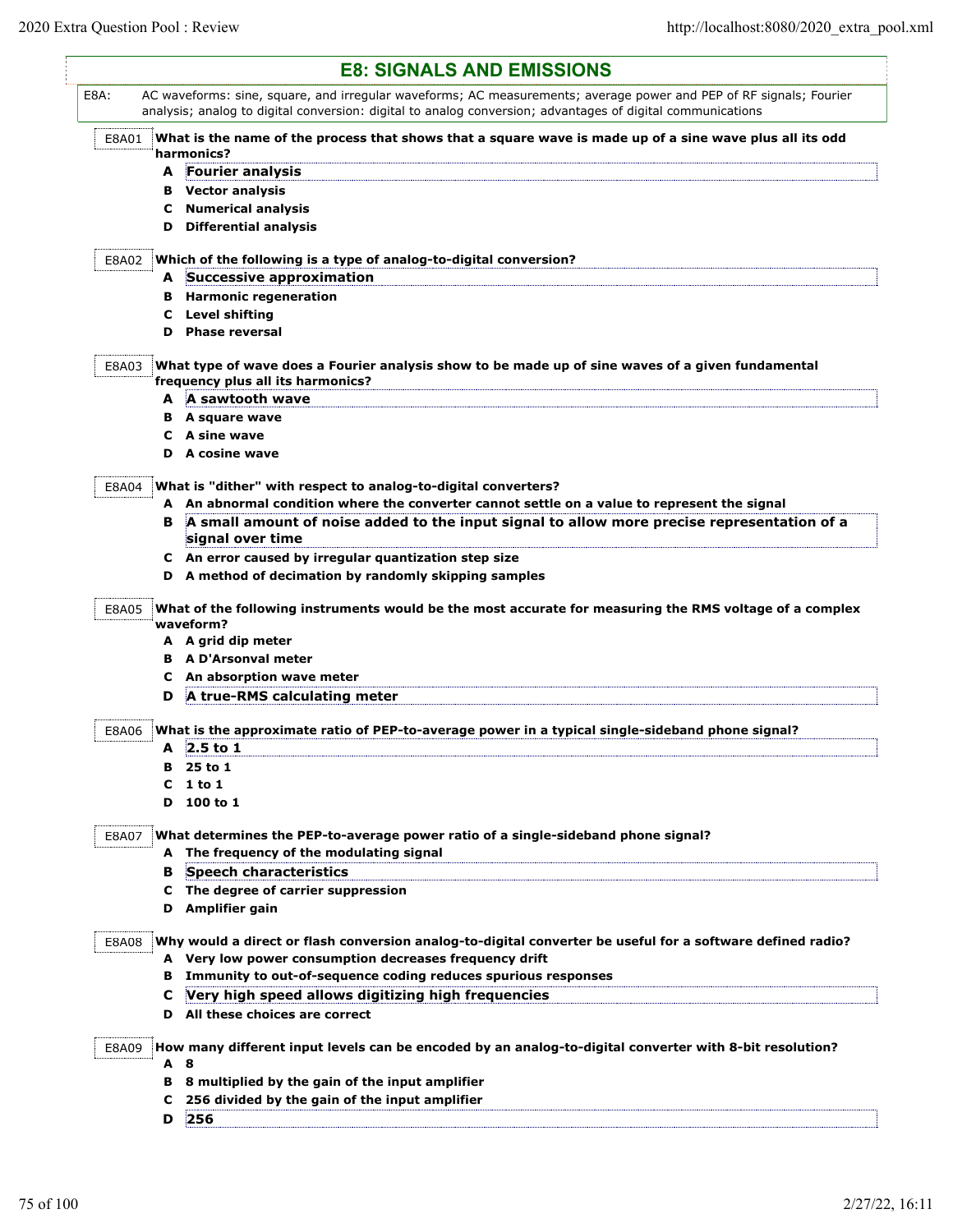# E8: SIGNALS AND EMISSIONS

E8A: AC waveforms: sine, square, and irregular waveforms; AC measurements; average power and PEP of RF signals; Fourier analysis; analog to digital conversion: digital to analog conversion; advantages of digital communications

**E8A01** **What is the name of the process that shows that a square wave is made up of a sine wave plus all its odd harmonics?**

- **A** **Fourier analysis**
- **B** Vector analysis
- **C** Numerical analysis
- **D** Differential analysis

**E8A02** **Which of the following is a type of analog-to-digital conversion?**

- **A** **Successive approximation**
- **B** Harmonic regeneration
- **C** Level shifting
- **D** Phase reversal

**E8A03** **What type of wave does a Fourier analysis show to be made up of sine waves of a given fundamental frequency plus all its harmonics?**

- **A** **A sawtooth wave**
- **B** A square wave
- **C** A sine wave
- **D** A cosine wave

**E8A04** **What is "dither" with respect to analog-to-digital converters?**

- **A** An abnormal condition where the converter cannot settle on a value to represent the signal
- **B** **A small amount of noise added to the input signal to allow more precise representation of a signal over time**
- **C** An error caused by irregular quantization step size
- **D** A method of decimation by randomly skipping samples

**E8A05** **What of the following instruments would be the most accurate for measuring the RMS voltage of a complex waveform?**

- **A** A grid dip meter
- **B** A D'Arsonval meter
- **C** An absorption wave meter
- **D** **A true-RMS calculating meter**

**E8A06** **What is the approximate ratio of PEP-to-average power in a typical single-sideband phone signal?**

- **A** **2.5 to 1**
- **B** 25 to 1
- **C** 1 to 1
- **D** 100 to 1

**E8A07** **What determines the PEP-to-average power ratio of a single-sideband phone signal?**

- **A** The frequency of the modulating signal
- **B** **Speech characteristics**
- **C** The degree of carrier suppression
- **D** Amplifier gain

**E8A08** **Why would a direct or flash conversion analog-to-digital converter be useful for a software defined radio?**

- **A** Very low power consumption decreases frequency drift
- **B** Immunity to out-of-sequence coding reduces spurious responses
- **C** **Very high speed allows digitizing high frequencies**
- **D** All these choices are correct

**E8A09** **How many different input levels can be encoded by an analog-to-digital converter with 8-bit resolution?**

- **A** 8
- **B** 8 multiplied by the gain of the input amplifier
- **C** 256 divided by the gain of the input amplifier
- **D** **256**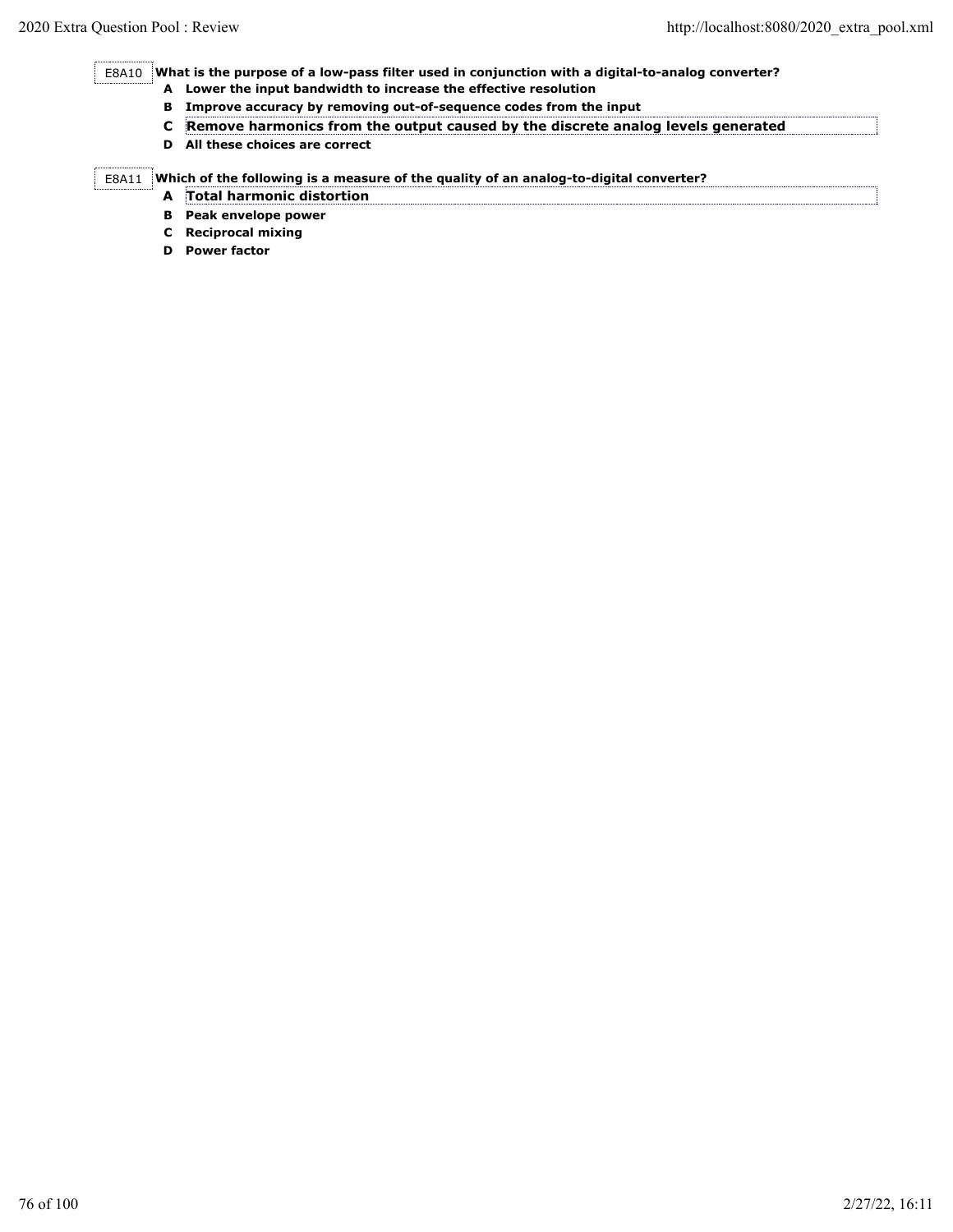E8A10 **What is the purpose of a low-pass filter used in conjunction with a digital-to-analog converter?**

- **A** Lower the input bandwidth to increase the effective resolution
- **B** Improve accuracy by removing out-of-sequence codes from the input
- **C** **Remove harmonics from the output caused by the discrete analog levels generated**
- **D** All these choices are correct

E8A11 **Which of the following is a measure of the quality of an analog-to-digital converter?**

- **A** **Total harmonic distortion**
- **B** Peak envelope power
- **C** Reciprocal mixing
- **D** Power factor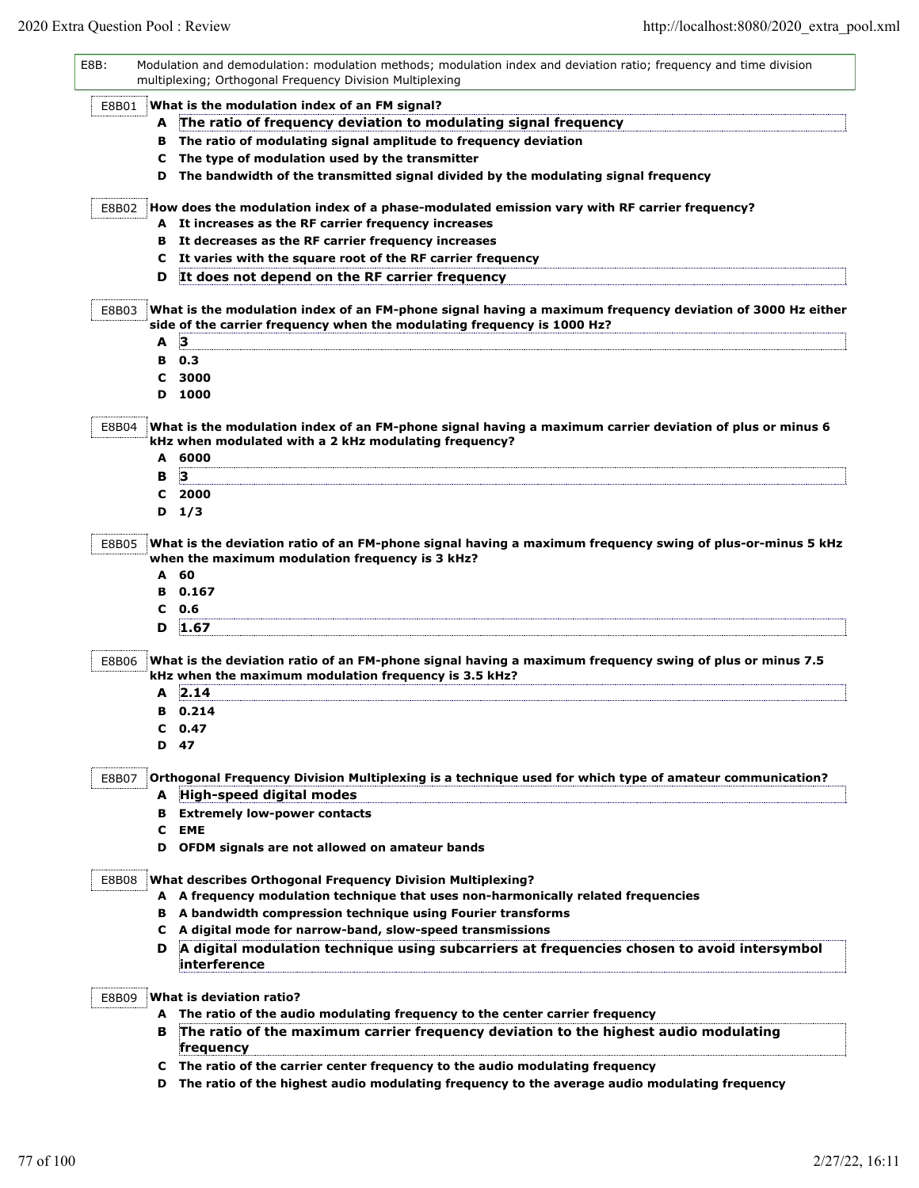E8B: Modulation and demodulation: modulation methods; modulation index and deviation ratio; frequency and time division multiplexing; Orthogonal Frequency Division Multiplexing

**E8B01** **What is the modulation index of an FM signal?**

- **A** **The ratio of frequency deviation to modulating signal frequency**
- **B** The ratio of modulating signal amplitude to frequency deviation
- **C** The type of modulation used by the transmitter
- **D** The bandwidth of the transmitted signal divided by the modulating signal frequency

**E8B02** **How does the modulation index of a phase-modulated emission vary with RF carrier frequency?**

- **A** It increases as the RF carrier frequency increases
- **B** It decreases as the RF carrier frequency increases
- **C** It varies with the square root of the RF carrier frequency
- **D** **It does not depend on the RF carrier frequency**

**E8B03** **What is the modulation index of an FM-phone signal having a maximum frequency deviation of 3000 Hz either side of the carrier frequency when the modulating frequency is 1000 Hz?**

- **A** **3**
- **B** 0.3
- **C** 3000
- **D** 1000

**E8B04** **What is the modulation index of an FM-phone signal having a maximum carrier deviation of plus or minus 6 kHz when modulated with a 2 kHz modulating frequency?**

- **A** 6000
- **B** **3**
- **C** 2000
- **D** 1/3

**E8B05** **What is the deviation ratio of an FM-phone signal having a maximum frequency swing of plus-or-minus 5 kHz when the maximum modulation frequency is 3 kHz?**

- **A** 60
- **B** 0.167
- **C** 0.6
- **D** **1.67**

**E8B06** **What is the deviation ratio of an FM-phone signal having a maximum frequency swing of plus or minus 7.5 kHz when the maximum modulation frequency is 3.5 kHz?**

- **A** **2.14**
- **B** 0.214
- **C** 0.47
- **D** 47

**E8B07** **Orthogonal Frequency Division Multiplexing is a technique used for which type of amateur communication?**

- **A** **High-speed digital modes**
- **B** Extremely low-power contacts
- **C** EME
- **D** OFDM signals are not allowed on amateur bands

**E8B08** **What describes Orthogonal Frequency Division Multiplexing?**

- **A** A frequency modulation technique that uses non-harmonically related frequencies
- **B** A bandwidth compression technique using Fourier transforms
- **C** A digital mode for narrow-band, slow-speed transmissions
- **D** **A digital modulation technique using subcarriers at frequencies chosen to avoid intersymbol interference**

**E8B09** **What is deviation ratio?**

- **A** The ratio of the audio modulating frequency to the center carrier frequency
- **B** **The ratio of the maximum carrier frequency deviation to the highest audio modulating frequency**
- **C** The ratio of the carrier center frequency to the audio modulating frequency
- **D** The ratio of the highest audio modulating frequency to the average audio modulating frequency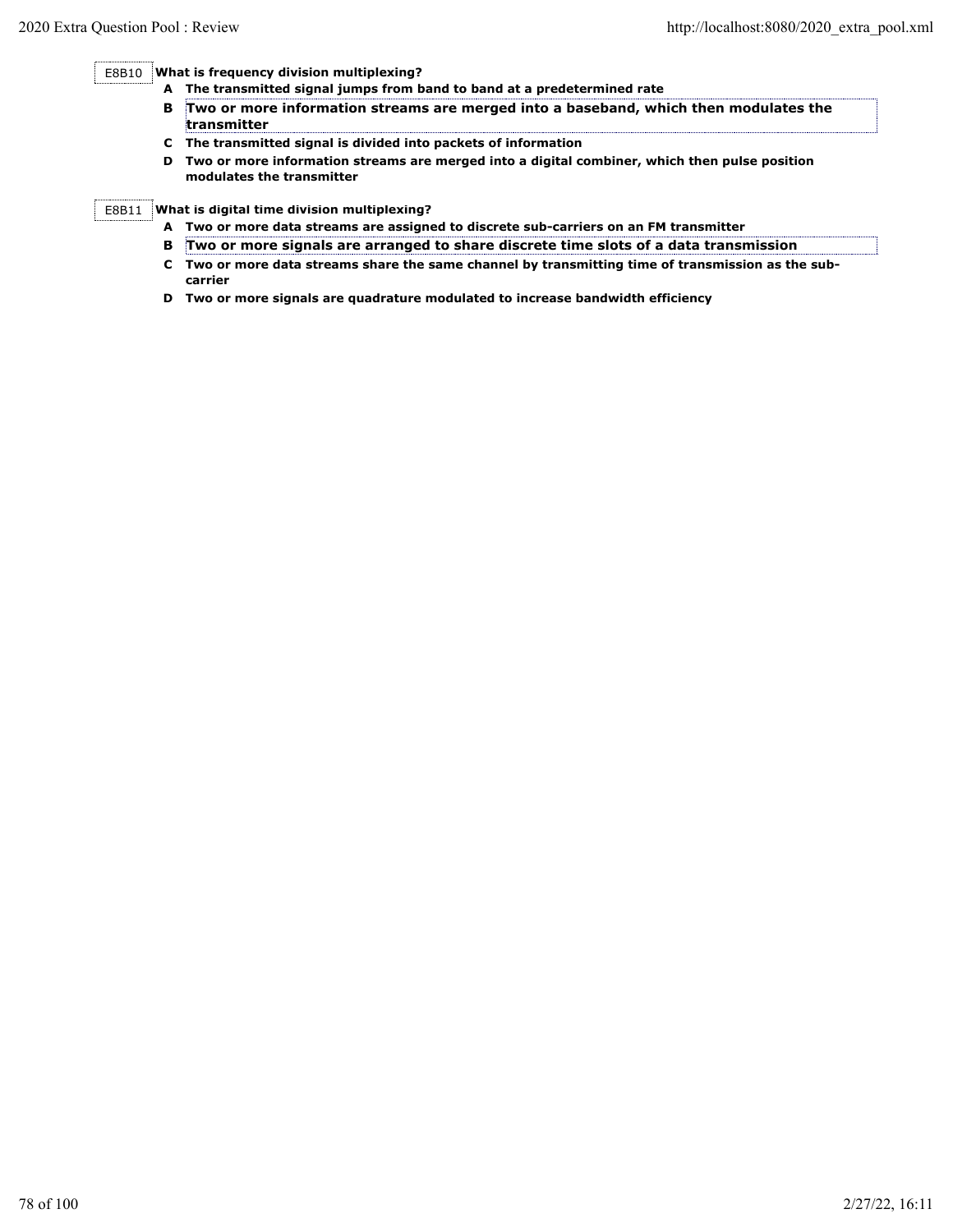E8B10 **What is frequency division multiplexing?**

- **A** The transmitted signal jumps from band to band at a predetermined rate
- **B** **Two or more information streams are merged into a baseband, which then modulates the transmitter**
- **C** The transmitted signal is divided into packets of information
- **D** Two or more information streams are merged into a digital combiner, which then pulse position modulates the transmitter

E8B11 **What is digital time division multiplexing?**

- **A** Two or more data streams are assigned to discrete sub-carriers on an FM transmitter
- **B** **Two or more signals are arranged to share discrete time slots of a data transmission**
- **C** Two or more data streams share the same channel by transmitting time of transmission as the sub-carrier
- **D** Two or more signals are quadrature modulated to increase bandwidth efficiency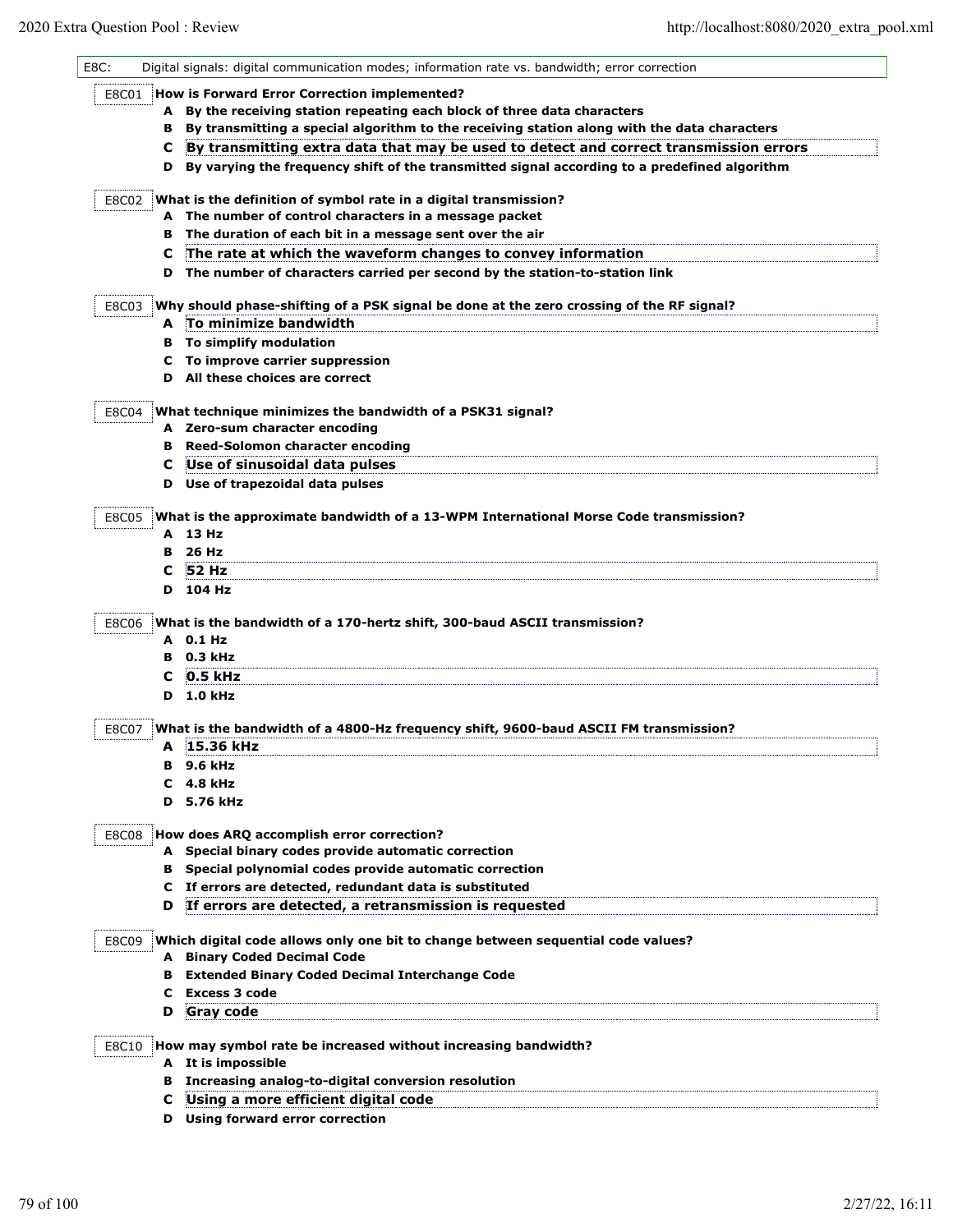**E8C: Digital signals: digital communication modes; information rate vs. bandwidth; error correction**

**E8C01 How is Forward Error Correction implemented?**

- **A** By the receiving station repeating each block of three data characters
- **B** By transmitting a special algorithm to the receiving station along with the data characters
- **C** **By transmitting extra data that may be used to detect and correct transmission errors**
- **D** By varying the frequency shift of the transmitted signal according to a predefined algorithm

**E8C02 What is the definition of symbol rate in a digital transmission?**

- **A** The number of control characters in a message packet
- **B** The duration of each bit in a message sent over the air
- **C** **The rate at which the waveform changes to convey information**
- **D** The number of characters carried per second by the station-to-station link

**E8C03 Why should phase-shifting of a PSK signal be done at the zero crossing of the RF signal?**

- **A** **To minimize bandwidth**
- **B** To simplify modulation
- **C** To improve carrier suppression
- **D** All these choices are correct

**E8C04 What technique minimizes the bandwidth of a PSK31 signal?**

- **A** Zero-sum character encoding
- **B** Reed-Solomon character encoding
- **C** **Use of sinusoidal data pulses**
- **D** Use of trapezoidal data pulses

**E8C05 What is the approximate bandwidth of a 13-WPM International Morse Code transmission?**

- **A** 13 Hz
- **B** 26 Hz
- **C** **52 Hz**
- **D** 104 Hz

**E8C06 What is the bandwidth of a 170-hertz shift, 300-baud ASCII transmission?**

- **A** 0.1 Hz
- **B** 0.3 kHz
- **C** **0.5 kHz**
- **D** 1.0 kHz

**E8C07 What is the bandwidth of a 4800-Hz frequency shift, 9600-baud ASCII FM transmission?**

- **A** **15.36 kHz**
- **B** 9.6 kHz
- **C** 4.8 kHz
- **D** 5.76 kHz

**E8C08 How does ARQ accomplish error correction?**

- **A** Special binary codes provide automatic correction
- **B** Special polynomial codes provide automatic correction
- **C** If errors are detected, redundant data is substituted
- **D** **If errors are detected, a retransmission is requested**

**E8C09 Which digital code allows only one bit to change between sequential code values?**

- **A** Binary Coded Decimal Code
- **B** Extended Binary Coded Decimal Interchange Code
- **C** Excess 3 code
- **D** **Gray code**

**E8C10 How may symbol rate be increased without increasing bandwidth?**

- **A** It is impossible
- **B** Increasing analog-to-digital conversion resolution
- **C** **Using a more efficient digital code**
- **D** Using forward error correction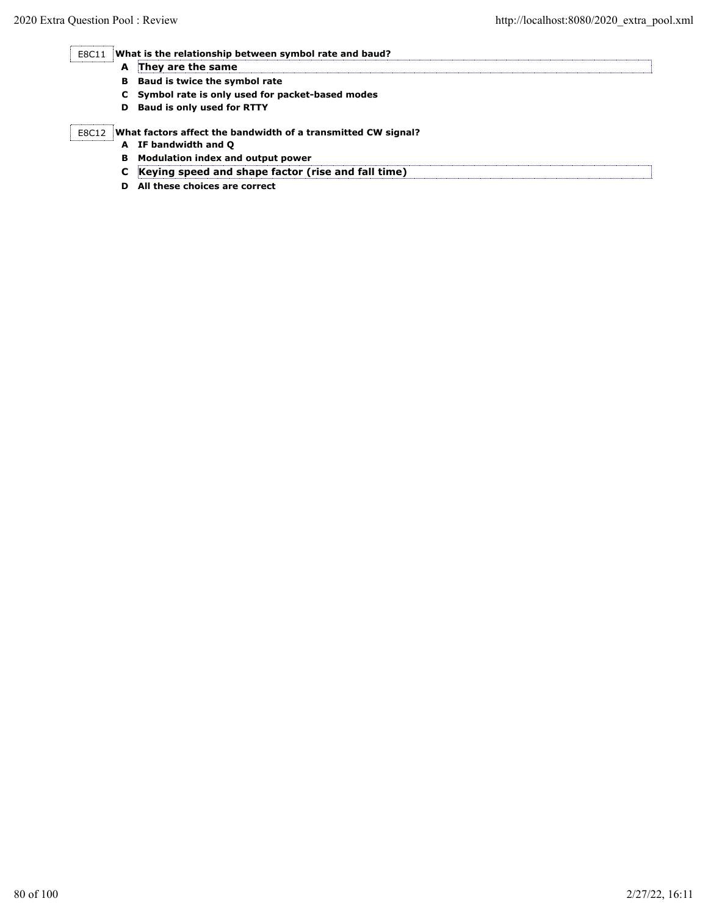E8C11 **What is the relationship between symbol rate and baud?**

- **A** **They are the same**
- **B** Baud is twice the symbol rate
- **C** Symbol rate is only used for packet-based modes
- **D** Baud is only used for RTTY

E8C12 **What factors affect the bandwidth of a transmitted CW signal?**

- **A** IF bandwidth and Q
- **B** Modulation index and output power
- **C** **Keying speed and shape factor (rise and fall time)**
- **D** All these choices are correct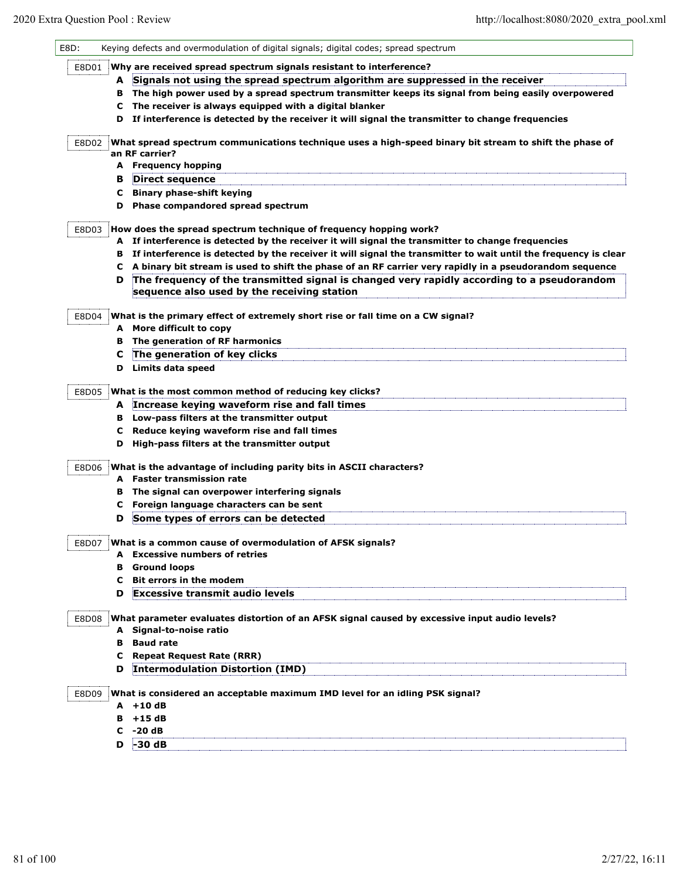E8D: Keying defects and overmodulation of digital signals; digital codes; spread spectrum

**E8D01** **Why are received spread spectrum signals resistant to interference?**

- **A** **Signals not using the spread spectrum algorithm are suppressed in the receiver**
- **B** The high power used by a spread spectrum transmitter keeps its signal from being easily overpowered
- **C** The receiver is always equipped with a digital blanker
- **D** If interference is detected by the receiver it will signal the transmitter to change frequencies

**E8D02** **What spread spectrum communications technique uses a high-speed binary bit stream to shift the phase of an RF carrier?**

- **A** Frequency hopping
- **B** **Direct sequence**
- **C** Binary phase-shift keying
- **D** Phase compandored spread spectrum

**E8D03** **How does the spread spectrum technique of frequency hopping work?**

- **A** If interference is detected by the receiver it will signal the transmitter to change frequencies
- **B** If interference is detected by the receiver it will signal the transmitter to wait until the frequency is clear
- **C** A binary bit stream is used to shift the phase of an RF carrier very rapidly in a pseudorandom sequence
- **D** **The frequency of the transmitted signal is changed very rapidly according to a pseudorandom sequence also used by the receiving station**

**E8D04** **What is the primary effect of extremely short rise or fall time on a CW signal?**

- **A** More difficult to copy
- **B** The generation of RF harmonics
- **C** **The generation of key clicks**
- **D** Limits data speed

**E8D05** **What is the most common method of reducing key clicks?**

- **A** **Increase keying waveform rise and fall times**
- **B** Low-pass filters at the transmitter output
- **C** Reduce keying waveform rise and fall times
- **D** High-pass filters at the transmitter output

**E8D06** **What is the advantage of including parity bits in ASCII characters?**

- **A** Faster transmission rate
- **B** The signal can overpower interfering signals
- **C** Foreign language characters can be sent
- **D** **Some types of errors can be detected**

**E8D07** **What is a common cause of overmodulation of AFSK signals?**

- **A** Excessive numbers of retries
- **B** Ground loops
- **C** Bit errors in the modem
- **D** **Excessive transmit audio levels**

**E8D08** **What parameter evaluates distortion of an AFSK signal caused by excessive input audio levels?**

- **A** Signal-to-noise ratio
- **B** Baud rate
- **C** Repeat Request Rate (RRR)
- **D** **Intermodulation Distortion (IMD)**

**E8D09** **What is considered an acceptable maximum IMD level for an idling PSK signal?**

- **A** +10 dB
- **B** +15 dB
- **C** -20 dB
- **D** **-30 dB**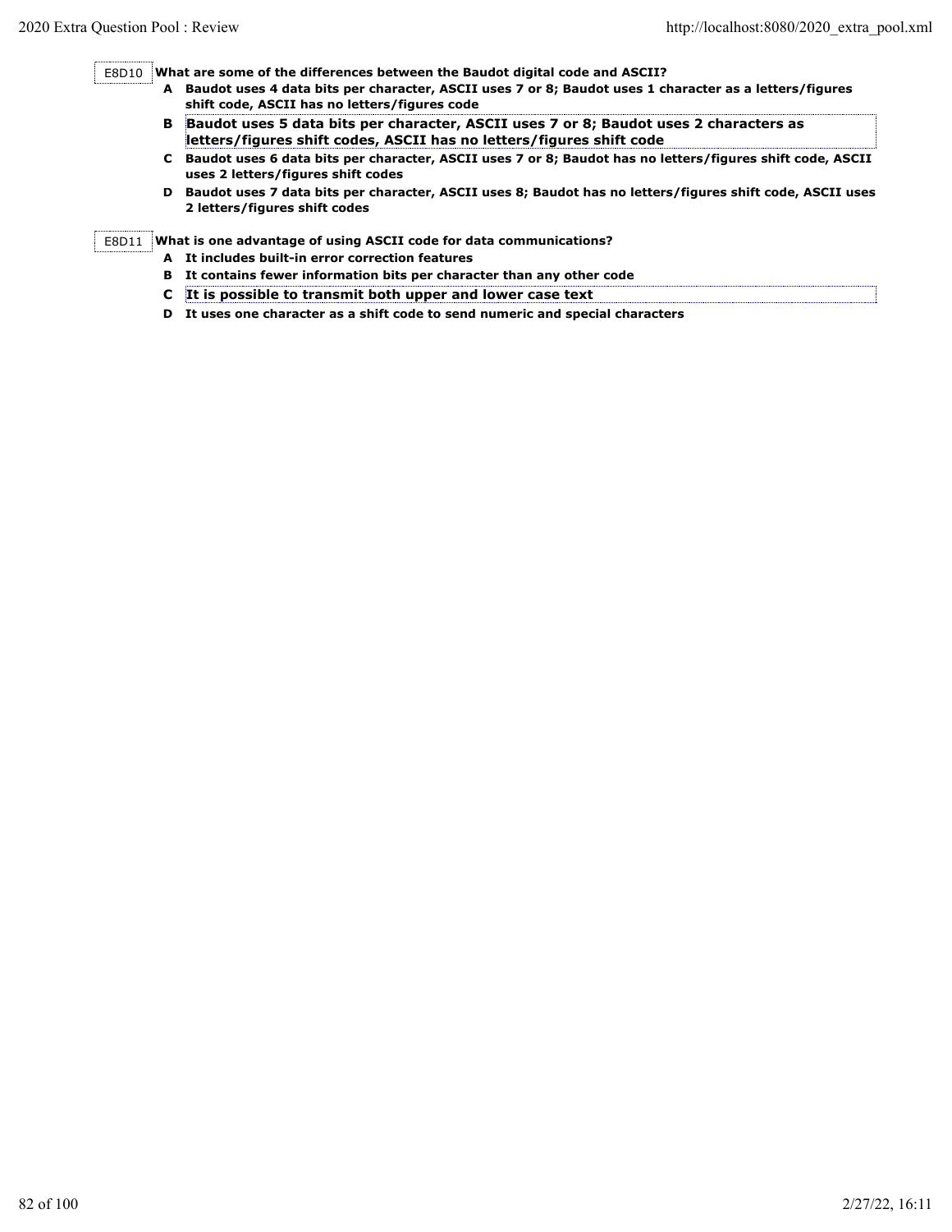E8D10 **What are some of the differences between the Baudot digital code and ASCII?**

- **A** Baudot uses 4 data bits per character, ASCII uses 7 or 8; Baudot uses 1 character as a letters/figures shift code, ASCII has no letters/figures code
- **B** **Baudot uses 5 data bits per character, ASCII uses 7 or 8; Baudot uses 2 characters as letters/figures shift codes, ASCII has no letters/figures shift code**
- **C** Baudot uses 6 data bits per character, ASCII uses 7 or 8; Baudot has no letters/figures shift code, ASCII uses 2 letters/figures shift codes
- **D** Baudot uses 7 data bits per character, ASCII uses 8; Baudot has no letters/figures shift code, ASCII uses 2 letters/figures shift codes

E8D11 **What is one advantage of using ASCII code for data communications?**

- **A** It includes built-in error correction features
- **B** It contains fewer information bits per character than any other code
- **C** **It is possible to transmit both upper and lower case text**
- **D** It uses one character as a shift code to send numeric and special characters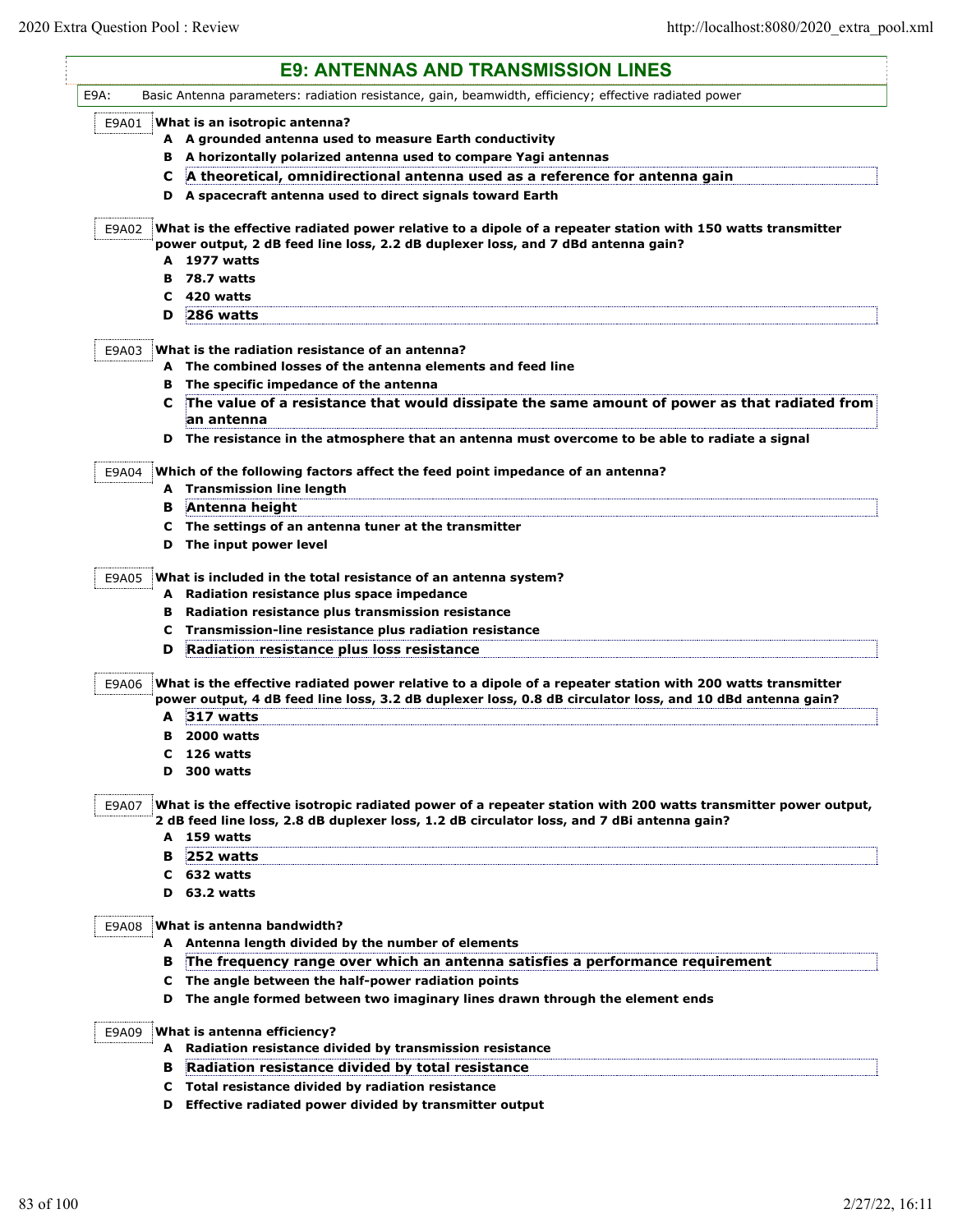# E9: ANTENNAS AND TRANSMISSION LINES

E9A: Basic Antenna parameters: radiation resistance, gain, beamwidth, efficiency; effective radiated power

E9A01 **What is an isotropic antenna?**

- **A** A grounded antenna used to measure Earth conductivity
- **B** A horizontally polarized antenna used to compare Yagi antennas
- **C** **A theoretical, omnidirectional antenna used as a reference for antenna gain**
- **D** A spacecraft antenna used to direct signals toward Earth

E9A02 **What is the effective radiated power relative to a dipole of a repeater station with 150 watts transmitter power output, 2 dB feed line loss, 2.2 dB duplexer loss, and 7 dBd antenna gain?**

- **A** 1977 watts
- **B** 78.7 watts
- **C** 420 watts
- **D** **286 watts**

E9A03 **What is the radiation resistance of an antenna?**

- **A** The combined losses of the antenna elements and feed line
- **B** The specific impedance of the antenna
- **C** **The value of a resistance that would dissipate the same amount of power as that radiated from an antenna**
- **D** The resistance in the atmosphere that an antenna must overcome to be able to radiate a signal

E9A04 **Which of the following factors affect the feed point impedance of an antenna?**

- **A** Transmission line length
- **B** **Antenna height**
- **C** The settings of an antenna tuner at the transmitter
- **D** The input power level

E9A05 **What is included in the total resistance of an antenna system?**

- **A** Radiation resistance plus space impedance
- **B** Radiation resistance plus transmission resistance
- **C** Transmission-line resistance plus radiation resistance
- **D** **Radiation resistance plus loss resistance**

E9A06 **What is the effective radiated power relative to a dipole of a repeater station with 200 watts transmitter power output, 4 dB feed line loss, 3.2 dB duplexer loss, 0.8 dB circulator loss, and 10 dBd antenna gain?**

- **A** **317 watts**
- **B** 2000 watts
- **C** 126 watts
- **D** 300 watts

E9A07 **What is the effective isotropic radiated power of a repeater station with 200 watts transmitter power output, 2 dB feed line loss, 2.8 dB duplexer loss, 1.2 dB circulator loss, and 7 dBi antenna gain?**

- **A** 159 watts
- **B** **252 watts**
- **C** 632 watts
- **D** 63.2 watts

E9A08 **What is antenna bandwidth?**

- **A** Antenna length divided by the number of elements
- **B** **The frequency range over which an antenna satisfies a performance requirement**
- **C** The angle between the half-power radiation points
- **D** The angle formed between two imaginary lines drawn through the element ends

E9A09 **What is antenna efficiency?**

- **A** Radiation resistance divided by transmission resistance
- **B** **Radiation resistance divided by total resistance**
- **C** Total resistance divided by radiation resistance
- **D** Effective radiated power divided by transmitter output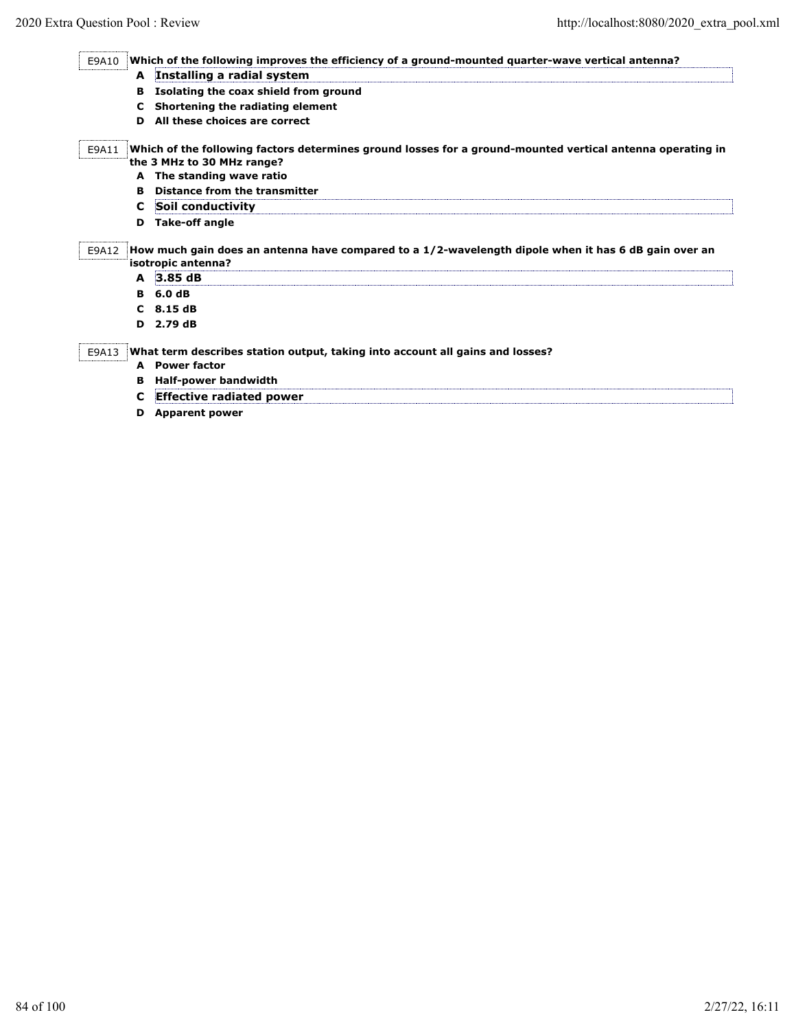E9A10 **Which of the following improves the efficiency of a ground-mounted quarter-wave vertical antenna?**

- **A Installing a radial system**
- **B Isolating the coax shield from ground**
- **C Shortening the radiating element**
- **D All these choices are correct**

E9A11 **Which of the following factors determines ground losses for a ground-mounted vertical antenna operating in the 3 MHz to 30 MHz range?**

- **A The standing wave ratio**
- **B Distance from the transmitter**
- **C Soil conductivity**
- **D Take-off angle**

E9A12 **How much gain does an antenna have compared to a 1/2-wavelength dipole when it has 6 dB gain over an isotropic antenna?**

- **A 3.85 dB**
- **B 6.0 dB**
- **C 8.15 dB**
- **D 2.79 dB**

E9A13 **What term describes station output, taking into account all gains and losses?**

- **A Power factor**
- **B Half-power bandwidth**
- **C Effective radiated power**
- **D Apparent power**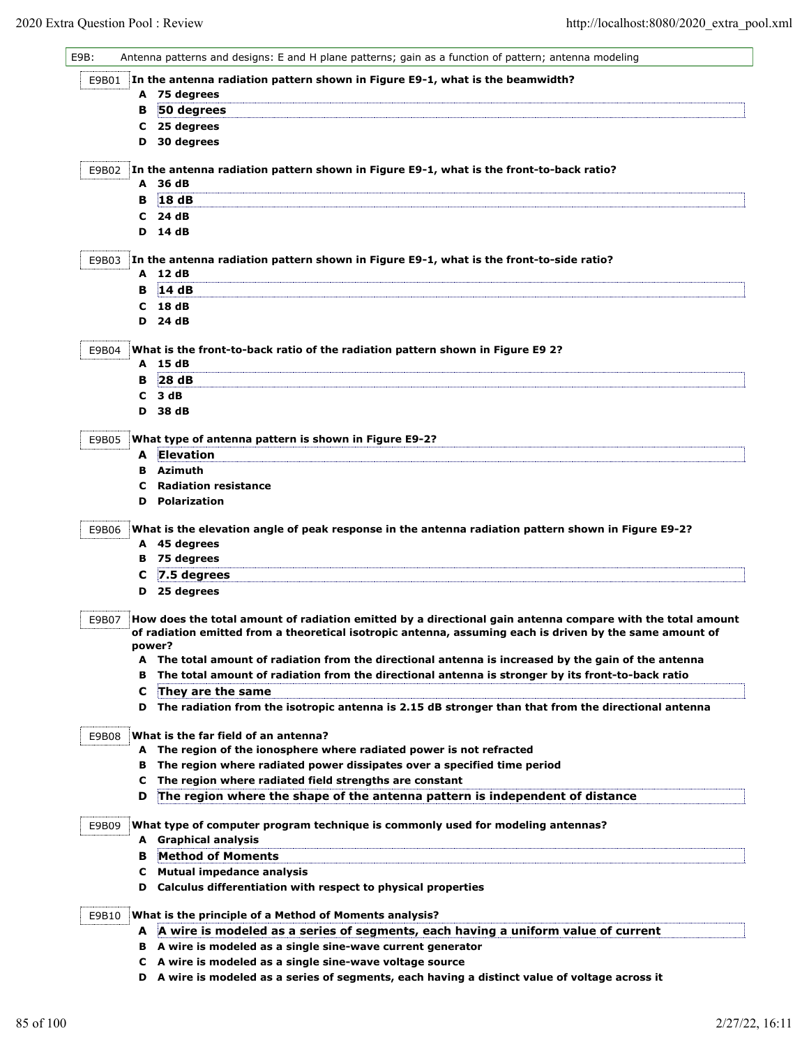## E9B: Antenna patterns and designs: E and H plane patterns; gain as a function of pattern; antenna modeling

**E9B01** **In the antenna radiation pattern shown in Figure E9-1, what is the beamwidth?**

- **A** 75 degrees
- **B** **50 degrees**
- **C** 25 degrees
- **D** 30 degrees

**E9B02** **In the antenna radiation pattern shown in Figure E9-1, what is the front-to-back ratio?**

- **A** 36 dB
- **B** **18 dB**
- **C** 24 dB
- **D** 14 dB

**E9B03** **In the antenna radiation pattern shown in Figure E9-1, what is the front-to-side ratio?**

- **A** 12 dB
- **B** **14 dB**
- **C** 18 dB
- **D** 24 dB

**E9B04** **What is the front-to-back ratio of the radiation pattern shown in Figure E9 2?**

- **A** 15 dB
- **B** **28 dB**
- **C** 3 dB
- **D** 38 dB

**E9B05** **What type of antenna pattern is shown in Figure E9-2?**

- **A** **Elevation**
- **B** Azimuth
- **C** Radiation resistance
- **D** Polarization

**E9B06** **What is the elevation angle of peak response in the antenna radiation pattern shown in Figure E9-2?**

- **A** 45 degrees
- **B** 75 degrees
- **C** **7.5 degrees**
- **D** 25 degrees

**E9B07** **How does the total amount of radiation emitted by a directional gain antenna compare with the total amount of radiation emitted from a theoretical isotropic antenna, assuming each is driven by the same amount of power?**

- **A** The total amount of radiation from the directional antenna is increased by the gain of the antenna
- **B** The total amount of radiation from the directional antenna is stronger by its front-to-back ratio
- **C** **They are the same**
- **D** The radiation from the isotropic antenna is 2.15 dB stronger than that from the directional antenna

**E9B08** **What is the far field of an antenna?**

- **A** The region of the ionosphere where radiated power is not refracted
- **B** The region where radiated power dissipates over a specified time period
- **C** The region where radiated field strengths are constant
- **D** **The region where the shape of the antenna pattern is independent of distance**

**E9B09** **What type of computer program technique is commonly used for modeling antennas?**

- **A** Graphical analysis
- **B** **Method of Moments**
- **C** Mutual impedance analysis
- **D** Calculus differentiation with respect to physical properties

**E9B10** **What is the principle of a Method of Moments analysis?**

- **A** **A wire is modeled as a series of segments, each having a uniform value of current**
- **B** A wire is modeled as a single sine-wave current generator
- **C** A wire is modeled as a single sine-wave voltage source
- **D** A wire is modeled as a series of segments, each having a distinct value of voltage across it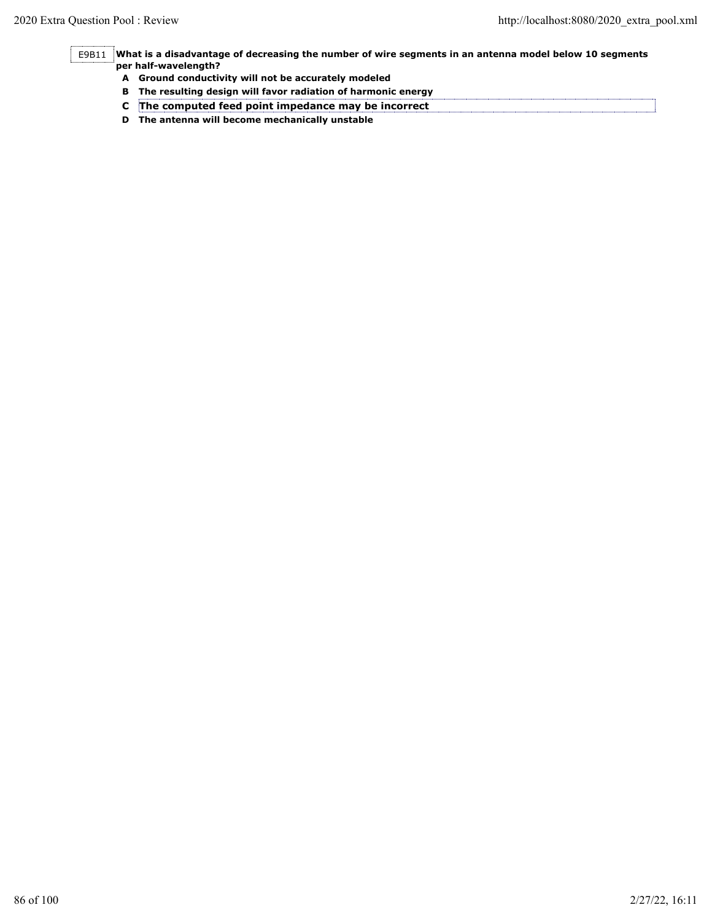E9B11 **What is a disadvantage of decreasing the number of wire segments in an antenna model below 10 segments per half-wavelength?**

- **A** **Ground conductivity will not be accurately modeled**
- **B** **The resulting design will favor radiation of harmonic energy**
- **C** **The computed feed point impedance may be incorrect**
- **D** **The antenna will become mechanically unstable**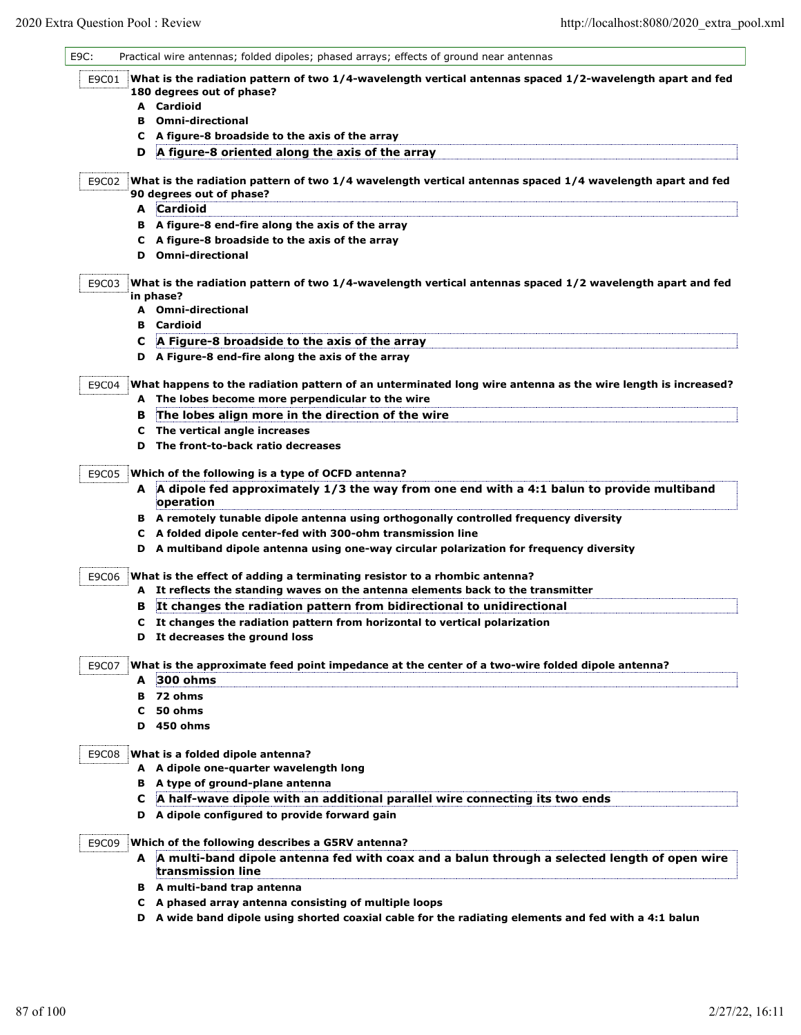E9C: Practical wire antennas; folded dipoles; phased arrays; effects of ground near antennas

**E9C01** **What is the radiation pattern of two 1/4-wavelength vertical antennas spaced 1/2-wavelength apart and fed 180 degrees out of phase?**

- **A** **Cardioid**
- **B** **Omni-directional**
- **C** **A figure-8 broadside to the axis of the array**
- **D** **A figure-8 oriented along the axis of the array**

**E9C02** **What is the radiation pattern of two 1/4 wavelength vertical antennas spaced 1/4 wavelength apart and fed 90 degrees out of phase?**

- **A** **Cardioid**
- **B** **A figure-8 end-fire along the axis of the array**
- **C** **A figure-8 broadside to the axis of the array**
- **D** **Omni-directional**

**E9C03** **What is the radiation pattern of two 1/4-wavelength vertical antennas spaced 1/2 wavelength apart and fed in phase?**

- **A** **Omni-directional**
- **B** **Cardioid**
- **C** **A Figure-8 broadside to the axis of the array**
- **D** **A Figure-8 end-fire along the axis of the array**

**E9C04** **What happens to the radiation pattern of an unterminated long wire antenna as the wire length is increased?**

- **A** **The lobes become more perpendicular to the wire**
- **B** **The lobes align more in the direction of the wire**
- **C** **The vertical angle increases**
- **D** **The front-to-back ratio decreases**

**E9C05** **Which of the following is a type of OCFD antenna?**

- **A** **A dipole fed approximately 1/3 the way from one end with a 4:1 balun to provide multiband operation**
- **B** **A remotely tunable dipole antenna using orthogonally controlled frequency diversity**
- **C** **A folded dipole center-fed with 300-ohm transmission line**
- **D** **A multiband dipole antenna using one-way circular polarization for frequency diversity**

**E9C06** **What is the effect of adding a terminating resistor to a rhombic antenna?**

- **A** **It reflects the standing waves on the antenna elements back to the transmitter**
- **B** **It changes the radiation pattern from bidirectional to unidirectional**
- **C** **It changes the radiation pattern from horizontal to vertical polarization**
- **D** **It decreases the ground loss**

**E9C07** **What is the approximate feed point impedance at the center of a two-wire folded dipole antenna?**

- **A** **300 ohms**
- **B** **72 ohms**
- **C** **50 ohms**
- **D** **450 ohms**

**E9C08** **What is a folded dipole antenna?**

- **A** **A dipole one-quarter wavelength long**
- **B** **A type of ground-plane antenna**
- **C** **A half-wave dipole with an additional parallel wire connecting its two ends**
- **D** **A dipole configured to provide forward gain**

**E9C09** **Which of the following describes a G5RV antenna?**

- **A** **A multi-band dipole antenna fed with coax and a balun through a selected length of open wire transmission line**
- **B** **A multi-band trap antenna**
- **C** **A phased array antenna consisting of multiple loops**
- **D** **A wide band dipole using shorted coaxial cable for the radiating elements and fed with a 4:1 balun**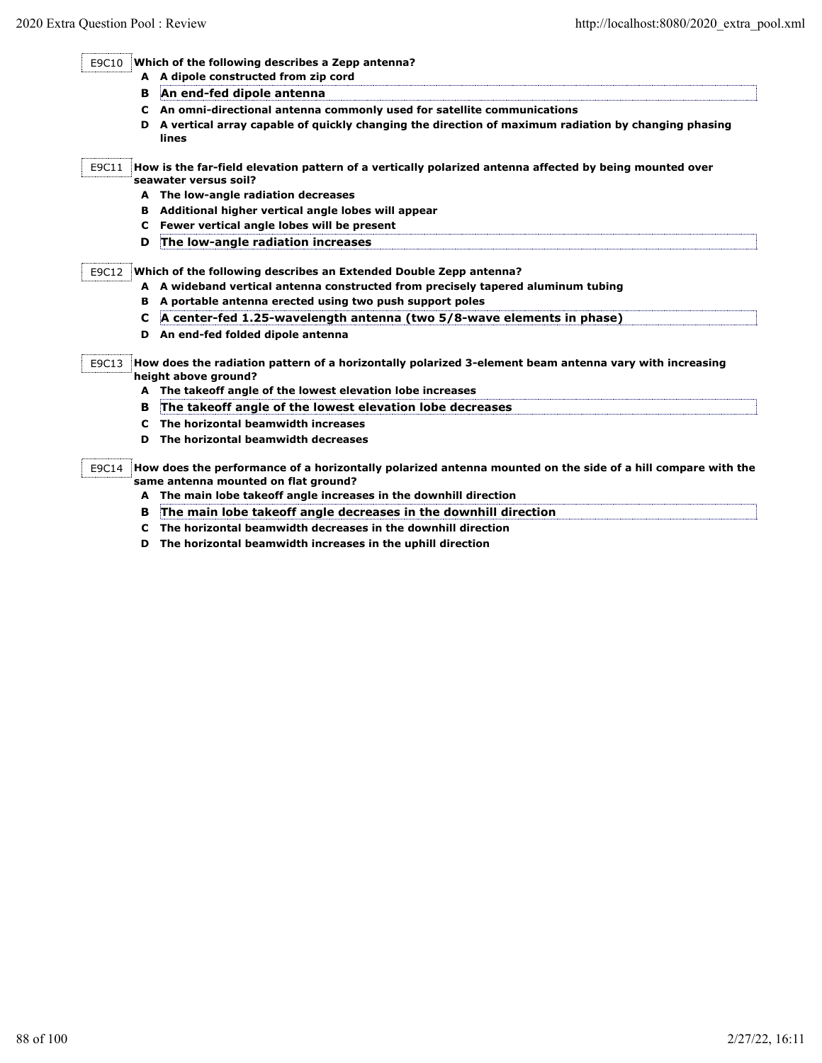E9C10 **Which of the following describes a Zepp antenna?**

- **A** A dipole constructed from zip cord
- **B** **An end-fed dipole antenna**
- **C** An omni-directional antenna commonly used for satellite communications
- **D** A vertical array capable of quickly changing the direction of maximum radiation by changing phasing lines

E9C11 **How is the far-field elevation pattern of a vertically polarized antenna affected by being mounted over seawater versus soil?**

- **A** The low-angle radiation decreases
- **B** Additional higher vertical angle lobes will appear
- **C** Fewer vertical angle lobes will be present
- **D** **The low-angle radiation increases**

E9C12 **Which of the following describes an Extended Double Zepp antenna?**

- **A** A wideband vertical antenna constructed from precisely tapered aluminum tubing
- **B** A portable antenna erected using two push support poles
- **C** **A center-fed 1.25-wavelength antenna (two 5/8-wave elements in phase)**
- **D** An end-fed folded dipole antenna

E9C13 **How does the radiation pattern of a horizontally polarized 3-element beam antenna vary with increasing height above ground?**

- **A** The takeoff angle of the lowest elevation lobe increases
- **B** **The takeoff angle of the lowest elevation lobe decreases**
- **C** The horizontal beamwidth increases
- **D** The horizontal beamwidth decreases

E9C14 **How does the performance of a horizontally polarized antenna mounted on the side of a hill compare with the same antenna mounted on flat ground?**

- **A** The main lobe takeoff angle increases in the downhill direction
- **B** **The main lobe takeoff angle decreases in the downhill direction**
- **C** The horizontal beamwidth decreases in the downhill direction
- **D** The horizontal beamwidth increases in the uphill direction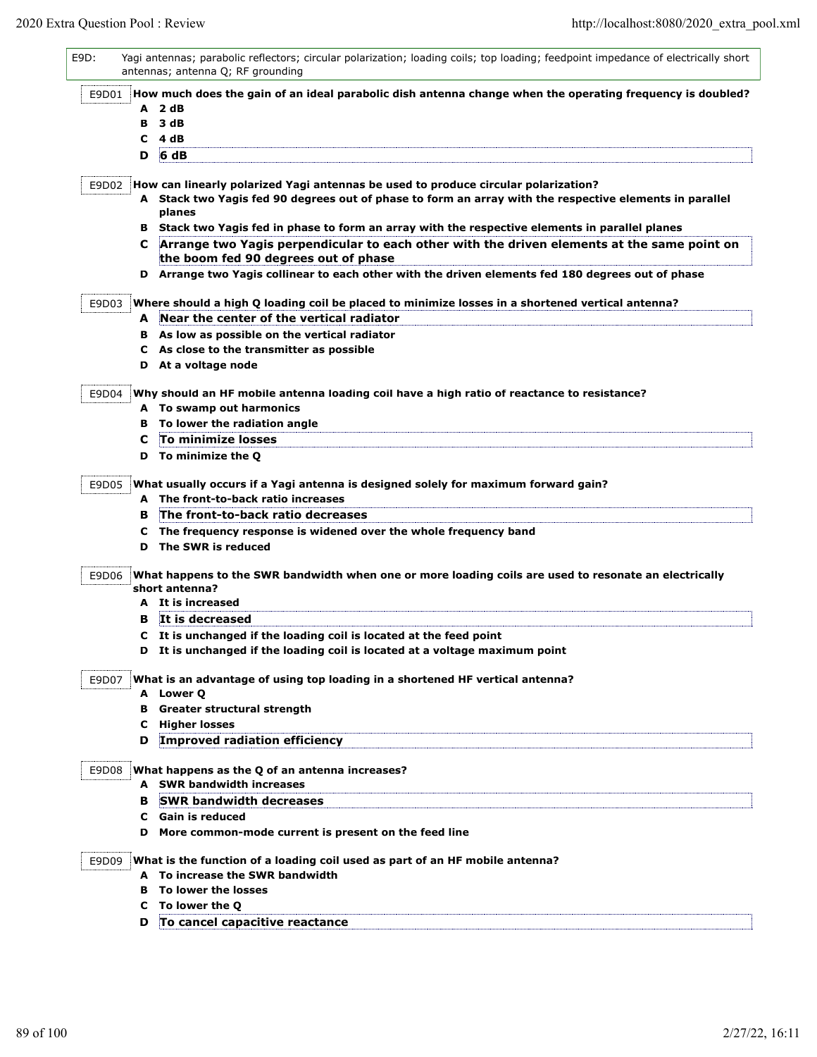E9D: Yagi antennas; parabolic reflectors; circular polarization; loading coils; top loading; feedpoint impedance of electrically short antennas; antenna Q; RF grounding

**E9D01 How much does the gain of an ideal parabolic dish antenna change when the operating frequency is doubled?**

- **A** 2 dB
- **B** 3 dB
- **C** 4 dB
- **D** **6 dB**

**E9D02 How can linearly polarized Yagi antennas be used to produce circular polarization?**

- **A** Stack two Yagis fed 90 degrees out of phase to form an array with the respective elements in parallel planes
- **B** Stack two Yagis fed in phase to form an array with the respective elements in parallel planes
- **C** **Arrange two Yagis perpendicular to each other with the driven elements at the same point on the boom fed 90 degrees out of phase**
- **D** Arrange two Yagis collinear to each other with the driven elements fed 180 degrees out of phase

**E9D03 Where should a high Q loading coil be placed to minimize losses in a shortened vertical antenna?**

- **A** **Near the center of the vertical radiator**
- **B** As low as possible on the vertical radiator
- **C** As close to the transmitter as possible
- **D** At a voltage node

**E9D04 Why should an HF mobile antenna loading coil have a high ratio of reactance to resistance?**

- **A** To swamp out harmonics
- **B** To lower the radiation angle
- **C** **To minimize losses**
- **D** To minimize the Q

**E9D05 What usually occurs if a Yagi antenna is designed solely for maximum forward gain?**

- **A** The front-to-back ratio increases
- **B** **The front-to-back ratio decreases**
- **C** The frequency response is widened over the whole frequency band
- **D** The SWR is reduced

**E9D06 What happens to the SWR bandwidth when one or more loading coils are used to resonate an electrically short antenna?**

- **A** It is increased
- **B** **It is decreased**
- **C** It is unchanged if the loading coil is located at the feed point
- **D** It is unchanged if the loading coil is located at a voltage maximum point

**E9D07 What is an advantage of using top loading in a shortened HF vertical antenna?**

- **A** Lower Q
- **B** Greater structural strength
- **C** Higher losses
- **D** **Improved radiation efficiency**

**E9D08 What happens as the Q of an antenna increases?**

- **A** SWR bandwidth increases
- **B** **SWR bandwidth decreases**
- **C** Gain is reduced
- **D** More common-mode current is present on the feed line

**E9D09 What is the function of a loading coil used as part of an HF mobile antenna?**

- **A** To increase the SWR bandwidth
- **B** To lower the losses
- **C** To lower the Q
- **D** **To cancel capacitive reactance**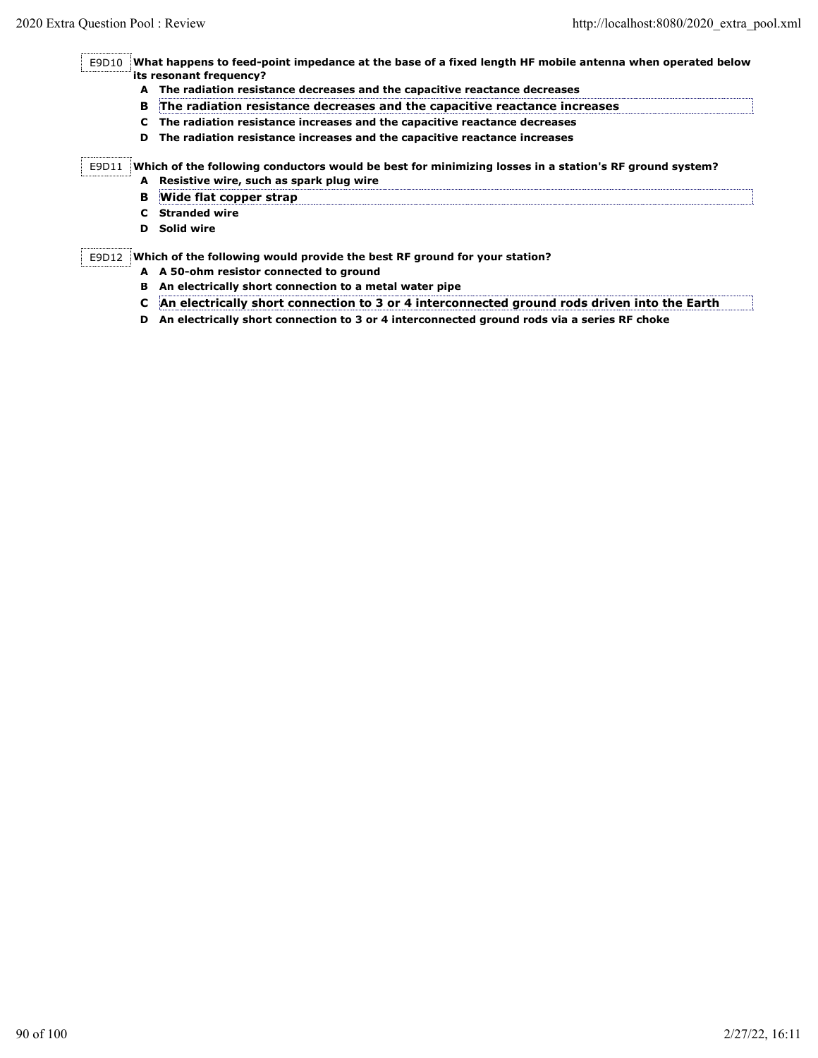E9D10 **What happens to feed-point impedance at the base of a fixed length HF mobile antenna when operated below its resonant frequency?**

- **A** The radiation resistance decreases and the capacitive reactance decreases
- **B** **The radiation resistance decreases and the capacitive reactance increases**
- **C** The radiation resistance increases and the capacitive reactance decreases
- **D** The radiation resistance increases and the capacitive reactance increases

E9D11 **Which of the following conductors would be best for minimizing losses in a station's RF ground system?**

- **A** Resistive wire, such as spark plug wire
- **B** **Wide flat copper strap**
- **C** Stranded wire
- **D** Solid wire

E9D12 **Which of the following would provide the best RF ground for your station?**

- **A** A 50-ohm resistor connected to ground
- **B** An electrically short connection to a metal water pipe
- **C** **An electrically short connection to 3 or 4 interconnected ground rods driven into the Earth**
- **D** An electrically short connection to 3 or 4 interconnected ground rods via a series RF choke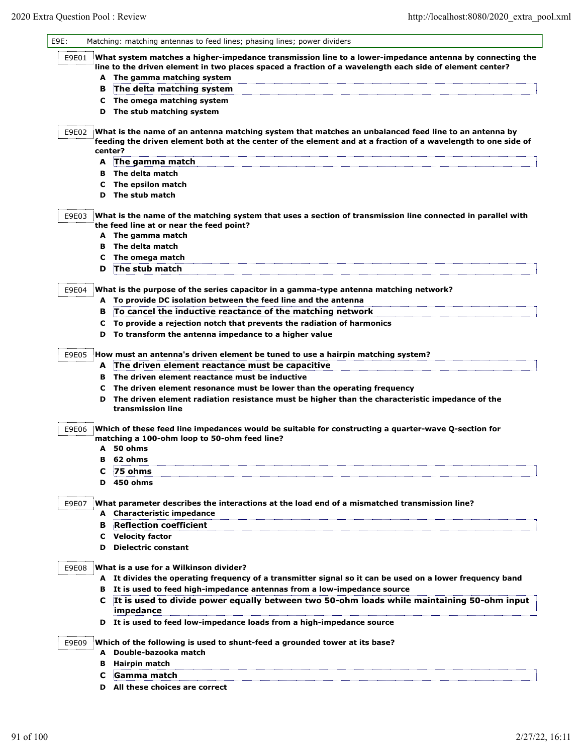**E9E:** Matching: matching antennas to feed lines; phasing lines; power dividers

**E9E01** What system matches a higher-impedance transmission line to a lower-impedance antenna by connecting the line to the driven element in two places spaced a fraction of a wavelength each side of element center?

- **A** The gamma matching system
- **B** **The delta matching system**
- **C** The omega matching system
- **D** The stub matching system

**E9E02** What is the name of an antenna matching system that matches an unbalanced feed line to an antenna by feeding the driven element both at the center of the element and at a fraction of a wavelength to one side of center?

- **A** **The gamma match**
- **B** The delta match
- **C** The epsilon match
- **D** The stub match

**E9E03** What is the name of the matching system that uses a section of transmission line connected in parallel with the feed line at or near the feed point?

- **A** The gamma match
- **B** The delta match
- **C** The omega match
- **D** **The stub match**

**E9E04** What is the purpose of the series capacitor in a gamma-type antenna matching network?

- **A** To provide DC isolation between the feed line and the antenna
- **B** **To cancel the inductive reactance of the matching network**
- **C** To provide a rejection notch that prevents the radiation of harmonics
- **D** To transform the antenna impedance to a higher value

**E9E05** How must an antenna's driven element be tuned to use a hairpin matching system?

- **A** **The driven element reactance must be capacitive**
- **B** The driven element reactance must be inductive
- **C** The driven element resonance must be lower than the operating frequency
- **D** The driven element radiation resistance must be higher than the characteristic impedance of the transmission line

**E9E06** Which of these feed line impedances would be suitable for constructing a quarter-wave Q-section for matching a 100-ohm loop to 50-ohm feed line?

- **A** 50 ohms
- **B** 62 ohms
- **C** **75 ohms**
- **D** 450 ohms

**E9E07** What parameter describes the interactions at the load end of a mismatched transmission line?

- **A** Characteristic impedance
- **B** **Reflection coefficient**
- **C** Velocity factor
- **D** Dielectric constant

**E9E08** What is a use for a Wilkinson divider?

- **A** It divides the operating frequency of a transmitter signal so it can be used on a lower frequency band
- **B** It is used to feed high-impedance antennas from a low-impedance source
- **C** **It is used to divide power equally between two 50-ohm loads while maintaining 50-ohm input impedance**
- **D** It is used to feed low-impedance loads from a high-impedance source

**E9E09** Which of the following is used to shunt-feed a grounded tower at its base?

- **A** Double-bazooka match
- **B** Hairpin match
- **C** **Gamma match**
- **D** All these choices are correct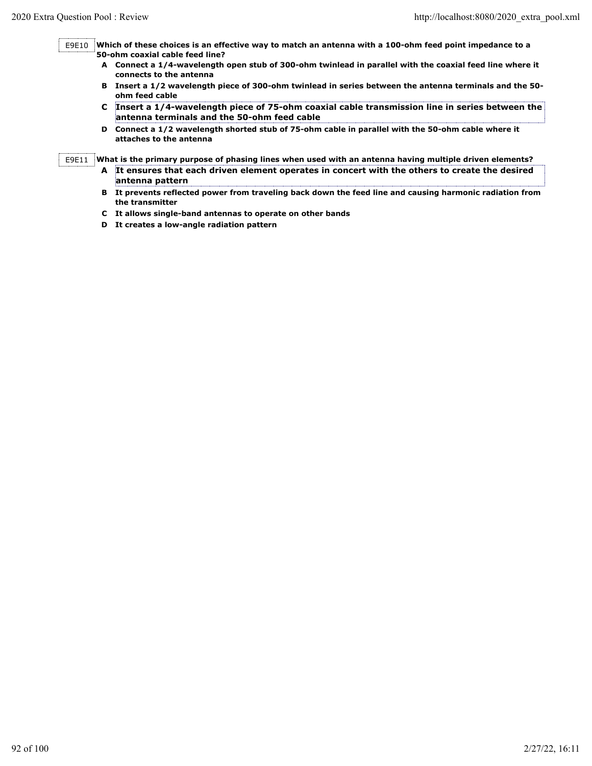E9E10 **Which of these choices is an effective way to match an antenna with a 100-ohm feed point impedance to a 50-ohm coaxial cable feed line?**

- **A** Connect a 1/4-wavelength open stub of 300-ohm twinlead in parallel with the coaxial feed line where it connects to the antenna
- **B** Insert a 1/2 wavelength piece of 300-ohm twinlead in series between the antenna terminals and the 50-ohm feed cable
- **C** **Insert a 1/4-wavelength piece of 75-ohm coaxial cable transmission line in series between the antenna terminals and the 50-ohm feed cable**
- **D** Connect a 1/2 wavelength shorted stub of 75-ohm cable in parallel with the 50-ohm cable where it attaches to the antenna

E9E11 **What is the primary purpose of phasing lines when used with an antenna having multiple driven elements?**

- **A** **It ensures that each driven element operates in concert with the others to create the desired antenna pattern**
- **B** It prevents reflected power from traveling back down the feed line and causing harmonic radiation from the transmitter
- **C** It allows single-band antennas to operate on other bands
- **D** It creates a low-angle radiation pattern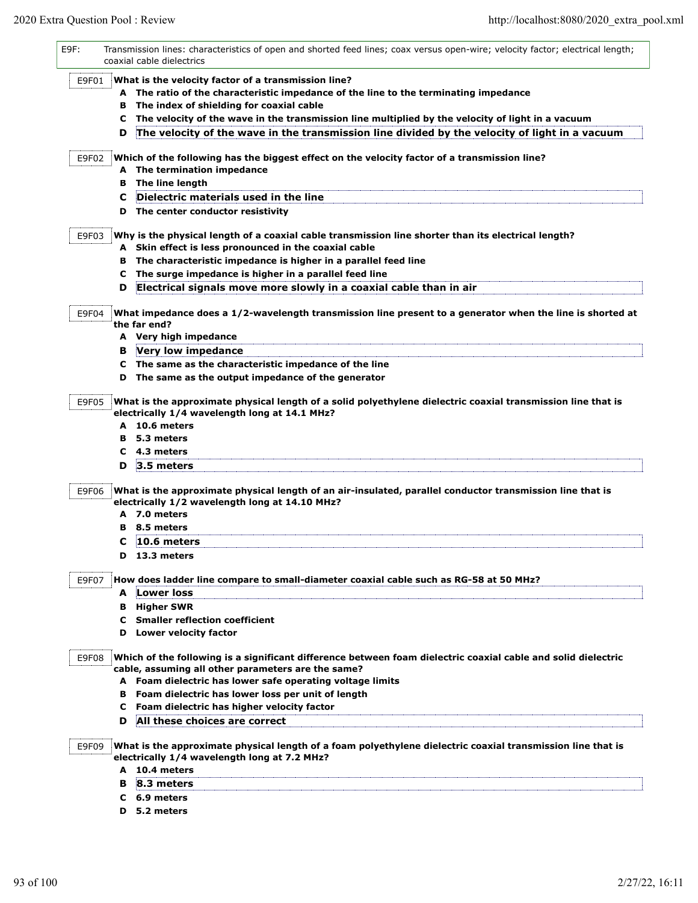E9F: Transmission lines: characteristics of open and shorted feed lines; coax versus open-wire; velocity factor; electrical length; coaxial cable dielectrics

**E9F01** **What is the velocity factor of a transmission line?**

- **A** The ratio of the characteristic impedance of the line to the terminating impedance
- **B** The index of shielding for coaxial cable
- **C** The velocity of the wave in the transmission line multiplied by the velocity of light in a vacuum
- **D** **The velocity of the wave in the transmission line divided by the velocity of light in a vacuum**

**E9F02** **Which of the following has the biggest effect on the velocity factor of a transmission line?**

- **A** The termination impedance
- **B** The line length
- **C** **Dielectric materials used in the line**
- **D** The center conductor resistivity

**E9F03** **Why is the physical length of a coaxial cable transmission line shorter than its electrical length?**

- **A** Skin effect is less pronounced in the coaxial cable
- **B** The characteristic impedance is higher in a parallel feed line
- **C** The surge impedance is higher in a parallel feed line
- **D** **Electrical signals move more slowly in a coaxial cable than in air**

**E9F04** **What impedance does a 1/2-wavelength transmission line present to a generator when the line is shorted at the far end?**

- **A** Very high impedance
- **B** **Very low impedance**
- **C** The same as the characteristic impedance of the line
- **D** The same as the output impedance of the generator

**E9F05** **What is the approximate physical length of a solid polyethylene dielectric coaxial transmission line that is electrically 1/4 wavelength long at 14.1 MHz?**

- **A** 10.6 meters
- **B** 5.3 meters
- **C** 4.3 meters
- **D** **3.5 meters**

**E9F06** **What is the approximate physical length of an air-insulated, parallel conductor transmission line that is electrically 1/2 wavelength long at 14.10 MHz?**

- **A** 7.0 meters
- **B** 8.5 meters
- **C** **10.6 meters**
- **D** 13.3 meters

**E9F07** **How does ladder line compare to small-diameter coaxial cable such as RG-58 at 50 MHz?**

- **A** **Lower loss**
- **B** Higher SWR
- **C** Smaller reflection coefficient
- **D** Lower velocity factor

**E9F08** **Which of the following is a significant difference between foam dielectric coaxial cable and solid dielectric cable, assuming all other parameters are the same?**

- **A** Foam dielectric has lower safe operating voltage limits
- **B** Foam dielectric has lower loss per unit of length
- **C** Foam dielectric has higher velocity factor
- **D** **All these choices are correct**

**E9F09** **What is the approximate physical length of a foam polyethylene dielectric coaxial transmission line that is electrically 1/4 wavelength long at 7.2 MHz?**

- **A** 10.4 meters
- **B** **8.3 meters**
- **C** 6.9 meters
- **D** 5.2 meters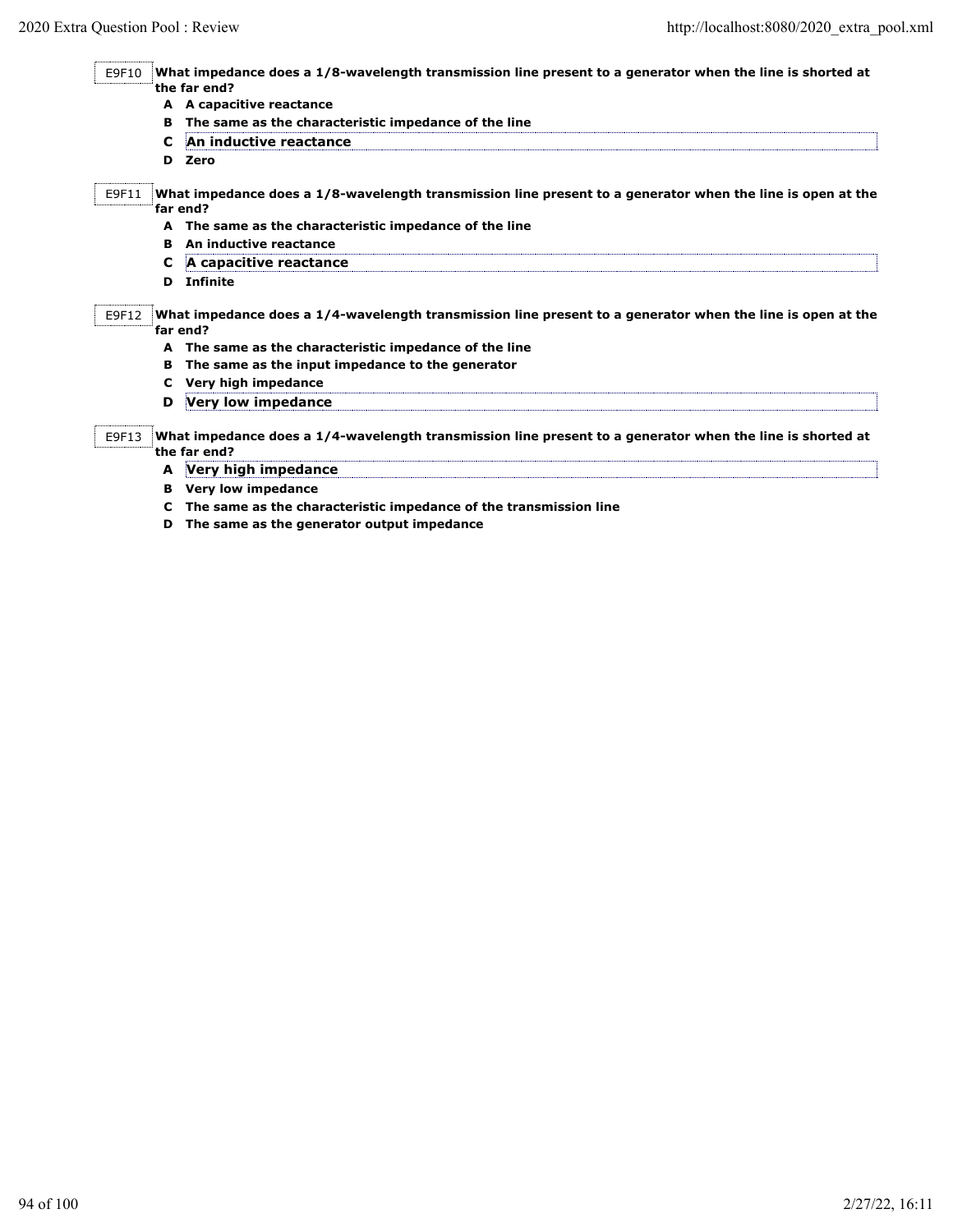E9F10 **What impedance does a 1/8-wavelength transmission line present to a generator when the line is shorted at the far end?**

- **A** A capacitive reactance
- **B** The same as the characteristic impedance of the line
- **C** **An inductive reactance**
- **D** Zero

E9F11 **What impedance does a 1/8-wavelength transmission line present to a generator when the line is open at the far end?**

- **A** The same as the characteristic impedance of the line
- **B** An inductive reactance
- **C** **A capacitive reactance**
- **D** Infinite

E9F12 **What impedance does a 1/4-wavelength transmission line present to a generator when the line is open at the far end?**

- **A** The same as the characteristic impedance of the line
- **B** The same as the input impedance to the generator
- **C** Very high impedance
- **D** **Very low impedance**

E9F13 **What impedance does a 1/4-wavelength transmission line present to a generator when the line is shorted at the far end?**

- **A** **Very high impedance**
- **B** Very low impedance
- **C** The same as the characteristic impedance of the transmission line
- **D** The same as the generator output impedance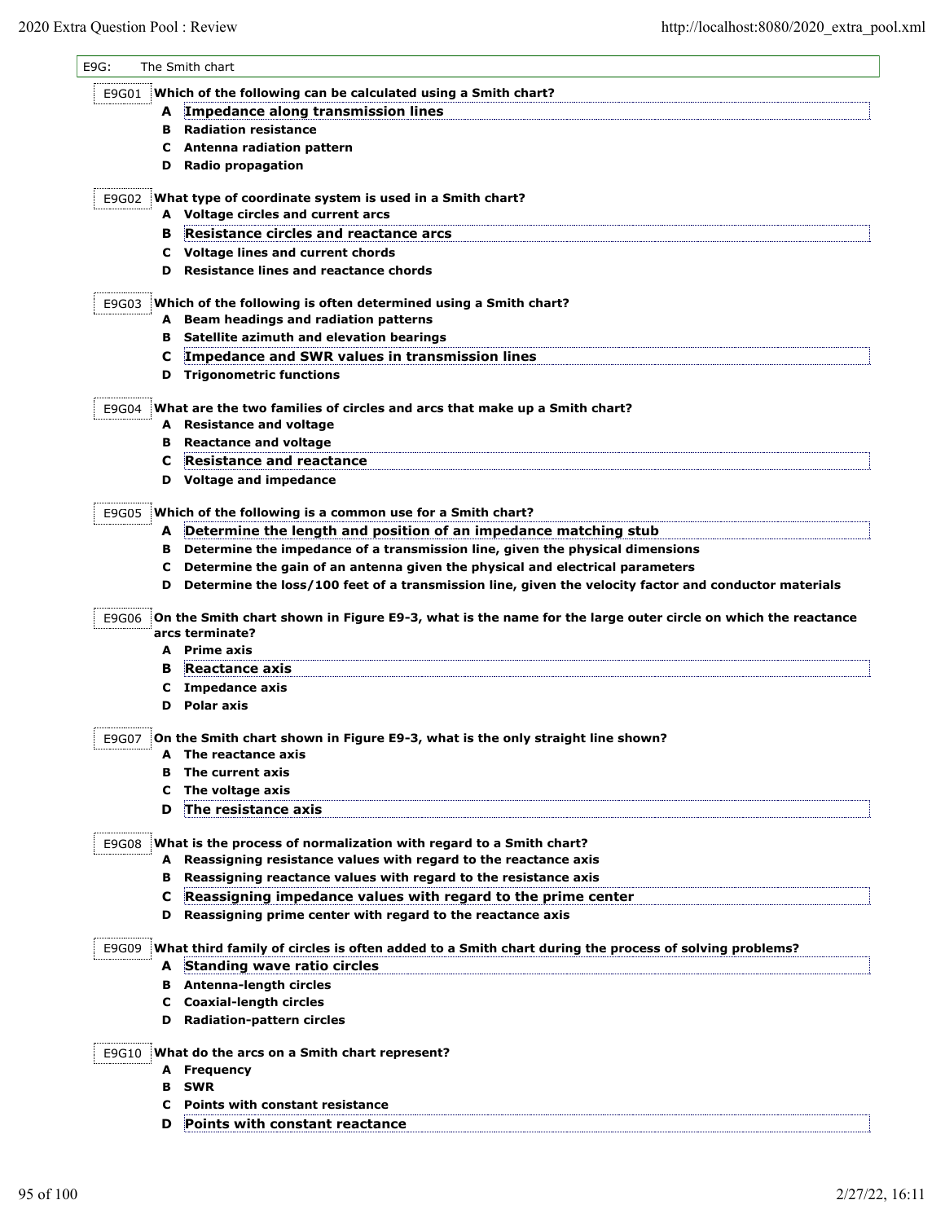## E9G: The Smith chart

**E9G01** **Which of the following can be calculated using a Smith chart?**

- **A** **Impedance along transmission lines**
- **B** **Radiation resistance**
- **C** **Antenna radiation pattern**
- **D** **Radio propagation**

**E9G02** **What type of coordinate system is used in a Smith chart?**

- **A** **Voltage circles and current arcs**
- **B** **Resistance circles and reactance arcs**
- **C** **Voltage lines and current chords**
- **D** **Resistance lines and reactance chords**

**E9G03** **Which of the following is often determined using a Smith chart?**

- **A** **Beam headings and radiation patterns**
- **B** **Satellite azimuth and elevation bearings**
- **C** **Impedance and SWR values in transmission lines**
- **D** **Trigonometric functions**

**E9G04** **What are the two families of circles and arcs that make up a Smith chart?**

- **A** **Resistance and voltage**
- **B** **Reactance and voltage**
- **C** **Resistance and reactance**
- **D** **Voltage and impedance**

**E9G05** **Which of the following is a common use for a Smith chart?**

- **A** **Determine the length and position of an impedance matching stub**
- **B** **Determine the impedance of a transmission line, given the physical dimensions**
- **C** **Determine the gain of an antenna given the physical and electrical parameters**
- **D** **Determine the loss/100 feet of a transmission line, given the velocity factor and conductor materials**

**E9G06** **On the Smith chart shown in Figure E9-3, what is the name for the large outer circle on which the reactance arcs terminate?**

- **A** **Prime axis**
- **B** **Reactance axis**
- **C** **Impedance axis**
- **D** **Polar axis**

**E9G07** **On the Smith chart shown in Figure E9-3, what is the only straight line shown?**

- **A** **The reactance axis**
- **B** **The current axis**
- **C** **The voltage axis**
- **D** **The resistance axis**

**E9G08** **What is the process of normalization with regard to a Smith chart?**

- **A** **Reassigning resistance values with regard to the reactance axis**
- **B** **Reassigning reactance values with regard to the resistance axis**
- **C** **Reassigning impedance values with regard to the prime center**
- **D** **Reassigning prime center with regard to the reactance axis**

**E9G09** **What third family of circles is often added to a Smith chart during the process of solving problems?**

- **A** **Standing wave ratio circles**
- **B** **Antenna-length circles**
- **C** **Coaxial-length circles**
- **D** **Radiation-pattern circles**

**E9G10** **What do the arcs on a Smith chart represent?**

- **A** **Frequency**
- **B** **SWR**
- **C** **Points with constant resistance**
- **D** **Points with constant reactance**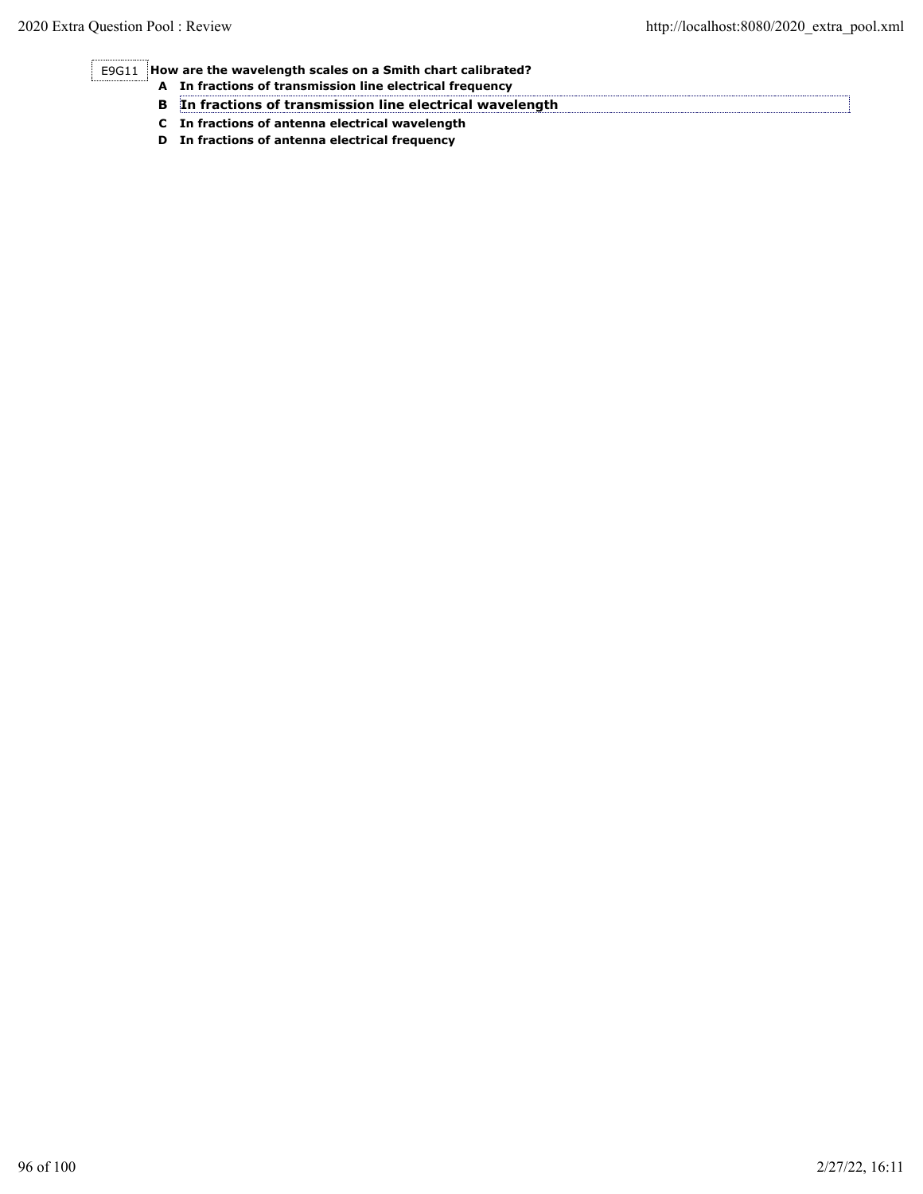E9G11 **How are the wavelength scales on a Smith chart calibrated?**

- **A** **In fractions of transmission line electrical frequency**
- **B** **In fractions of transmission line electrical wavelength**
- **C** **In fractions of antenna electrical wavelength**
- **D** **In fractions of antenna electrical frequency**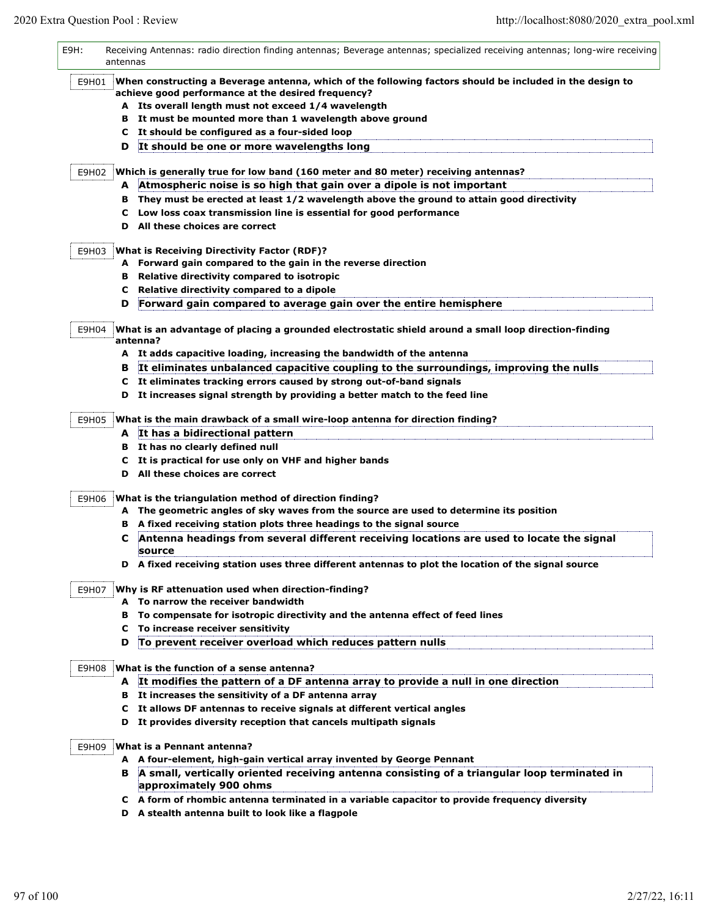E9H: Receiving Antennas: radio direction finding antennas; Beverage antennas; specialized receiving antennas; long-wire receiving antennas

**E9H01** **When constructing a Beverage antenna, which of the following factors should be included in the design to achieve good performance at the desired frequency?**

- **A** Its overall length must not exceed 1/4 wavelength
- **B** It must be mounted more than 1 wavelength above ground
- **C** It should be configured as a four-sided loop
- **D** **It should be one or more wavelengths long**

**E9H02** **Which is generally true for low band (160 meter and 80 meter) receiving antennas?**

- **A** **Atmospheric noise is so high that gain over a dipole is not important**
- **B** They must be erected at least 1/2 wavelength above the ground to attain good directivity
- **C** Low loss coax transmission line is essential for good performance
- **D** All these choices are correct

**E9H03** **What is Receiving Directivity Factor (RDF)?**

- **A** Forward gain compared to the gain in the reverse direction
- **B** Relative directivity compared to isotropic
- **C** Relative directivity compared to a dipole
- **D** **Forward gain compared to average gain over the entire hemisphere**

**E9H04** **What is an advantage of placing a grounded electrostatic shield around a small loop direction-finding antenna?**

- **A** It adds capacitive loading, increasing the bandwidth of the antenna
- **B** **It eliminates unbalanced capacitive coupling to the surroundings, improving the nulls**
- **C** It eliminates tracking errors caused by strong out-of-band signals
- **D** It increases signal strength by providing a better match to the feed line

**E9H05** **What is the main drawback of a small wire-loop antenna for direction finding?**

- **A** **It has a bidirectional pattern**
- **B** It has no clearly defined null
- **C** It is practical for use only on VHF and higher bands
- **D** All these choices are correct

**E9H06** **What is the triangulation method of direction finding?**

- **A** The geometric angles of sky waves from the source are used to determine its position
- **B** A fixed receiving station plots three headings to the signal source
- **C** **Antenna headings from several different receiving locations are used to locate the signal source**
- **D** A fixed receiving station uses three different antennas to plot the location of the signal source

**E9H07** **Why is RF attenuation used when direction-finding?**

- **A** To narrow the receiver bandwidth
- **B** To compensate for isotropic directivity and the antenna effect of feed lines
- **C** To increase receiver sensitivity
- **D** **To prevent receiver overload which reduces pattern nulls**

**E9H08** **What is the function of a sense antenna?**

- **A** **It modifies the pattern of a DF antenna array to provide a null in one direction**
- **B** It increases the sensitivity of a DF antenna array
- **C** It allows DF antennas to receive signals at different vertical angles
- **D** It provides diversity reception that cancels multipath signals

**E9H09** **What is a Pennant antenna?**

- **A** A four-element, high-gain vertical array invented by George Pennant
- **B** **A small, vertically oriented receiving antenna consisting of a triangular loop terminated in approximately 900 ohms**
- **C** A form of rhombic antenna terminated in a variable capacitor to provide frequency diversity
- **D** A stealth antenna built to look like a flagpole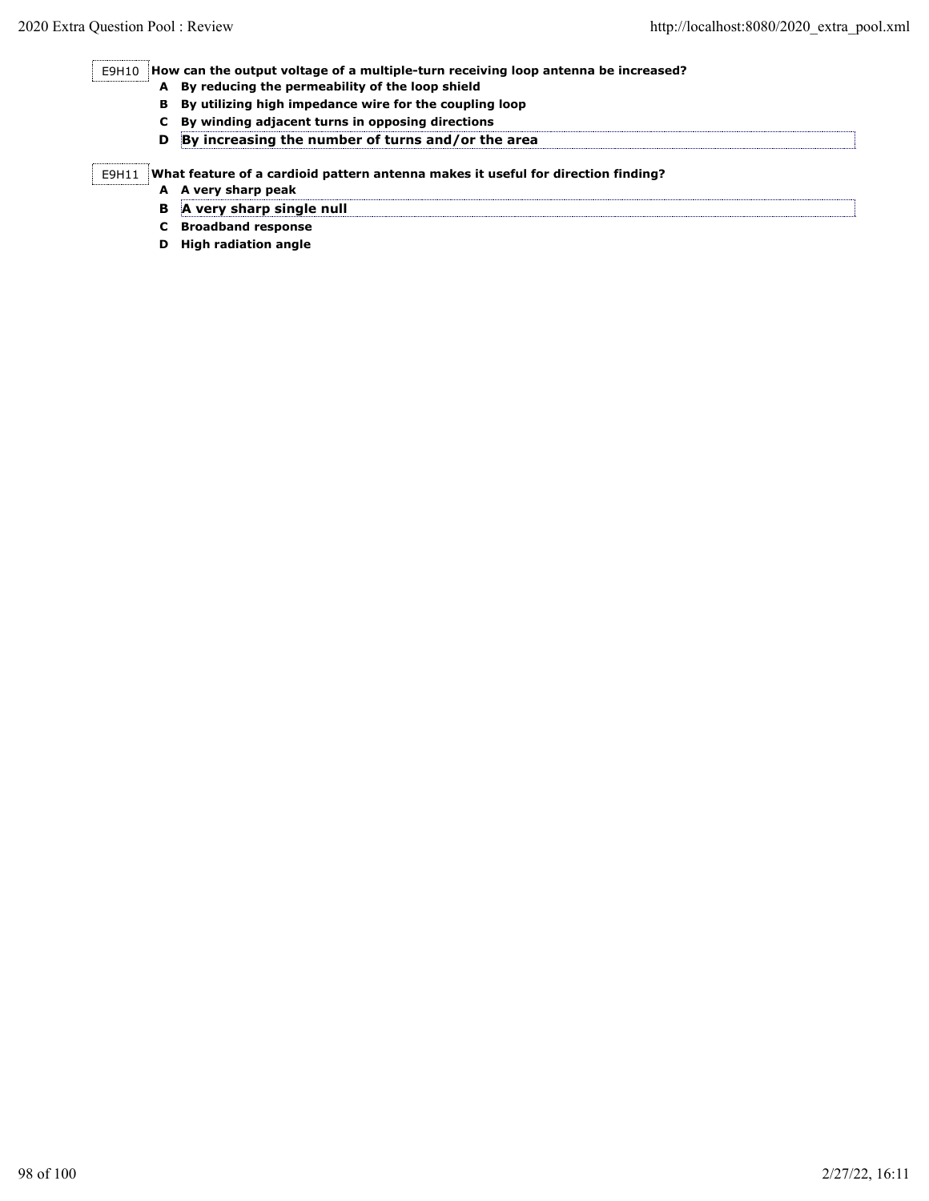E9H10 **How can the output voltage of a multiple-turn receiving loop antenna be increased?**

- **A** By reducing the permeability of the loop shield
- **B** By utilizing high impedance wire for the coupling loop
- **C** By winding adjacent turns in opposing directions
- **D** **By increasing the number of turns and/or the area**

E9H11 **What feature of a cardioid pattern antenna makes it useful for direction finding?**

- **A** A very sharp peak
- **B** **A very sharp single null**
- **C** Broadband response
- **D** High radiation angle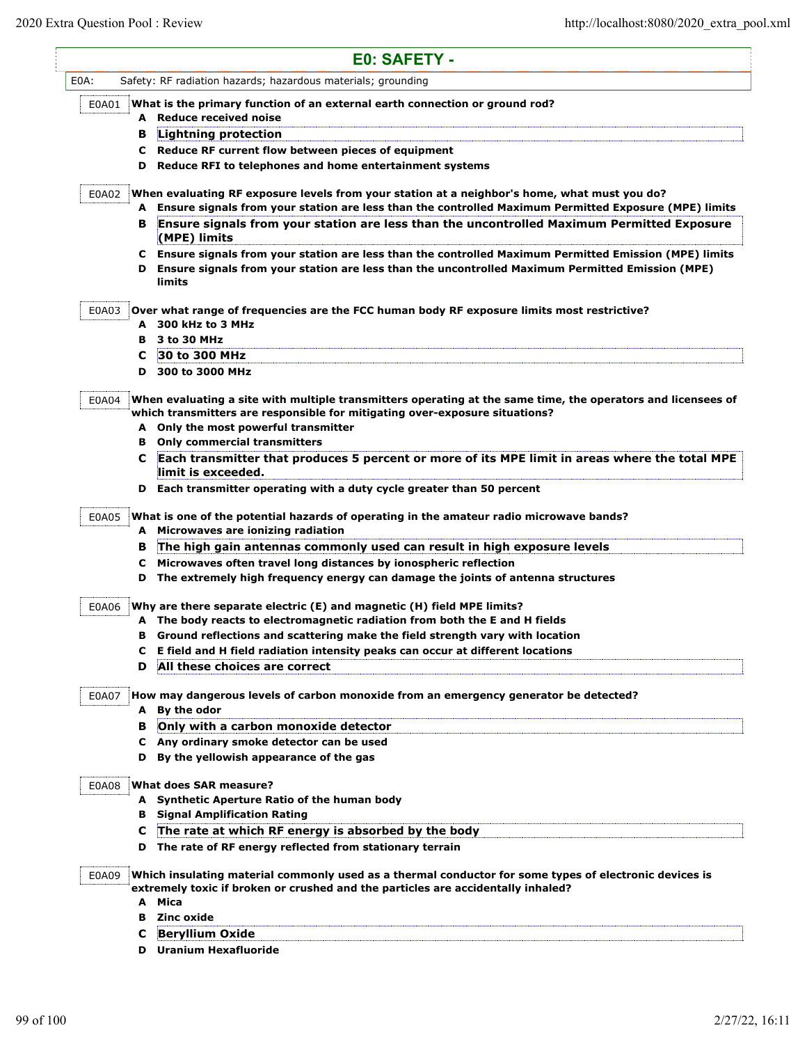## E0: SAFETY -

E0A: Safety: RF radiation hazards; hazardous materials; grounding

**E0A01** What is the primary function of an external earth connection or ground rod?

- A Reduce received noise
- B **Lightning protection**
- C Reduce RF current flow between pieces of equipment
- D Reduce RFI to telephones and home entertainment systems

**E0A02** When evaluating RF exposure levels from your station at a neighbor's home, what must you do?

- A Ensure signals from your station are less than the controlled Maximum Permitted Exposure (MPE) limits
- B **Ensure signals from your station are less than the uncontrolled Maximum Permitted Exposure (MPE) limits**
- C Ensure signals from your station are less than the controlled Maximum Permitted Emission (MPE) limits
- D Ensure signals from your station are less than the uncontrolled Maximum Permitted Emission (MPE) limits

**E0A03** Over what range of frequencies are the FCC human body RF exposure limits most restrictive?

- A 300 kHz to 3 MHz
- B 3 to 30 MHz
- C **30 to 300 MHz**
- D 300 to 3000 MHz

**E0A04** When evaluating a site with multiple transmitters operating at the same time, the operators and licensees of which transmitters are responsible for mitigating over-exposure situations?

- A Only the most powerful transmitter
- B Only commercial transmitters
- C **Each transmitter that produces 5 percent or more of its MPE limit in areas where the total MPE limit is exceeded.**
- D Each transmitter operating with a duty cycle greater than 50 percent

**E0A05** What is one of the potential hazards of operating in the amateur radio microwave bands?

- A Microwaves are ionizing radiation
- B **The high gain antennas commonly used can result in high exposure levels**
- C Microwaves often travel long distances by ionospheric reflection
- D The extremely high frequency energy can damage the joints of antenna structures

**E0A06** Why are there separate electric (E) and magnetic (H) field MPE limits?

- A The body reacts to electromagnetic radiation from both the E and H fields
- B Ground reflections and scattering make the field strength vary with location
- C E field and H field radiation intensity peaks can occur at different locations
- D **All these choices are correct**

**E0A07** How may dangerous levels of carbon monoxide from an emergency generator be detected?

- A By the odor
- B **Only with a carbon monoxide detector**
- C Any ordinary smoke detector can be used
- D By the yellowish appearance of the gas

**E0A08** What does SAR measure?

- A Synthetic Aperture Ratio of the human body
- B Signal Amplification Rating
- C **The rate at which RF energy is absorbed by the body**
- D The rate of RF energy reflected from stationary terrain

**E0A09** Which insulating material commonly used as a thermal conductor for some types of electronic devices is extremely toxic if broken or crushed and the particles are accidentally inhaled?

- A Mica
- B Zinc oxide
- C **Beryllium Oxide**
- D Uranium Hexafluoride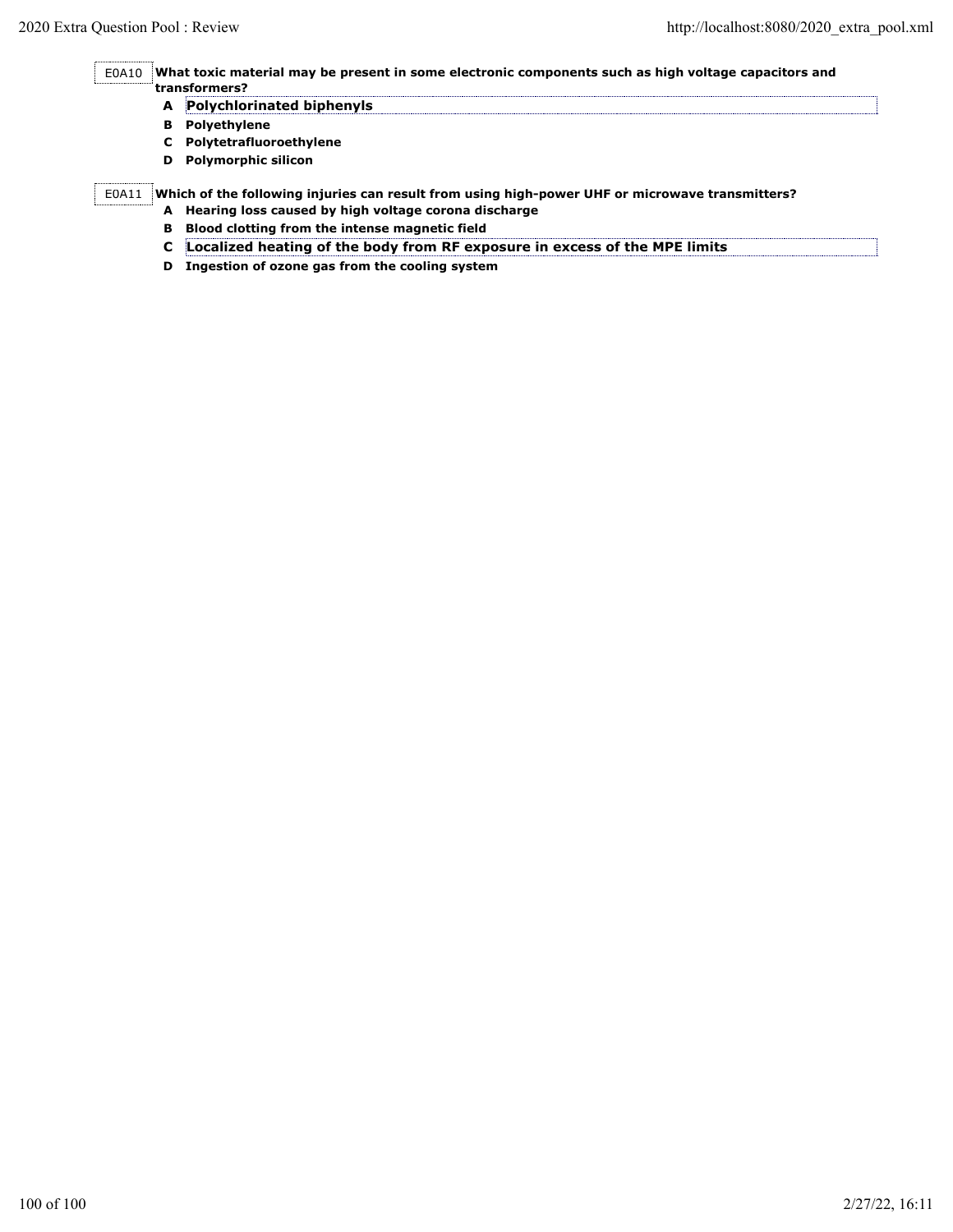E0A10 **What toxic material may be present in some electronic components such as high voltage capacitors and transformers?**

- **A** **Polychlorinated biphenyls**
- **B** Polyethylene
- **C** Polytetrafluoroethylene
- **D** Polymorphic silicon

E0A11 **Which of the following injuries can result from using high-power UHF or microwave transmitters?**

- **A** Hearing loss caused by high voltage corona discharge
- **B** Blood clotting from the intense magnetic field
- **C** **Localized heating of the body from RF exposure in excess of the MPE limits**
- **D** Ingestion of ozone gas from the cooling system